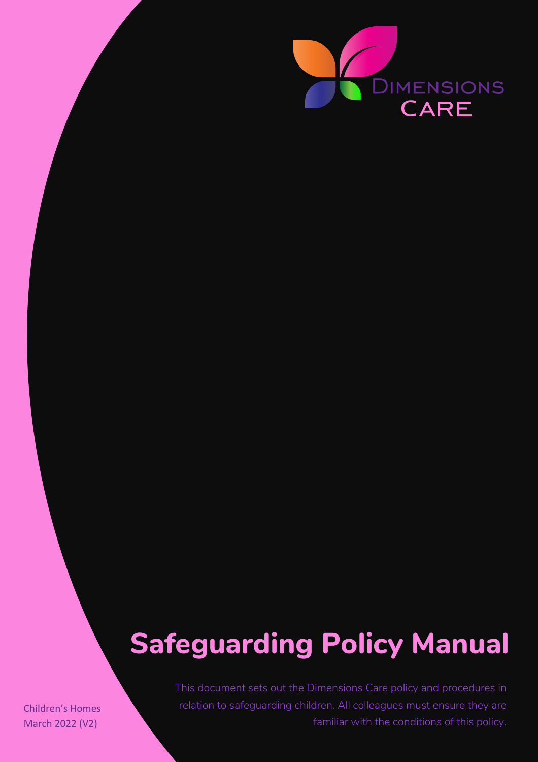DIMENSIONS
CARE

# Safeguarding Policy Manual

This document sets out the Dimensions Care policy and procedures in relation to safeguarding children. All colleagues must ensure they are familiar with the conditions of this policy.

Children's Homes
March 2022 (V2)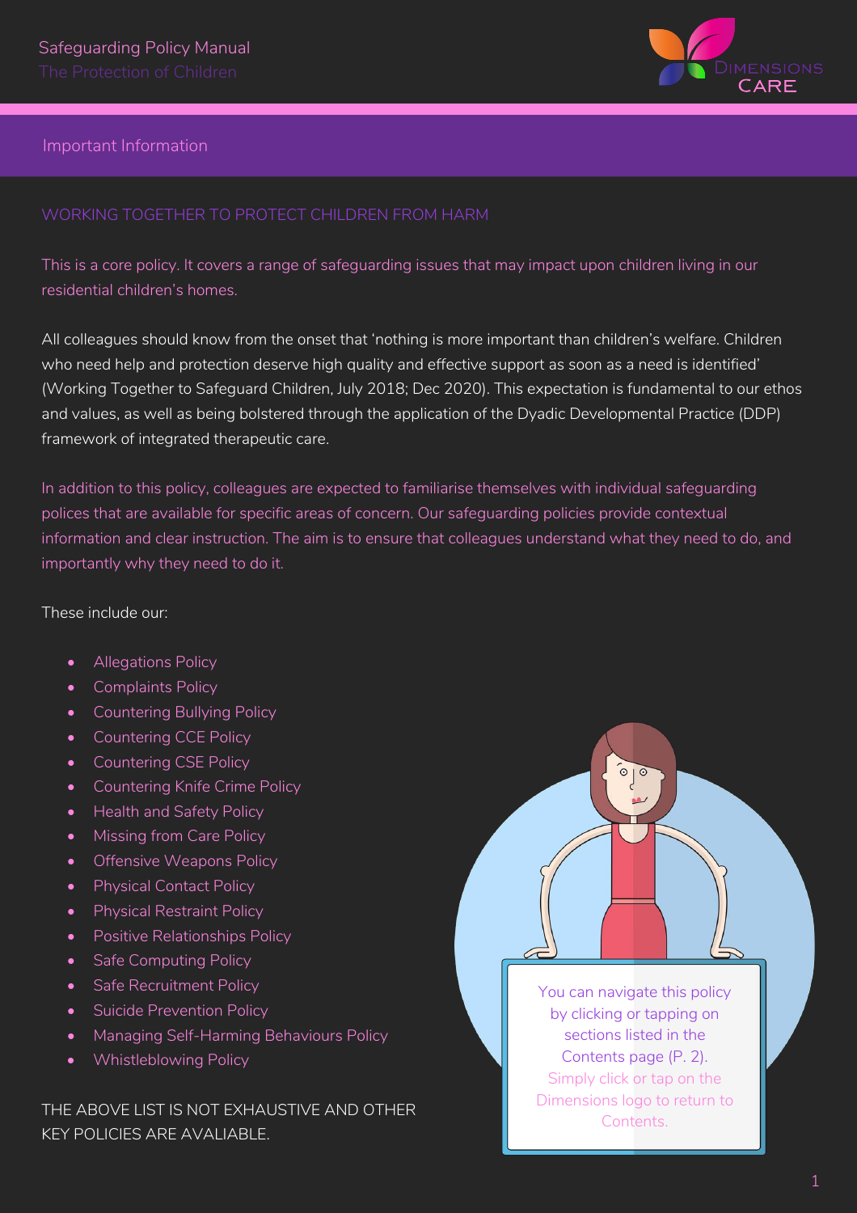## Important Information

### WORKING TOGETHER TO PROTECT CHILDREN FROM HARM

This is a core policy. It covers a range of safeguarding issues that may impact upon children living in our residential children's homes.

All colleagues should know from the onset that 'nothing is more important than children's welfare. Children who need help and protection deserve high quality and effective support as soon as a need is identified' (Working Together to Safeguard Children, July 2018; Dec 2020). This expectation is fundamental to our ethos and values, as well as being bolstered through the application of the Dyadic Developmental Practice (DDP) framework of integrated therapeutic care.

In addition to this policy, colleagues are expected to familiarise themselves with individual safeguarding polices that are available for specific areas of concern. Our safeguarding policies provide contextual information and clear instruction. The aim is to ensure that colleagues understand what they need to do, and importantly why they need to do it.

These include our:

- Allegations Policy
- Complaints Policy
- Countering Bullying Policy
- Countering CCE Policy
- Countering CSE Policy
- Countering Knife Crime Policy
- Health and Safety Policy
- Missing from Care Policy
- Offensive Weapons Policy
- Physical Contact Policy
- Physical Restraint Policy
- Positive Relationships Policy
- Safe Computing Policy
- Safe Recruitment Policy
- Suicide Prevention Policy
- Managing Self-Harming Behaviours Policy
- Whistleblowing Policy

THE ABOVE LIST IS NOT EXHAUSTIVE AND OTHER KEY POLICIES ARE AVALIABLE.

You can navigate this policy by clicking or tapping on sections listed in the Contents page (P. 2). Simply click or tap on the Dimensions logo to return to Contents.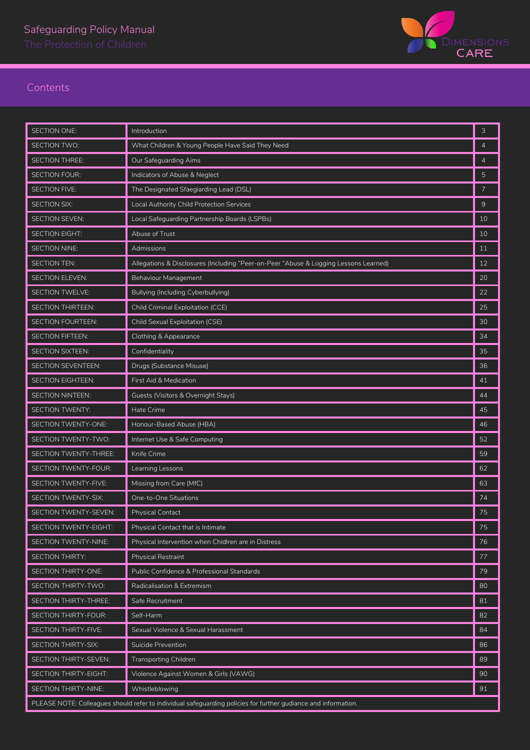# Contents

| | | |
|---|---|---|
| SECTION ONE: | Introduction | 3 |
| SECTION TWO: | What Children & Young People Have Said They Need | 4 |
| SECTION THREE: | Our Safeguarding Aims | 4 |
| SECTION FOUR: | Indicators of Abuse & Neglect | 5 |
| SECTION FIVE: | The Designated Sfaegiarding Lead (DSL) | 7 |
| SECTION SIX: | Local Authority Child Protection Services | 9 |
| SECTION SEVEN: | Local Safeguarding Partnership Boards (LSPBs) | 10 |
| SECTION EIGHT: | Abuse of Trust | 10 |
| SECTION NINE: | Admissions | 11 |
| SECTION TEN: | Allegations & Disclosures (Including "Peer-on-Peer "Abuse & Logging Lessons Learned) | 12 |
| SECTION ELEVEN: | Behaviour Management | 20 |
| SECTION TWELVE: | Bullying (Including Cyberbullying) | 22 |
| SECTION THIRTEEN: | Child Criminal Exploitation (CCE) | 25 |
| SECTION FOURTEEN: | Child Sexual Exploitation (CSE) | 30 |
| SECTION FIFTEEN: | Clothing & Appearance | 34 |
| SECTION SIXTEEN: | Confidentiality | 35 |
| SECTION SEVENTEEN: | Drugs (Substance Misuse) | 36 |
| SECTION EIGHTEEN: | First Aid & Medication | 41 |
| SECTION NINTEEN: | Guests (Visitors & Overnight Stays) | 44 |
| SECTION TWENTY: | Hate Crime | 45 |
| SECTION TWENTY-ONE: | Honour-Based Abuse (HBA) | 46 |
| SECTION TWENTY-TWO: | Internet Use & Safe Computing | 52 |
| SECTION TWENTY-THREE: | Knife Crime | 59 |
| SECTION TWENTY-FOUR: | Learning Lessons | 62 |
| SECTION TWENTY-FIVE: | Missing from Care (MfC) | 63 |
| SECTION TWENTY-SIX: | One-to-One Situations | 74 |
| SECTION TWENTY-SEVEN: | Physical Contact | 75 |
| SECTION TWENTY-EIGHT: | Physical Contact that is Intimate | 75 |
| SECTION TWENTY-NINE: | Physical Intervention when Chidlren are in Distress | 76 |
| SECTION THIRTY: | Physical Restraint | 77 |
| SECTION THIRTY-ONE: | Public Confidence & Professional Standards | 79 |
| SECTION THIRTY-TWO: | Radicalisation & Extremism | 80 |
| SECTION THIRTY-THREE: | Safe Recruitment | 81 |
| SECTION THIRTY-FOUR: | Self-Harm | 82 |
| SECTION THIRTY-FIVE: | Sexual Violence & Sexual Harassment | 84 |
| SECTION THIRTY-SIX: | Suicide Prevention | 86 |
| SECTION THIRTY-SEVEN: | Transporting Children | 89 |
| SECTION THIRTY-EIGHT: | Violence Against Women & Girls (VAWG) | 90 |
| SECTION THIRTY-NINE: | Whistleblowing | 91 |

PLEASE NOTE: Colleagues should refer to individual safeguarding policies for further guidance and information.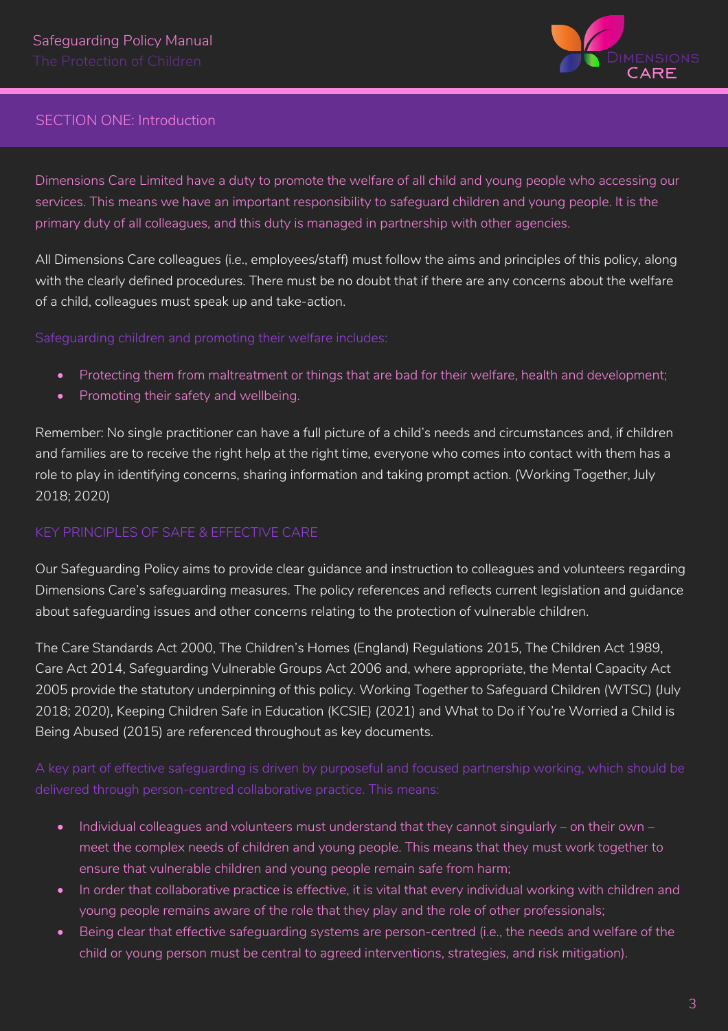## SECTION ONE: Introduction

Dimensions Care Limited have a duty to promote the welfare of all child and young people who accessing our services. This means we have an important responsibility to safeguard children and young people. It is the primary duty of all colleagues, and this duty is managed in partnership with other agencies.

All Dimensions Care colleagues (i.e., employees/staff) must follow the aims and principles of this policy, along with the clearly defined procedures. There must be no doubt that if there are any concerns about the welfare of a child, colleagues must speak up and take-action.

Safeguarding children and promoting their welfare includes:

- Protecting them from maltreatment or things that are bad for their welfare, health and development;
- Promoting their safety and wellbeing.

Remember: No single practitioner can have a full picture of a child's needs and circumstances and, if children and families are to receive the right help at the right time, everyone who comes into contact with them has a role to play in identifying concerns, sharing information and taking prompt action. (Working Together, July 2018; 2020)

### KEY PRINCIPLES OF SAFE & EFFECTIVE CARE

Our Safeguarding Policy aims to provide clear guidance and instruction to colleagues and volunteers regarding Dimensions Care's safeguarding measures. The policy references and reflects current legislation and guidance about safeguarding issues and other concerns relating to the protection of vulnerable children.

The Care Standards Act 2000, The Children's Homes (England) Regulations 2015, The Children Act 1989, Care Act 2014, Safeguarding Vulnerable Groups Act 2006 and, where appropriate, the Mental Capacity Act 2005 provide the statutory underpinning of this policy. Working Together to Safeguard Children (WTSC) (July 2018; 2020), Keeping Children Safe in Education (KCSIE) (2021) and What to Do if You're Worried a Child is Being Abused (2015) are referenced throughout as key documents.

A key part of effective safeguarding is driven by purposeful and focused partnership working, which should be delivered through person-centred collaborative practice. This means:

- Individual colleagues and volunteers must understand that they cannot singularly – on their own – meet the complex needs of children and young people. This means that they must work together to ensure that vulnerable children and young people remain safe from harm;
- In order that collaborative practice is effective, it is vital that every individual working with children and young people remains aware of the role that they play and the role of other professionals;
- Being clear that effective safeguarding systems are person-centred (i.e., the needs and welfare of the child or young person must be central to agreed interventions, strategies, and risk mitigation).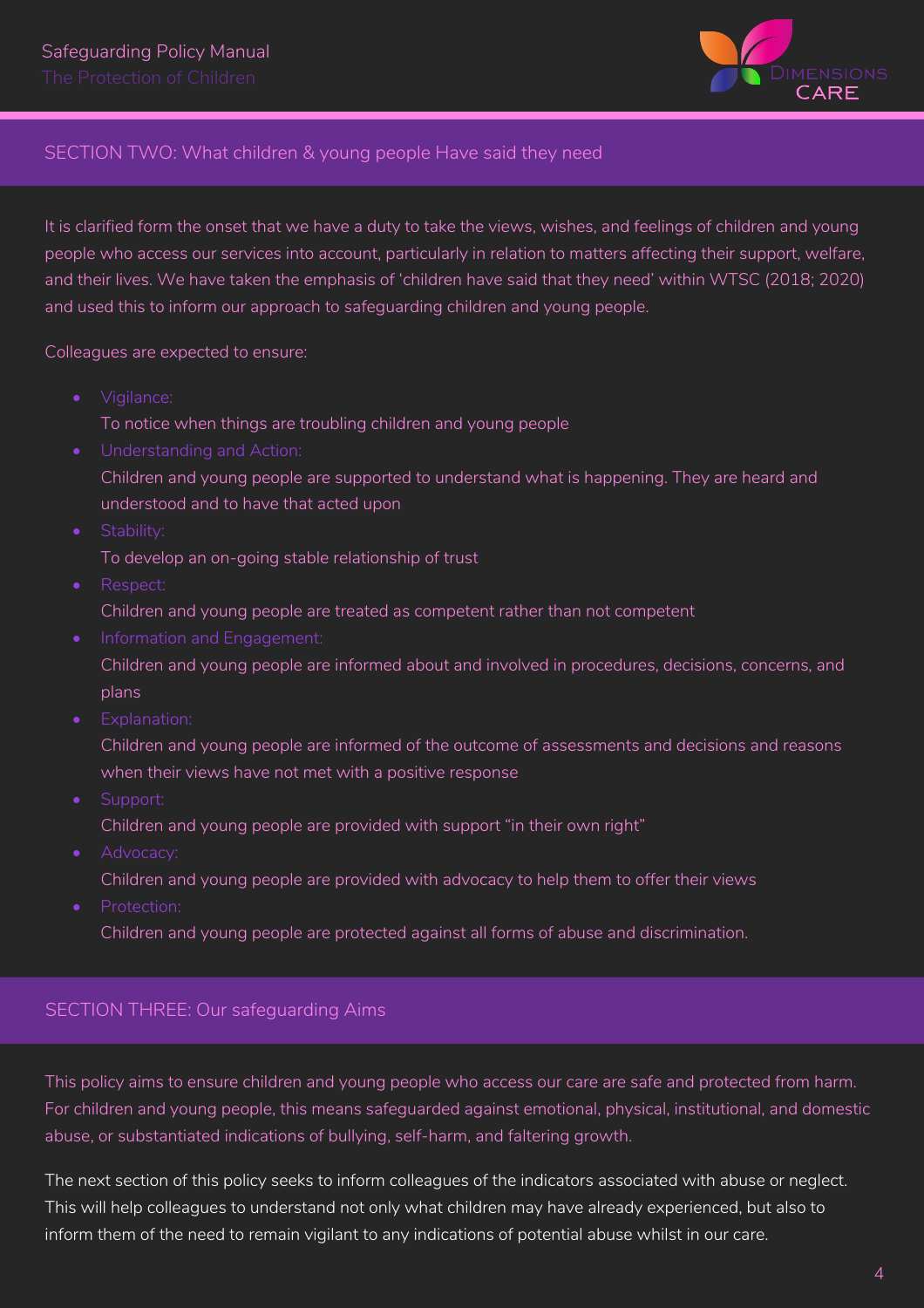## SECTION TWO: What children & young people Have said they need

It is clarified form the onset that we have a duty to take the views, wishes, and feelings of children and young people who access our services into account, particularly in relation to matters affecting their support, welfare, and their lives. We have taken the emphasis of 'children have said that they need' within WTSC (2018; 2020) and used this to inform our approach to safeguarding children and young people.

Colleagues are expected to ensure:

- Vigilance:
  To notice when things are troubling children and young people
- Understanding and Action:
  Children and young people are supported to understand what is happening. They are heard and understood and to have that acted upon
- Stability:
  To develop an on-going stable relationship of trust
- Respect:
  Children and young people are treated as competent rather than not competent
- Information and Engagement:
  Children and young people are informed about and involved in procedures, decisions, concerns, and plans
- Explanation:
  Children and young people are informed of the outcome of assessments and decisions and reasons when their views have not met with a positive response
- Support:
  Children and young people are provided with support "in their own right"
- Advocacy:
  Children and young people are provided with advocacy to help them to offer their views
- Protection:
  Children and young people are protected against all forms of abuse and discrimination.

## SECTION THREE: Our safeguarding Aims

This policy aims to ensure children and young people who access our care are safe and protected from harm. For children and young people, this means safeguarded against emotional, physical, institutional, and domestic abuse, or substantiated indications of bullying, self-harm, and faltering growth.

The next section of this policy seeks to inform colleagues of the indicators associated with abuse or neglect. This will help colleagues to understand not only what children may have already experienced, but also to inform them of the need to remain vigilant to any indications of potential abuse whilst in our care.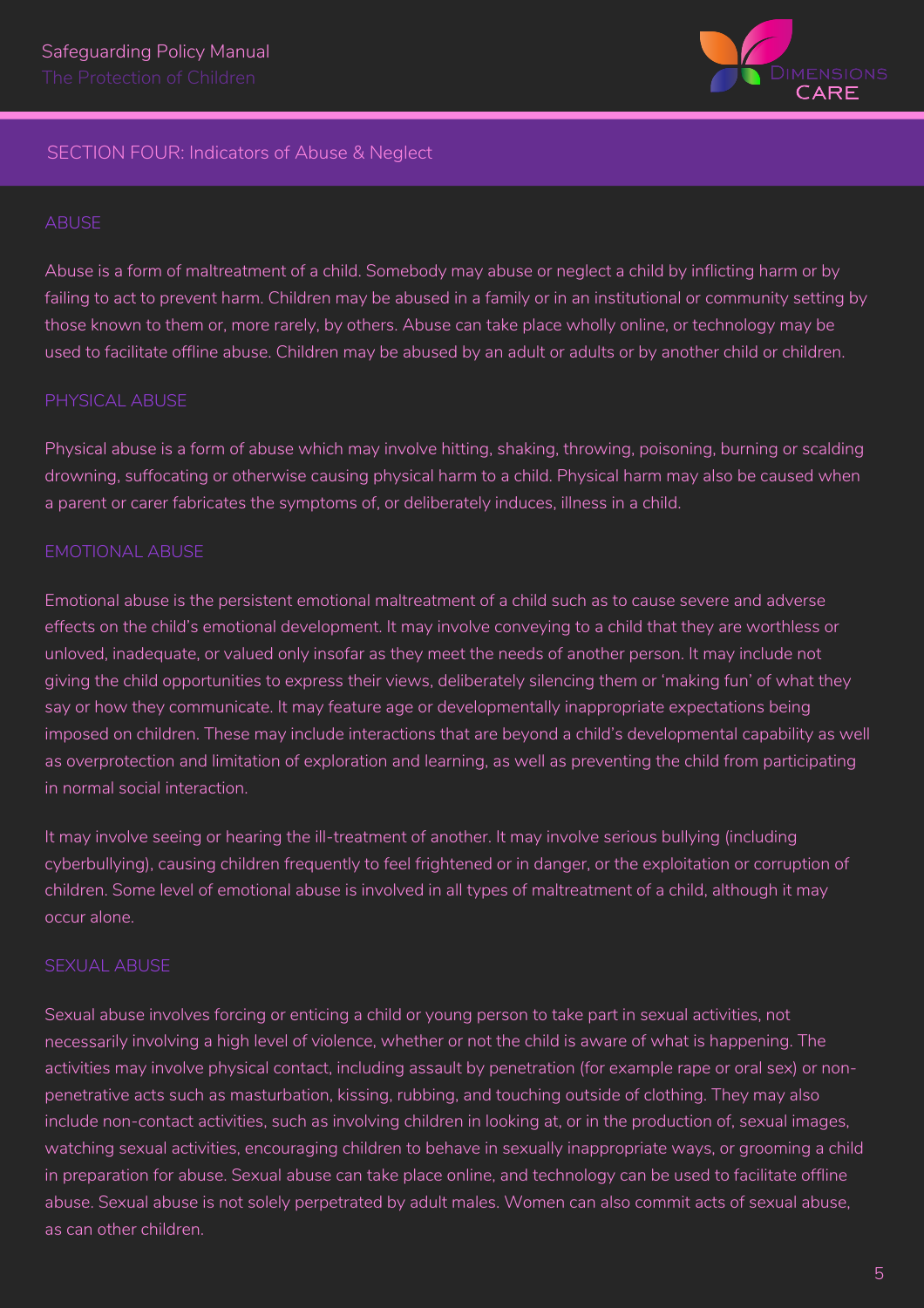## SECTION FOUR: Indicators of Abuse & Neglect

### ABUSE

Abuse is a form of maltreatment of a child. Somebody may abuse or neglect a child by inflicting harm or by failing to act to prevent harm. Children may be abused in a family or in an institutional or community setting by those known to them or, more rarely, by others. Abuse can take place wholly online, or technology may be used to facilitate offline abuse. Children may be abused by an adult or adults or by another child or children.

### PHYSICAL ABUSE

Physical abuse is a form of abuse which may involve hitting, shaking, throwing, poisoning, burning or scalding drowning, suffocating or otherwise causing physical harm to a child. Physical harm may also be caused when a parent or carer fabricates the symptoms of, or deliberately induces, illness in a child.

### EMOTIONAL ABUSE

Emotional abuse is the persistent emotional maltreatment of a child such as to cause severe and adverse effects on the child's emotional development. It may involve conveying to a child that they are worthless or unloved, inadequate, or valued only insofar as they meet the needs of another person. It may include not giving the child opportunities to express their views, deliberately silencing them or 'making fun' of what they say or how they communicate. It may feature age or developmentally inappropriate expectations being imposed on children. These may include interactions that are beyond a child's developmental capability as well as overprotection and limitation of exploration and learning, as well as preventing the child from participating in normal social interaction.

It may involve seeing or hearing the ill-treatment of another. It may involve serious bullying (including cyberbullying), causing children frequently to feel frightened or in danger, or the exploitation or corruption of children. Some level of emotional abuse is involved in all types of maltreatment of a child, although it may occur alone.

### SEXUAL ABUSE

Sexual abuse involves forcing or enticing a child or young person to take part in sexual activities, not necessarily involving a high level of violence, whether or not the child is aware of what is happening. The activities may involve physical contact, including assault by penetration (for example rape or oral sex) or non-penetrative acts such as masturbation, kissing, rubbing, and touching outside of clothing. They may also include non-contact activities, such as involving children in looking at, or in the production of, sexual images, watching sexual activities, encouraging children to behave in sexually inappropriate ways, or grooming a child in preparation for abuse. Sexual abuse can take place online, and technology can be used to facilitate offline abuse. Sexual abuse is not solely perpetrated by adult males. Women can also commit acts of sexual abuse, as can other children.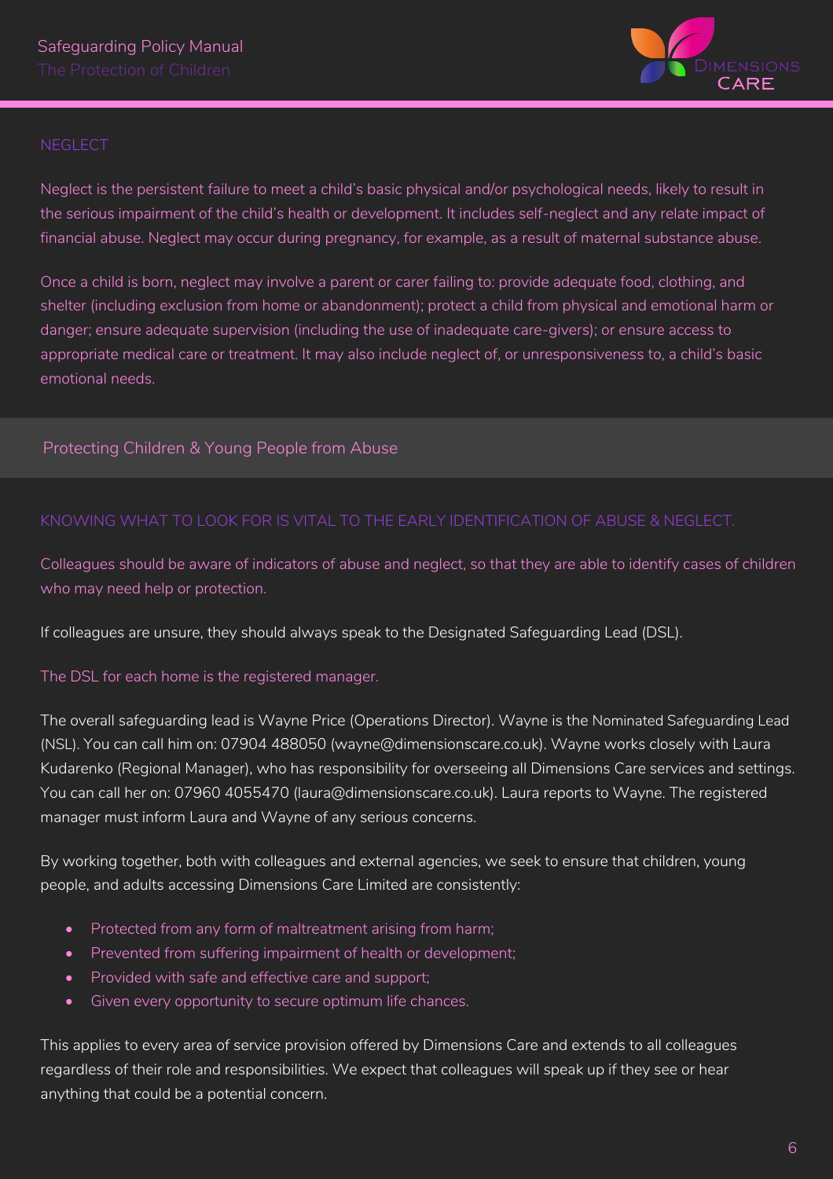## NEGLECT

Neglect is the persistent failure to meet a child's basic physical and/or psychological needs, likely to result in the serious impairment of the child's health or development. It includes self-neglect and any relate impact of financial abuse. Neglect may occur during pregnancy, for example, as a result of maternal substance abuse.

Once a child is born, neglect may involve a parent or carer failing to: provide adequate food, clothing, and shelter (including exclusion from home or abandonment); protect a child from physical and emotional harm or danger; ensure adequate supervision (including the use of inadequate care-givers); or ensure access to appropriate medical care or treatment. It may also include neglect of, or unresponsiveness to, a child's basic emotional needs.

## Protecting Children & Young People from Abuse

### KNOWING WHAT TO LOOK FOR IS VITAL TO THE EARLY IDENTIFICATION OF ABUSE & NEGLECT.

Colleagues should be aware of indicators of abuse and neglect, so that they are able to identify cases of children who may need help or protection.

If colleagues are unsure, they should always speak to the Designated Safeguarding Lead (DSL).

The DSL for each home is the registered manager.

The overall safeguarding lead is Wayne Price (Operations Director). Wayne is the Nominated Safeguarding Lead (NSL). You can call him on: 07904 488050 (wayne@dimensionscare.co.uk). Wayne works closely with Laura Kudarenko (Regional Manager), who has responsibility for overseeing all Dimensions Care services and settings. You can call her on: 07960 4055470 (laura@dimensionscare.co.uk). Laura reports to Wayne. The registered manager must inform Laura and Wayne of any serious concerns.

By working together, both with colleagues and external agencies, we seek to ensure that children, young people, and adults accessing Dimensions Care Limited are consistently:

- Protected from any form of maltreatment arising from harm;
- Prevented from suffering impairment of health or development;
- Provided with safe and effective care and support;
- Given every opportunity to secure optimum life chances.

This applies to every area of service provision offered by Dimensions Care and extends to all colleagues regardless of their role and responsibilities. We expect that colleagues will speak up if they see or hear anything that could be a potential concern.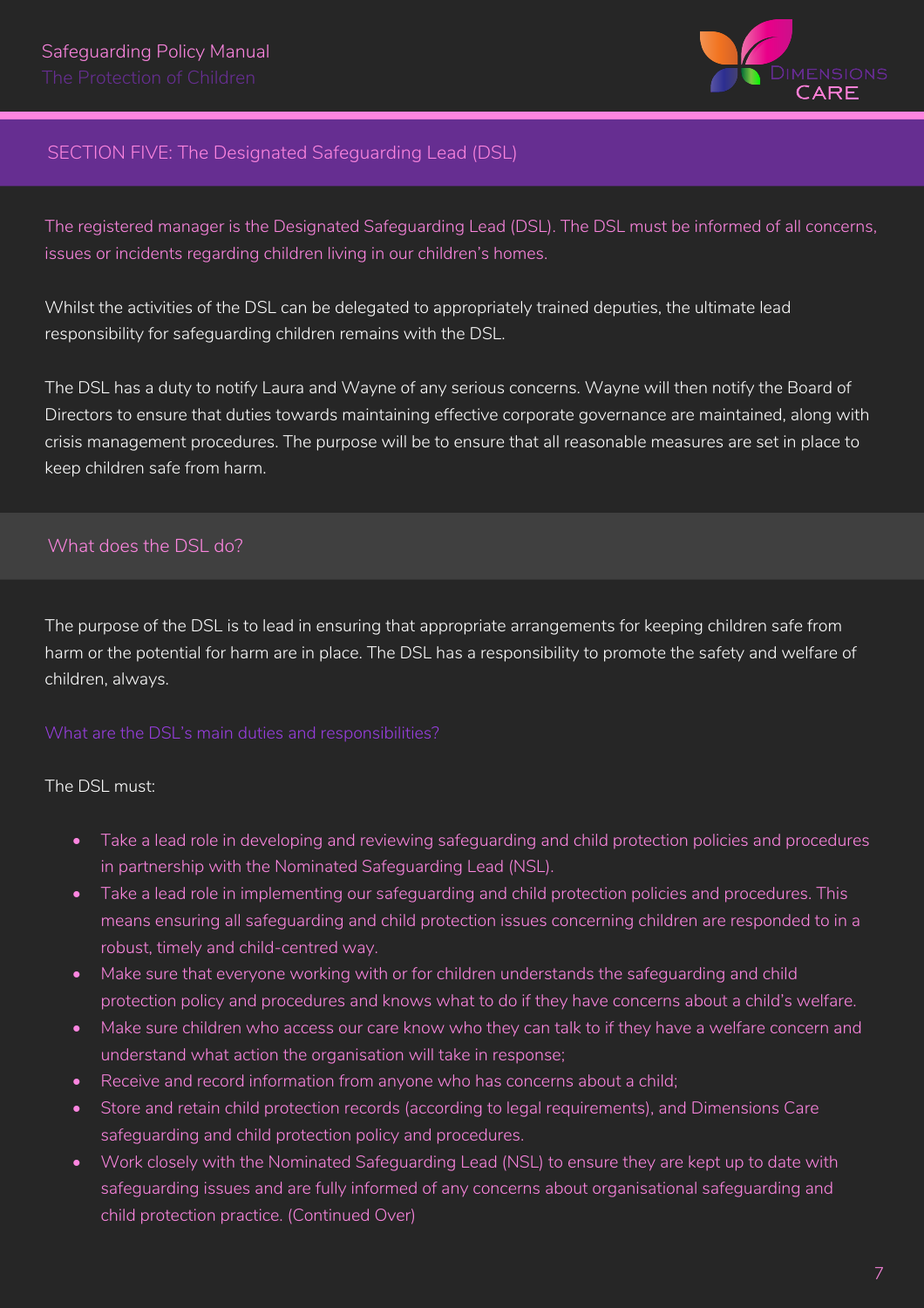## SECTION FIVE: The Designated Safeguarding Lead (DSL)

The registered manager is the Designated Safeguarding Lead (DSL). The DSL must be informed of all concerns, issues or incidents regarding children living in our children's homes.

Whilst the activities of the DSL can be delegated to appropriately trained deputies, the ultimate lead responsibility for safeguarding children remains with the DSL.

The DSL has a duty to notify Laura and Wayne of any serious concerns. Wayne will then notify the Board of Directors to ensure that duties towards maintaining effective corporate governance are maintained, along with crisis management procedures. The purpose will be to ensure that all reasonable measures are set in place to keep children safe from harm.

### What does the DSL do?

The purpose of the DSL is to lead in ensuring that appropriate arrangements for keeping children safe from harm or the potential for harm are in place. The DSL has a responsibility to promote the safety and welfare of children, always.

#### What are the DSL's main duties and responsibilities?

The DSL must:

- Take a lead role in developing and reviewing safeguarding and child protection policies and procedures in partnership with the Nominated Safeguarding Lead (NSL).
- Take a lead role in implementing our safeguarding and child protection policies and procedures. This means ensuring all safeguarding and child protection issues concerning children are responded to in a robust, timely and child-centred way.
- Make sure that everyone working with or for children understands the safeguarding and child protection policy and procedures and knows what to do if they have concerns about a child's welfare.
- Make sure children who access our care know who they can talk to if they have a welfare concern and understand what action the organisation will take in response;
- Receive and record information from anyone who has concerns about a child;
- Store and retain child protection records (according to legal requirements), and Dimensions Care safeguarding and child protection policy and procedures.
- Work closely with the Nominated Safeguarding Lead (NSL) to ensure they are kept up to date with safeguarding issues and are fully informed of any concerns about organisational safeguarding and child protection practice. (Continued Over)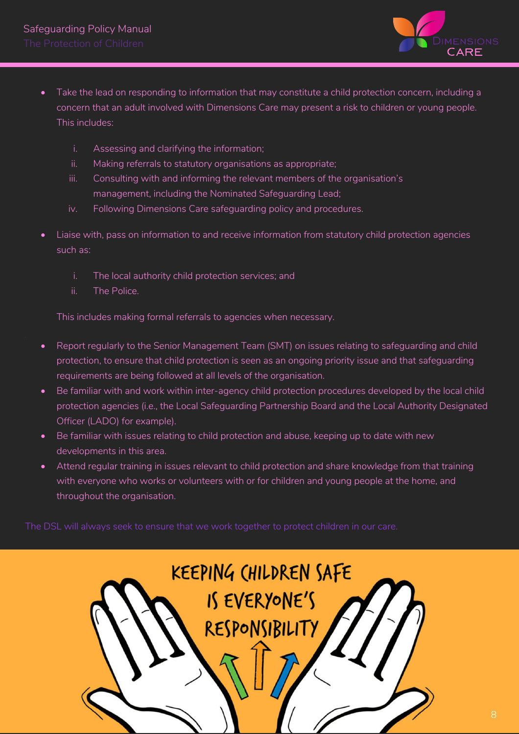- Take the lead on responding to information that may constitute a child protection concern, including a concern that an adult involved with Dimensions Care may present a risk to children or young people. This includes:

    i. Assessing and clarifying the information;
    ii. Making referrals to statutory organisations as appropriate;
    iii. Consulting with and informing the relevant members of the organisation's management, including the Nominated Safeguarding Lead;
    iv. Following Dimensions Care safeguarding policy and procedures.

- Liaise with, pass on information to and receive information from statutory child protection agencies such as:

    i. The local authority child protection services; and
    ii. The Police.

    This includes making formal referrals to agencies when necessary.

- Report regularly to the Senior Management Team (SMT) on issues relating to safeguarding and child protection, to ensure that child protection is seen as an ongoing priority issue and that safeguarding requirements are being followed at all levels of the organisation.
- Be familiar with and work within inter-agency child protection procedures developed by the local child protection agencies (i.e., the Local Safeguarding Partnership Board and the Local Authority Designated Officer (LADO) for example).
- Be familiar with issues relating to child protection and abuse, keeping up to date with new developments in this area.
- Attend regular training in issues relevant to child protection and share knowledge from that training with everyone who works or volunteers with or for children and young people at the home, and throughout the organisation.

The DSL will always seek to ensure that we work together to protect children in our care.

KEEPING CHILDREN SAFE IS EVERYONE'S RESPONSIBILITY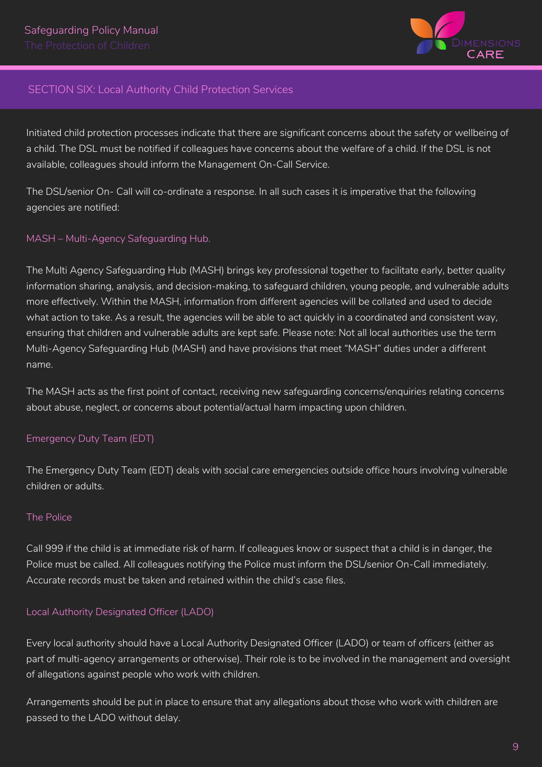## SECTION SIX: Local Authority Child Protection Services

Initiated child protection processes indicate that there are significant concerns about the safety or wellbeing of a child. The DSL must be notified if colleagues have concerns about the welfare of a child. If the DSL is not available, colleagues should inform the Management On-Call Service.

The DSL/senior On- Call will co-ordinate a response. In all such cases it is imperative that the following agencies are notified:

### MASH – Multi-Agency Safeguarding Hub.

The Multi Agency Safeguarding Hub (MASH) brings key professional together to facilitate early, better quality information sharing, analysis, and decision-making, to safeguard children, young people, and vulnerable adults more effectively. Within the MASH, information from different agencies will be collated and used to decide what action to take. As a result, the agencies will be able to act quickly in a coordinated and consistent way, ensuring that children and vulnerable adults are kept safe. Please note: Not all local authorities use the term Multi-Agency Safeguarding Hub (MASH) and have provisions that meet "MASH" duties under a different name.

The MASH acts as the first point of contact, receiving new safeguarding concerns/enquiries relating concerns about abuse, neglect, or concerns about potential/actual harm impacting upon children.

### Emergency Duty Team (EDT)

The Emergency Duty Team (EDT) deals with social care emergencies outside office hours involving vulnerable children or adults.

### The Police

Call 999 if the child is at immediate risk of harm. If colleagues know or suspect that a child is in danger, the Police must be called. All colleagues notifying the Police must inform the DSL/senior On-Call immediately. Accurate records must be taken and retained within the child's case files.

### Local Authority Designated Officer (LADO)

Every local authority should have a Local Authority Designated Officer (LADO) or team of officers (either as part of multi-agency arrangements or otherwise). Their role is to be involved in the management and oversight of allegations against people who work with children.

Arrangements should be put in place to ensure that any allegations about those who work with children are passed to the LADO without delay.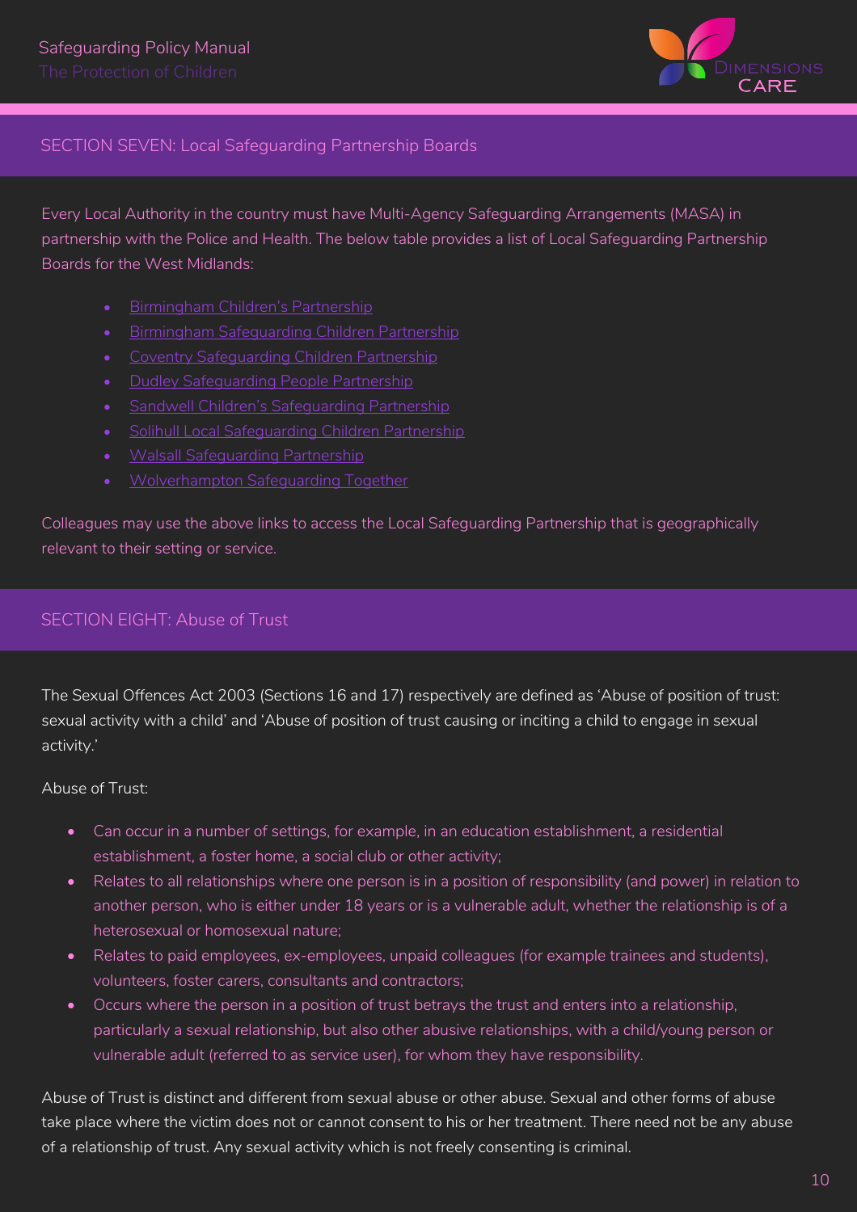## SECTION SEVEN: Local Safeguarding Partnership Boards

Every Local Authority in the country must have Multi-Agency Safeguarding Arrangements (MASA) in partnership with the Police and Health. The below table provides a list of Local Safeguarding Partnership Boards for the West Midlands:

- Birmingham Children's Partnership
- Birmingham Safeguarding Children Partnership
- Coventry Safeguarding Children Partnership
- Dudley Safeguarding People Partnership
- Sandwell Children's Safeguarding Partnership
- Solihull Local Safeguarding Children Partnership
- Walsall Safeguarding Partnership
- Wolverhampton Safeguarding Together

Colleagues may use the above links to access the Local Safeguarding Partnership that is geographically relevant to their setting or service.

## SECTION EIGHT: Abuse of Trust

The Sexual Offences Act 2003 (Sections 16 and 17) respectively are defined as 'Abuse of position of trust: sexual activity with a child' and 'Abuse of position of trust causing or inciting a child to engage in sexual activity.'

Abuse of Trust:

- Can occur in a number of settings, for example, in an education establishment, a residential establishment, a foster home, a social club or other activity;
- Relates to all relationships where one person is in a position of responsibility (and power) in relation to another person, who is either under 18 years or is a vulnerable adult, whether the relationship is of a heterosexual or homosexual nature;
- Relates to paid employees, ex-employees, unpaid colleagues (for example trainees and students), volunteers, foster carers, consultants and contractors;
- Occurs where the person in a position of trust betrays the trust and enters into a relationship, particularly a sexual relationship, but also other abusive relationships, with a child/young person or vulnerable adult (referred to as service user), for whom they have responsibility.

Abuse of Trust is distinct and different from sexual abuse or other abuse. Sexual and other forms of abuse take place where the victim does not or cannot consent to his or her treatment. There need not be any abuse of a relationship of trust. Any sexual activity which is not freely consenting is criminal.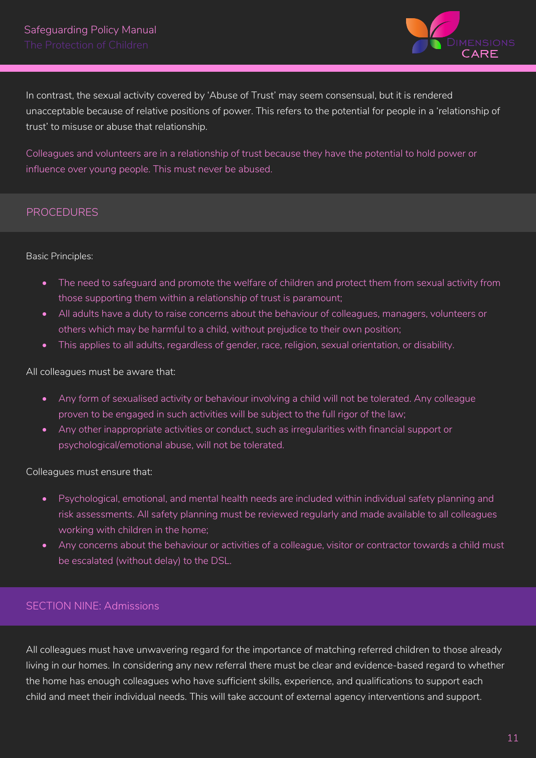In contrast, the sexual activity covered by 'Abuse of Trust' may seem consensual, but it is rendered unacceptable because of relative positions of power. This refers to the potential for people in a 'relationship of trust' to misuse or abuse that relationship.

Colleagues and volunteers are in a relationship of trust because they have the potential to hold power or influence over young people. This must never be abused.

## PROCEDURES

Basic Principles:

- The need to safeguard and promote the welfare of children and protect them from sexual activity from those supporting them within a relationship of trust is paramount;
- All adults have a duty to raise concerns about the behaviour of colleagues, managers, volunteers or others which may be harmful to a child, without prejudice to their own position;
- This applies to all adults, regardless of gender, race, religion, sexual orientation, or disability.

All colleagues must be aware that:

- Any form of sexualised activity or behaviour involving a child will not be tolerated. Any colleague proven to be engaged in such activities will be subject to the full rigor of the law;
- Any other inappropriate activities or conduct, such as irregularities with financial support or psychological/emotional abuse, will not be tolerated.

Colleagues must ensure that:

- Psychological, emotional, and mental health needs are included within individual safety planning and risk assessments. All safety planning must be reviewed regularly and made available to all colleagues working with children in the home;
- Any concerns about the behaviour or activities of a colleague, visitor or contractor towards a child must be escalated (without delay) to the DSL.

## SECTION NINE: Admissions

All colleagues must have unwavering regard for the importance of matching referred children to those already living in our homes. In considering any new referral there must be clear and evidence-based regard to whether the home has enough colleagues who have sufficient skills, experience, and qualifications to support each child and meet their individual needs. This will take account of external agency interventions and support.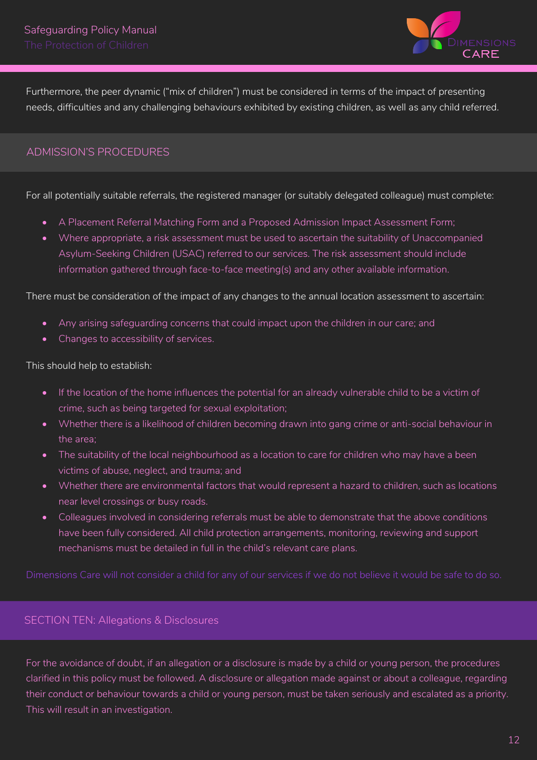Furthermore, the peer dynamic ("mix of children") must be considered in terms of the impact of presenting needs, difficulties and any challenging behaviours exhibited by existing children, as well as any child referred.

## ADMISSION'S PROCEDURES

For all potentially suitable referrals, the registered manager (or suitably delegated colleague) must complete:

- A Placement Referral Matching Form and a Proposed Admission Impact Assessment Form;
- Where appropriate, a risk assessment must be used to ascertain the suitability of Unaccompanied Asylum-Seeking Children (USAC) referred to our services. The risk assessment should include information gathered through face-to-face meeting(s) and any other available information.

There must be consideration of the impact of any changes to the annual location assessment to ascertain:

- Any arising safeguarding concerns that could impact upon the children in our care; and
- Changes to accessibility of services.

This should help to establish:

- If the location of the home influences the potential for an already vulnerable child to be a victim of crime, such as being targeted for sexual exploitation;
- Whether there is a likelihood of children becoming drawn into gang crime or anti-social behaviour in the area;
- The suitability of the local neighbourhood as a location to care for children who may have a been victims of abuse, neglect, and trauma; and
- Whether there are environmental factors that would represent a hazard to children, such as locations near level crossings or busy roads.
- Colleagues involved in considering referrals must be able to demonstrate that the above conditions have been fully considered. All child protection arrangements, monitoring, reviewing and support mechanisms must be detailed in full in the child's relevant care plans.

Dimensions Care will not consider a child for any of our services if we do not believe it would be safe to do so.

## SECTION TEN: Allegations & Disclosures

For the avoidance of doubt, if an allegation or a disclosure is made by a child or young person, the procedures clarified in this policy must be followed. A disclosure or allegation made against or about a colleague, regarding their conduct or behaviour towards a child or young person, must be taken seriously and escalated as a priority. This will result in an investigation.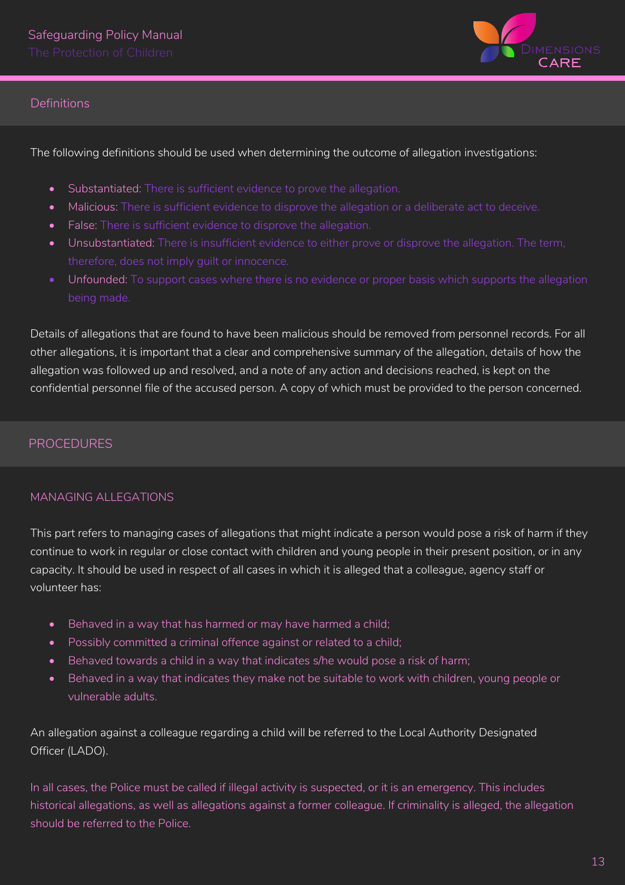## Definitions

The following definitions should be used when determining the outcome of allegation investigations:

- Substantiated: There is sufficient evidence to prove the allegation.
- Malicious: There is sufficient evidence to disprove the allegation or a deliberate act to deceive.
- False: There is sufficient evidence to disprove the allegation.
- Unsubstantiated: There is insufficient evidence to either prove or disprove the allegation. The term, therefore, does not imply guilt or innocence.
- Unfounded: To support cases where there is no evidence or proper basis which supports the allegation being made.

Details of allegations that are found to have been malicious should be removed from personnel records. For all other allegations, it is important that a clear and comprehensive summary of the allegation, details of how the allegation was followed up and resolved, and a note of any action and decisions reached, is kept on the confidential personnel file of the accused person. A copy of which must be provided to the person concerned.

## PROCEDURES

### MANAGING ALLEGATIONS

This part refers to managing cases of allegations that might indicate a person would pose a risk of harm if they continue to work in regular or close contact with children and young people in their present position, or in any capacity. It should be used in respect of all cases in which it is alleged that a colleague, agency staff or volunteer has:

- Behaved in a way that has harmed or may have harmed a child;
- Possibly committed a criminal offence against or related to a child;
- Behaved towards a child in a way that indicates s/he would pose a risk of harm;
- Behaved in a way that indicates they make not be suitable to work with children, young people or vulnerable adults.

An allegation against a colleague regarding a child will be referred to the Local Authority Designated Officer (LADO).

In all cases, the Police must be called if illegal activity is suspected, or it is an emergency. This includes historical allegations, as well as allegations against a former colleague. If criminality is alleged, the allegation should be referred to the Police.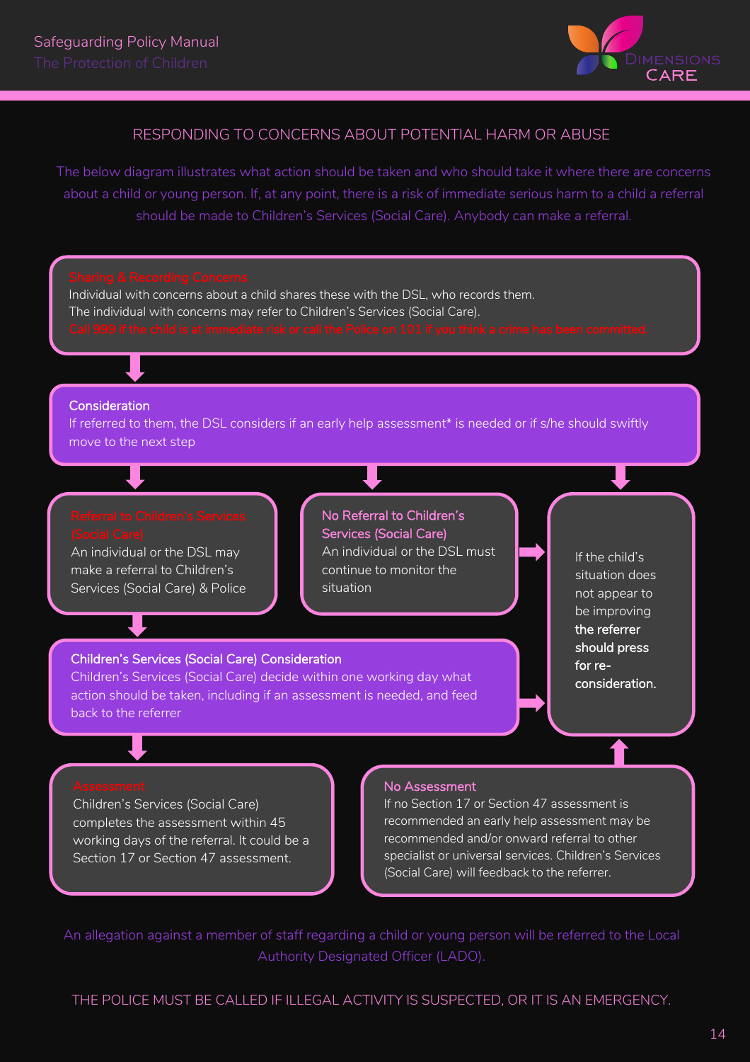## RESPONDING TO CONCERNS ABOUT POTENTIAL HARM OR ABUSE

The below diagram illustrates what action should be taken and who should take it where there are concerns about a child or young person. If, at any point, there is a risk of immediate serious harm to a child a referral should be made to Children's Services (Social Care). Anybody can make a referral.

**Sharing & Recording Concerns**
Individual with concerns about a child shares these with the DSL, who records them.
The individual with concerns may refer to Children's Services (Social Care).
Call 999 if the child is at immediate risk or call the Police on 101 if you think a crime has been committed.

↓

**Consideration**
If referred to them, the DSL considers if an early help assessment* is needed or if s/he should swiftly move to the next step

↓

**Referral to Children's Services (Social Care)**
An individual or the DSL may make a referral to Children's Services (Social Care) & Police

**No Referral to Children's Services (Social Care)**
An individual or the DSL must continue to monitor the situation

If the child's situation does not appear to be improving **the referrer should press for re-consideration.**

↓

**Children's Services (Social Care) Consideration**
Children's Services (Social Care) decide within one working day what action should be taken, including if an assessment is needed, and feed back to the referrer

↓

**Assessment**
Children's Services (Social Care) completes the assessment within 45 working days of the referral. It could be a Section 17 or Section 47 assessment.

**No Assessment**
If no Section 17 or Section 47 assessment is recommended an early help assessment may be recommended and/or onward referral to other specialist or universal services. Children's Services (Social Care) will feedback to the referrer.

An allegation against a member of staff regarding a child or young person will be referred to the Local Authority Designated Officer (LADO).

THE POLICE MUST BE CALLED IF ILLEGAL ACTIVITY IS SUSPECTED, OR IT IS AN EMERGENCY.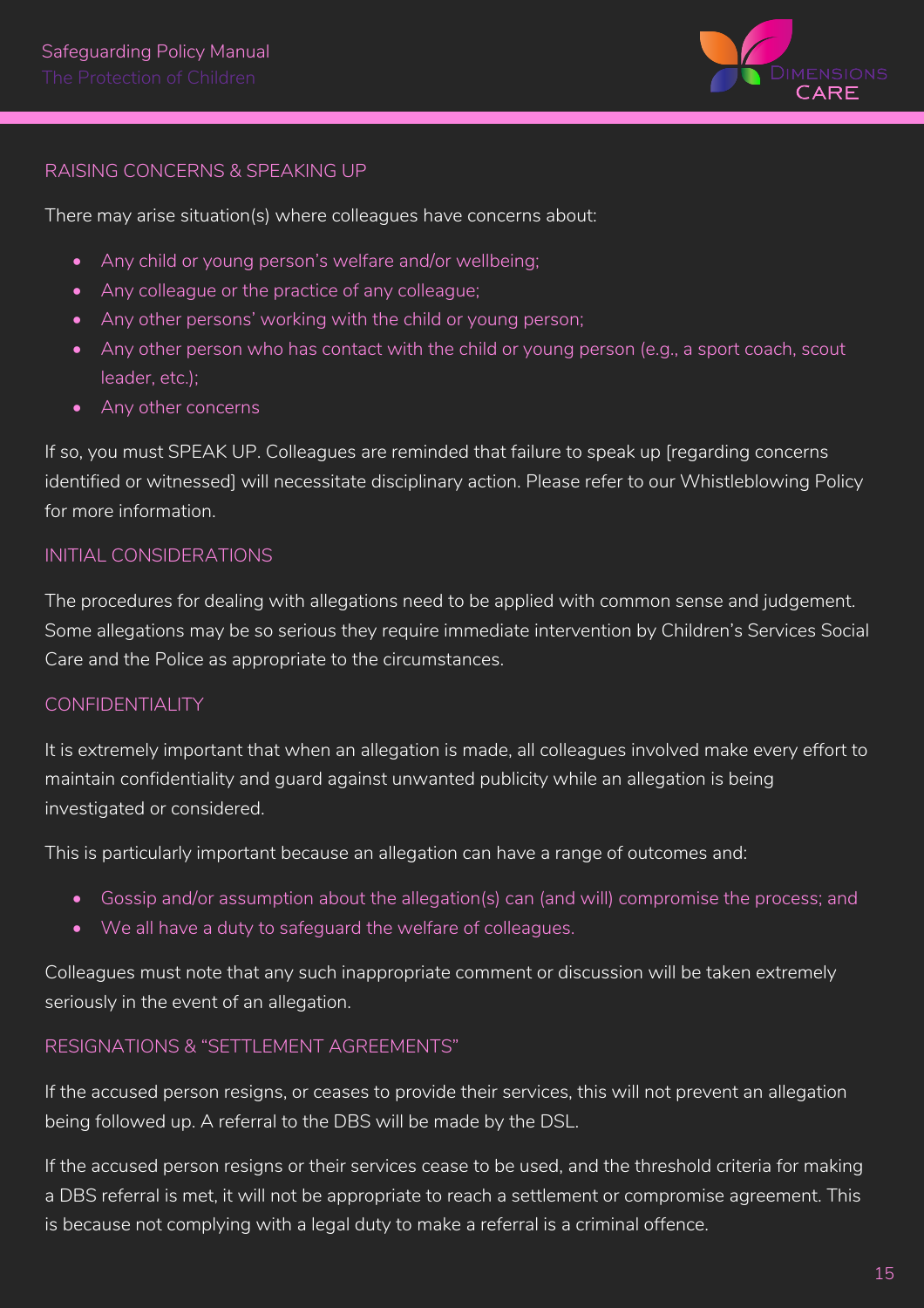## RAISING CONCERNS & SPEAKING UP

There may arise situation(s) where colleagues have concerns about:

- Any child or young person's welfare and/or wellbeing;
- Any colleague or the practice of any colleague;
- Any other persons' working with the child or young person;
- Any other person who has contact with the child or young person (e.g., a sport coach, scout leader, etc.);
- Any other concerns

If so, you must SPEAK UP. Colleagues are reminded that failure to speak up [regarding concerns identified or witnessed] will necessitate disciplinary action. Please refer to our Whistleblowing Policy for more information.

## INITIAL CONSIDERATIONS

The procedures for dealing with allegations need to be applied with common sense and judgement. Some allegations may be so serious they require immediate intervention by Children's Services Social Care and the Police as appropriate to the circumstances.

## CONFIDENTIALITY

It is extremely important that when an allegation is made, all colleagues involved make every effort to maintain confidentiality and guard against unwanted publicity while an allegation is being investigated or considered.

This is particularly important because an allegation can have a range of outcomes and:

- Gossip and/or assumption about the allegation(s) can (and will) compromise the process; and
- We all have a duty to safeguard the welfare of colleagues.

Colleagues must note that any such inappropriate comment or discussion will be taken extremely seriously in the event of an allegation.

## RESIGNATIONS & "SETTLEMENT AGREEMENTS"

If the accused person resigns, or ceases to provide their services, this will not prevent an allegation being followed up. A referral to the DBS will be made by the DSL.

If the accused person resigns or their services cease to be used, and the threshold criteria for making a DBS referral is met, it will not be appropriate to reach a settlement or compromise agreement. This is because not complying with a legal duty to make a referral is a criminal offence.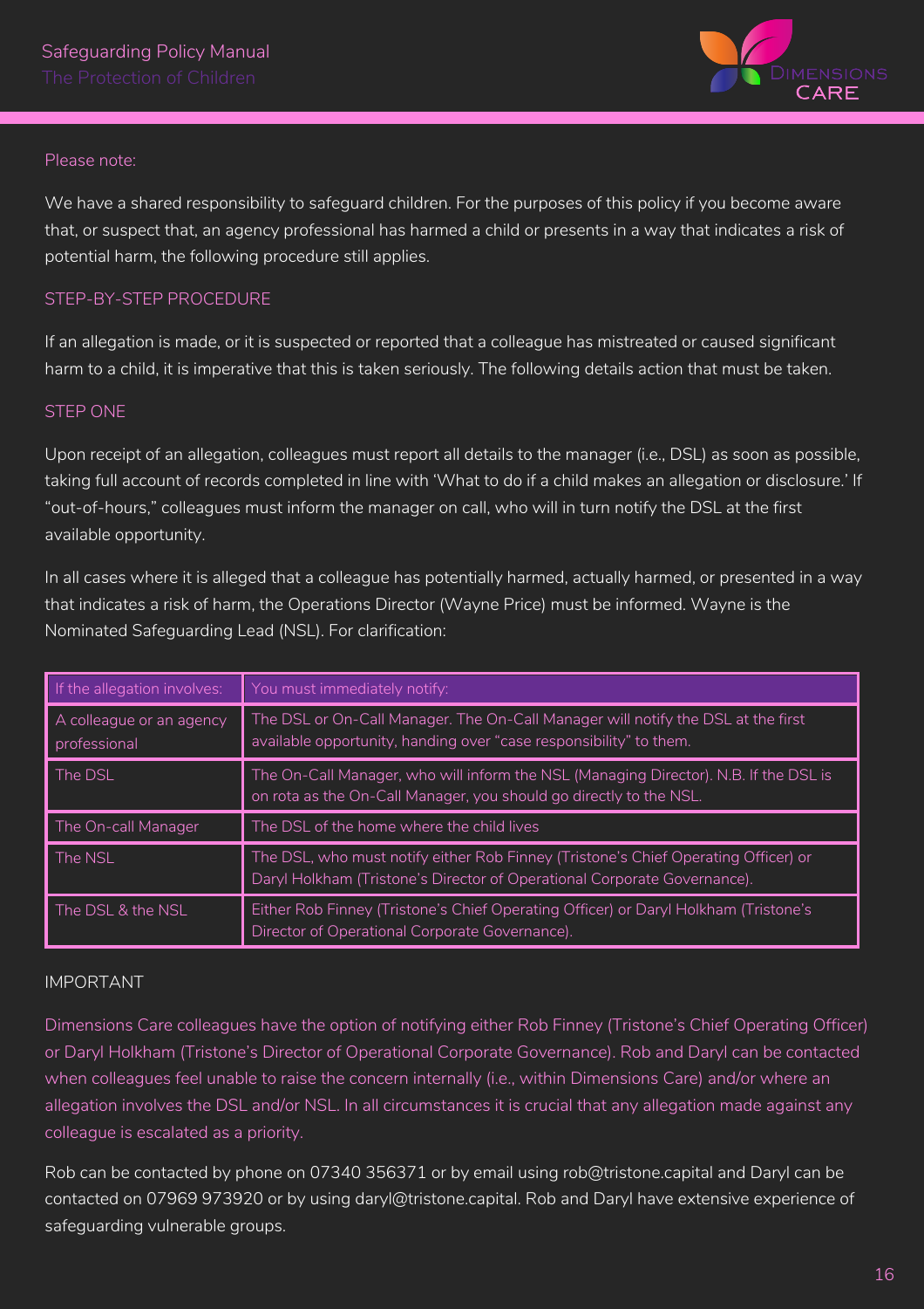Please note:

We have a shared responsibility to safeguard children. For the purposes of this policy if you become aware that, or suspect that, an agency professional has harmed a child or presents in a way that indicates a risk of potential harm, the following procedure still applies.

## STEP-BY-STEP PROCEDURE

If an allegation is made, or it is suspected or reported that a colleague has mistreated or caused significant harm to a child, it is imperative that this is taken seriously. The following details action that must be taken.

### STEP ONE

Upon receipt of an allegation, colleagues must report all details to the manager (i.e., DSL) as soon as possible, taking full account of records completed in line with 'What to do if a child makes an allegation or disclosure.' If "out-of-hours," colleagues must inform the manager on call, who will in turn notify the DSL at the first available opportunity.

In all cases where it is alleged that a colleague has potentially harmed, actually harmed, or presented in a way that indicates a risk of harm, the Operations Director (Wayne Price) must be informed. Wayne is the Nominated Safeguarding Lead (NSL). For clarification:

| If the allegation involves: | You must immediately notify: |
| --- | --- |
| A colleague or an agency professional | The DSL or On-Call Manager. The On-Call Manager will notify the DSL at the first available opportunity, handing over "case responsibility" to them. |
| The DSL | The On-Call Manager, who will inform the NSL (Managing Director). N.B. If the DSL is on rota as the On-Call Manager, you should go directly to the NSL. |
| The On-call Manager | The DSL of the home where the child lives |
| The NSL | The DSL, who must notify either Rob Finney (Tristone's Chief Operating Officer) or Daryl Holkham (Tristone's Director of Operational Corporate Governance). |
| The DSL & the NSL | Either Rob Finney (Tristone's Chief Operating Officer) or Daryl Holkham (Tristone's Director of Operational Corporate Governance). |

IMPORTANT

Dimensions Care colleagues have the option of notifying either Rob Finney (Tristone's Chief Operating Officer) or Daryl Holkham (Tristone's Director of Operational Corporate Governance). Rob and Daryl can be contacted when colleagues feel unable to raise the concern internally (i.e., within Dimensions Care) and/or where an allegation involves the DSL and/or NSL. In all circumstances it is crucial that any allegation made against any colleague is escalated as a priority.

Rob can be contacted by phone on 07340 356371 or by email using rob@tristone.capital and Daryl can be contacted on 07969 973920 or by using daryl@tristone.capital. Rob and Daryl have extensive experience of safeguarding vulnerable groups.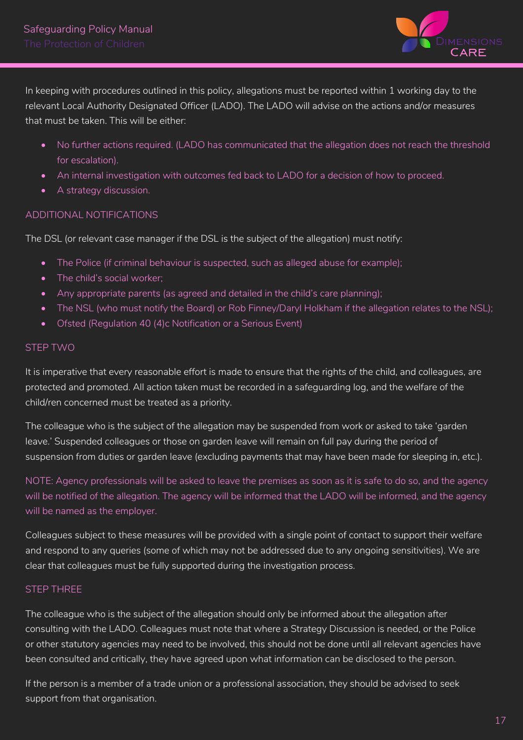In keeping with procedures outlined in this policy, allegations must be reported within 1 working day to the relevant Local Authority Designated Officer (LADO). The LADO will advise on the actions and/or measures that must be taken. This will be either:

- No further actions required. (LADO has communicated that the allegation does not reach the threshold for escalation).
- An internal investigation with outcomes fed back to LADO for a decision of how to proceed.
- A strategy discussion.

### ADDITIONAL NOTIFICATIONS

The DSL (or relevant case manager if the DSL is the subject of the allegation) must notify:

- The Police (if criminal behaviour is suspected, such as alleged abuse for example);
- The child's social worker;
- Any appropriate parents (as agreed and detailed in the child's care planning);
- The NSL (who must notify the Board) or Rob Finney/Daryl Holkham if the allegation relates to the NSL);
- Ofsted (Regulation 40 (4)c Notification or a Serious Event)

### STEP TWO

It is imperative that every reasonable effort is made to ensure that the rights of the child, and colleagues, are protected and promoted. All action taken must be recorded in a safeguarding log, and the welfare of the child/ren concerned must be treated as a priority.

The colleague who is the subject of the allegation may be suspended from work or asked to take 'garden leave.' Suspended colleagues or those on garden leave will remain on full pay during the period of suspension from duties or garden leave (excluding payments that may have been made for sleeping in, etc.).

NOTE: Agency professionals will be asked to leave the premises as soon as it is safe to do so, and the agency will be notified of the allegation. The agency will be informed that the LADO will be informed, and the agency will be named as the employer.

Colleagues subject to these measures will be provided with a single point of contact to support their welfare and respond to any queries (some of which may not be addressed due to any ongoing sensitivities). We are clear that colleagues must be fully supported during the investigation process.

### STEP THREE

The colleague who is the subject of the allegation should only be informed about the allegation after consulting with the LADO. Colleagues must note that where a Strategy Discussion is needed, or the Police or other statutory agencies may need to be involved, this should not be done until all relevant agencies have been consulted and critically, they have agreed upon what information can be disclosed to the person.

If the person is a member of a trade union or a professional association, they should be advised to seek support from that organisation.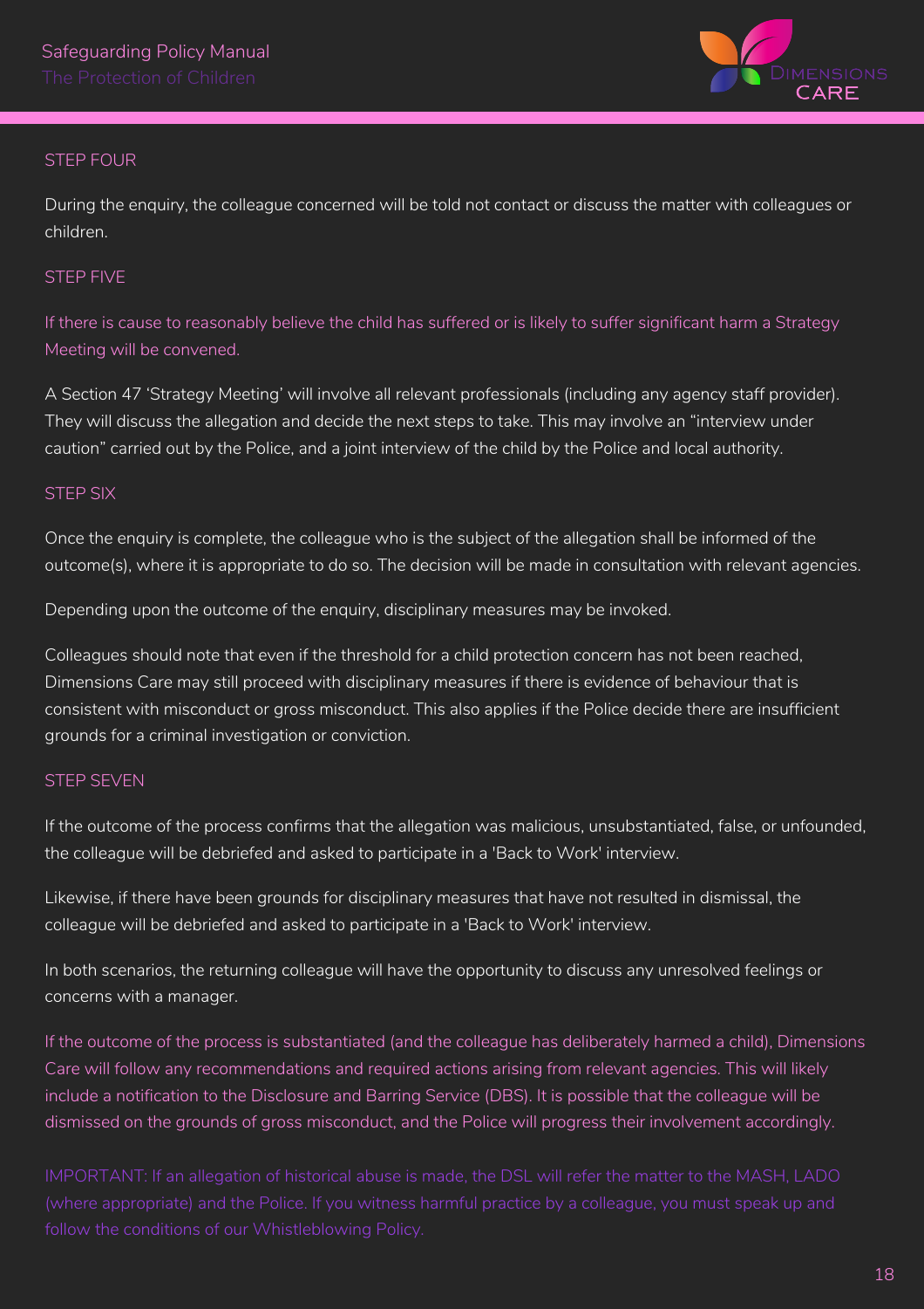### STEP FOUR

During the enquiry, the colleague concerned will be told not contact or discuss the matter with colleagues or children.

### STEP FIVE

If there is cause to reasonably believe the child has suffered or is likely to suffer significant harm a Strategy Meeting will be convened.

A Section 47 'Strategy Meeting' will involve all relevant professionals (including any agency staff provider). They will discuss the allegation and decide the next steps to take. This may involve an "interview under caution" carried out by the Police, and a joint interview of the child by the Police and local authority.

### STEP SIX

Once the enquiry is complete, the colleague who is the subject of the allegation shall be informed of the outcome(s), where it is appropriate to do so. The decision will be made in consultation with relevant agencies.

Depending upon the outcome of the enquiry, disciplinary measures may be invoked.

Colleagues should note that even if the threshold for a child protection concern has not been reached, Dimensions Care may still proceed with disciplinary measures if there is evidence of behaviour that is consistent with misconduct or gross misconduct. This also applies if the Police decide there are insufficient grounds for a criminal investigation or conviction.

### STEP SEVEN

If the outcome of the process confirms that the allegation was malicious, unsubstantiated, false, or unfounded, the colleague will be debriefed and asked to participate in a 'Back to Work' interview.

Likewise, if there have been grounds for disciplinary measures that have not resulted in dismissal, the colleague will be debriefed and asked to participate in a 'Back to Work' interview.

In both scenarios, the returning colleague will have the opportunity to discuss any unresolved feelings or concerns with a manager.

If the outcome of the process is substantiated (and the colleague has deliberately harmed a child), Dimensions Care will follow any recommendations and required actions arising from relevant agencies. This will likely include a notification to the Disclosure and Barring Service (DBS). It is possible that the colleague will be dismissed on the grounds of gross misconduct, and the Police will progress their involvement accordingly.

IMPORTANT: If an allegation of historical abuse is made, the DSL will refer the matter to the MASH, LADO (where appropriate) and the Police. If you witness harmful practice by a colleague, you must speak up and follow the conditions of our Whistleblowing Policy.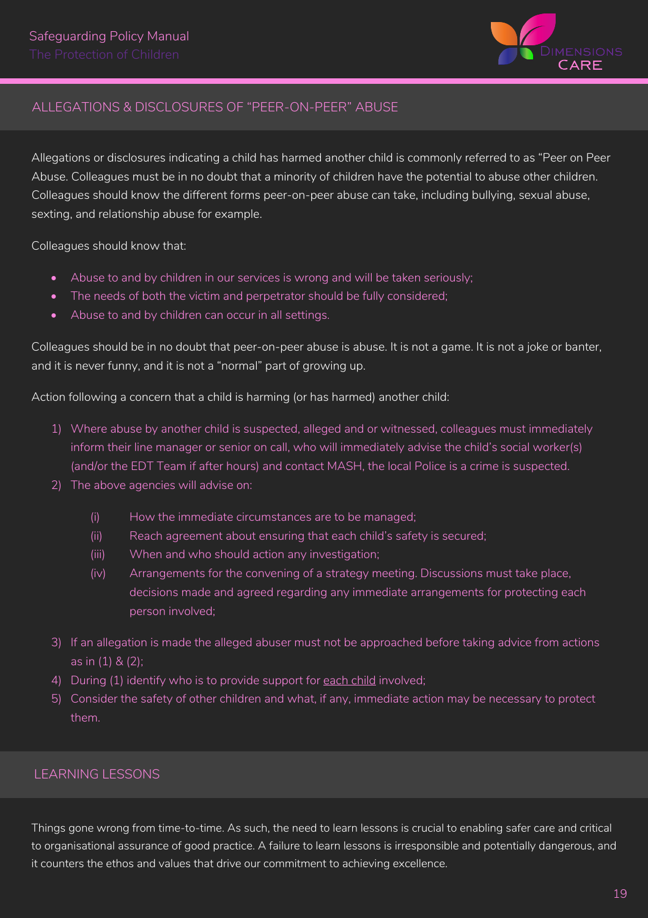## ALLEGATIONS & DISCLOSURES OF "PEER-ON-PEER" ABUSE

Allegations or disclosures indicating a child has harmed another child is commonly referred to as "Peer on Peer Abuse. Colleagues must be in no doubt that a minority of children have the potential to abuse other children. Colleagues should know the different forms peer-on-peer abuse can take, including bullying, sexual abuse, sexting, and relationship abuse for example.

Colleagues should know that:

- Abuse to and by children in our services is wrong and will be taken seriously;
- The needs of both the victim and perpetrator should be fully considered;
- Abuse to and by children can occur in all settings.

Colleagues should be in no doubt that peer-on-peer abuse is abuse. It is not a game. It is not a joke or banter, and it is never funny, and it is not a "normal" part of growing up.

Action following a concern that a child is harming (or has harmed) another child:

1) Where abuse by another child is suspected, alleged and or witnessed, colleagues must immediately inform their line manager or senior on call, who will immediately advise the child's social worker(s) (and/or the EDT Team if after hours) and contact MASH, the local Police is a crime is suspected.
2) The above agencies will advise on:
    (i) How the immediate circumstances are to be managed;
    (ii) Reach agreement about ensuring that each child's safety is secured;
    (iii) When and who should action any investigation;
    (iv) Arrangements for the convening of a strategy meeting. Discussions must take place, decisions made and agreed regarding any immediate arrangements for protecting each person involved;
3) If an allegation is made the alleged abuser must not be approached before taking advice from actions as in (1) & (2);
4) During (1) identify who is to provide support for each child involved;
5) Consider the safety of other children and what, if any, immediate action may be necessary to protect them.

## LEARNING LESSONS

Things gone wrong from time-to-time. As such, the need to learn lessons is crucial to enabling safer care and critical to organisational assurance of good practice. A failure to learn lessons is irresponsible and potentially dangerous, and it counters the ethos and values that drive our commitment to achieving excellence.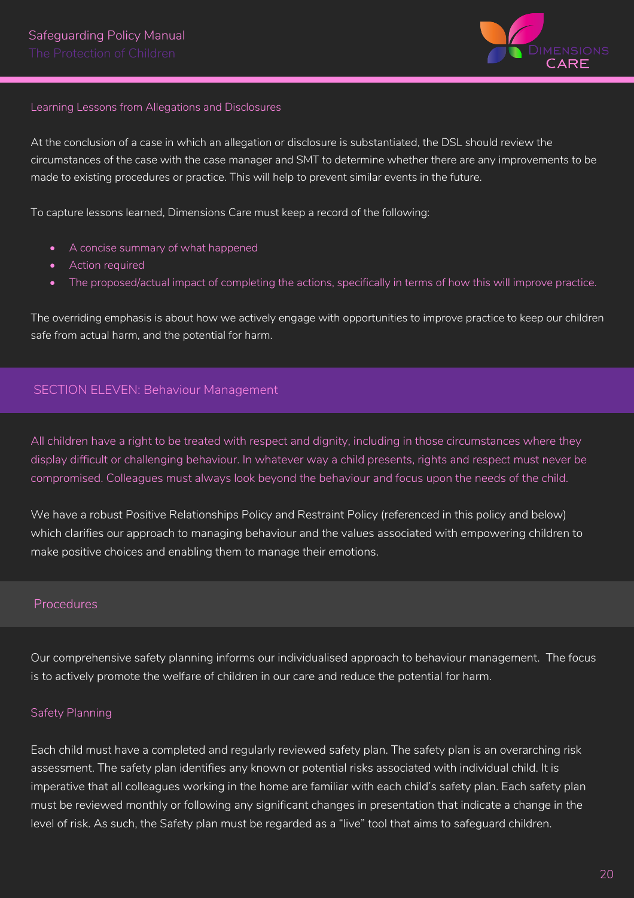### Learning Lessons from Allegations and Disclosures

At the conclusion of a case in which an allegation or disclosure is substantiated, the DSL should review the circumstances of the case with the case manager and SMT to determine whether there are any improvements to be made to existing procedures or practice. This will help to prevent similar events in the future.

To capture lessons learned, Dimensions Care must keep a record of the following:

- A concise summary of what happened
- Action required
- The proposed/actual impact of completing the actions, specifically in terms of how this will improve practice.

The overriding emphasis is about how we actively engage with opportunities to improve practice to keep our children safe from actual harm, and the potential for harm.

## SECTION ELEVEN: Behaviour Management

All children have a right to be treated with respect and dignity, including in those circumstances where they display difficult or challenging behaviour. In whatever way a child presents, rights and respect must never be compromised. Colleagues must always look beyond the behaviour and focus upon the needs of the child.

We have a robust Positive Relationships Policy and Restraint Policy (referenced in this policy and below) which clarifies our approach to managing behaviour and the values associated with empowering children to make positive choices and enabling them to manage their emotions.

### Procedures

Our comprehensive safety planning informs our individualised approach to behaviour management. The focus is to actively promote the welfare of children in our care and reduce the potential for harm.

#### Safety Planning

Each child must have a completed and regularly reviewed safety plan. The safety plan is an overarching risk assessment. The safety plan identifies any known or potential risks associated with individual child. It is imperative that all colleagues working in the home are familiar with each child's safety plan. Each safety plan must be reviewed monthly or following any significant changes in presentation that indicate a change in the level of risk. As such, the Safety plan must be regarded as a "live" tool that aims to safeguard children.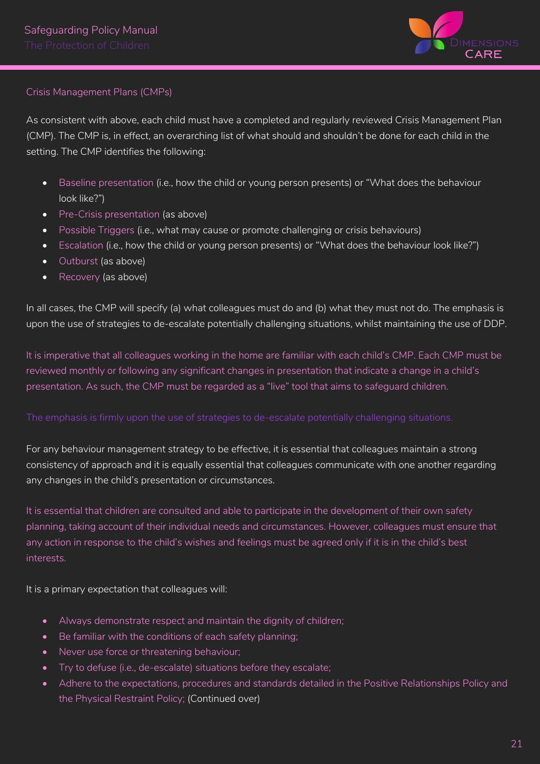## Crisis Management Plans (CMPs)

As consistent with above, each child must have a completed and regularly reviewed Crisis Management Plan (CMP). The CMP is, in effect, an overarching list of what should and shouldn't be done for each child in the setting. The CMP identifies the following:

- Baseline presentation (i.e., how the child or young person presents) or "What does the behaviour look like?")
- Pre-Crisis presentation (as above)
- Possible Triggers (i.e., what may cause or promote challenging or crisis behaviours)
- Escalation (i.e., how the child or young person presents) or "What does the behaviour look like?")
- Outburst (as above)
- Recovery (as above)

In all cases, the CMP will specify (a) what colleagues must do and (b) what they must not do. The emphasis is upon the use of strategies to de-escalate potentially challenging situations, whilst maintaining the use of DDP.

It is imperative that all colleagues working in the home are familiar with each child's CMP. Each CMP must be reviewed monthly or following any significant changes in presentation that indicate a change in a child's presentation. As such, the CMP must be regarded as a "live" tool that aims to safeguard children.

The emphasis is firmly upon the use of strategies to de-escalate potentially challenging situations.

For any behaviour management strategy to be effective, it is essential that colleagues maintain a strong consistency of approach and it is equally essential that colleagues communicate with one another regarding any changes in the child's presentation or circumstances.

It is essential that children are consulted and able to participate in the development of their own safety planning, taking account of their individual needs and circumstances. However, colleagues must ensure that any action in response to the child's wishes and feelings must be agreed only if it is in the child's best interests.

It is a primary expectation that colleagues will:

- Always demonstrate respect and maintain the dignity of children;
- Be familiar with the conditions of each safety planning;
- Never use force or threatening behaviour;
- Try to defuse (i.e., de-escalate) situations before they escalate;
- Adhere to the expectations, procedures and standards detailed in the Positive Relationships Policy and the Physical Restraint Policy; (Continued over)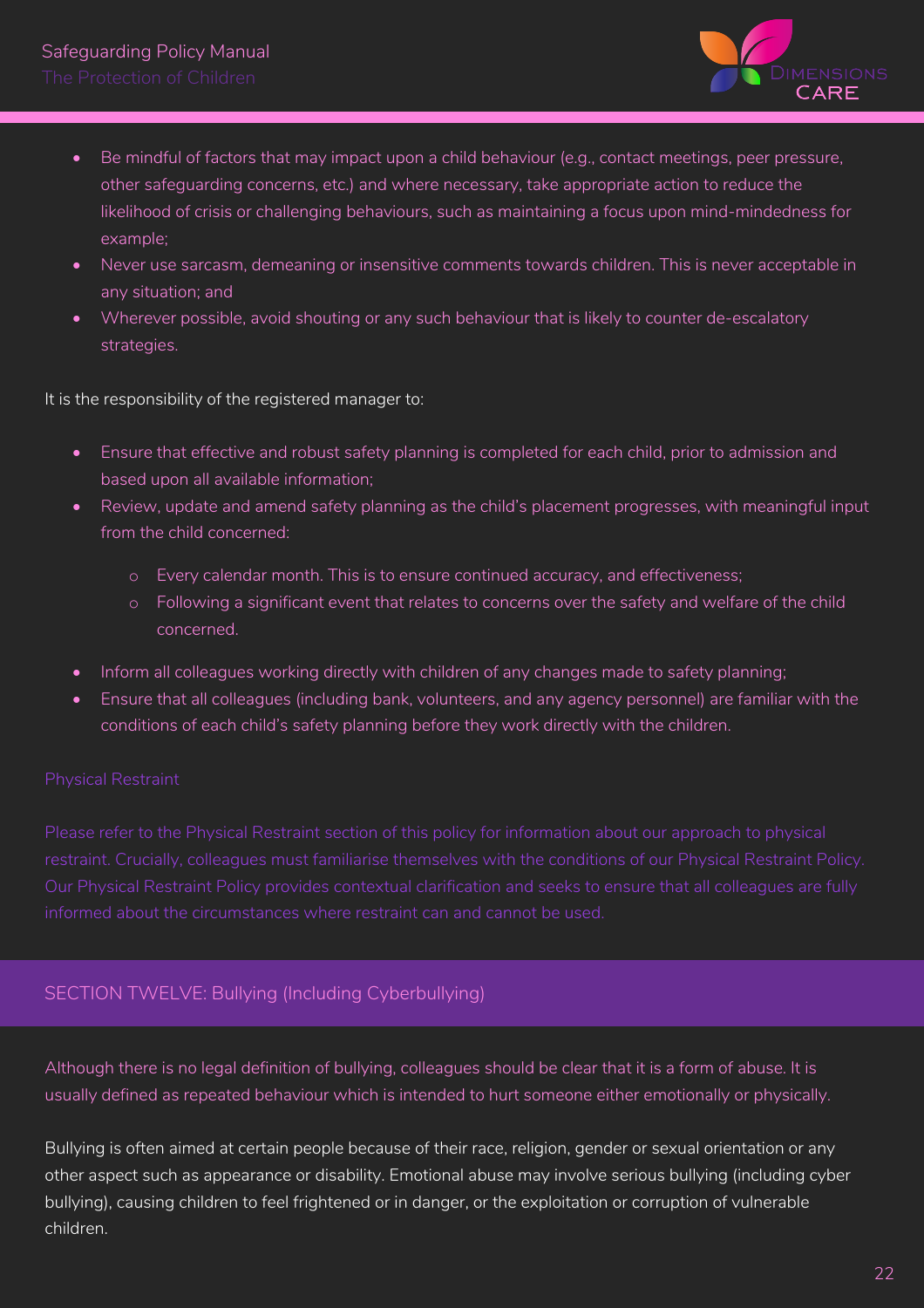- Be mindful of factors that may impact upon a child behaviour (e.g., contact meetings, peer pressure, other safeguarding concerns, etc.) and where necessary, take appropriate action to reduce the likelihood of crisis or challenging behaviours, such as maintaining a focus upon mind-mindedness for example;
- Never use sarcasm, demeaning or insensitive comments towards children. This is never acceptable in any situation; and
- Wherever possible, avoid shouting or any such behaviour that is likely to counter de-escalatory strategies.

It is the responsibility of the registered manager to:

- Ensure that effective and robust safety planning is completed for each child, prior to admission and based upon all available information;
- Review, update and amend safety planning as the child's placement progresses, with meaningful input from the child concerned:
  - Every calendar month. This is to ensure continued accuracy, and effectiveness;
  - Following a significant event that relates to concerns over the safety and welfare of the child concerned.
- Inform all colleagues working directly with children of any changes made to safety planning;
- Ensure that all colleagues (including bank, volunteers, and any agency personnel) are familiar with the conditions of each child's safety planning before they work directly with the children.

### Physical Restraint

Please refer to the Physical Restraint section of this policy for information about our approach to physical restraint. Crucially, colleagues must familiarise themselves with the conditions of our Physical Restraint Policy. Our Physical Restraint Policy provides contextual clarification and seeks to ensure that all colleagues are fully informed about the circumstances where restraint can and cannot be used.

## SECTION TWELVE: Bullying (Including Cyberbullying)

Although there is no legal definition of bullying, colleagues should be clear that it is a form of abuse. It is usually defined as repeated behaviour which is intended to hurt someone either emotionally or physically.

Bullying is often aimed at certain people because of their race, religion, gender or sexual orientation or any other aspect such as appearance or disability. Emotional abuse may involve serious bullying (including cyber bullying), causing children to feel frightened or in danger, or the exploitation or corruption of vulnerable children.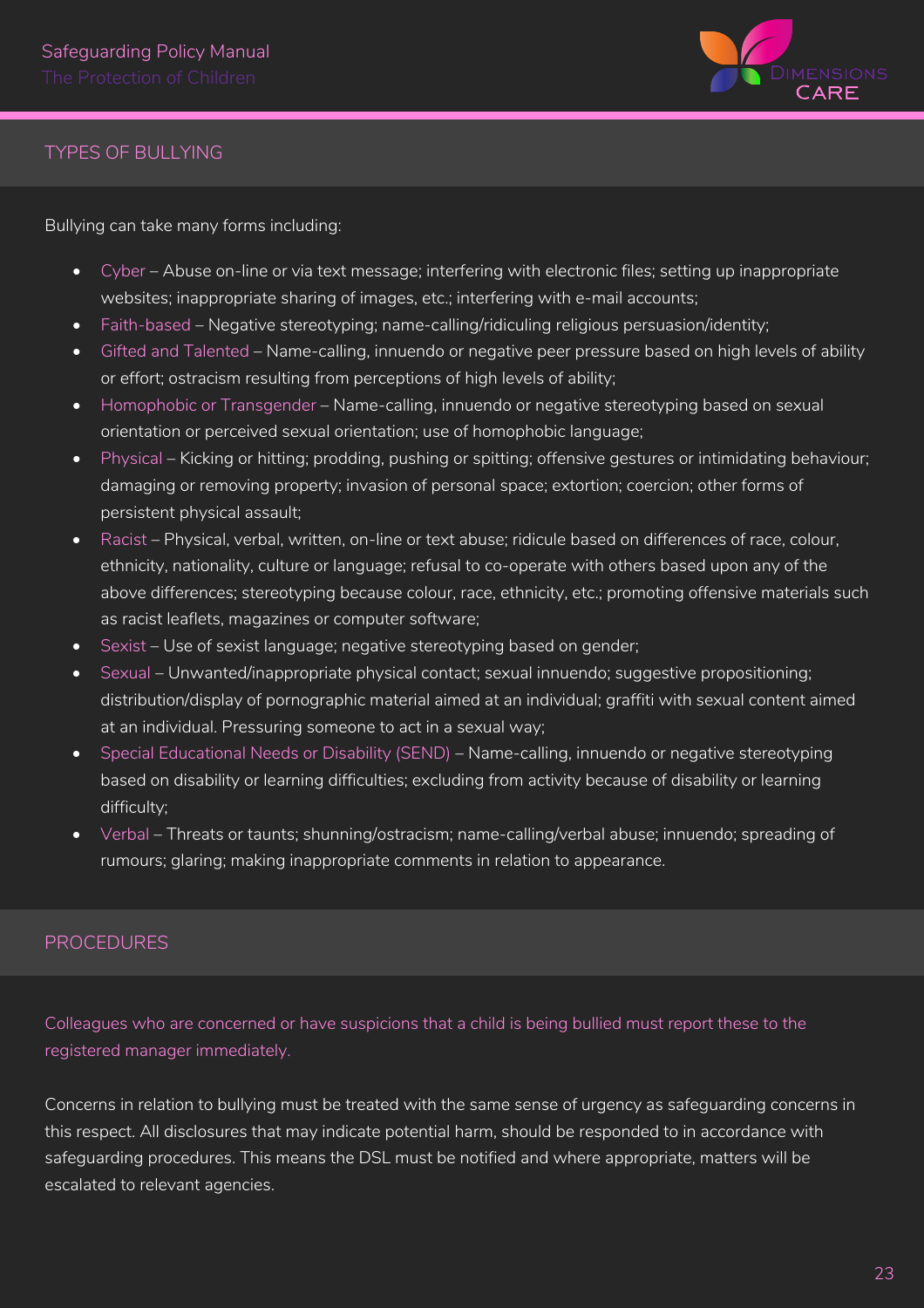## TYPES OF BULLYING

Bullying can take many forms including:

- Cyber – Abuse on-line or via text message; interfering with electronic files; setting up inappropriate websites; inappropriate sharing of images, etc.; interfering with e-mail accounts;
- Faith-based – Negative stereotyping; name-calling/ridiculing religious persuasion/identity;
- Gifted and Talented – Name-calling, innuendo or negative peer pressure based on high levels of ability or effort; ostracism resulting from perceptions of high levels of ability;
- Homophobic or Transgender – Name-calling, innuendo or negative stereotyping based on sexual orientation or perceived sexual orientation; use of homophobic language;
- Physical – Kicking or hitting; prodding, pushing or spitting; offensive gestures or intimidating behaviour; damaging or removing property; invasion of personal space; extortion; coercion; other forms of persistent physical assault;
- Racist – Physical, verbal, written, on-line or text abuse; ridicule based on differences of race, colour, ethnicity, nationality, culture or language; refusal to co-operate with others based upon any of the above differences; stereotyping because colour, race, ethnicity, etc.; promoting offensive materials such as racist leaflets, magazines or computer software;
- Sexist – Use of sexist language; negative stereotyping based on gender;
- Sexual – Unwanted/inappropriate physical contact; sexual innuendo; suggestive propositioning; distribution/display of pornographic material aimed at an individual; graffiti with sexual content aimed at an individual. Pressuring someone to act in a sexual way;
- Special Educational Needs or Disability (SEND) – Name-calling, innuendo or negative stereotyping based on disability or learning difficulties; excluding from activity because of disability or learning difficulty;
- Verbal – Threats or taunts; shunning/ostracism; name-calling/verbal abuse; innuendo; spreading of rumours; glaring; making inappropriate comments in relation to appearance.

## PROCEDURES

Colleagues who are concerned or have suspicions that a child is being bullied must report these to the registered manager immediately.

Concerns in relation to bullying must be treated with the same sense of urgency as safeguarding concerns in this respect. All disclosures that may indicate potential harm, should be responded to in accordance with safeguarding procedures. This means the DSL must be notified and where appropriate, matters will be escalated to relevant agencies.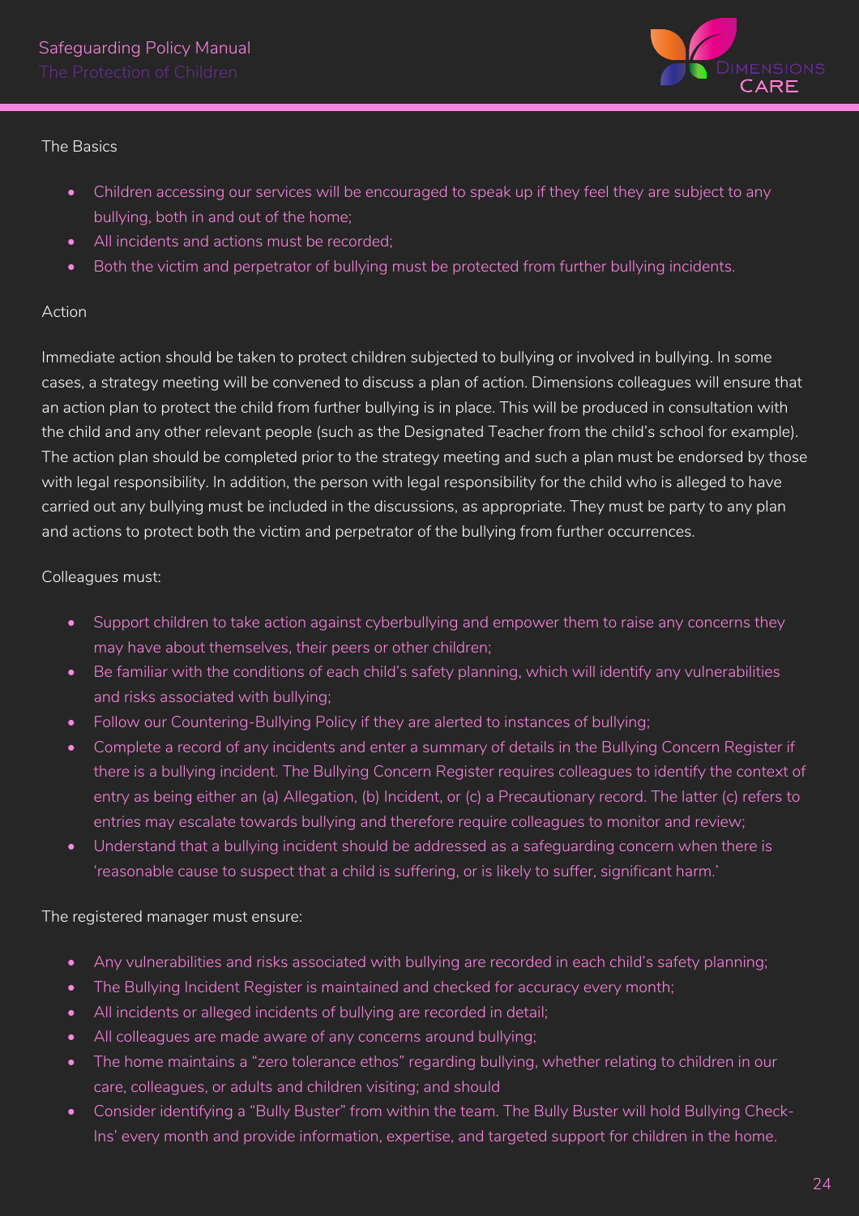### The Basics

- Children accessing our services will be encouraged to speak up if they feel they are subject to any bullying, both in and out of the home;
- All incidents and actions must be recorded;
- Both the victim and perpetrator of bullying must be protected from further bullying incidents.

### Action

Immediate action should be taken to protect children subjected to bullying or involved in bullying. In some cases, a strategy meeting will be convened to discuss a plan of action. Dimensions colleagues will ensure that an action plan to protect the child from further bullying is in place. This will be produced in consultation with the child and any other relevant people (such as the Designated Teacher from the child's school for example). The action plan should be completed prior to the strategy meeting and such a plan must be endorsed by those with legal responsibility. In addition, the person with legal responsibility for the child who is alleged to have carried out any bullying must be included in the discussions, as appropriate. They must be party to any plan and actions to protect both the victim and perpetrator of the bullying from further occurrences.

Colleagues must:

- Support children to take action against cyberbullying and empower them to raise any concerns they may have about themselves, their peers or other children;
- Be familiar with the conditions of each child's safety planning, which will identify any vulnerabilities and risks associated with bullying;
- Follow our Countering-Bullying Policy if they are alerted to instances of bullying;
- Complete a record of any incidents and enter a summary of details in the Bullying Concern Register if there is a bullying incident. The Bullying Concern Register requires colleagues to identify the context of entry as being either an (a) Allegation, (b) Incident, or (c) a Precautionary record. The latter (c) refers to entries may escalate towards bullying and therefore require colleagues to monitor and review;
- Understand that a bullying incident should be addressed as a safeguarding concern when there is 'reasonable cause to suspect that a child is suffering, or is likely to suffer, significant harm.'

The registered manager must ensure:

- Any vulnerabilities and risks associated with bullying are recorded in each child's safety planning;
- The Bullying Incident Register is maintained and checked for accuracy every month;
- All incidents or alleged incidents of bullying are recorded in detail;
- All colleagues are made aware of any concerns around bullying;
- The home maintains a "zero tolerance ethos" regarding bullying, whether relating to children in our care, colleagues, or adults and children visiting; and should
- Consider identifying a "Bully Buster" from within the team. The Bully Buster will hold Bullying Check-Ins' every month and provide information, expertise, and targeted support for children in the home.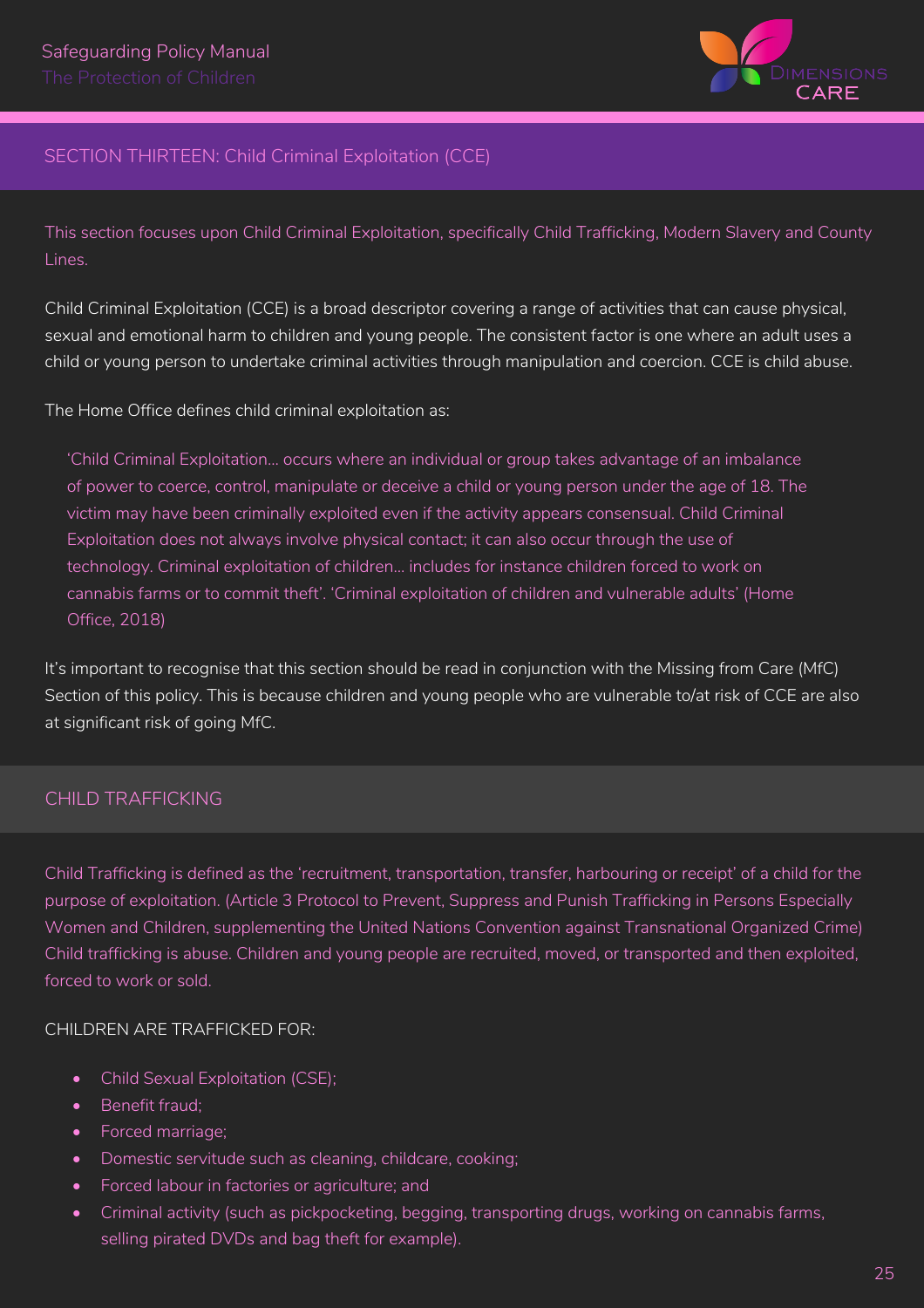## SECTION THIRTEEN: Child Criminal Exploitation (CCE)

This section focuses upon Child Criminal Exploitation, specifically Child Trafficking, Modern Slavery and County Lines.

Child Criminal Exploitation (CCE) is a broad descriptor covering a range of activities that can cause physical, sexual and emotional harm to children and young people. The consistent factor is one where an adult uses a child or young person to undertake criminal activities through manipulation and coercion. CCE is child abuse.

The Home Office defines child criminal exploitation as:

> 'Child Criminal Exploitation… occurs where an individual or group takes advantage of an imbalance of power to coerce, control, manipulate or deceive a child or young person under the age of 18. The victim may have been criminally exploited even if the activity appears consensual. Child Criminal Exploitation does not always involve physical contact; it can also occur through the use of technology. Criminal exploitation of children… includes for instance children forced to work on cannabis farms or to commit theft'. 'Criminal exploitation of children and vulnerable adults' (Home Office, 2018)

It's important to recognise that this section should be read in conjunction with the Missing from Care (MfC) Section of this policy. This is because children and young people who are vulnerable to/at risk of CCE are also at significant risk of going MfC.

### CHILD TRAFFICKING

Child Trafficking is defined as the 'recruitment, transportation, transfer, harbouring or receipt' of a child for the purpose of exploitation. (Article 3 Protocol to Prevent, Suppress and Punish Trafficking in Persons Especially Women and Children, supplementing the United Nations Convention against Transnational Organized Crime) Child trafficking is abuse. Children and young people are recruited, moved, or transported and then exploited, forced to work or sold.

CHILDREN ARE TRAFFICKED FOR:

- Child Sexual Exploitation (CSE);
- Benefit fraud;
- Forced marriage;
- Domestic servitude such as cleaning, childcare, cooking;
- Forced labour in factories or agriculture; and
- Criminal activity (such as pickpocketing, begging, transporting drugs, working on cannabis farms, selling pirated DVDs and bag theft for example).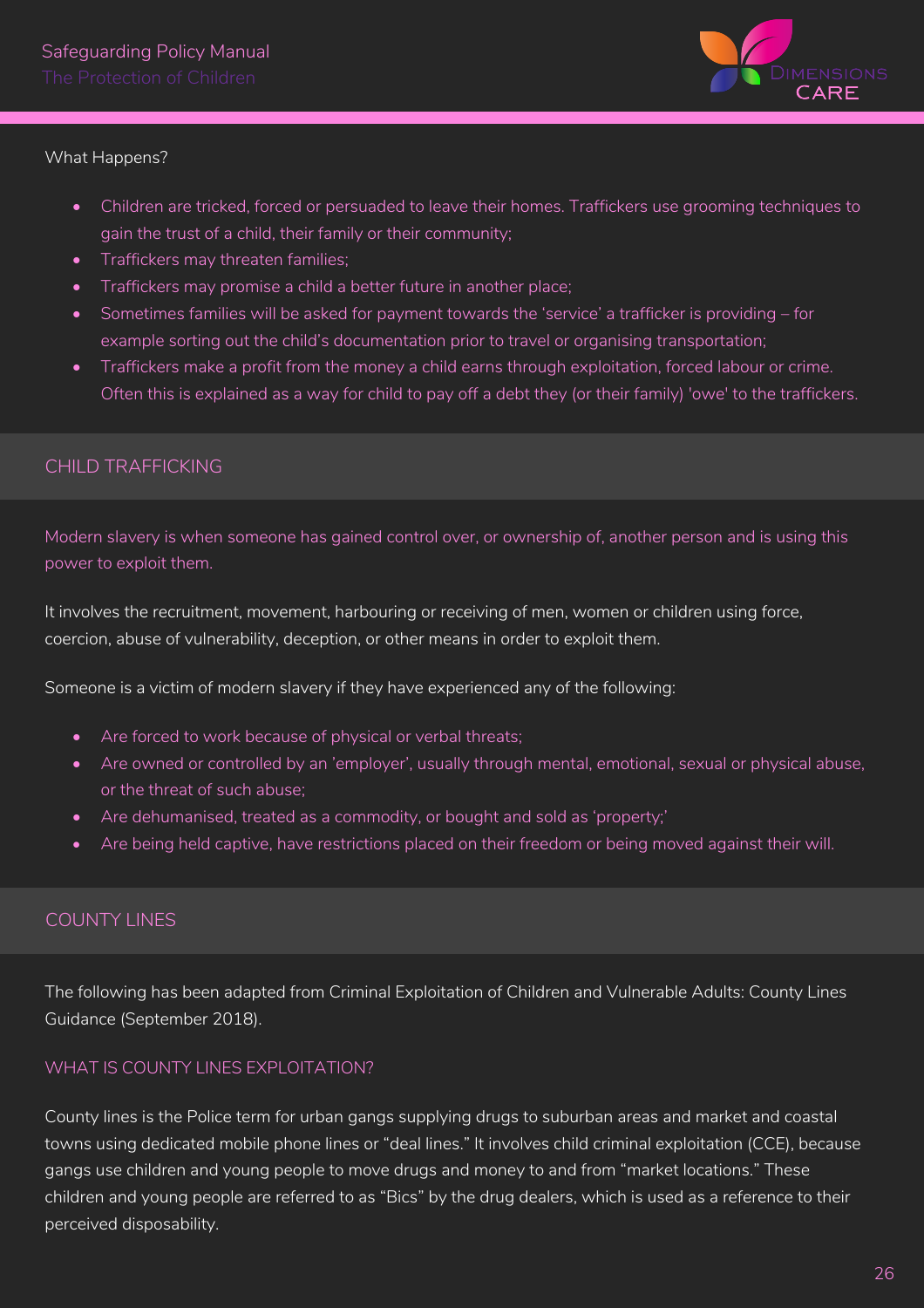What Happens?

- Children are tricked, forced or persuaded to leave their homes. Traffickers use grooming techniques to gain the trust of a child, their family or their community;
- Traffickers may threaten families;
- Traffickers may promise a child a better future in another place;
- Sometimes families will be asked for payment towards the 'service' a trafficker is providing – for example sorting out the child's documentation prior to travel or organising transportation;
- Traffickers make a profit from the money a child earns through exploitation, forced labour or crime. Often this is explained as a way for child to pay off a debt they (or their family) 'owe' to the traffickers.

## CHILD TRAFFICKING

Modern slavery is when someone has gained control over, or ownership of, another person and is using this power to exploit them.

It involves the recruitment, movement, harbouring or receiving of men, women or children using force, coercion, abuse of vulnerability, deception, or other means in order to exploit them.

Someone is a victim of modern slavery if they have experienced any of the following:

- Are forced to work because of physical or verbal threats;
- Are owned or controlled by an 'employer', usually through mental, emotional, sexual or physical abuse, or the threat of such abuse;
- Are dehumanised, treated as a commodity, or bought and sold as 'property;'
- Are being held captive, have restrictions placed on their freedom or being moved against their will.

## COUNTY LINES

The following has been adapted from Criminal Exploitation of Children and Vulnerable Adults: County Lines Guidance (September 2018).

### WHAT IS COUNTY LINES EXPLOITATION?

County lines is the Police term for urban gangs supplying drugs to suburban areas and market and coastal towns using dedicated mobile phone lines or "deal lines." It involves child criminal exploitation (CCE), because gangs use children and young people to move drugs and money to and from "market locations." These children and young people are referred to as "Bics" by the drug dealers, which is used as a reference to their perceived disposability.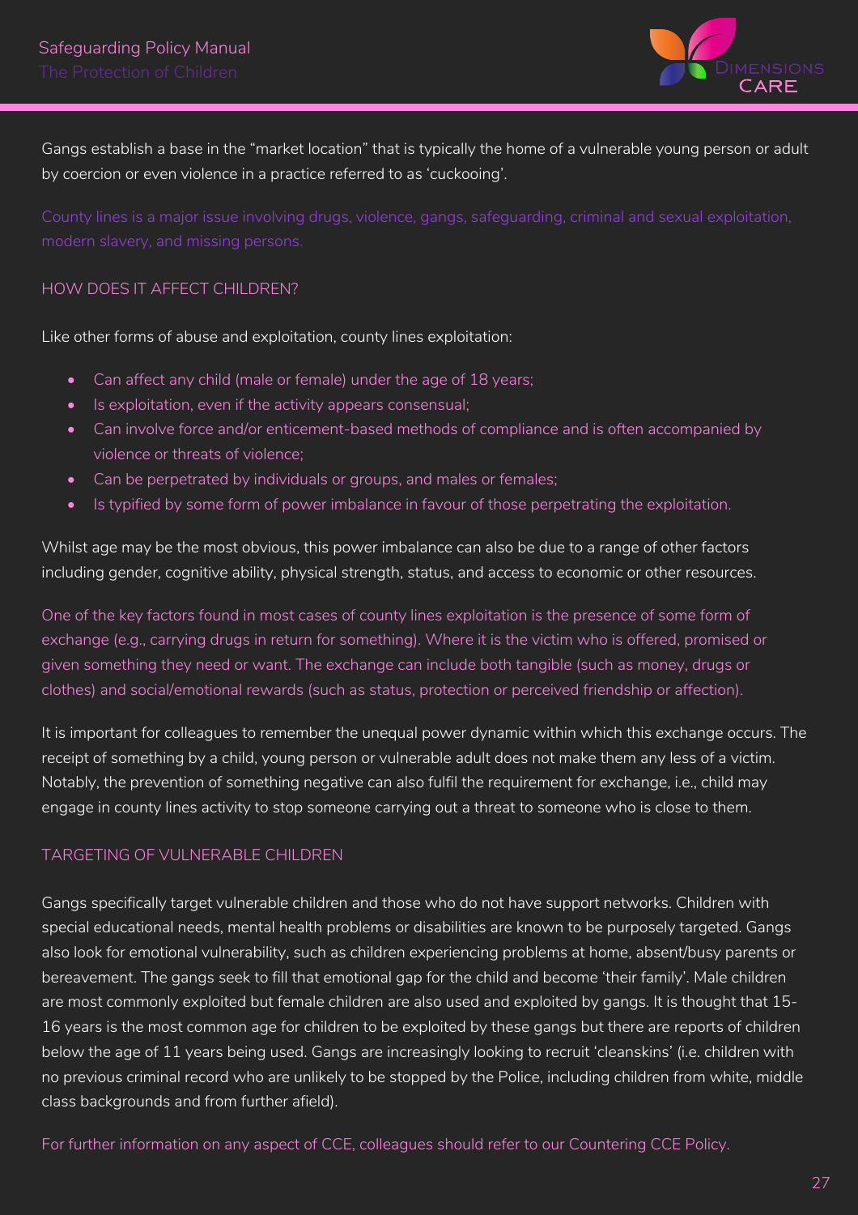Gangs establish a base in the "market location" that is typically the home of a vulnerable young person or adult by coercion or even violence in a practice referred to as 'cuckooing'.

County lines is a major issue involving drugs, violence, gangs, safeguarding, criminal and sexual exploitation, modern slavery, and missing persons.

## HOW DOES IT AFFECT CHILDREN?

Like other forms of abuse and exploitation, county lines exploitation:

- Can affect any child (male or female) under the age of 18 years;
- Is exploitation, even if the activity appears consensual;
- Can involve force and/or enticement-based methods of compliance and is often accompanied by violence or threats of violence;
- Can be perpetrated by individuals or groups, and males or females;
- Is typified by some form of power imbalance in favour of those perpetrating the exploitation.

Whilst age may be the most obvious, this power imbalance can also be due to a range of other factors including gender, cognitive ability, physical strength, status, and access to economic or other resources.

One of the key factors found in most cases of county lines exploitation is the presence of some form of exchange (e.g., carrying drugs in return for something). Where it is the victim who is offered, promised or given something they need or want. The exchange can include both tangible (such as money, drugs or clothes) and social/emotional rewards (such as status, protection or perceived friendship or affection).

It is important for colleagues to remember the unequal power dynamic within which this exchange occurs. The receipt of something by a child, young person or vulnerable adult does not make them any less of a victim. Notably, the prevention of something negative can also fulfil the requirement for exchange, i.e., child may engage in county lines activity to stop someone carrying out a threat to someone who is close to them.

## TARGETING OF VULNERABLE CHILDREN

Gangs specifically target vulnerable children and those who do not have support networks. Children with special educational needs, mental health problems or disabilities are known to be purposely targeted. Gangs also look for emotional vulnerability, such as children experiencing problems at home, absent/busy parents or bereavement. The gangs seek to fill that emotional gap for the child and become 'their family'. Male children are most commonly exploited but female children are also used and exploited by gangs. It is thought that 15-16 years is the most common age for children to be exploited by these gangs but there are reports of children below the age of 11 years being used. Gangs are increasingly looking to recruit 'cleanskins' (i.e. children with no previous criminal record who are unlikely to be stopped by the Police, including children from white, middle class backgrounds and from further afield).

For further information on any aspect of CCE, colleagues should refer to our Countering CCE Policy.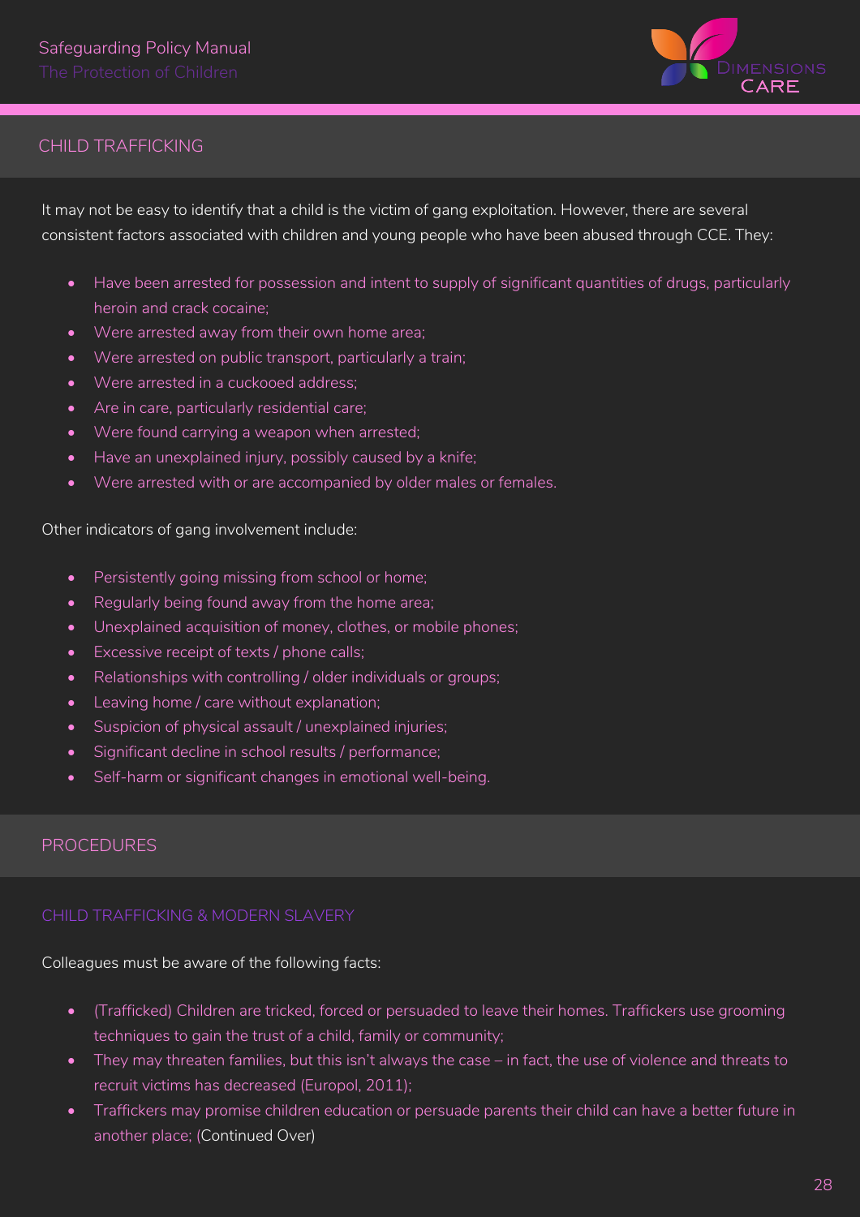## CHILD TRAFFICKING

It may not be easy to identify that a child is the victim of gang exploitation. However, there are several consistent factors associated with children and young people who have been abused through CCE. They:

- Have been arrested for possession and intent to supply of significant quantities of drugs, particularly heroin and crack cocaine;
- Were arrested away from their own home area;
- Were arrested on public transport, particularly a train;
- Were arrested in a cuckooed address;
- Are in care, particularly residential care;
- Were found carrying a weapon when arrested;
- Have an unexplained injury, possibly caused by a knife;
- Were arrested with or are accompanied by older males or females.

Other indicators of gang involvement include:

- Persistently going missing from school or home;
- Regularly being found away from the home area;
- Unexplained acquisition of money, clothes, or mobile phones;
- Excessive receipt of texts / phone calls;
- Relationships with controlling / older individuals or groups;
- Leaving home / care without explanation;
- Suspicion of physical assault / unexplained injuries;
- Significant decline in school results / performance;
- Self-harm or significant changes in emotional well-being.

## PROCEDURES

### CHILD TRAFFICKING & MODERN SLAVERY

Colleagues must be aware of the following facts:

- (Trafficked) Children are tricked, forced or persuaded to leave their homes. Traffickers use grooming techniques to gain the trust of a child, family or community;
- They may threaten families, but this isn't always the case – in fact, the use of violence and threats to recruit victims has decreased (Europol, 2011);
- Traffickers may promise children education or persuade parents their child can have a better future in another place; (Continued Over)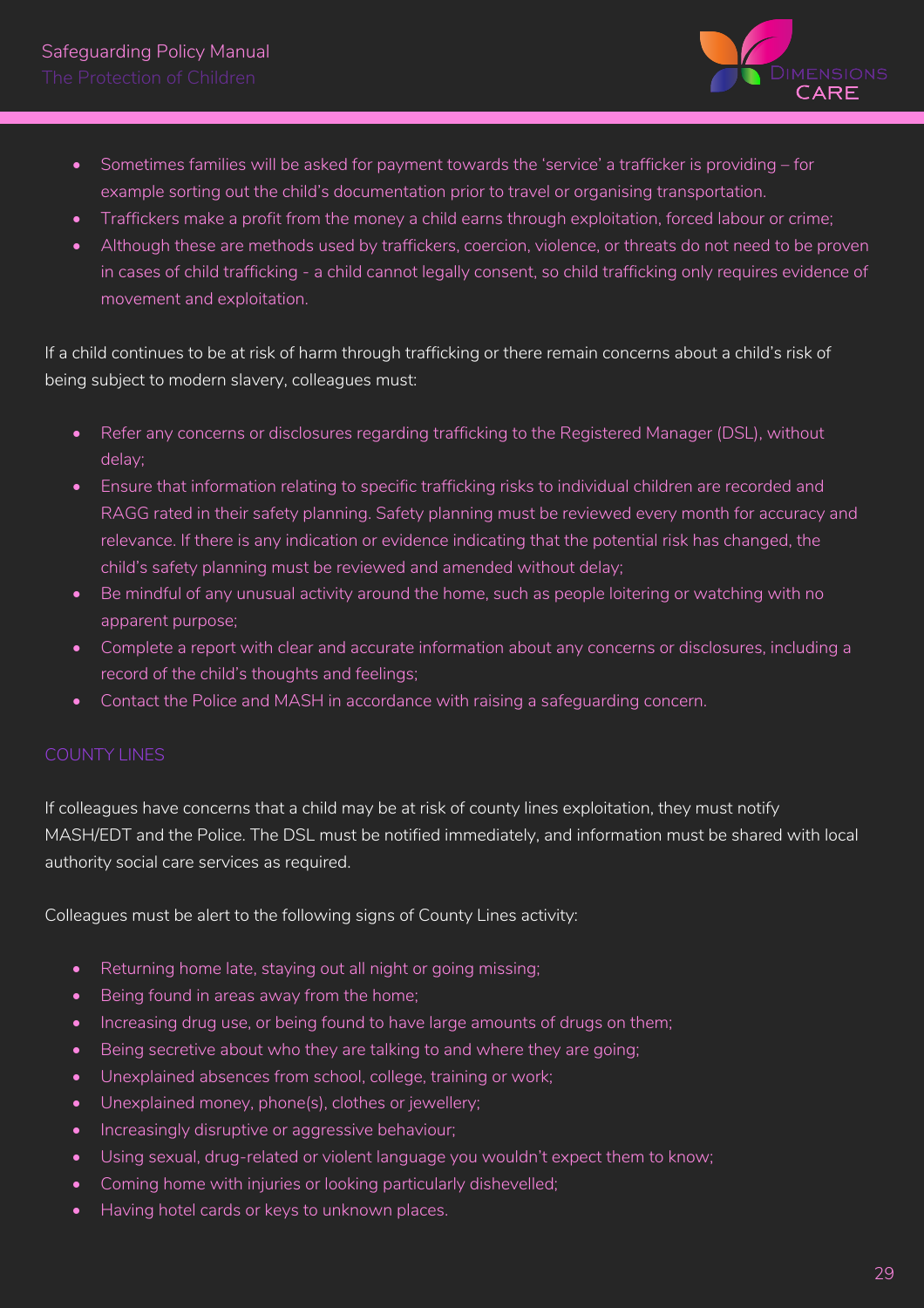- Sometimes families will be asked for payment towards the 'service' a trafficker is providing – for example sorting out the child's documentation prior to travel or organising transportation.
- Traffickers make a profit from the money a child earns through exploitation, forced labour or crime;
- Although these are methods used by traffickers, coercion, violence, or threats do not need to be proven in cases of child trafficking - a child cannot legally consent, so child trafficking only requires evidence of movement and exploitation.

If a child continues to be at risk of harm through trafficking or there remain concerns about a child's risk of being subject to modern slavery, colleagues must:

- Refer any concerns or disclosures regarding trafficking to the Registered Manager (DSL), without delay;
- Ensure that information relating to specific trafficking risks to individual children are recorded and RAGG rated in their safety planning. Safety planning must be reviewed every month for accuracy and relevance. If there is any indication or evidence indicating that the potential risk has changed, the child's safety planning must be reviewed and amended without delay;
- Be mindful of any unusual activity around the home, such as people loitering or watching with no apparent purpose;
- Complete a report with clear and accurate information about any concerns or disclosures, including a record of the child's thoughts and feelings;
- Contact the Police and MASH in accordance with raising a safeguarding concern.

## COUNTY LINES

If colleagues have concerns that a child may be at risk of county lines exploitation, they must notify MASH/EDT and the Police. The DSL must be notified immediately, and information must be shared with local authority social care services as required.

Colleagues must be alert to the following signs of County Lines activity:

- Returning home late, staying out all night or going missing;
- Being found in areas away from the home;
- Increasing drug use, or being found to have large amounts of drugs on them;
- Being secretive about who they are talking to and where they are going;
- Unexplained absences from school, college, training or work;
- Unexplained money, phone(s), clothes or jewellery;
- Increasingly disruptive or aggressive behaviour;
- Using sexual, drug-related or violent language you wouldn't expect them to know;
- Coming home with injuries or looking particularly dishevelled;
- Having hotel cards or keys to unknown places.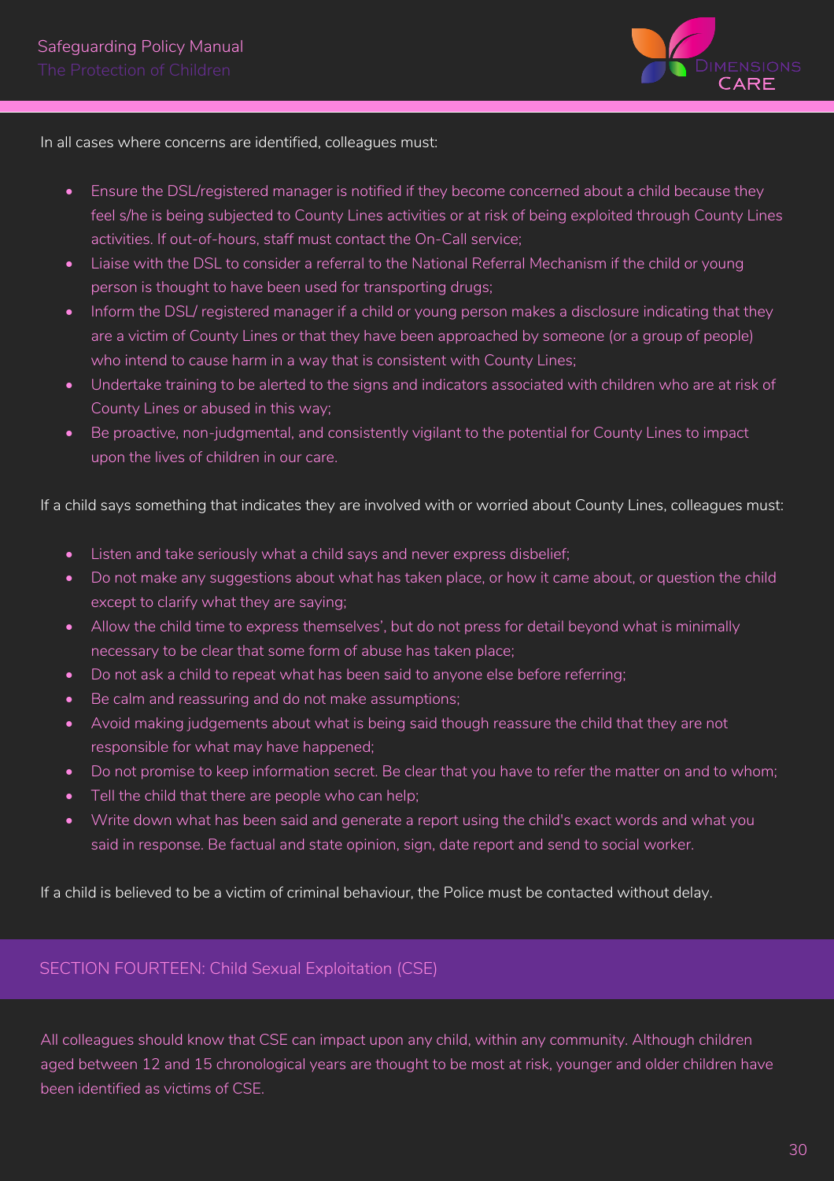In all cases where concerns are identified, colleagues must:

- Ensure the DSL/registered manager is notified if they become concerned about a child because they feel s/he is being subjected to County Lines activities or at risk of being exploited through County Lines activities. If out-of-hours, staff must contact the On-Call service;
- Liaise with the DSL to consider a referral to the National Referral Mechanism if the child or young person is thought to have been used for transporting drugs;
- Inform the DSL/ registered manager if a child or young person makes a disclosure indicating that they are a victim of County Lines or that they have been approached by someone (or a group of people) who intend to cause harm in a way that is consistent with County Lines;
- Undertake training to be alerted to the signs and indicators associated with children who are at risk of County Lines or abused in this way;
- Be proactive, non-judgmental, and consistently vigilant to the potential for County Lines to impact upon the lives of children in our care.

If a child says something that indicates they are involved with or worried about County Lines, colleagues must:

- Listen and take seriously what a child says and never express disbelief;
- Do not make any suggestions about what has taken place, or how it came about, or question the child except to clarify what they are saying;
- Allow the child time to express themselves', but do not press for detail beyond what is minimally necessary to be clear that some form of abuse has taken place;
- Do not ask a child to repeat what has been said to anyone else before referring;
- Be calm and reassuring and do not make assumptions;
- Avoid making judgements about what is being said though reassure the child that they are not responsible for what may have happened;
- Do not promise to keep information secret. Be clear that you have to refer the matter on and to whom;
- Tell the child that there are people who can help;
- Write down what has been said and generate a report using the child's exact words and what you said in response. Be factual and state opinion, sign, date report and send to social worker.

If a child is believed to be a victim of criminal behaviour, the Police must be contacted without delay.

## SECTION FOURTEEN: Child Sexual Exploitation (CSE)

All colleagues should know that CSE can impact upon any child, within any community. Although children aged between 12 and 15 chronological years are thought to be most at risk, younger and older children have been identified as victims of CSE.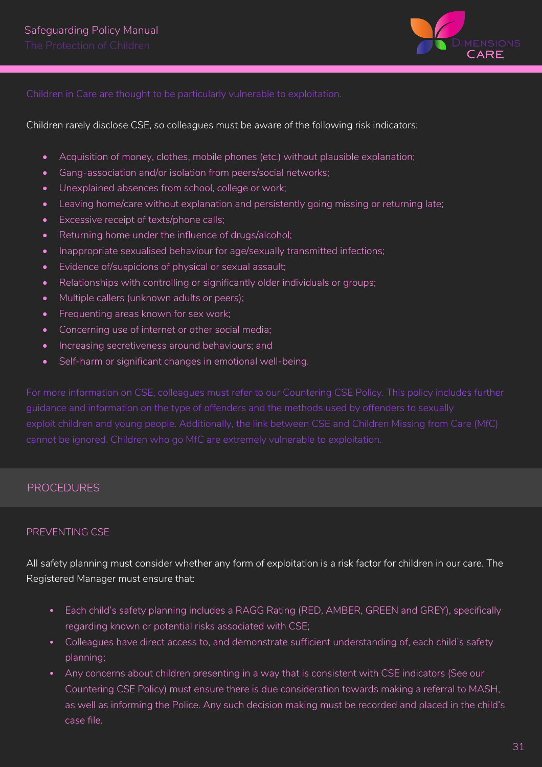Children in Care are thought to be particularly vulnerable to exploitation.

Children rarely disclose CSE, so colleagues must be aware of the following risk indicators:

- Acquisition of money, clothes, mobile phones (etc.) without plausible explanation;
- Gang-association and/or isolation from peers/social networks;
- Unexplained absences from school, college or work;
- Leaving home/care without explanation and persistently going missing or returning late;
- Excessive receipt of texts/phone calls;
- Returning home under the influence of drugs/alcohol;
- Inappropriate sexualised behaviour for age/sexually transmitted infections;
- Evidence of/suspicions of physical or sexual assault;
- Relationships with controlling or significantly older individuals or groups;
- Multiple callers (unknown adults or peers);
- Frequenting areas known for sex work;
- Concerning use of internet or other social media;
- Increasing secretiveness around behaviours; and
- Self-harm or significant changes in emotional well-being.

For more information on CSE, colleagues must refer to our Countering CSE Policy. This policy includes further guidance and information on the type of offenders and the methods used by offenders to sexually exploit children and young people. Additionally, the link between CSE and Children Missing from Care (MfC) cannot be ignored. Children who go MfC are extremely vulnerable to exploitation.

## PROCEDURES

### PREVENTING CSE

All safety planning must consider whether any form of exploitation is a risk factor for children in our care. The Registered Manager must ensure that:

- Each child's safety planning includes a RAGG Rating (RED, AMBER, GREEN and GREY), specifically regarding known or potential risks associated with CSE;
- Colleagues have direct access to, and demonstrate sufficient understanding of, each child's safety planning;
- Any concerns about children presenting in a way that is consistent with CSE indicators (See our Countering CSE Policy) must ensure there is due consideration towards making a referral to MASH, as well as informing the Police. Any such decision making must be recorded and placed in the child's case file.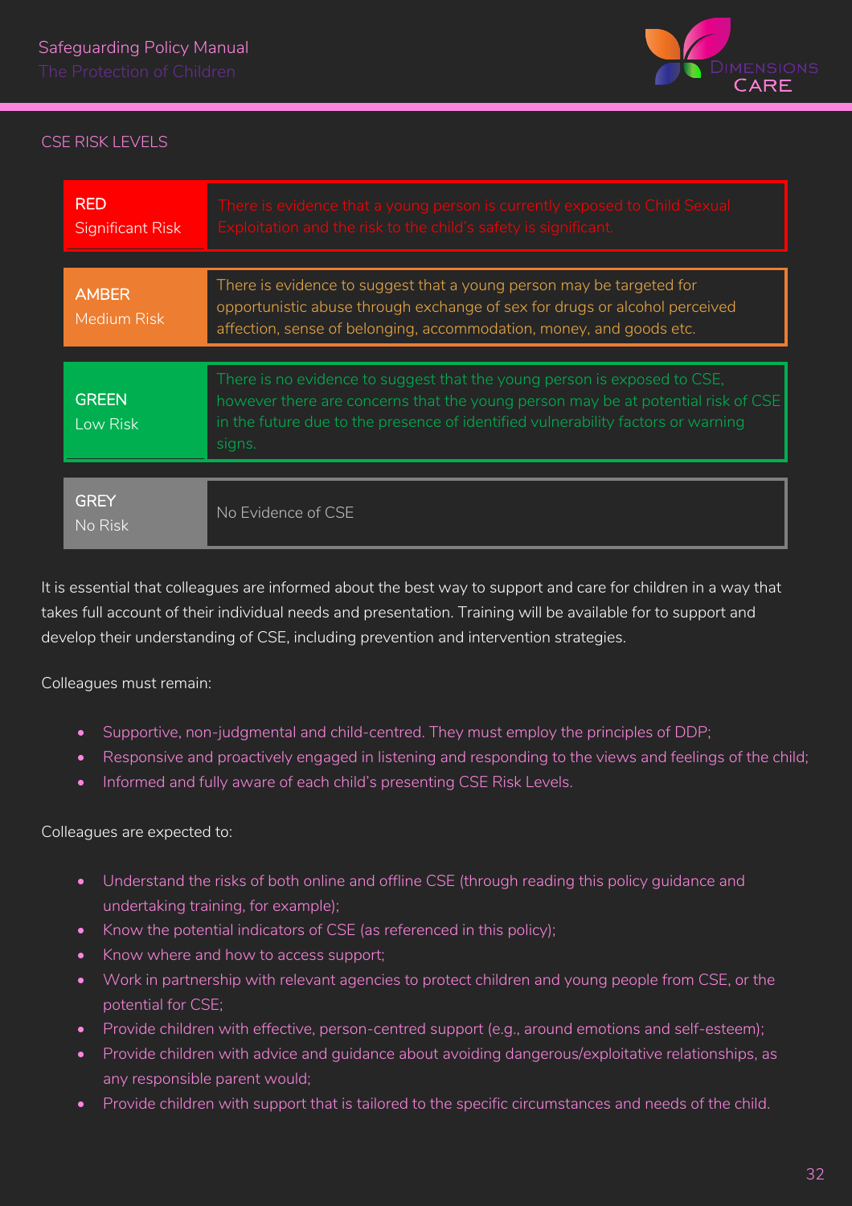## CSE RISK LEVELS

| Risk Level | Description |
|---|---|
| RED Significant Risk | There is evidence that a young person is currently exposed to Child Sexual Exploitation and the risk to the child's safety is significant. |
| AMBER Medium Risk | There is evidence to suggest that a young person may be targeted for opportunistic abuse through exchange of sex for drugs or alcohol perceived affection, sense of belonging, accommodation, money, and goods etc. |
| GREEN Low Risk | There is no evidence to suggest that the young person is exposed to CSE, however there are concerns that the young person may be at potential risk of CSE in the future due to the presence of identified vulnerability factors or warning signs. |
| GREY No Risk | No Evidence of CSE |

It is essential that colleagues are informed about the best way to support and care for children in a way that takes full account of their individual needs and presentation. Training will be available for to support and develop their understanding of CSE, including prevention and intervention strategies.

Colleagues must remain:

- Supportive, non-judgmental and child-centred. They must employ the principles of DDP;
- Responsive and proactively engaged in listening and responding to the views and feelings of the child;
- Informed and fully aware of each child's presenting CSE Risk Levels.

Colleagues are expected to:

- Understand the risks of both online and offline CSE (through reading this policy guidance and undertaking training, for example);
- Know the potential indicators of CSE (as referenced in this policy);
- Know where and how to access support;
- Work in partnership with relevant agencies to protect children and young people from CSE, or the potential for CSE;
- Provide children with effective, person-centred support (e.g., around emotions and self-esteem);
- Provide children with advice and guidance about avoiding dangerous/exploitative relationships, as any responsible parent would;
- Provide children with support that is tailored to the specific circumstances and needs of the child.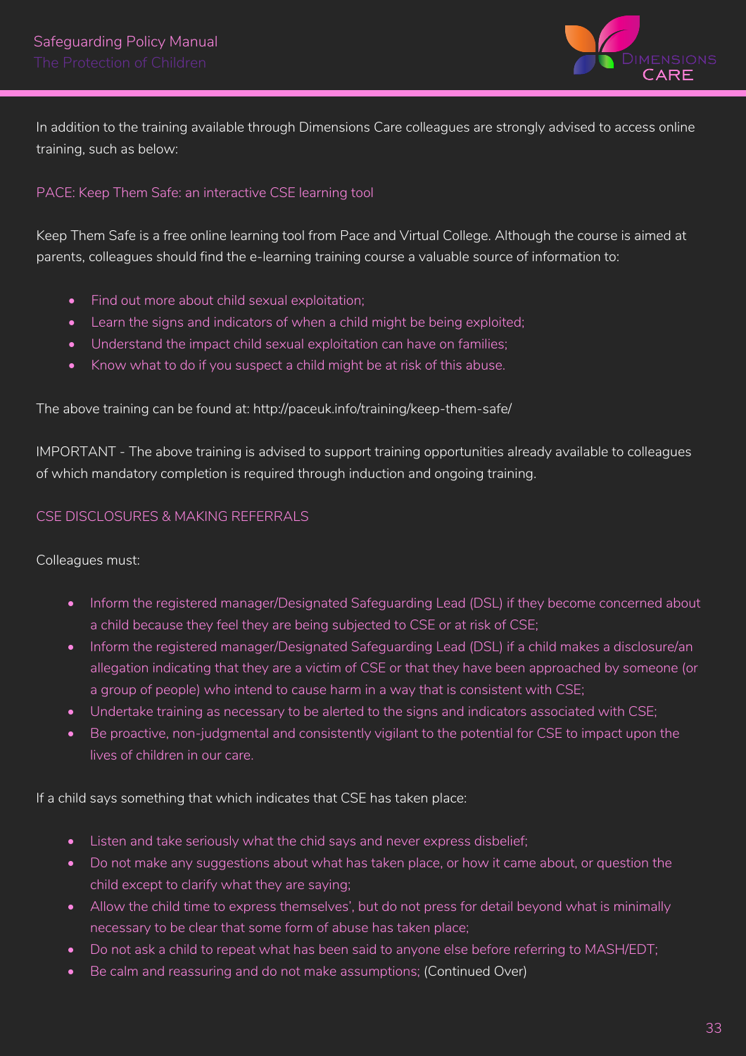In addition to the training available through Dimensions Care colleagues are strongly advised to access online training, such as below:

### PACE: Keep Them Safe: an interactive CSE learning tool

Keep Them Safe is a free online learning tool from Pace and Virtual College. Although the course is aimed at parents, colleagues should find the e-learning training course a valuable source of information to:

- Find out more about child sexual exploitation;
- Learn the signs and indicators of when a child might be being exploited;
- Understand the impact child sexual exploitation can have on families;
- Know what to do if you suspect a child might be at risk of this abuse.

The above training can be found at: http://paceuk.info/training/keep-them-safe/

IMPORTANT - The above training is advised to support training opportunities already available to colleagues of which mandatory completion is required through induction and ongoing training.

### CSE DISCLOSURES & MAKING REFERRALS

Colleagues must:

- Inform the registered manager/Designated Safeguarding Lead (DSL) if they become concerned about a child because they feel they are being subjected to CSE or at risk of CSE;
- Inform the registered manager/Designated Safeguarding Lead (DSL) if a child makes a disclosure/an allegation indicating that they are a victim of CSE or that they have been approached by someone (or a group of people) who intend to cause harm in a way that is consistent with CSE;
- Undertake training as necessary to be alerted to the signs and indicators associated with CSE;
- Be proactive, non-judgmental and consistently vigilant to the potential for CSE to impact upon the lives of children in our care.

If a child says something that which indicates that CSE has taken place:

- Listen and take seriously what the chid says and never express disbelief;
- Do not make any suggestions about what has taken place, or how it came about, or question the child except to clarify what they are saying;
- Allow the child time to express themselves', but do not press for detail beyond what is minimally necessary to be clear that some form of abuse has taken place;
- Do not ask a child to repeat what has been said to anyone else before referring to MASH/EDT;
- Be calm and reassuring and do not make assumptions; (Continued Over)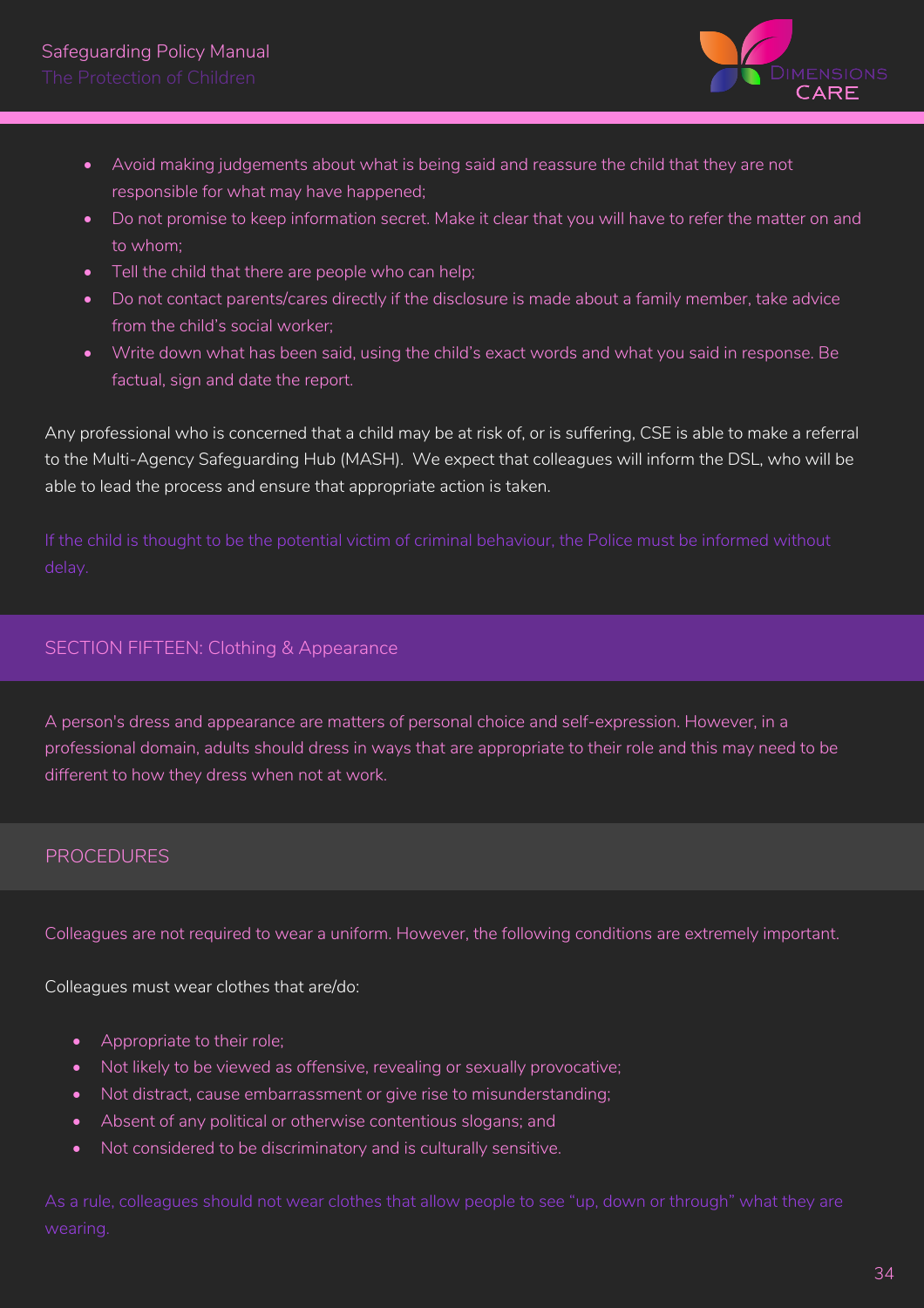- Avoid making judgements about what is being said and reassure the child that they are not responsible for what may have happened;
- Do not promise to keep information secret. Make it clear that you will have to refer the matter on and to whom;
- Tell the child that there are people who can help;
- Do not contact parents/cares directly if the disclosure is made about a family member, take advice from the child's social worker;
- Write down what has been said, using the child's exact words and what you said in response. Be factual, sign and date the report.

Any professional who is concerned that a child may be at risk of, or is suffering, CSE is able to make a referral to the Multi-Agency Safeguarding Hub (MASH). We expect that colleagues will inform the DSL, who will be able to lead the process and ensure that appropriate action is taken.

If the child is thought to be the potential victim of criminal behaviour, the Police must be informed without delay.

## SECTION FIFTEEN: Clothing & Appearance

A person's dress and appearance are matters of personal choice and self-expression. However, in a professional domain, adults should dress in ways that are appropriate to their role and this may need to be different to how they dress when not at work.

### PROCEDURES

Colleagues are not required to wear a uniform. However, the following conditions are extremely important.

Colleagues must wear clothes that are/do:

- Appropriate to their role;
- Not likely to be viewed as offensive, revealing or sexually provocative;
- Not distract, cause embarrassment or give rise to misunderstanding;
- Absent of any political or otherwise contentious slogans; and
- Not considered to be discriminatory and is culturally sensitive.

As a rule, colleagues should not wear clothes that allow people to see "up, down or through" what they are wearing.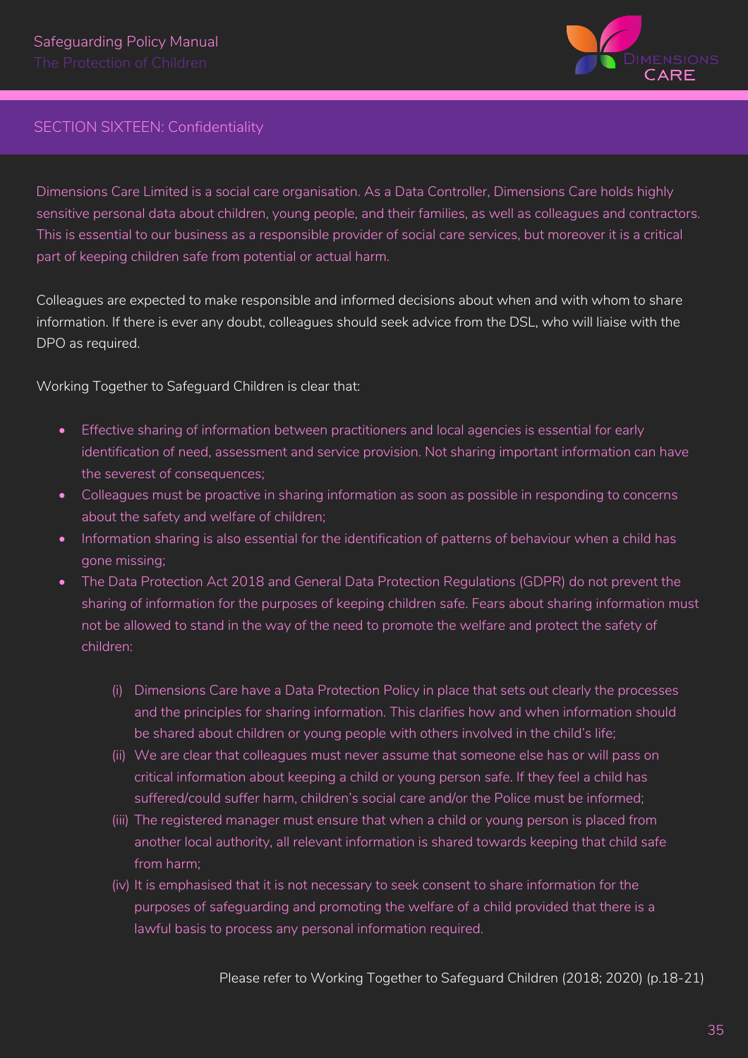## SECTION SIXTEEN: Confidentiality

Dimensions Care Limited is a social care organisation. As a Data Controller, Dimensions Care holds highly sensitive personal data about children, young people, and their families, as well as colleagues and contractors. This is essential to our business as a responsible provider of social care services, but moreover it is a critical part of keeping children safe from potential or actual harm.

Colleagues are expected to make responsible and informed decisions about when and with whom to share information. If there is ever any doubt, colleagues should seek advice from the DSL, who will liaise with the DPO as required.

Working Together to Safeguard Children is clear that:

- Effective sharing of information between practitioners and local agencies is essential for early identification of need, assessment and service provision. Not sharing important information can have the severest of consequences;
- Colleagues must be proactive in sharing information as soon as possible in responding to concerns about the safety and welfare of children;
- Information sharing is also essential for the identification of patterns of behaviour when a child has gone missing;
- The Data Protection Act 2018 and General Data Protection Regulations (GDPR) do not prevent the sharing of information for the purposes of keeping children safe. Fears about sharing information must not be allowed to stand in the way of the need to promote the welfare and protect the safety of children:

    (i) Dimensions Care have a Data Protection Policy in place that sets out clearly the processes and the principles for sharing information. This clarifies how and when information should be shared about children or young people with others involved in the child's life;

    (ii) We are clear that colleagues must never assume that someone else has or will pass on critical information about keeping a child or young person safe. If they feel a child has suffered/could suffer harm, children's social care and/or the Police must be informed;

    (iii) The registered manager must ensure that when a child or young person is placed from another local authority, all relevant information is shared towards keeping that child safe from harm;

    (iv) It is emphasised that it is not necessary to seek consent to share information for the purposes of safeguarding and promoting the welfare of a child provided that there is a lawful basis to process any personal information required.

Please refer to Working Together to Safeguard Children (2018; 2020) (p.18-21)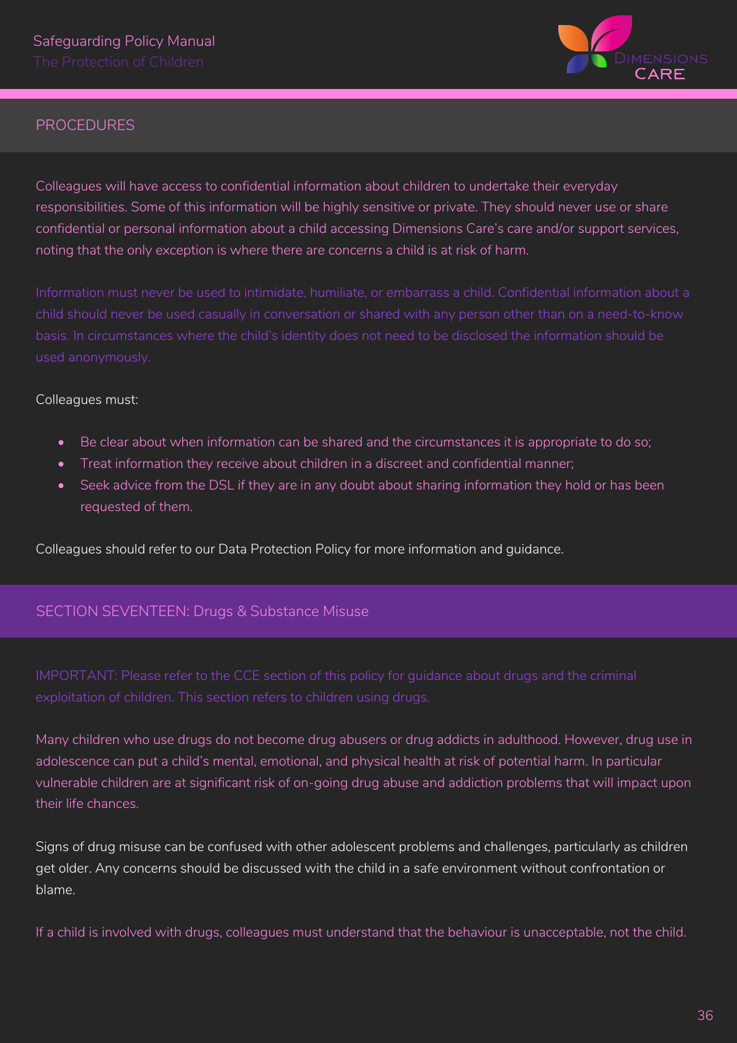## PROCEDURES

Colleagues will have access to confidential information about children to undertake their everyday responsibilities. Some of this information will be highly sensitive or private. They should never use or share confidential or personal information about a child accessing Dimensions Care's care and/or support services, noting that the only exception is where there are concerns a child is at risk of harm.

Information must never be used to intimidate, humiliate, or embarrass a child. Confidential information about a child should never be used casually in conversation or shared with any person other than on a need-to-know basis. In circumstances where the child's identity does not need to be disclosed the information should be used anonymously.

Colleagues must:

- Be clear about when information can be shared and the circumstances it is appropriate to do so;
- Treat information they receive about children in a discreet and confidential manner;
- Seek advice from the DSL if they are in any doubt about sharing information they hold or has been requested of them.

Colleagues should refer to our Data Protection Policy for more information and guidance.

## SECTION SEVENTEEN: Drugs & Substance Misuse

IMPORTANT: Please refer to the CCE section of this policy for guidance about drugs and the criminal exploitation of children. This section refers to children using drugs.

Many children who use drugs do not become drug abusers or drug addicts in adulthood. However, drug use in adolescence can put a child's mental, emotional, and physical health at risk of potential harm. In particular vulnerable children are at significant risk of on-going drug abuse and addiction problems that will impact upon their life chances.

Signs of drug misuse can be confused with other adolescent problems and challenges, particularly as children get older. Any concerns should be discussed with the child in a safe environment without confrontation or blame.

If a child is involved with drugs, colleagues must understand that the behaviour is unacceptable, not the child.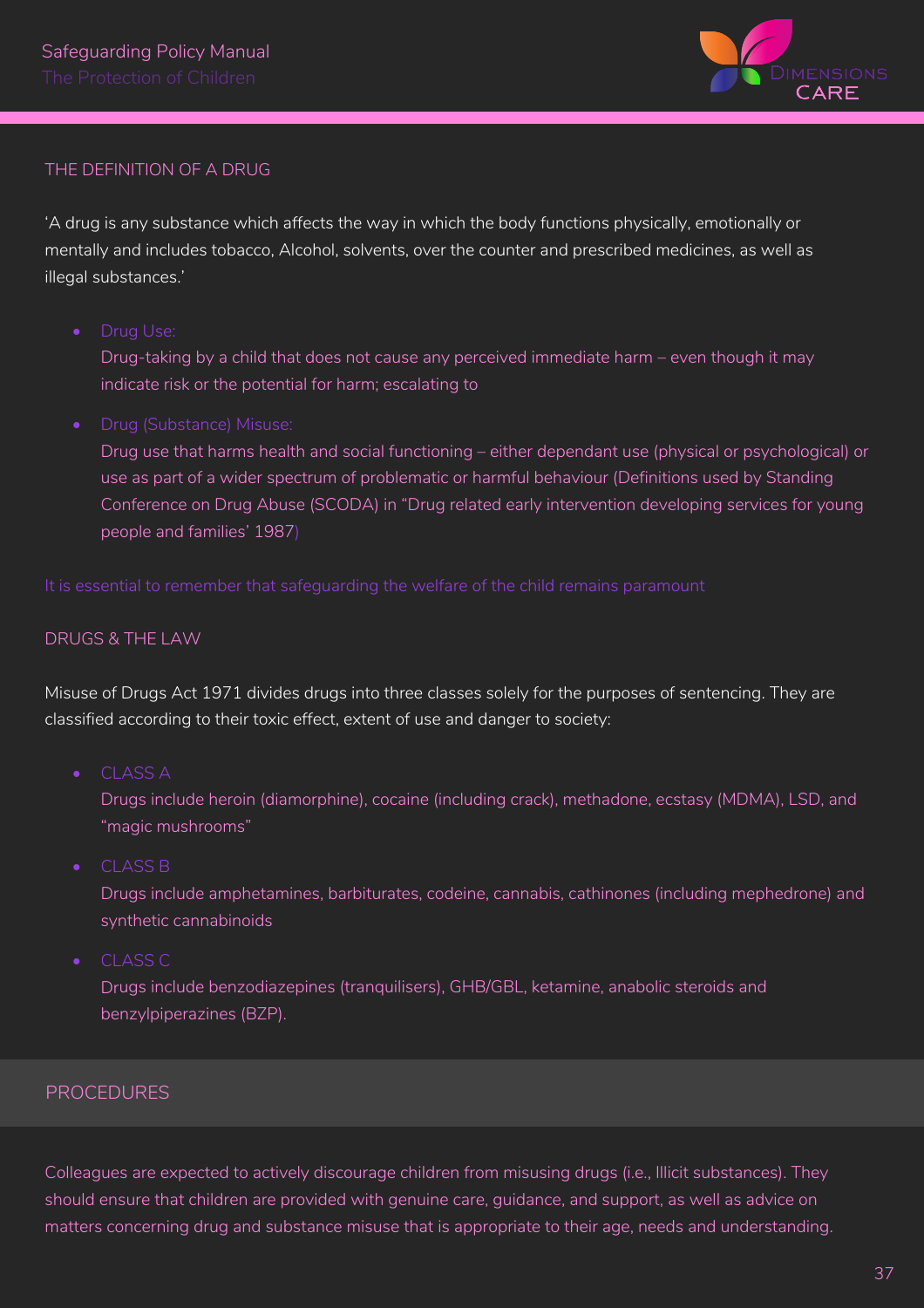## THE DEFINITION OF A DRUG

'A drug is any substance which affects the way in which the body functions physically, emotionally or mentally and includes tobacco, Alcohol, solvents, over the counter and prescribed medicines, as well as illegal substances.'

- Drug Use:
  Drug-taking by a child that does not cause any perceived immediate harm – even though it may indicate risk or the potential for harm; escalating to
- Drug (Substance) Misuse:
  Drug use that harms health and social functioning – either dependant use (physical or psychological) or use as part of a wider spectrum of problematic or harmful behaviour (Definitions used by Standing Conference on Drug Abuse (SCODA) in "Drug related early intervention developing services for young people and families' 1987)

It is essential to remember that safeguarding the welfare of the child remains paramount

## DRUGS & THE LAW

Misuse of Drugs Act 1971 divides drugs into three classes solely for the purposes of sentencing. They are classified according to their toxic effect, extent of use and danger to society:

- CLASS A
  Drugs include heroin (diamorphine), cocaine (including crack), methadone, ecstasy (MDMA), LSD, and "magic mushrooms"
- CLASS B
  Drugs include amphetamines, barbiturates, codeine, cannabis, cathinones (including mephedrone) and synthetic cannabinoids
- CLASS C
  Drugs include benzodiazepines (tranquilisers), GHB/GBL, ketamine, anabolic steroids and benzylpiperazines (BZP).

## PROCEDURES

Colleagues are expected to actively discourage children from misusing drugs (i.e., Illicit substances). They should ensure that children are provided with genuine care, guidance, and support, as well as advice on matters concerning drug and substance misuse that is appropriate to their age, needs and understanding.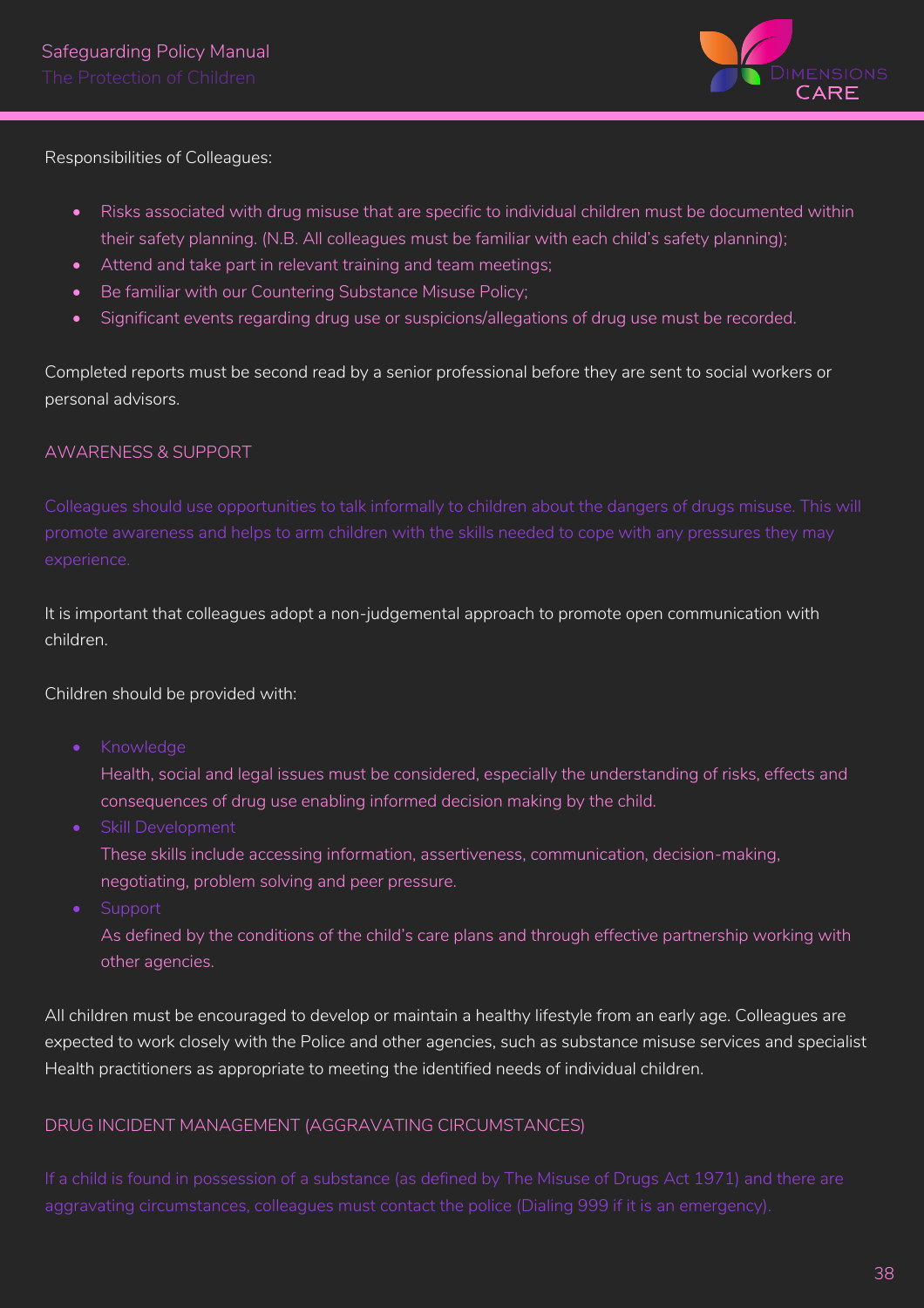Responsibilities of Colleagues:

- Risks associated with drug misuse that are specific to individual children must be documented within their safety planning. (N.B. All colleagues must be familiar with each child's safety planning);
- Attend and take part in relevant training and team meetings;
- Be familiar with our Countering Substance Misuse Policy;
- Significant events regarding drug use or suspicions/allegations of drug use must be recorded.

Completed reports must be second read by a senior professional before they are sent to social workers or personal advisors.

## AWARENESS & SUPPORT

Colleagues should use opportunities to talk informally to children about the dangers of drugs misuse. This will promote awareness and helps to arm children with the skills needed to cope with any pressures they may experience.

It is important that colleagues adopt a non-judgemental approach to promote open communication with children.

Children should be provided with:

- Knowledge
  Health, social and legal issues must be considered, especially the understanding of risks, effects and consequences of drug use enabling informed decision making by the child.
- Skill Development
  These skills include accessing information, assertiveness, communication, decision-making, negotiating, problem solving and peer pressure.
- Support
  As defined by the conditions of the child's care plans and through effective partnership working with other agencies.

All children must be encouraged to develop or maintain a healthy lifestyle from an early age. Colleagues are expected to work closely with the Police and other agencies, such as substance misuse services and specialist Health practitioners as appropriate to meeting the identified needs of individual children.

## DRUG INCIDENT MANAGEMENT (AGGRAVATING CIRCUMSTANCES)

If a child is found in possession of a substance (as defined by The Misuse of Drugs Act 1971) and there are aggravating circumstances, colleagues must contact the police (Dialing 999 if it is an emergency).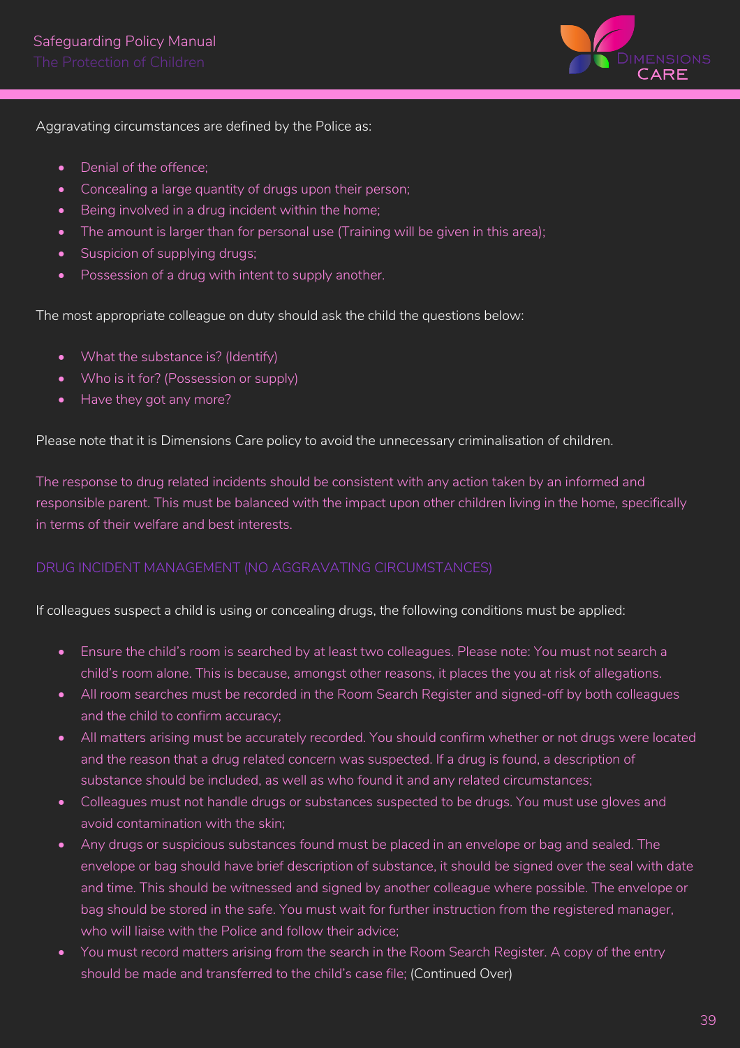Aggravating circumstances are defined by the Police as:

- Denial of the offence;
- Concealing a large quantity of drugs upon their person;
- Being involved in a drug incident within the home;
- The amount is larger than for personal use (Training will be given in this area);
- Suspicion of supplying drugs;
- Possession of a drug with intent to supply another.

The most appropriate colleague on duty should ask the child the questions below:

- What the substance is? (Identify)
- Who is it for? (Possession or supply)
- Have they got any more?

Please note that it is Dimensions Care policy to avoid the unnecessary criminalisation of children.

The response to drug related incidents should be consistent with any action taken by an informed and responsible parent. This must be balanced with the impact upon other children living in the home, specifically in terms of their welfare and best interests.

### DRUG INCIDENT MANAGEMENT (NO AGGRAVATING CIRCUMSTANCES)

If colleagues suspect a child is using or concealing drugs, the following conditions must be applied:

- Ensure the child's room is searched by at least two colleagues. Please note: You must not search a child's room alone. This is because, amongst other reasons, it places the you at risk of allegations.
- All room searches must be recorded in the Room Search Register and signed-off by both colleagues and the child to confirm accuracy;
- All matters arising must be accurately recorded. You should confirm whether or not drugs were located and the reason that a drug related concern was suspected. If a drug is found, a description of substance should be included, as well as who found it and any related circumstances;
- Colleagues must not handle drugs or substances suspected to be drugs. You must use gloves and avoid contamination with the skin;
- Any drugs or suspicious substances found must be placed in an envelope or bag and sealed. The envelope or bag should have brief description of substance, it should be signed over the seal with date and time. This should be witnessed and signed by another colleague where possible. The envelope or bag should be stored in the safe. You must wait for further instruction from the registered manager, who will liaise with the Police and follow their advice;
- You must record matters arising from the search in the Room Search Register. A copy of the entry should be made and transferred to the child's case file; (Continued Over)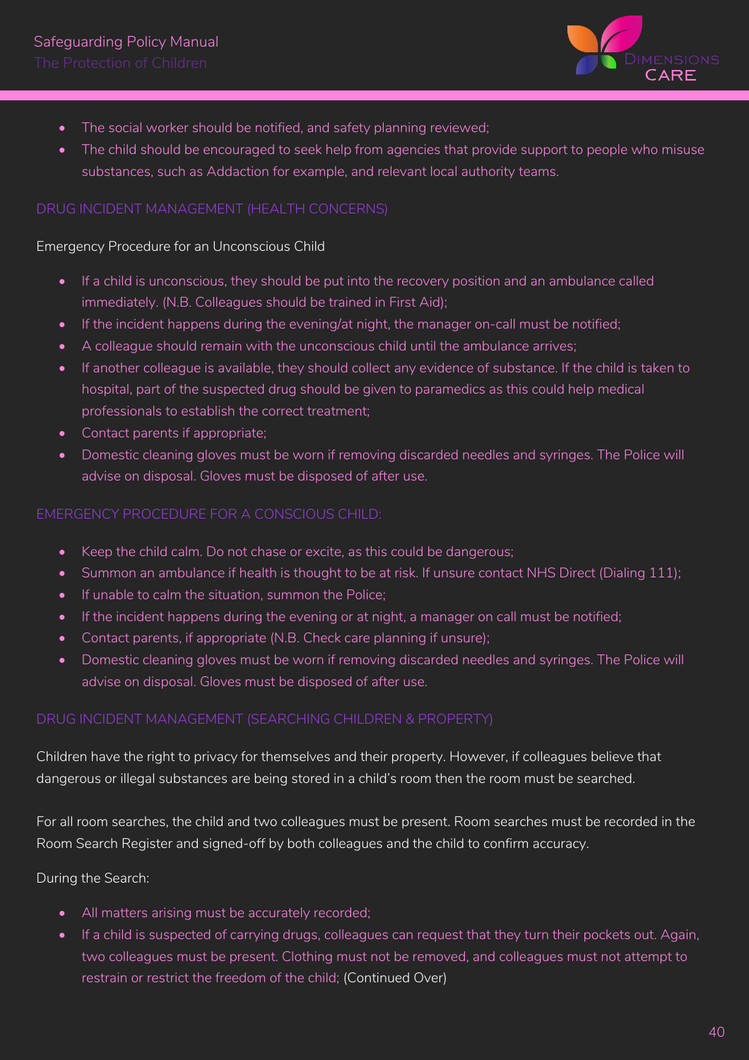- The social worker should be notified, and safety planning reviewed;
- The child should be encouraged to seek help from agencies that provide support to people who misuse substances, such as Addaction for example, and relevant local authority teams.

## DRUG INCIDENT MANAGEMENT (HEALTH CONCERNS)

Emergency Procedure for an Unconscious Child

- If a child is unconscious, they should be put into the recovery position and an ambulance called immediately. (N.B. Colleagues should be trained in First Aid);
- If the incident happens during the evening/at night, the manager on-call must be notified;
- A colleague should remain with the unconscious child until the ambulance arrives;
- If another colleague is available, they should collect any evidence of substance. If the child is taken to hospital, part of the suspected drug should be given to paramedics as this could help medical professionals to establish the correct treatment;
- Contact parents if appropriate;
- Domestic cleaning gloves must be worn if removing discarded needles and syringes. The Police will advise on disposal. Gloves must be disposed of after use.

## EMERGENCY PROCEDURE FOR A CONSCIOUS CHILD:

- Keep the child calm. Do not chase or excite, as this could be dangerous;
- Summon an ambulance if health is thought to be at risk. If unsure contact NHS Direct (Dialing 111);
- If unable to calm the situation, summon the Police;
- If the incident happens during the evening or at night, a manager on call must be notified;
- Contact parents, if appropriate (N.B. Check care planning if unsure);
- Domestic cleaning gloves must be worn if removing discarded needles and syringes. The Police will advise on disposal. Gloves must be disposed of after use.

## DRUG INCIDENT MANAGEMENT (SEARCHING CHILDREN & PROPERTY)

Children have the right to privacy for themselves and their property. However, if colleagues believe that dangerous or illegal substances are being stored in a child's room then the room must be searched.

For all room searches, the child and two colleagues must be present. Room searches must be recorded in the Room Search Register and signed-off by both colleagues and the child to confirm accuracy.

During the Search:

- All matters arising must be accurately recorded;
- If a child is suspected of carrying drugs, colleagues can request that they turn their pockets out. Again, two colleagues must be present. Clothing must not be removed, and colleagues must not attempt to restrain or restrict the freedom of the child; (Continued Over)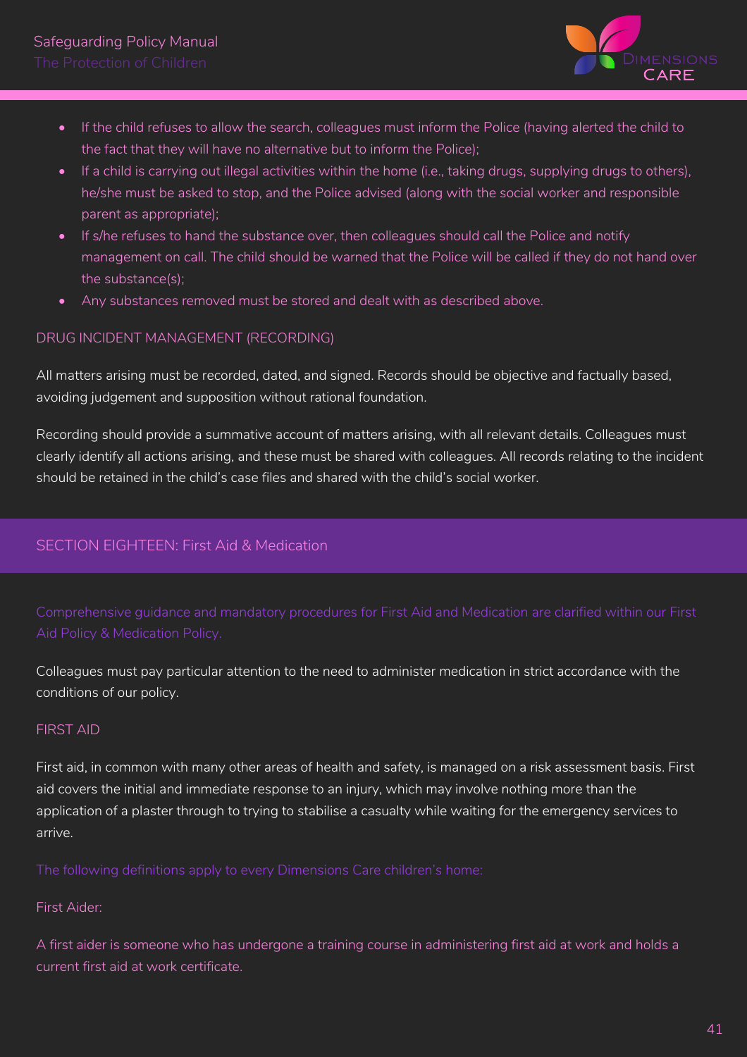- If the child refuses to allow the search, colleagues must inform the Police (having alerted the child to the fact that they will have no alternative but to inform the Police);
- If a child is carrying out illegal activities within the home (i.e., taking drugs, supplying drugs to others), he/she must be asked to stop, and the Police advised (along with the social worker and responsible parent as appropriate);
- If s/he refuses to hand the substance over, then colleagues should call the Police and notify management on call. The child should be warned that the Police will be called if they do not hand over the substance(s);
- Any substances removed must be stored and dealt with as described above.

### DRUG INCIDENT MANAGEMENT (RECORDING)

All matters arising must be recorded, dated, and signed. Records should be objective and factually based, avoiding judgement and supposition without rational foundation.

Recording should provide a summative account of matters arising, with all relevant details. Colleagues must clearly identify all actions arising, and these must be shared with colleagues. All records relating to the incident should be retained in the child's case files and shared with the child's social worker.

## SECTION EIGHTEEN: First Aid & Medication

Comprehensive guidance and mandatory procedures for First Aid and Medication are clarified within our First Aid Policy & Medication Policy.

Colleagues must pay particular attention to the need to administer medication in strict accordance with the conditions of our policy.

### FIRST AID

First aid, in common with many other areas of health and safety, is managed on a risk assessment basis. First aid covers the initial and immediate response to an injury, which may involve nothing more than the application of a plaster through to trying to stabilise a casualty while waiting for the emergency services to arrive.

The following definitions apply to every Dimensions Care children's home:

First Aider:

A first aider is someone who has undergone a training course in administering first aid at work and holds a current first aid at work certificate.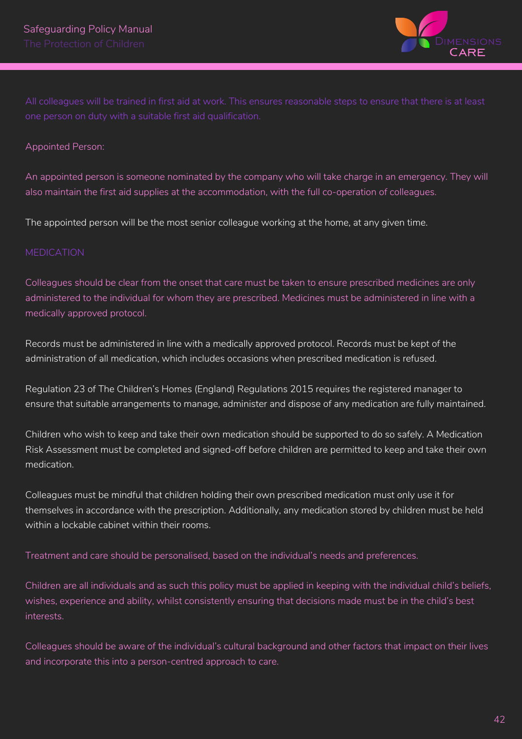All colleagues will be trained in first aid at work. This ensures reasonable steps to ensure that there is at least one person on duty with a suitable first aid qualification.

Appointed Person:

An appointed person is someone nominated by the company who will take charge in an emergency. They will also maintain the first aid supplies at the accommodation, with the full co-operation of colleagues.

The appointed person will be the most senior colleague working at the home, at any given time.

## MEDICATION

Colleagues should be clear from the onset that care must be taken to ensure prescribed medicines are only administered to the individual for whom they are prescribed. Medicines must be administered in line with a medically approved protocol.

Records must be administered in line with a medically approved protocol. Records must be kept of the administration of all medication, which includes occasions when prescribed medication is refused.

Regulation 23 of The Children's Homes (England) Regulations 2015 requires the registered manager to ensure that suitable arrangements to manage, administer and dispose of any medication are fully maintained.

Children who wish to keep and take their own medication should be supported to do so safely. A Medication Risk Assessment must be completed and signed-off before children are permitted to keep and take their own medication.

Colleagues must be mindful that children holding their own prescribed medication must only use it for themselves in accordance with the prescription. Additionally, any medication stored by children must be held within a lockable cabinet within their rooms.

Treatment and care should be personalised, based on the individual's needs and preferences.

Children are all individuals and as such this policy must be applied in keeping with the individual child's beliefs, wishes, experience and ability, whilst consistently ensuring that decisions made must be in the child's best interests.

Colleagues should be aware of the individual's cultural background and other factors that impact on their lives and incorporate this into a person-centred approach to care.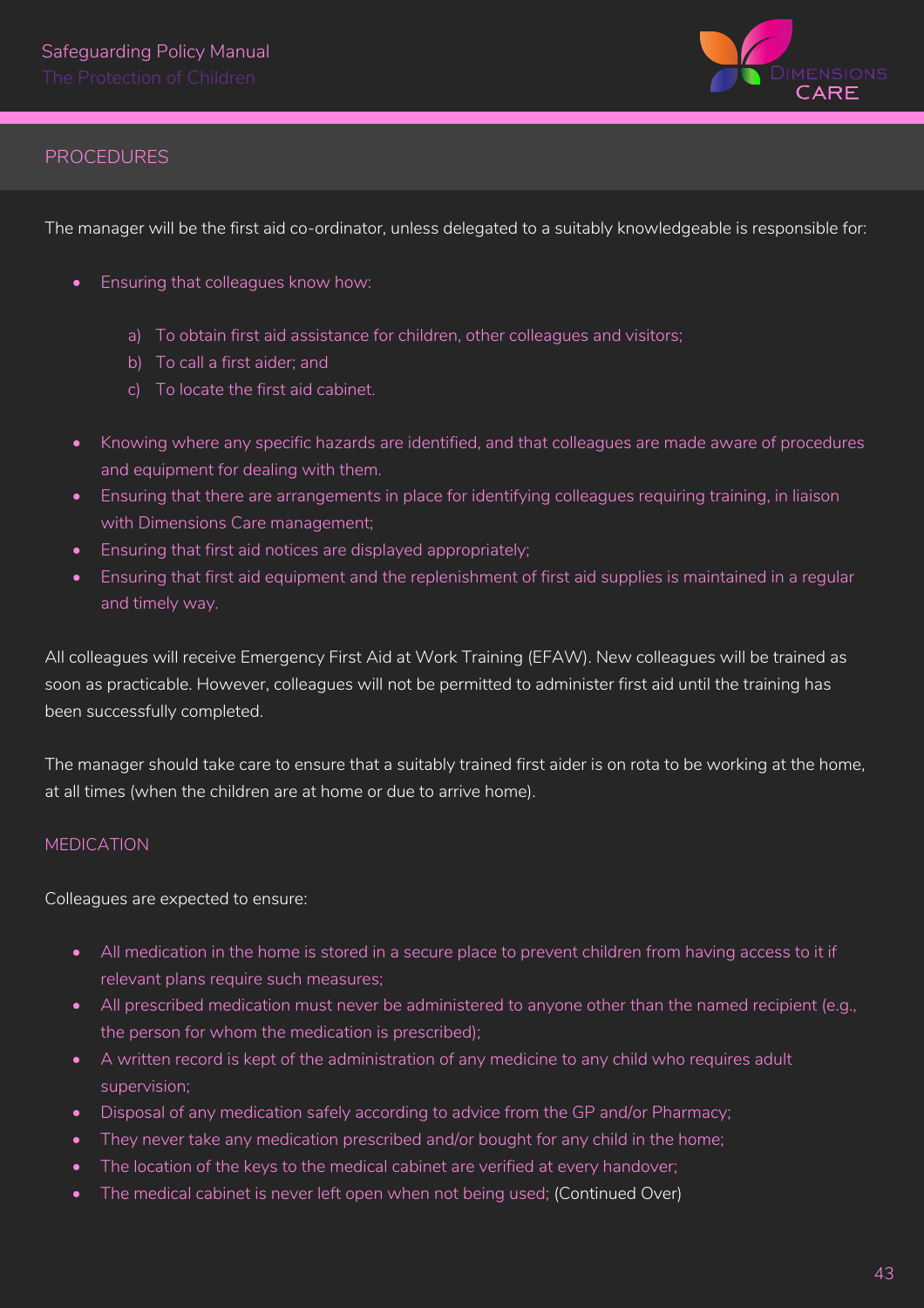## PROCEDURES

The manager will be the first aid co-ordinator, unless delegated to a suitably knowledgeable is responsible for:

- Ensuring that colleagues know how:
    a) To obtain first aid assistance for children, other colleagues and visitors;
    b) To call a first aider; and
    c) To locate the first aid cabinet.
- Knowing where any specific hazards are identified, and that colleagues are made aware of procedures and equipment for dealing with them.
- Ensuring that there are arrangements in place for identifying colleagues requiring training, in liaison with Dimensions Care management;
- Ensuring that first aid notices are displayed appropriately;
- Ensuring that first aid equipment and the replenishment of first aid supplies is maintained in a regular and timely way.

All colleagues will receive Emergency First Aid at Work Training (EFAW). New colleagues will be trained as soon as practicable. However, colleagues will not be permitted to administer first aid until the training has been successfully completed.

The manager should take care to ensure that a suitably trained first aider is on rota to be working at the home, at all times (when the children are at home or due to arrive home).

### MEDICATION

Colleagues are expected to ensure:

- All medication in the home is stored in a secure place to prevent children from having access to it if relevant plans require such measures;
- All prescribed medication must never be administered to anyone other than the named recipient (e.g., the person for whom the medication is prescribed);
- A written record is kept of the administration of any medicine to any child who requires adult supervision;
- Disposal of any medication safely according to advice from the GP and/or Pharmacy;
- They never take any medication prescribed and/or bought for any child in the home;
- The location of the keys to the medical cabinet are verified at every handover;
- The medical cabinet is never left open when not being used; (Continued Over)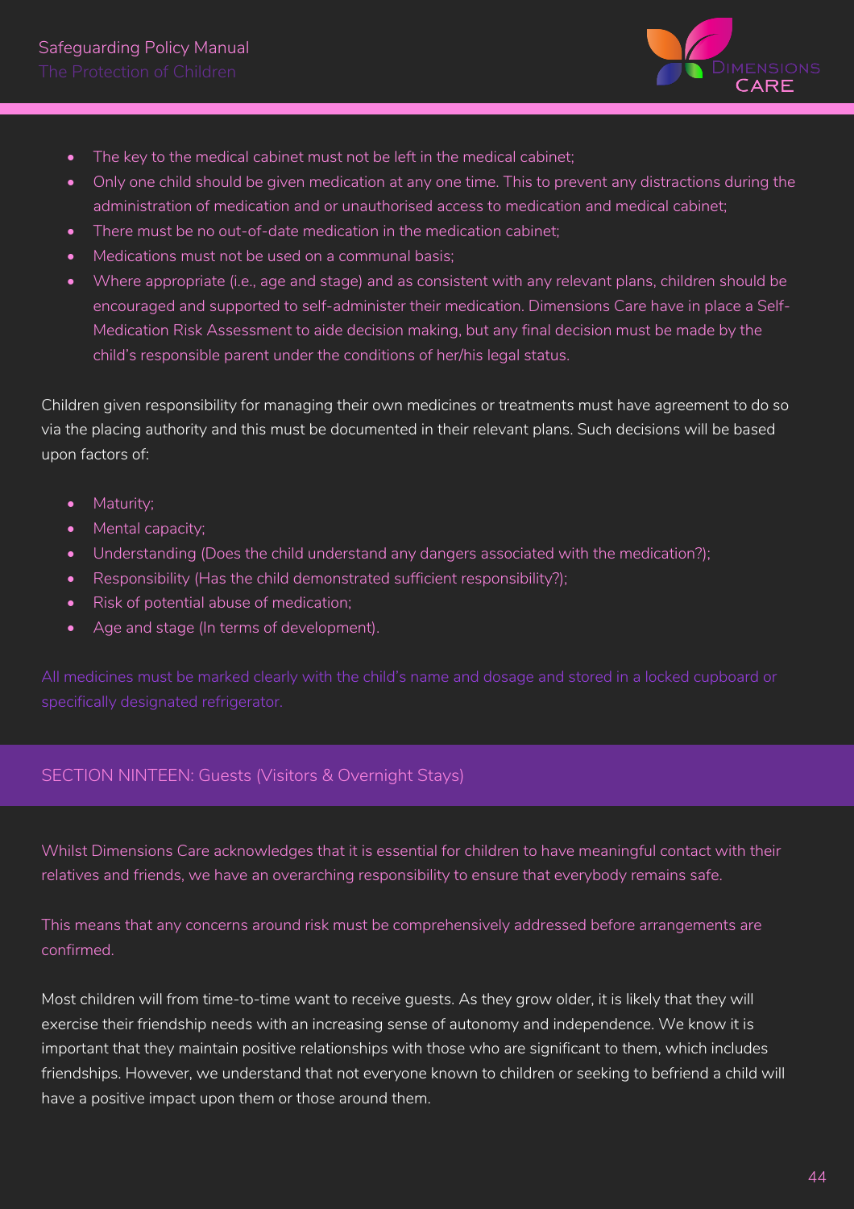- The key to the medical cabinet must not be left in the medical cabinet;
- Only one child should be given medication at any one time. This to prevent any distractions during the administration of medication and or unauthorised access to medication and medical cabinet;
- There must be no out-of-date medication in the medication cabinet;
- Medications must not be used on a communal basis;
- Where appropriate (i.e., age and stage) and as consistent with any relevant plans, children should be encouraged and supported to self-administer their medication. Dimensions Care have in place a Self-Medication Risk Assessment to aide decision making, but any final decision must be made by the child's responsible parent under the conditions of her/his legal status.

Children given responsibility for managing their own medicines or treatments must have agreement to do so via the placing authority and this must be documented in their relevant plans. Such decisions will be based upon factors of:

- Maturity;
- Mental capacity;
- Understanding (Does the child understand any dangers associated with the medication?);
- Responsibility (Has the child demonstrated sufficient responsibility?);
- Risk of potential abuse of medication;
- Age and stage (In terms of development).

All medicines must be marked clearly with the child's name and dosage and stored in a locked cupboard or specifically designated refrigerator.

## SECTION NINTEEN: Guests (Visitors & Overnight Stays)

Whilst Dimensions Care acknowledges that it is essential for children to have meaningful contact with their relatives and friends, we have an overarching responsibility to ensure that everybody remains safe.

This means that any concerns around risk must be comprehensively addressed before arrangements are confirmed.

Most children will from time-to-time want to receive guests. As they grow older, it is likely that they will exercise their friendship needs with an increasing sense of autonomy and independence. We know it is important that they maintain positive relationships with those who are significant to them, which includes friendships. However, we understand that not everyone known to children or seeking to befriend a child will have a positive impact upon them or those around them.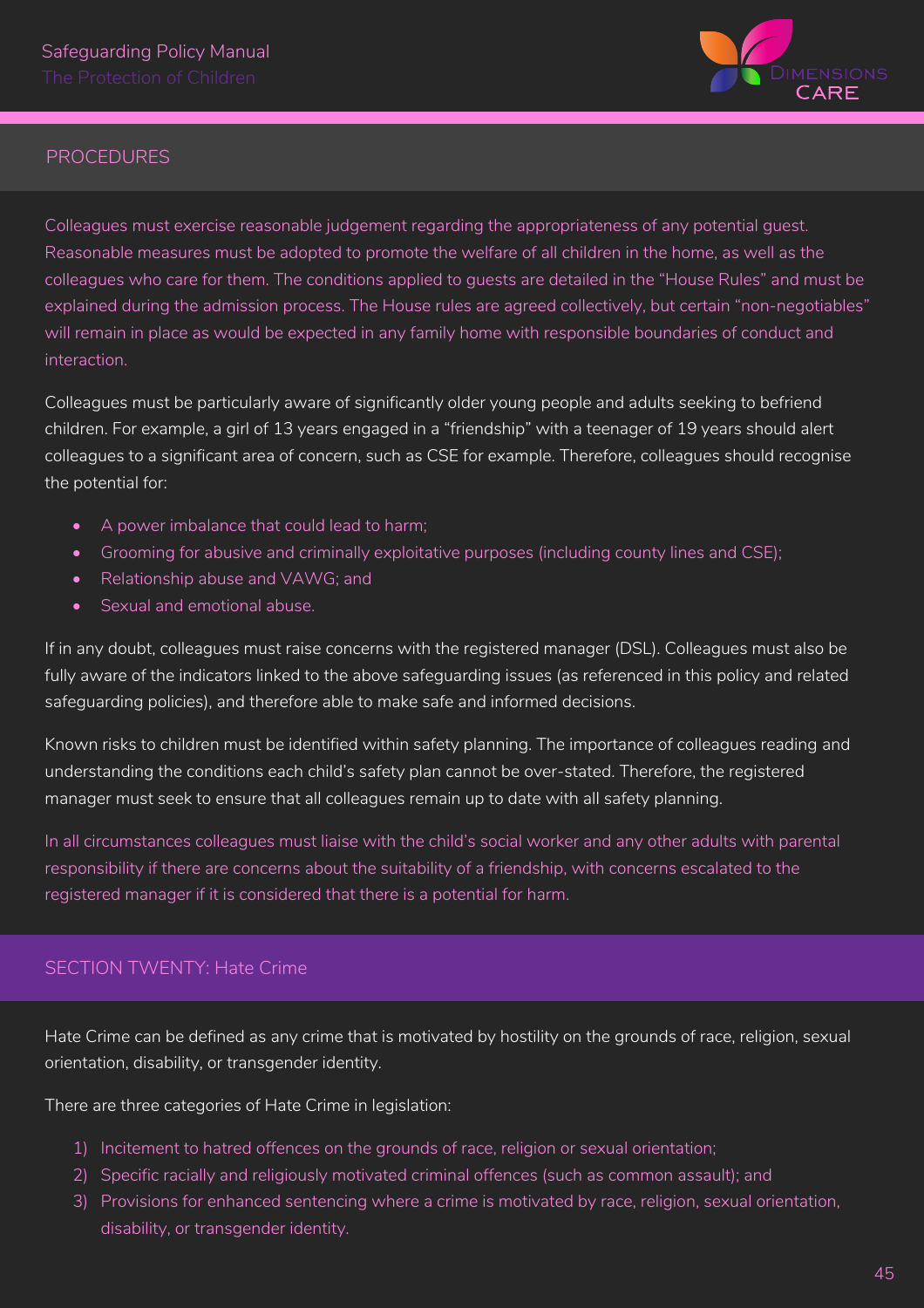## PROCEDURES

Colleagues must exercise reasonable judgement regarding the appropriateness of any potential guest. Reasonable measures must be adopted to promote the welfare of all children in the home, as well as the colleagues who care for them. The conditions applied to guests are detailed in the "House Rules" and must be explained during the admission process. The House rules are agreed collectively, but certain "non-negotiables" will remain in place as would be expected in any family home with responsible boundaries of conduct and interaction.

Colleagues must be particularly aware of significantly older young people and adults seeking to befriend children. For example, a girl of 13 years engaged in a "friendship" with a teenager of 19 years should alert colleagues to a significant area of concern, such as CSE for example. Therefore, colleagues should recognise the potential for:

- A power imbalance that could lead to harm;
- Grooming for abusive and criminally exploitative purposes (including county lines and CSE);
- Relationship abuse and VAWG; and
- Sexual and emotional abuse.

If in any doubt, colleagues must raise concerns with the registered manager (DSL). Colleagues must also be fully aware of the indicators linked to the above safeguarding issues (as referenced in this policy and related safeguarding policies), and therefore able to make safe and informed decisions.

Known risks to children must be identified within safety planning. The importance of colleagues reading and understanding the conditions each child's safety plan cannot be over-stated. Therefore, the registered manager must seek to ensure that all colleagues remain up to date with all safety planning.

In all circumstances colleagues must liaise with the child's social worker and any other adults with parental responsibility if there are concerns about the suitability of a friendship, with concerns escalated to the registered manager if it is considered that there is a potential for harm.

## SECTION TWENTY: Hate Crime

Hate Crime can be defined as any crime that is motivated by hostility on the grounds of race, religion, sexual orientation, disability, or transgender identity.

There are three categories of Hate Crime in legislation:

1) Incitement to hatred offences on the grounds of race, religion or sexual orientation;
2) Specific racially and religiously motivated criminal offences (such as common assault); and
3) Provisions for enhanced sentencing where a crime is motivated by race, religion, sexual orientation, disability, or transgender identity.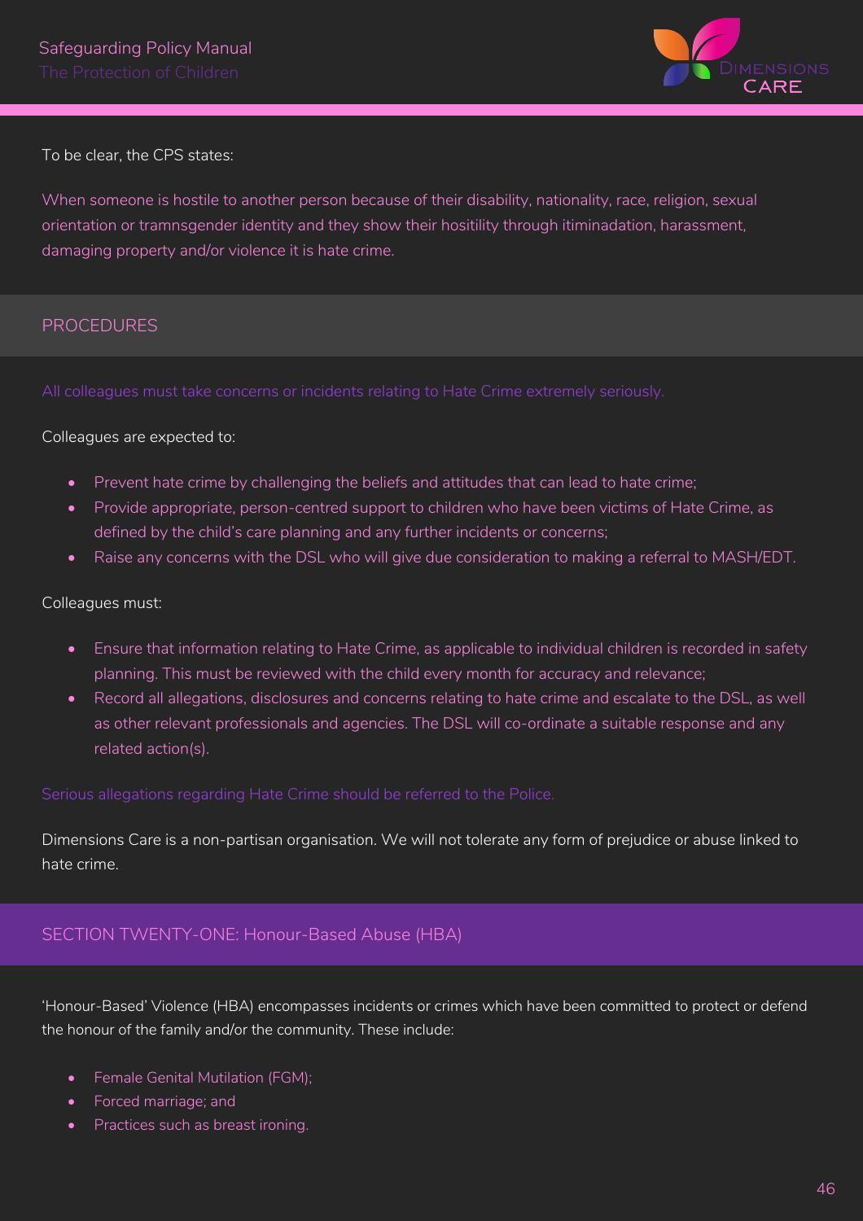To be clear, the CPS states:

When someone is hostile to another person because of their disability, nationality, race, religion, sexual orientation or tramnsgender identity and they show their hositility through itiminadation, harassment, damaging property and/or violence it is hate crime.

## PROCEDURES

All colleagues must take concerns or incidents relating to Hate Crime extremely seriously.

Colleagues are expected to:

- Prevent hate crime by challenging the beliefs and attitudes that can lead to hate crime;
- Provide appropriate, person-centred support to children who have been victims of Hate Crime, as defined by the child's care planning and any further incidents or concerns;
- Raise any concerns with the DSL who will give due consideration to making a referral to MASH/EDT.

Colleagues must:

- Ensure that information relating to Hate Crime, as applicable to individual children is recorded in safety planning. This must be reviewed with the child every month for accuracy and relevance;
- Record all allegations, disclosures and concerns relating to hate crime and escalate to the DSL, as well as other relevant professionals and agencies. The DSL will co-ordinate a suitable response and any related action(s).

Serious allegations regarding Hate Crime should be referred to the Police.

Dimensions Care is a non-partisan organisation. We will not tolerate any form of prejudice or abuse linked to hate crime.

## SECTION TWENTY-ONE: Honour-Based Abuse (HBA)

'Honour-Based' Violence (HBA) encompasses incidents or crimes which have been committed to protect or defend the honour of the family and/or the community. These include:

- Female Genital Mutilation (FGM);
- Forced marriage; and
- Practices such as breast ironing.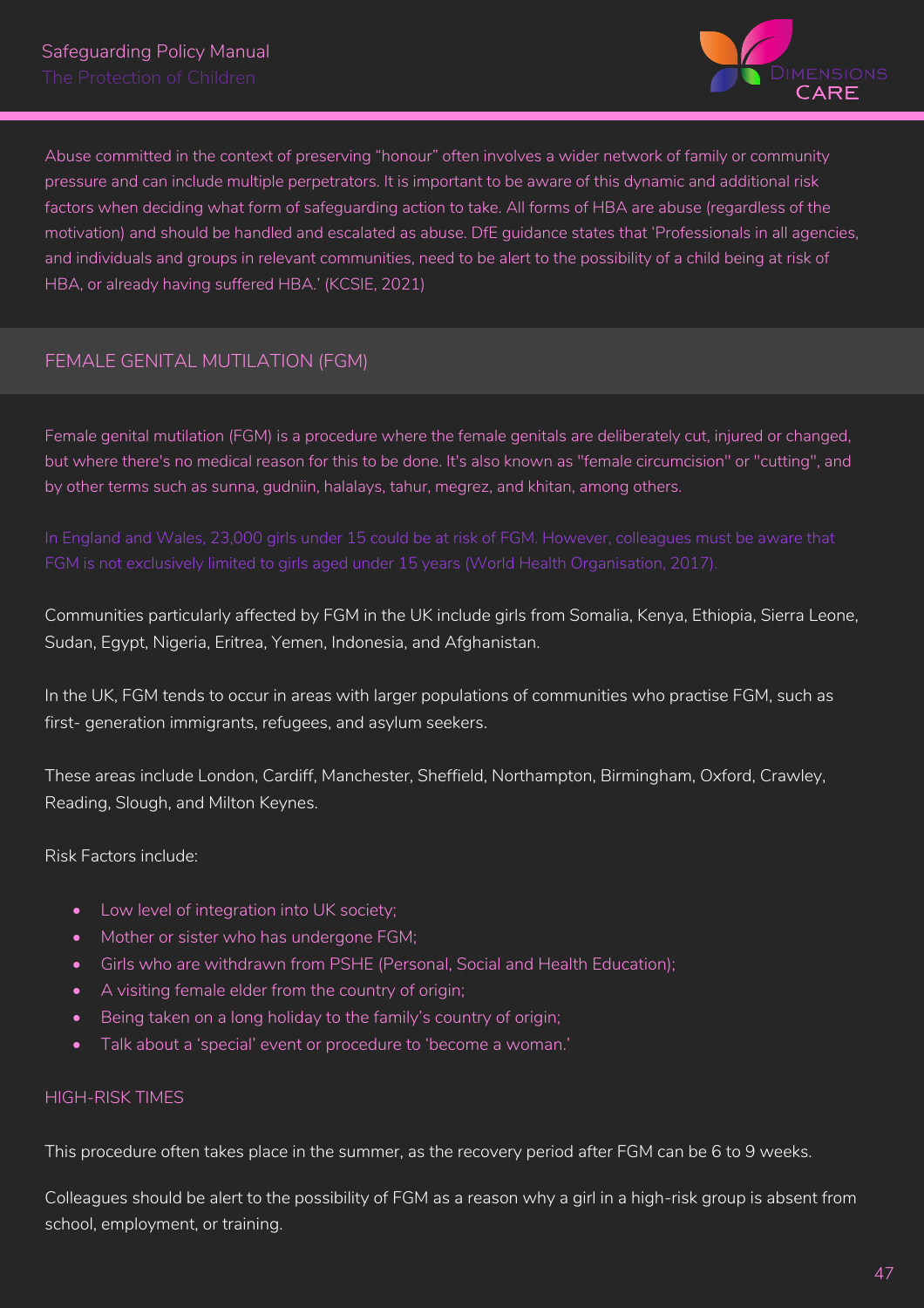Abuse committed in the context of preserving "honour" often involves a wider network of family or community pressure and can include multiple perpetrators. It is important to be aware of this dynamic and additional risk factors when deciding what form of safeguarding action to take. All forms of HBA are abuse (regardless of the motivation) and should be handled and escalated as abuse. DfE guidance states that 'Professionals in all agencies, and individuals and groups in relevant communities, need to be alert to the possibility of a child being at risk of HBA, or already having suffered HBA.' (KCSIE, 2021)

## FEMALE GENITAL MUTILATION (FGM)

Female genital mutilation (FGM) is a procedure where the female genitals are deliberately cut, injured or changed, but where there's no medical reason for this to be done. It's also known as "female circumcision" or "cutting", and by other terms such as sunna, gudniin, halalays, tahur, megrez, and khitan, among others.

In England and Wales, 23,000 girls under 15 could be at risk of FGM. However, colleagues must be aware that FGM is not exclusively limited to girls aged under 15 years (World Health Organisation, 2017).

Communities particularly affected by FGM in the UK include girls from Somalia, Kenya, Ethiopia, Sierra Leone, Sudan, Egypt, Nigeria, Eritrea, Yemen, Indonesia, and Afghanistan.

In the UK, FGM tends to occur in areas with larger populations of communities who practise FGM, such as first- generation immigrants, refugees, and asylum seekers.

These areas include London, Cardiff, Manchester, Sheffield, Northampton, Birmingham, Oxford, Crawley, Reading, Slough, and Milton Keynes.

Risk Factors include:

- Low level of integration into UK society;
- Mother or sister who has undergone FGM;
- Girls who are withdrawn from PSHE (Personal, Social and Health Education);
- A visiting female elder from the country of origin;
- Being taken on a long holiday to the family's country of origin;
- Talk about a 'special' event or procedure to 'become a woman.'

### HIGH-RISK TIMES

This procedure often takes place in the summer, as the recovery period after FGM can be 6 to 9 weeks.

Colleagues should be alert to the possibility of FGM as a reason why a girl in a high-risk group is absent from school, employment, or training.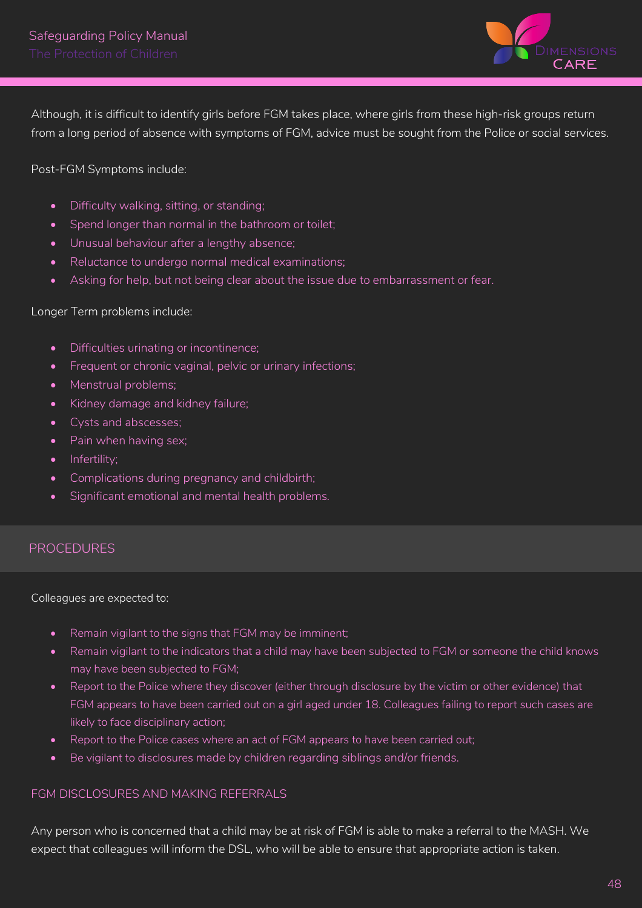Although, it is difficult to identify girls before FGM takes place, where girls from these high-risk groups return from a long period of absence with symptoms of FGM, advice must be sought from the Police or social services.

Post-FGM Symptoms include:

- Difficulty walking, sitting, or standing;
- Spend longer than normal in the bathroom or toilet;
- Unusual behaviour after a lengthy absence;
- Reluctance to undergo normal medical examinations;
- Asking for help, but not being clear about the issue due to embarrassment or fear.

Longer Term problems include:

- Difficulties urinating or incontinence;
- Frequent or chronic vaginal, pelvic or urinary infections;
- Menstrual problems;
- Kidney damage and kidney failure;
- Cysts and abscesses;
- Pain when having sex;
- Infertility;
- Complications during pregnancy and childbirth;
- Significant emotional and mental health problems.

## PROCEDURES

Colleagues are expected to:

- Remain vigilant to the signs that FGM may be imminent;
- Remain vigilant to the indicators that a child may have been subjected to FGM or someone the child knows may have been subjected to FGM;
- Report to the Police where they discover (either through disclosure by the victim or other evidence) that FGM appears to have been carried out on a girl aged under 18. Colleagues failing to report such cases are likely to face disciplinary action;
- Report to the Police cases where an act of FGM appears to have been carried out;
- Be vigilant to disclosures made by children regarding siblings and/or friends.

### FGM DISCLOSURES AND MAKING REFERRALS

Any person who is concerned that a child may be at risk of FGM is able to make a referral to the MASH. We expect that colleagues will inform the DSL, who will be able to ensure that appropriate action is taken.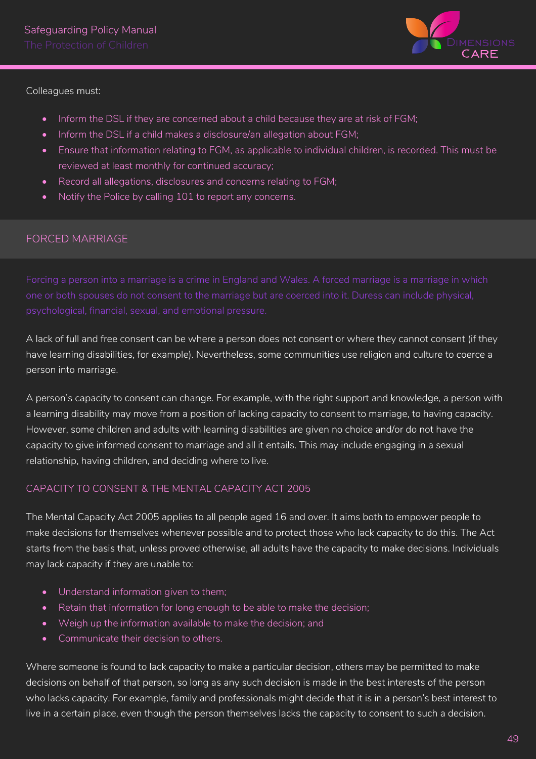Colleagues must:

- Inform the DSL if they are concerned about a child because they are at risk of FGM;
- Inform the DSL if a child makes a disclosure/an allegation about FGM;
- Ensure that information relating to FGM, as applicable to individual children, is recorded. This must be reviewed at least monthly for continued accuracy;
- Record all allegations, disclosures and concerns relating to FGM;
- Notify the Police by calling 101 to report any concerns.

## FORCED MARRIAGE

Forcing a person into a marriage is a crime in England and Wales. A forced marriage is a marriage in which one or both spouses do not consent to the marriage but are coerced into it. Duress can include physical, psychological, financial, sexual, and emotional pressure.

A lack of full and free consent can be where a person does not consent or where they cannot consent (if they have learning disabilities, for example). Nevertheless, some communities use religion and culture to coerce a person into marriage.

A person's capacity to consent can change. For example, with the right support and knowledge, a person with a learning disability may move from a position of lacking capacity to consent to marriage, to having capacity. However, some children and adults with learning disabilities are given no choice and/or do not have the capacity to give informed consent to marriage and all it entails. This may include engaging in a sexual relationship, having children, and deciding where to live.

### CAPACITY TO CONSENT & THE MENTAL CAPACITY ACT 2005

The Mental Capacity Act 2005 applies to all people aged 16 and over. It aims both to empower people to make decisions for themselves whenever possible and to protect those who lack capacity to do this. The Act starts from the basis that, unless proved otherwise, all adults have the capacity to make decisions. Individuals may lack capacity if they are unable to:

- Understand information given to them;
- Retain that information for long enough to be able to make the decision;
- Weigh up the information available to make the decision; and
- Communicate their decision to others.

Where someone is found to lack capacity to make a particular decision, others may be permitted to make decisions on behalf of that person, so long as any such decision is made in the best interests of the person who lacks capacity. For example, family and professionals might decide that it is in a person's best interest to live in a certain place, even though the person themselves lacks the capacity to consent to such a decision.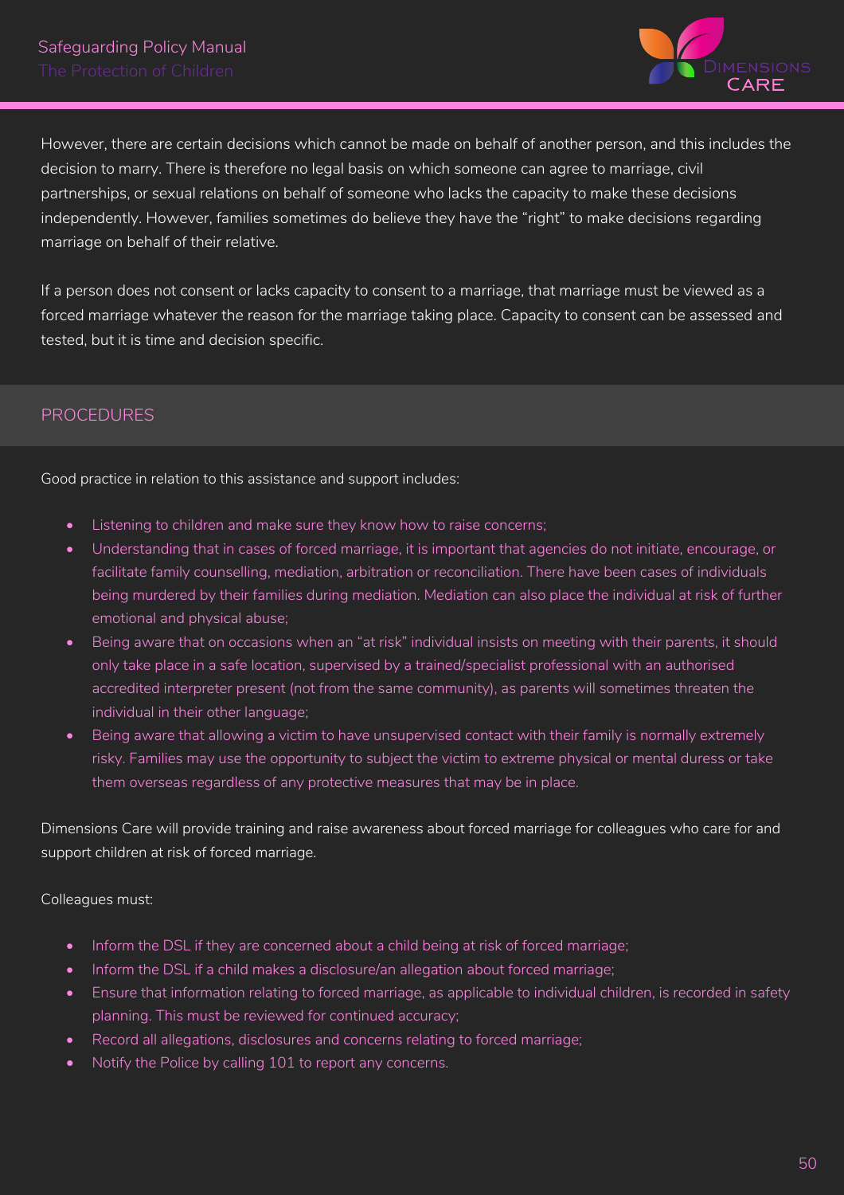However, there are certain decisions which cannot be made on behalf of another person, and this includes the decision to marry. There is therefore no legal basis on which someone can agree to marriage, civil partnerships, or sexual relations on behalf of someone who lacks the capacity to make these decisions independently. However, families sometimes do believe they have the "right" to make decisions regarding marriage on behalf of their relative.

If a person does not consent or lacks capacity to consent to a marriage, that marriage must be viewed as a forced marriage whatever the reason for the marriage taking place. Capacity to consent can be assessed and tested, but it is time and decision specific.

## PROCEDURES

Good practice in relation to this assistance and support includes:

- Listening to children and make sure they know how to raise concerns;
- Understanding that in cases of forced marriage, it is important that agencies do not initiate, encourage, or facilitate family counselling, mediation, arbitration or reconciliation. There have been cases of individuals being murdered by their families during mediation. Mediation can also place the individual at risk of further emotional and physical abuse;
- Being aware that on occasions when an "at risk" individual insists on meeting with their parents, it should only take place in a safe location, supervised by a trained/specialist professional with an authorised accredited interpreter present (not from the same community), as parents will sometimes threaten the individual in their other language;
- Being aware that allowing a victim to have unsupervised contact with their family is normally extremely risky. Families may use the opportunity to subject the victim to extreme physical or mental duress or take them overseas regardless of any protective measures that may be in place.

Dimensions Care will provide training and raise awareness about forced marriage for colleagues who care for and support children at risk of forced marriage.

Colleagues must:

- Inform the DSL if they are concerned about a child being at risk of forced marriage;
- Inform the DSL if a child makes a disclosure/an allegation about forced marriage;
- Ensure that information relating to forced marriage, as applicable to individual children, is recorded in safety planning. This must be reviewed for continued accuracy;
- Record all allegations, disclosures and concerns relating to forced marriage;
- Notify the Police by calling 101 to report any concerns.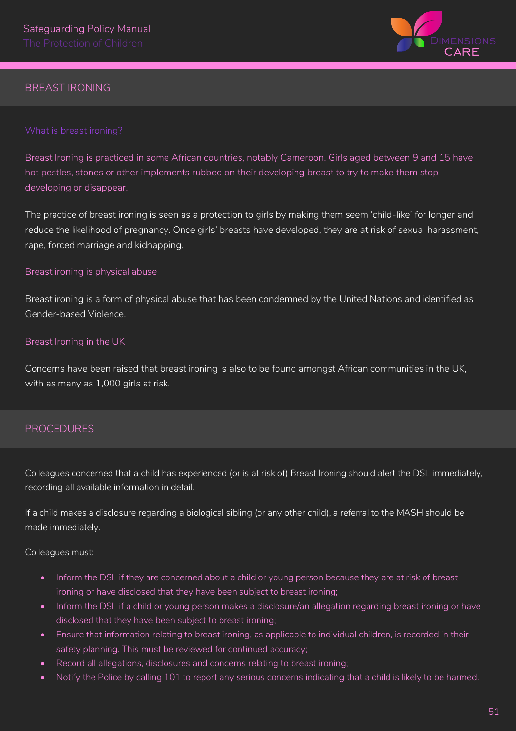## BREAST IRONING

### What is breast ironing?

Breast Ironing is practiced in some African countries, notably Cameroon. Girls aged between 9 and 15 have hot pestles, stones or other implements rubbed on their developing breast to try to make them stop developing or disappear.

The practice of breast ironing is seen as a protection to girls by making them seem 'child-like' for longer and reduce the likelihood of pregnancy. Once girls' breasts have developed, they are at risk of sexual harassment, rape, forced marriage and kidnapping.

### Breast ironing is physical abuse

Breast ironing is a form of physical abuse that has been condemned by the United Nations and identified as Gender-based Violence.

### Breast Ironing in the UK

Concerns have been raised that breast ironing is also to be found amongst African communities in the UK, with as many as 1,000 girls at risk.

## PROCEDURES

Colleagues concerned that a child has experienced (or is at risk of) Breast Ironing should alert the DSL immediately, recording all available information in detail.

If a child makes a disclosure regarding a biological sibling (or any other child), a referral to the MASH should be made immediately.

Colleagues must:

- Inform the DSL if they are concerned about a child or young person because they are at risk of breast ironing or have disclosed that they have been subject to breast ironing;
- Inform the DSL if a child or young person makes a disclosure/an allegation regarding breast ironing or have disclosed that they have been subject to breast ironing;
- Ensure that information relating to breast ironing, as applicable to individual children, is recorded in their safety planning. This must be reviewed for continued accuracy;
- Record all allegations, disclosures and concerns relating to breast ironing;
- Notify the Police by calling 101 to report any serious concerns indicating that a child is likely to be harmed.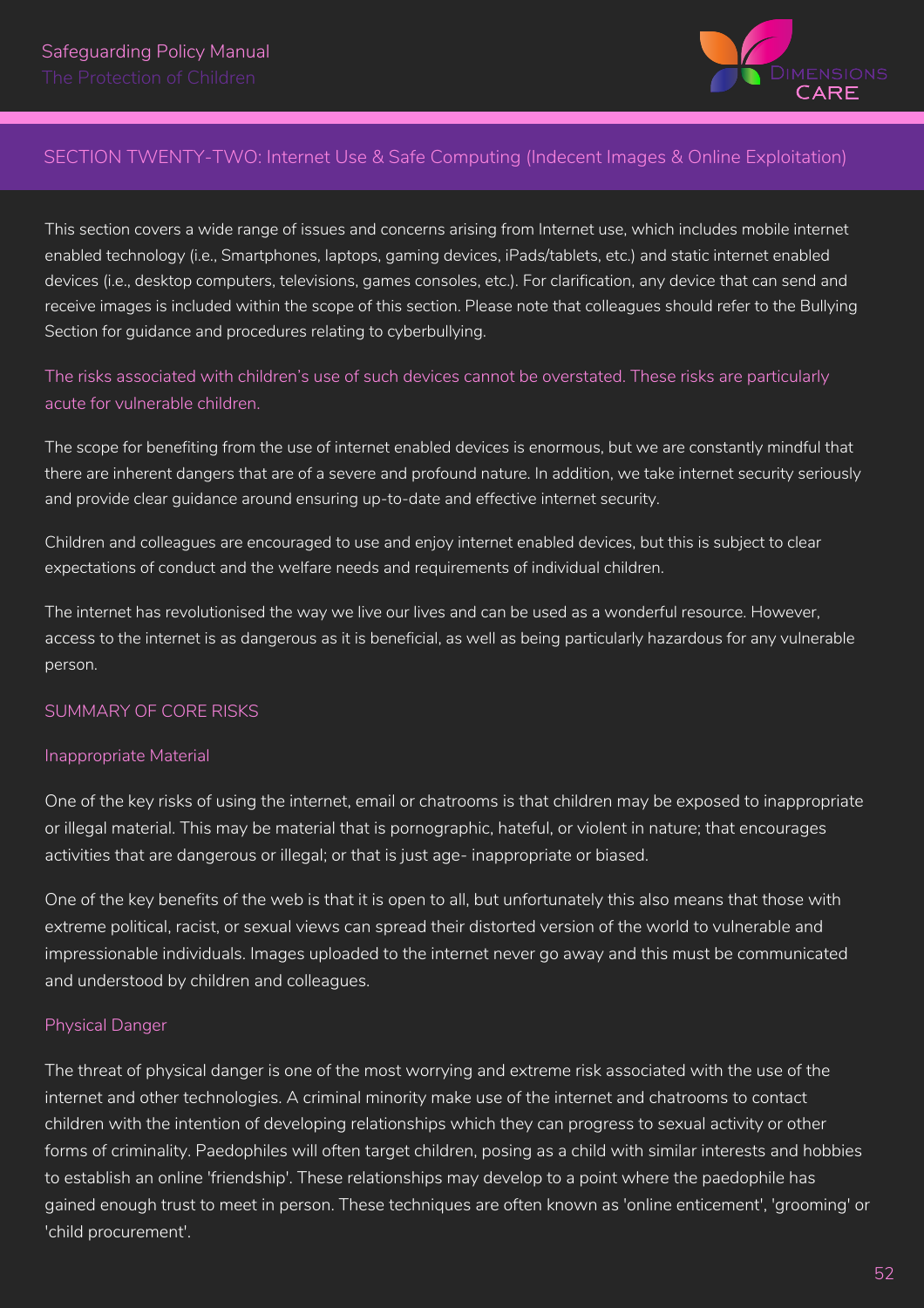## SECTION TWENTY-TWO: Internet Use & Safe Computing (Indecent Images & Online Exploitation)

This section covers a wide range of issues and concerns arising from Internet use, which includes mobile internet enabled technology (i.e., Smartphones, laptops, gaming devices, iPads/tablets, etc.) and static internet enabled devices (i.e., desktop computers, televisions, games consoles, etc.). For clarification, any device that can send and receive images is included within the scope of this section. Please note that colleagues should refer to the Bullying Section for guidance and procedures relating to cyberbullying.

The risks associated with children's use of such devices cannot be overstated. These risks are particularly acute for vulnerable children.

The scope for benefiting from the use of internet enabled devices is enormous, but we are constantly mindful that there are inherent dangers that are of a severe and profound nature. In addition, we take internet security seriously and provide clear guidance around ensuring up-to-date and effective internet security.

Children and colleagues are encouraged to use and enjoy internet enabled devices, but this is subject to clear expectations of conduct and the welfare needs and requirements of individual children.

The internet has revolutionised the way we live our lives and can be used as a wonderful resource. However, access to the internet is as dangerous as it is beneficial, as well as being particularly hazardous for any vulnerable person.

### SUMMARY OF CORE RISKS

#### Inappropriate Material

One of the key risks of using the internet, email or chatrooms is that children may be exposed to inappropriate or illegal material. This may be material that is pornographic, hateful, or violent in nature; that encourages activities that are dangerous or illegal; or that is just age- inappropriate or biased.

One of the key benefits of the web is that it is open to all, but unfortunately this also means that those with extreme political, racist, or sexual views can spread their distorted version of the world to vulnerable and impressionable individuals. Images uploaded to the internet never go away and this must be communicated and understood by children and colleagues.

#### Physical Danger

The threat of physical danger is one of the most worrying and extreme risk associated with the use of the internet and other technologies. A criminal minority make use of the internet and chatrooms to contact children with the intention of developing relationships which they can progress to sexual activity or other forms of criminality. Paedophiles will often target children, posing as a child with similar interests and hobbies to establish an online 'friendship'. These relationships may develop to a point where the paedophile has gained enough trust to meet in person. These techniques are often known as 'online enticement', 'grooming' or 'child procurement'.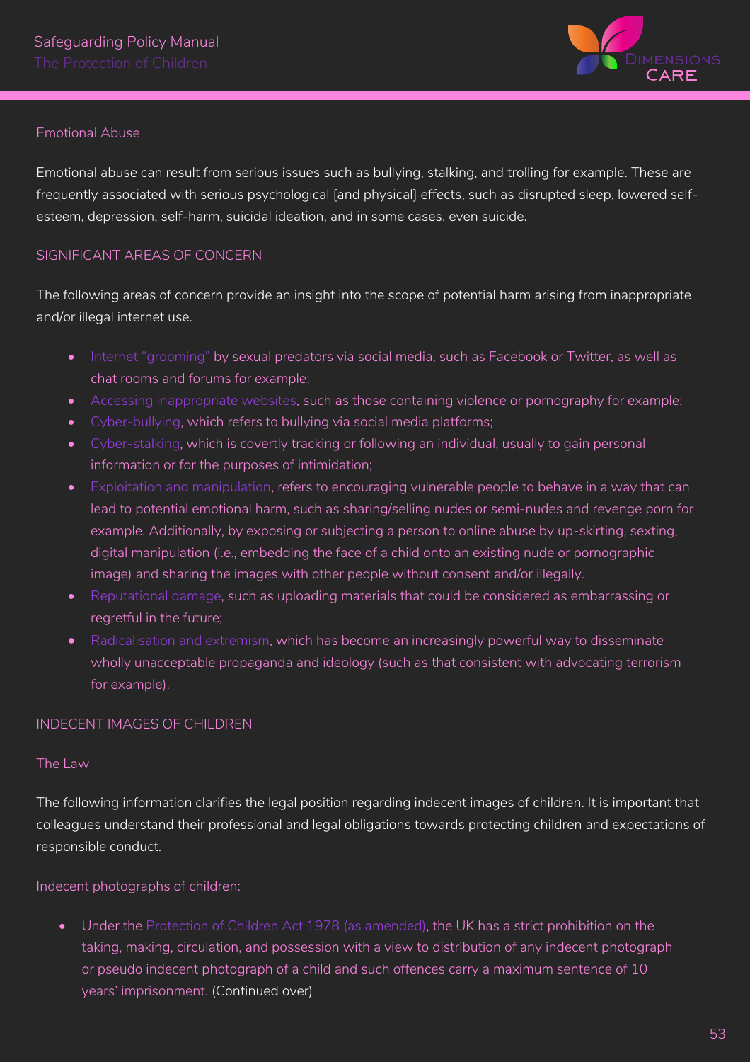## Emotional Abuse

Emotional abuse can result from serious issues such as bullying, stalking, and trolling for example. These are frequently associated with serious psychological [and physical] effects, such as disrupted sleep, lowered self-esteem, depression, self-harm, suicidal ideation, and in some cases, even suicide.

## SIGNIFICANT AREAS OF CONCERN

The following areas of concern provide an insight into the scope of potential harm arising from inappropriate and/or illegal internet use.

- Internet "grooming" by sexual predators via social media, such as Facebook or Twitter, as well as chat rooms and forums for example;
- Accessing inappropriate websites, such as those containing violence or pornography for example;
- Cyber-bullying, which refers to bullying via social media platforms;
- Cyber-stalking, which is covertly tracking or following an individual, usually to gain personal information or for the purposes of intimidation;
- Exploitation and manipulation, refers to encouraging vulnerable people to behave in a way that can lead to potential emotional harm, such as sharing/selling nudes or semi-nudes and revenge porn for example. Additionally, by exposing or subjecting a person to online abuse by up-skirting, sexting, digital manipulation (i.e., embedding the face of a child onto an existing nude or pornographic image) and sharing the images with other people without consent and/or illegally.
- Reputational damage, such as uploading materials that could be considered as embarrassing or regretful in the future;
- Radicalisation and extremism, which has become an increasingly powerful way to disseminate wholly unacceptable propaganda and ideology (such as that consistent with advocating terrorism for example).

## INDECENT IMAGES OF CHILDREN

### The Law

The following information clarifies the legal position regarding indecent images of children. It is important that colleagues understand their professional and legal obligations towards protecting children and expectations of responsible conduct.

### Indecent photographs of children:

- Under the Protection of Children Act 1978 (as amended), the UK has a strict prohibition on the taking, making, circulation, and possession with a view to distribution of any indecent photograph or pseudo indecent photograph of a child and such offences carry a maximum sentence of 10 years' imprisonment. (Continued over)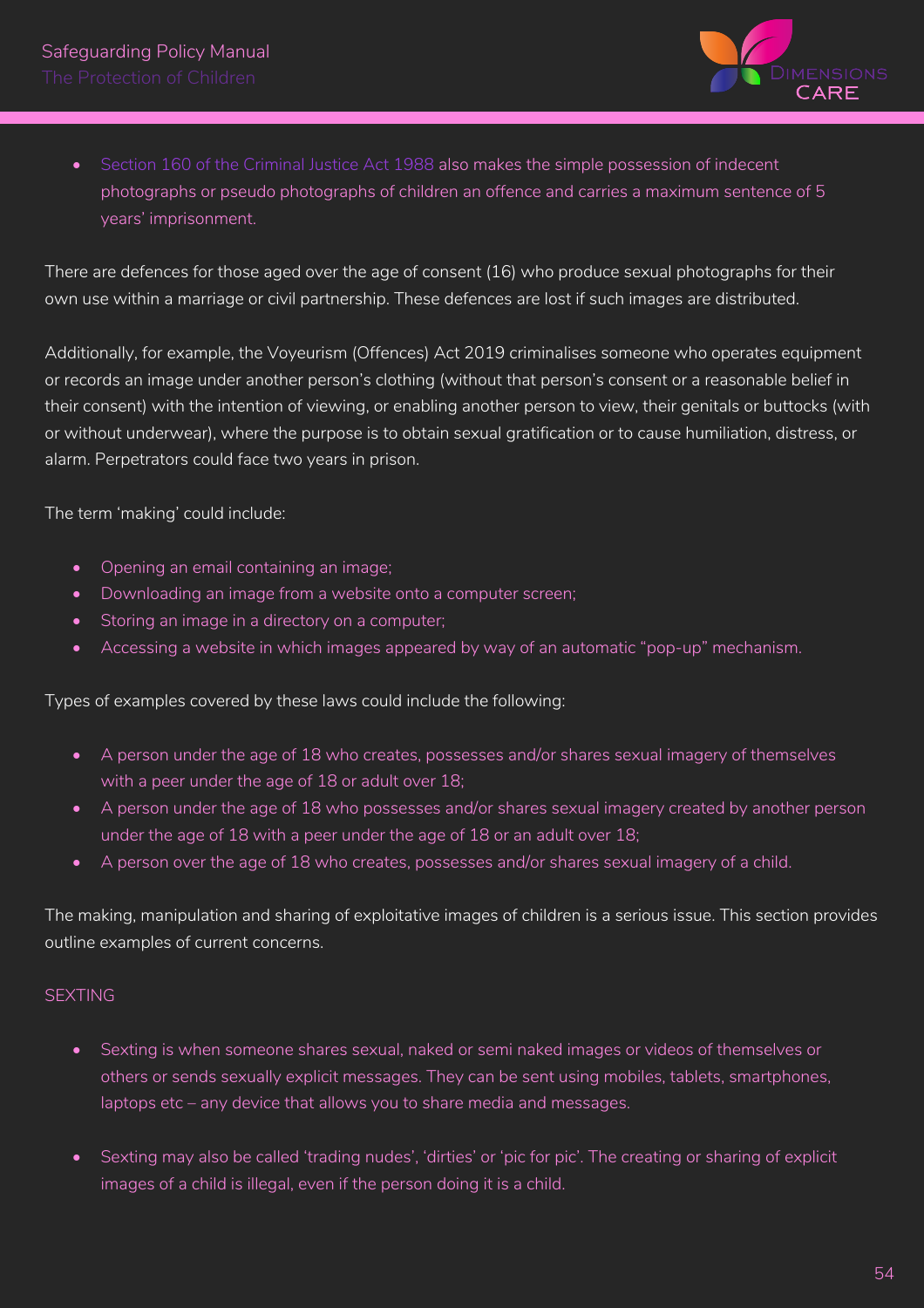- Section 160 of the Criminal Justice Act 1988 also makes the simple possession of indecent photographs or pseudo photographs of children an offence and carries a maximum sentence of 5 years' imprisonment.

There are defences for those aged over the age of consent (16) who produce sexual photographs for their own use within a marriage or civil partnership. These defences are lost if such images are distributed.

Additionally, for example, the Voyeurism (Offences) Act 2019 criminalises someone who operates equipment or records an image under another person's clothing (without that person's consent or a reasonable belief in their consent) with the intention of viewing, or enabling another person to view, their genitals or buttocks (with or without underwear), where the purpose is to obtain sexual gratification or to cause humiliation, distress, or alarm. Perpetrators could face two years in prison.

The term 'making' could include:

- Opening an email containing an image;
- Downloading an image from a website onto a computer screen;
- Storing an image in a directory on a computer;
- Accessing a website in which images appeared by way of an automatic "pop-up" mechanism.

Types of examples covered by these laws could include the following:

- A person under the age of 18 who creates, possesses and/or shares sexual imagery of themselves with a peer under the age of 18 or adult over 18;
- A person under the age of 18 who possesses and/or shares sexual imagery created by another person under the age of 18 with a peer under the age of 18 or an adult over 18;
- A person over the age of 18 who creates, possesses and/or shares sexual imagery of a child.

The making, manipulation and sharing of exploitative images of children is a serious issue. This section provides outline examples of current concerns.

## SEXTING

- Sexting is when someone shares sexual, naked or semi naked images or videos of themselves or others or sends sexually explicit messages. They can be sent using mobiles, tablets, smartphones, laptops etc – any device that allows you to share media and messages.

- Sexting may also be called 'trading nudes', 'dirties' or 'pic for pic'. The creating or sharing of explicit images of a child is illegal, even if the person doing it is a child.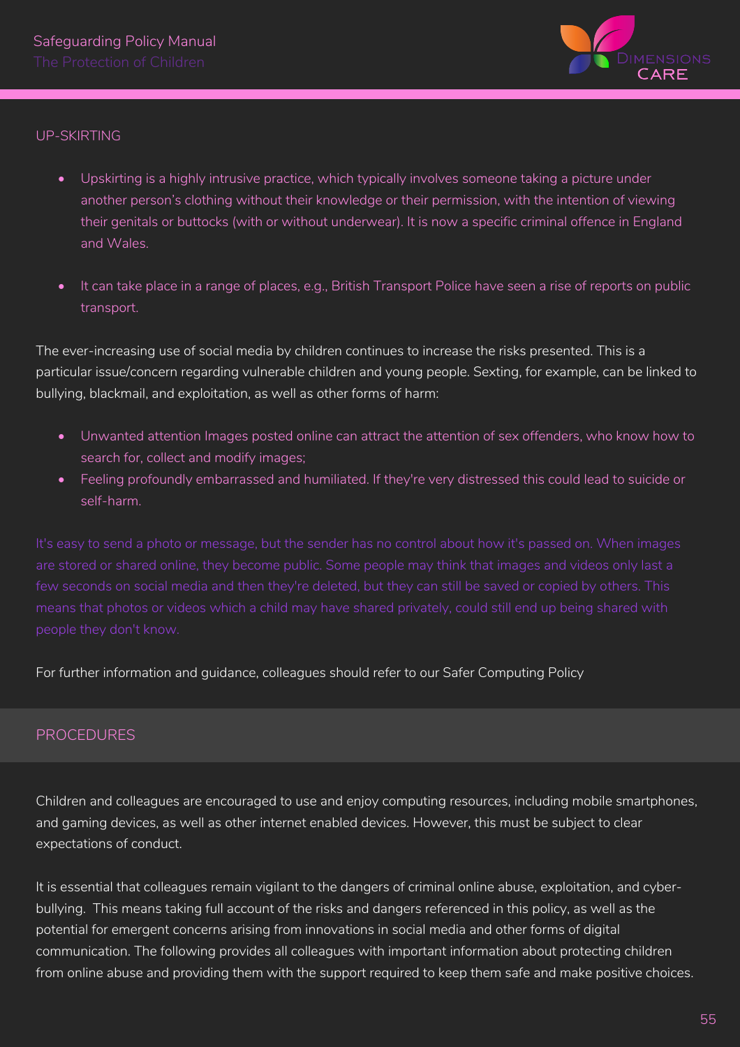## UP-SKIRTING

- Upskirting is a highly intrusive practice, which typically involves someone taking a picture under another person's clothing without their knowledge or their permission, with the intention of viewing their genitals or buttocks (with or without underwear). It is now a specific criminal offence in England and Wales.

- It can take place in a range of places, e.g., British Transport Police have seen a rise of reports on public transport.

The ever-increasing use of social media by children continues to increase the risks presented. This is a particular issue/concern regarding vulnerable children and young people. Sexting, for example, can be linked to bullying, blackmail, and exploitation, as well as other forms of harm:

- Unwanted attention Images posted online can attract the attention of sex offenders, who know how to search for, collect and modify images;
- Feeling profoundly embarrassed and humiliated. If they're very distressed this could lead to suicide or self-harm.

It's easy to send a photo or message, but the sender has no control about how it's passed on. When images are stored or shared online, they become public. Some people may think that images and videos only last a few seconds on social media and then they're deleted, but they can still be saved or copied by others. This means that photos or videos which a child may have shared privately, could still end up being shared with people they don't know.

For further information and guidance, colleagues should refer to our Safer Computing Policy

## PROCEDURES

Children and colleagues are encouraged to use and enjoy computing resources, including mobile smartphones, and gaming devices, as well as other internet enabled devices. However, this must be subject to clear expectations of conduct.

It is essential that colleagues remain vigilant to the dangers of criminal online abuse, exploitation, and cyber-bullying. This means taking full account of the risks and dangers referenced in this policy, as well as the potential for emergent concerns arising from innovations in social media and other forms of digital communication. The following provides all colleagues with important information about protecting children from online abuse and providing them with the support required to keep them safe and make positive choices.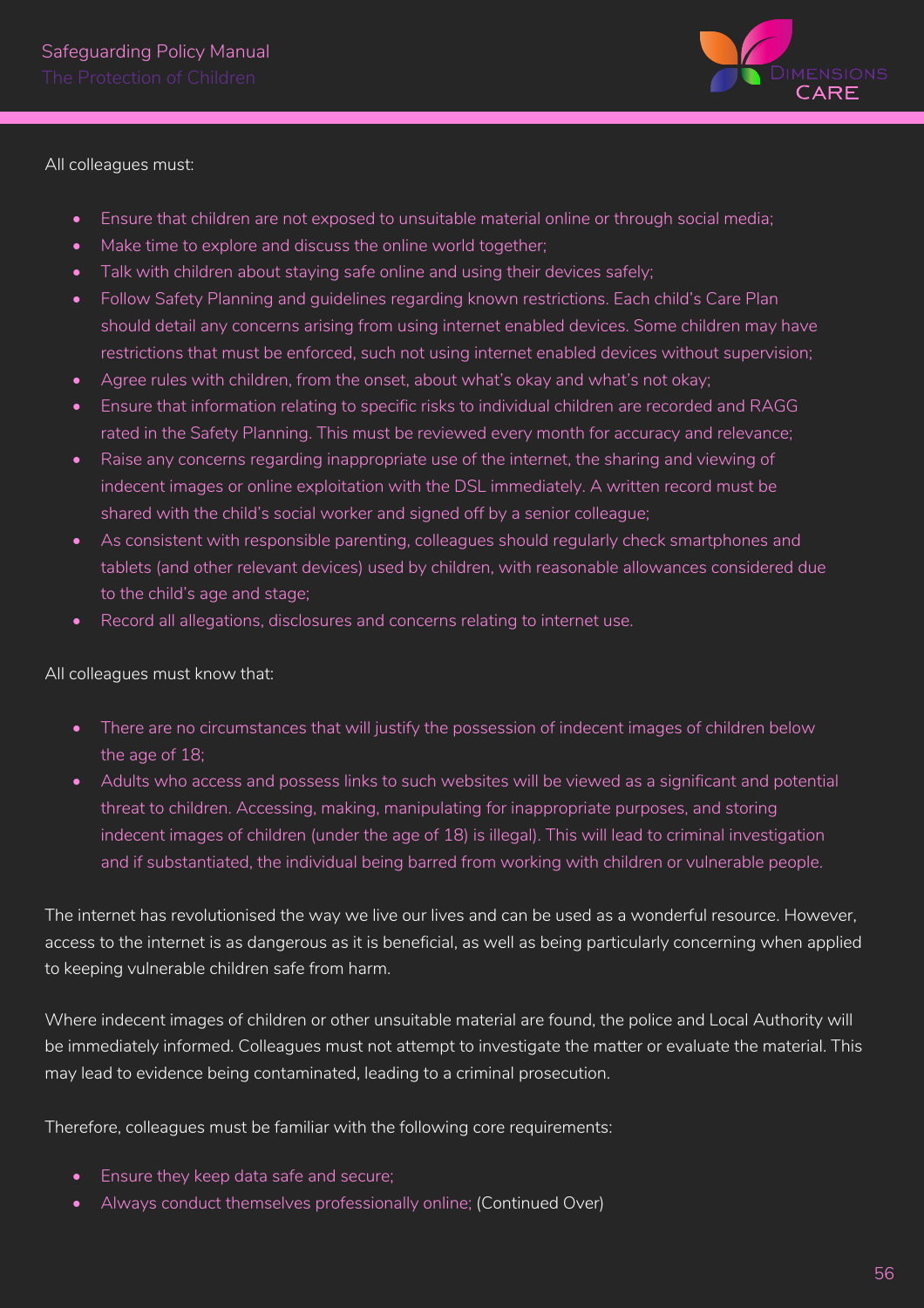All colleagues must:

- Ensure that children are not exposed to unsuitable material online or through social media;
- Make time to explore and discuss the online world together;
- Talk with children about staying safe online and using their devices safely;
- Follow Safety Planning and guidelines regarding known restrictions. Each child's Care Plan should detail any concerns arising from using internet enabled devices. Some children may have restrictions that must be enforced, such not using internet enabled devices without supervision;
- Agree rules with children, from the onset, about what's okay and what's not okay;
- Ensure that information relating to specific risks to individual children are recorded and RAGG rated in the Safety Planning. This must be reviewed every month for accuracy and relevance;
- Raise any concerns regarding inappropriate use of the internet, the sharing and viewing of indecent images or online exploitation with the DSL immediately. A written record must be shared with the child's social worker and signed off by a senior colleague;
- As consistent with responsible parenting, colleagues should regularly check smartphones and tablets (and other relevant devices) used by children, with reasonable allowances considered due to the child's age and stage;
- Record all allegations, disclosures and concerns relating to internet use.

All colleagues must know that:

- There are no circumstances that will justify the possession of indecent images of children below the age of 18;
- Adults who access and possess links to such websites will be viewed as a significant and potential threat to children. Accessing, making, manipulating for inappropriate purposes, and storing indecent images of children (under the age of 18) is illegal). This will lead to criminal investigation and if substantiated, the individual being barred from working with children or vulnerable people.

The internet has revolutionised the way we live our lives and can be used as a wonderful resource. However, access to the internet is as dangerous as it is beneficial, as well as being particularly concerning when applied to keeping vulnerable children safe from harm.

Where indecent images of children or other unsuitable material are found, the police and Local Authority will be immediately informed. Colleagues must not attempt to investigate the matter or evaluate the material. This may lead to evidence being contaminated, leading to a criminal prosecution.

Therefore, colleagues must be familiar with the following core requirements:

- Ensure they keep data safe and secure;
- Always conduct themselves professionally online; (Continued Over)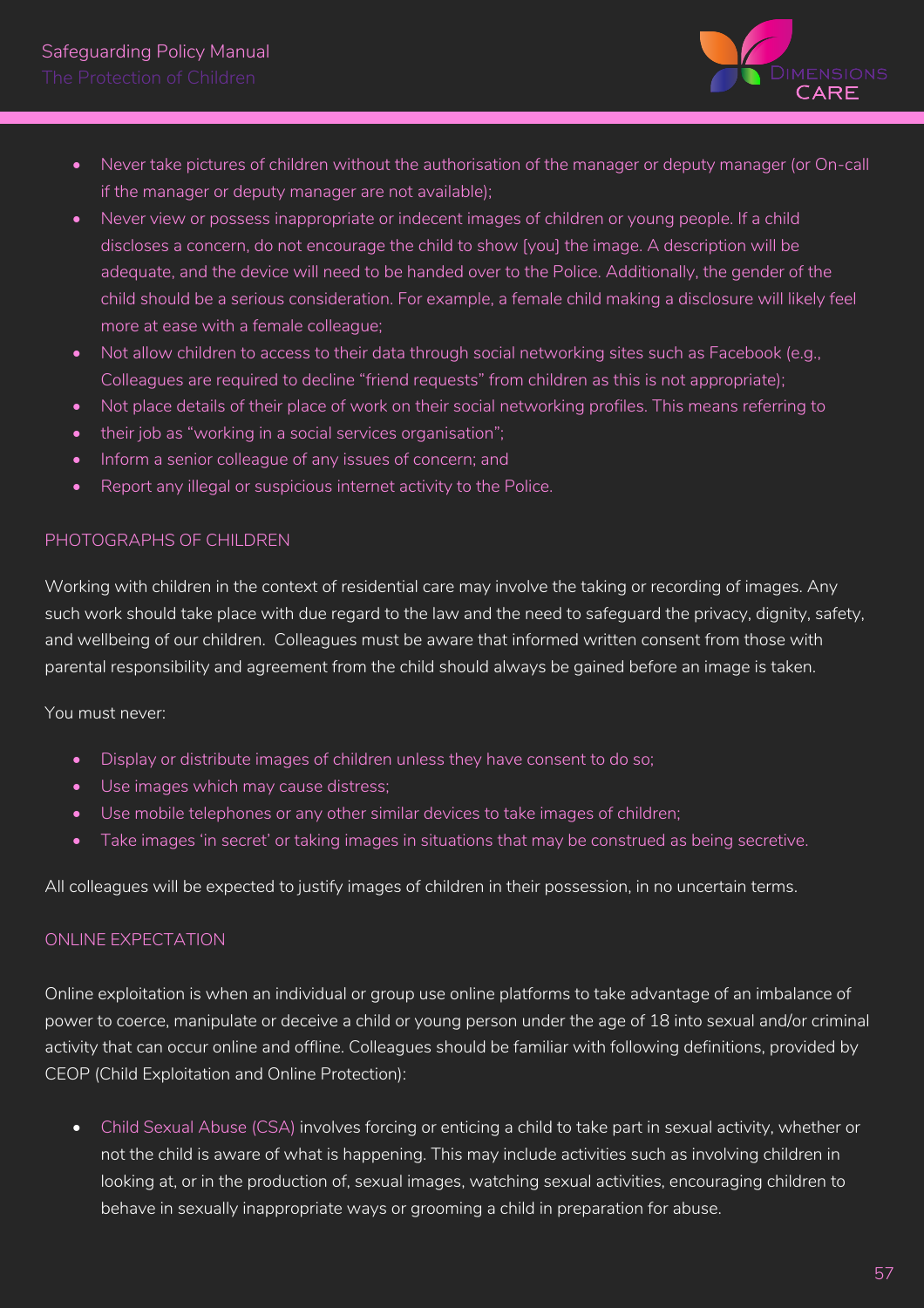- Never take pictures of children without the authorisation of the manager or deputy manager (or On-call if the manager or deputy manager are not available);
- Never view or possess inappropriate or indecent images of children or young people. If a child discloses a concern, do not encourage the child to show [you] the image. A description will be adequate, and the device will need to be handed over to the Police. Additionally, the gender of the child should be a serious consideration. For example, a female child making a disclosure will likely feel more at ease with a female colleague;
- Not allow children to access to their data through social networking sites such as Facebook (e.g., Colleagues are required to decline "friend requests" from children as this is not appropriate);
- Not place details of their place of work on their social networking profiles. This means referring to
- their job as "working in a social services organisation";
- Inform a senior colleague of any issues of concern; and
- Report any illegal or suspicious internet activity to the Police.

## PHOTOGRAPHS OF CHILDREN

Working with children in the context of residential care may involve the taking or recording of images. Any such work should take place with due regard to the law and the need to safeguard the privacy, dignity, safety, and wellbeing of our children. Colleagues must be aware that informed written consent from those with parental responsibility and agreement from the child should always be gained before an image is taken.

You must never:

- Display or distribute images of children unless they have consent to do so;
- Use images which may cause distress;
- Use mobile telephones or any other similar devices to take images of children;
- Take images 'in secret' or taking images in situations that may be construed as being secretive.

All colleagues will be expected to justify images of children in their possession, in no uncertain terms.

## ONLINE EXPECTATION

Online exploitation is when an individual or group use online platforms to take advantage of an imbalance of power to coerce, manipulate or deceive a child or young person under the age of 18 into sexual and/or criminal activity that can occur online and offline. Colleagues should be familiar with following definitions, provided by CEOP (Child Exploitation and Online Protection):

- Child Sexual Abuse (CSA) involves forcing or enticing a child to take part in sexual activity, whether or not the child is aware of what is happening. This may include activities such as involving children in looking at, or in the production of, sexual images, watching sexual activities, encouraging children to behave in sexually inappropriate ways or grooming a child in preparation for abuse.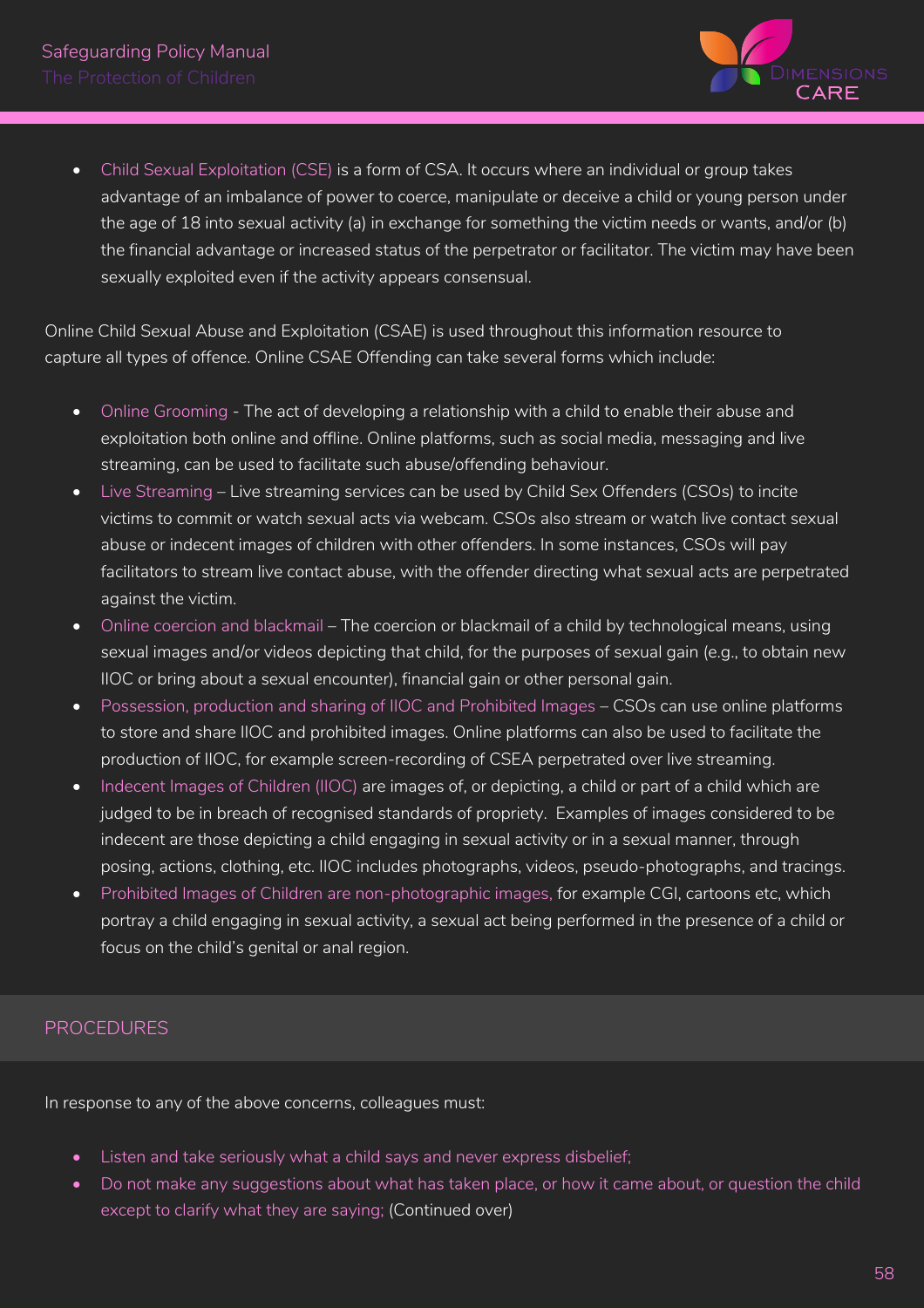- Child Sexual Exploitation (CSE) is a form of CSA. It occurs where an individual or group takes advantage of an imbalance of power to coerce, manipulate or deceive a child or young person under the age of 18 into sexual activity (a) in exchange for something the victim needs or wants, and/or (b) the financial advantage or increased status of the perpetrator or facilitator. The victim may have been sexually exploited even if the activity appears consensual.

Online Child Sexual Abuse and Exploitation (CSAE) is used throughout this information resource to capture all types of offence. Online CSAE Offending can take several forms which include:

- Online Grooming - The act of developing a relationship with a child to enable their abuse and exploitation both online and offline. Online platforms, such as social media, messaging and live streaming, can be used to facilitate such abuse/offending behaviour.
- Live Streaming – Live streaming services can be used by Child Sex Offenders (CSOs) to incite victims to commit or watch sexual acts via webcam. CSOs also stream or watch live contact sexual abuse or indecent images of children with other offenders. In some instances, CSOs will pay facilitators to stream live contact abuse, with the offender directing what sexual acts are perpetrated against the victim.
- Online coercion and blackmail – The coercion or blackmail of a child by technological means, using sexual images and/or videos depicting that child, for the purposes of sexual gain (e.g., to obtain new IIOC or bring about a sexual encounter), financial gain or other personal gain.
- Possession, production and sharing of IIOC and Prohibited Images – CSOs can use online platforms to store and share IIOC and prohibited images. Online platforms can also be used to facilitate the production of IIOC, for example screen-recording of CSEA perpetrated over live streaming.
- Indecent Images of Children (IIOC) are images of, or depicting, a child or part of a child which are judged to be in breach of recognised standards of propriety. Examples of images considered to be indecent are those depicting a child engaging in sexual activity or in a sexual manner, through posing, actions, clothing, etc. IIOC includes photographs, videos, pseudo-photographs, and tracings.
- Prohibited Images of Children are non-photographic images, for example CGI, cartoons etc, which portray a child engaging in sexual activity, a sexual act being performed in the presence of a child or focus on the child's genital or anal region.

## PROCEDURES

In response to any of the above concerns, colleagues must:

- Listen and take seriously what a child says and never express disbelief;
- Do not make any suggestions about what has taken place, or how it came about, or question the child except to clarify what they are saying; (Continued over)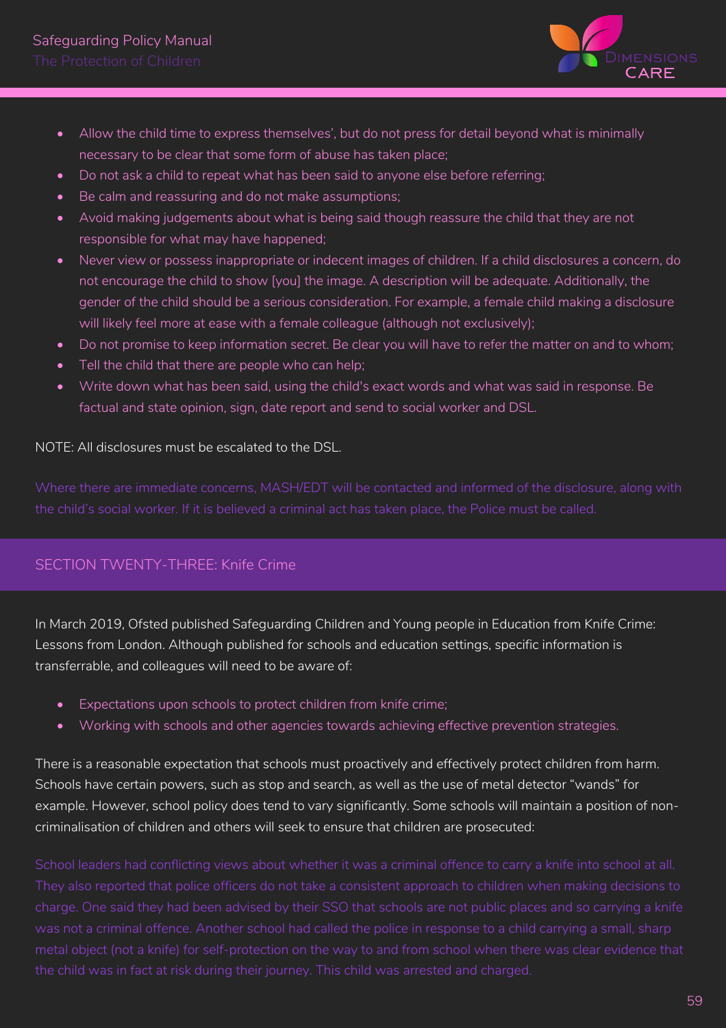- Allow the child time to express themselves', but do not press for detail beyond what is minimally necessary to be clear that some form of abuse has taken place;
- Do not ask a child to repeat what has been said to anyone else before referring;
- Be calm and reassuring and do not make assumptions;
- Avoid making judgements about what is being said though reassure the child that they are not responsible for what may have happened;
- Never view or possess inappropriate or indecent images of children. If a child disclosures a concern, do not encourage the child to show [you] the image. A description will be adequate. Additionally, the gender of the child should be a serious consideration. For example, a female child making a disclosure will likely feel more at ease with a female colleague (although not exclusively);
- Do not promise to keep information secret. Be clear you will have to refer the matter on and to whom;
- Tell the child that there are people who can help;
- Write down what has been said, using the child's exact words and what was said in response. Be factual and state opinion, sign, date report and send to social worker and DSL.

NOTE: All disclosures must be escalated to the DSL.

Where there are immediate concerns, MASH/EDT will be contacted and informed of the disclosure, along with the child's social worker. If it is believed a criminal act has taken place, the Police must be called.

## SECTION TWENTY-THREE: Knife Crime

In March 2019, Ofsted published Safeguarding Children and Young people in Education from Knife Crime: Lessons from London. Although published for schools and education settings, specific information is transferrable, and colleagues will need to be aware of:

- Expectations upon schools to protect children from knife crime;
- Working with schools and other agencies towards achieving effective prevention strategies.

There is a reasonable expectation that schools must proactively and effectively protect children from harm. Schools have certain powers, such as stop and search, as well as the use of metal detector "wands" for example. However, school policy does tend to vary significantly. Some schools will maintain a position of non-criminalisation of children and others will seek to ensure that children are prosecuted:

School leaders had conflicting views about whether it was a criminal offence to carry a knife into school at all. They also reported that police officers do not take a consistent approach to children when making decisions to charge. One said they had been advised by their SSO that schools are not public places and so carrying a knife was not a criminal offence. Another school had called the police in response to a child carrying a small, sharp metal object (not a knife) for self-protection on the way to and from school when there was clear evidence that the child was in fact at risk during their journey. This child was arrested and charged.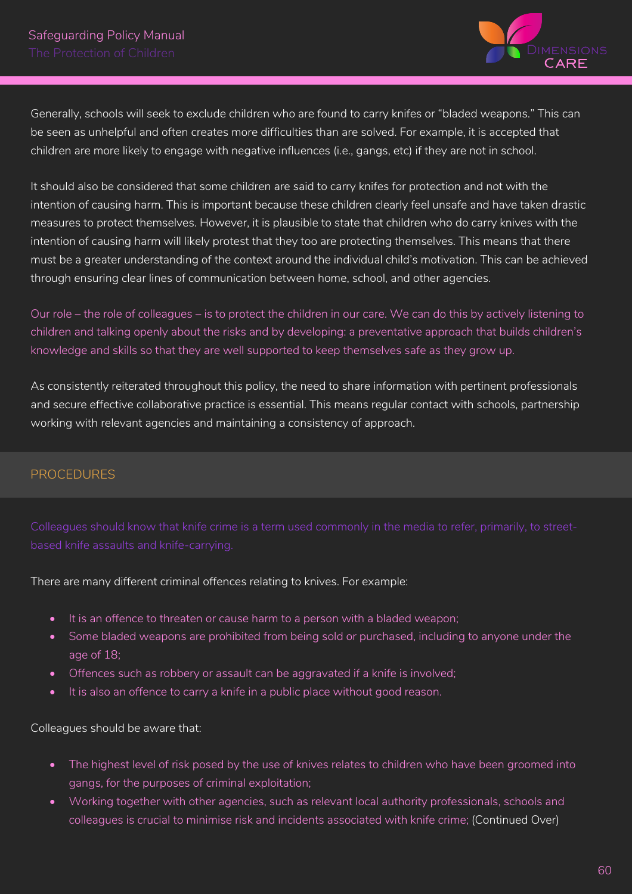Generally, schools will seek to exclude children who are found to carry knifes or "bladed weapons." This can be seen as unhelpful and often creates more difficulties than are solved. For example, it is accepted that children are more likely to engage with negative influences (i.e., gangs, etc) if they are not in school.

It should also be considered that some children are said to carry knifes for protection and not with the intention of causing harm. This is important because these children clearly feel unsafe and have taken drastic measures to protect themselves. However, it is plausible to state that children who do carry knives with the intention of causing harm will likely protest that they too are protecting themselves. This means that there must be a greater understanding of the context around the individual child's motivation. This can be achieved through ensuring clear lines of communication between home, school, and other agencies.

Our role – the role of colleagues – is to protect the children in our care. We can do this by actively listening to children and talking openly about the risks and by developing: a preventative approach that builds children's knowledge and skills so that they are well supported to keep themselves safe as they grow up.

As consistently reiterated throughout this policy, the need to share information with pertinent professionals and secure effective collaborative practice is essential. This means regular contact with schools, partnership working with relevant agencies and maintaining a consistency of approach.

## PROCEDURES

Colleagues should know that knife crime is a term used commonly in the media to refer, primarily, to street-based knife assaults and knife-carrying.

There are many different criminal offences relating to knives. For example:

- It is an offence to threaten or cause harm to a person with a bladed weapon;
- Some bladed weapons are prohibited from being sold or purchased, including to anyone under the age of 18;
- Offences such as robbery or assault can be aggravated if a knife is involved;
- It is also an offence to carry a knife in a public place without good reason.

Colleagues should be aware that:

- The highest level of risk posed by the use of knives relates to children who have been groomed into gangs, for the purposes of criminal exploitation;
- Working together with other agencies, such as relevant local authority professionals, schools and colleagues is crucial to minimise risk and incidents associated with knife crime; (Continued Over)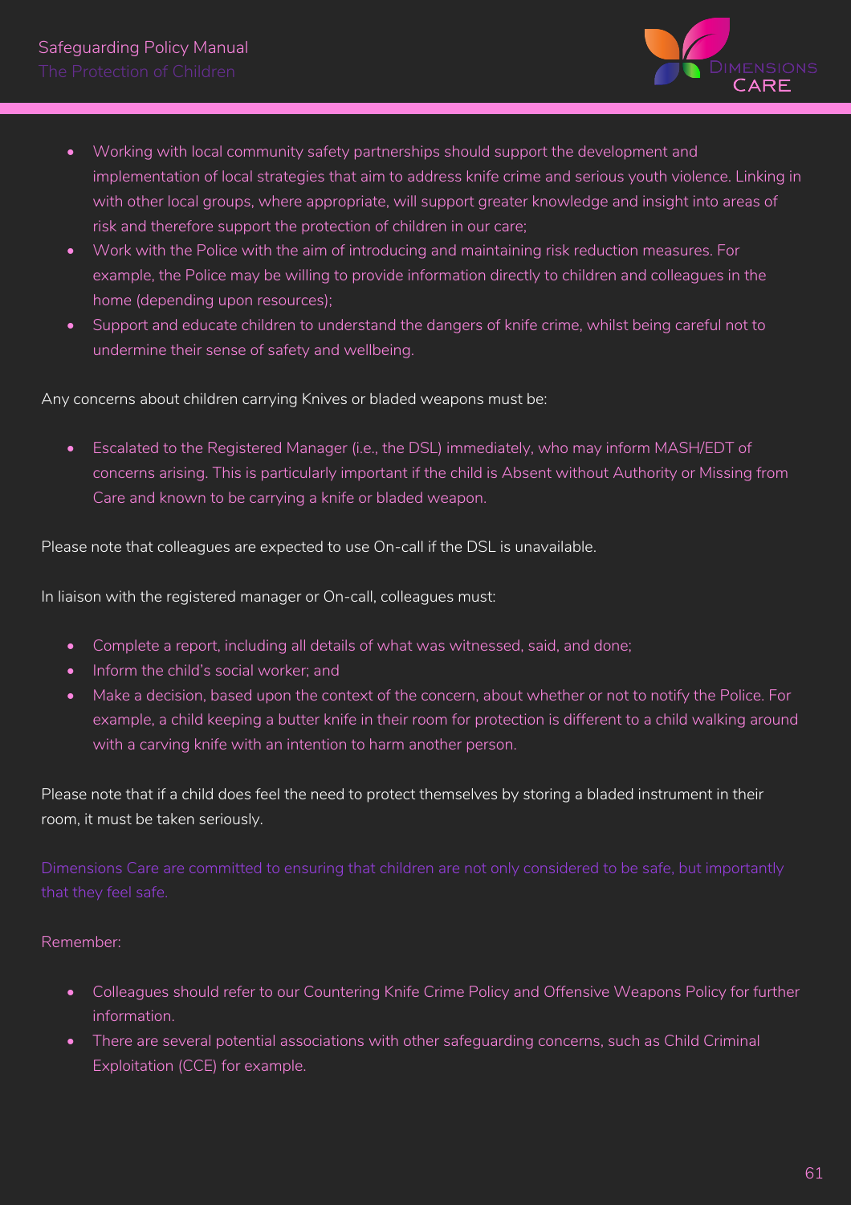- Working with local community safety partnerships should support the development and implementation of local strategies that aim to address knife crime and serious youth violence. Linking in with other local groups, where appropriate, will support greater knowledge and insight into areas of risk and therefore support the protection of children in our care;
- Work with the Police with the aim of introducing and maintaining risk reduction measures. For example, the Police may be willing to provide information directly to children and colleagues in the home (depending upon resources);
- Support and educate children to understand the dangers of knife crime, whilst being careful not to undermine their sense of safety and wellbeing.

Any concerns about children carrying Knives or bladed weapons must be:

- Escalated to the Registered Manager (i.e., the DSL) immediately, who may inform MASH/EDT of concerns arising. This is particularly important if the child is Absent without Authority or Missing from Care and known to be carrying a knife or bladed weapon.

Please note that colleagues are expected to use On-call if the DSL is unavailable.

In liaison with the registered manager or On-call, colleagues must:

- Complete a report, including all details of what was witnessed, said, and done;
- Inform the child's social worker; and
- Make a decision, based upon the context of the concern, about whether or not to notify the Police. For example, a child keeping a butter knife in their room for protection is different to a child walking around with a carving knife with an intention to harm another person.

Please note that if a child does feel the need to protect themselves by storing a bladed instrument in their room, it must be taken seriously.

Dimensions Care are committed to ensuring that children are not only considered to be safe, but importantly that they feel safe.

Remember:

- Colleagues should refer to our Countering Knife Crime Policy and Offensive Weapons Policy for further information.
- There are several potential associations with other safeguarding concerns, such as Child Criminal Exploitation (CCE) for example.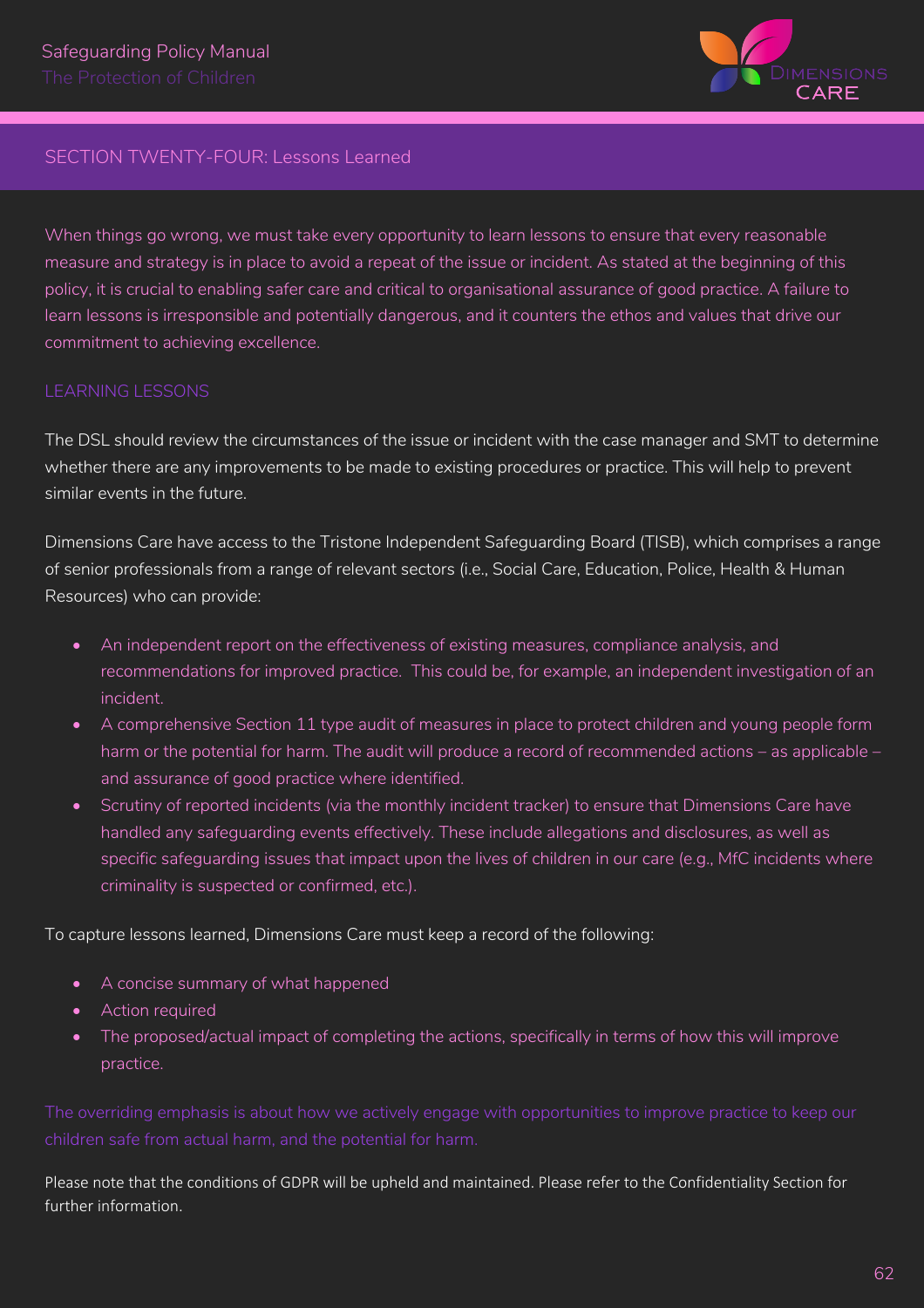## SECTION TWENTY-FOUR: Lessons Learned

When things go wrong, we must take every opportunity to learn lessons to ensure that every reasonable measure and strategy is in place to avoid a repeat of the issue or incident. As stated at the beginning of this policy, it is crucial to enabling safer care and critical to organisational assurance of good practice. A failure to learn lessons is irresponsible and potentially dangerous, and it counters the ethos and values that drive our commitment to achieving excellence.

### LEARNING LESSONS

The DSL should review the circumstances of the issue or incident with the case manager and SMT to determine whether there are any improvements to be made to existing procedures or practice. This will help to prevent similar events in the future.

Dimensions Care have access to the Tristone Independent Safeguarding Board (TISB), which comprises a range of senior professionals from a range of relevant sectors (i.e., Social Care, Education, Police, Health & Human Resources) who can provide:

- An independent report on the effectiveness of existing measures, compliance analysis, and recommendations for improved practice. This could be, for example, an independent investigation of an incident.
- A comprehensive Section 11 type audit of measures in place to protect children and young people form harm or the potential for harm. The audit will produce a record of recommended actions – as applicable – and assurance of good practice where identified.
- Scrutiny of reported incidents (via the monthly incident tracker) to ensure that Dimensions Care have handled any safeguarding events effectively. These include allegations and disclosures, as well as specific safeguarding issues that impact upon the lives of children in our care (e.g., MfC incidents where criminality is suspected or confirmed, etc.).

To capture lessons learned, Dimensions Care must keep a record of the following:

- A concise summary of what happened
- Action required
- The proposed/actual impact of completing the actions, specifically in terms of how this will improve practice.

The overriding emphasis is about how we actively engage with opportunities to improve practice to keep our children safe from actual harm, and the potential for harm.

Please note that the conditions of GDPR will be upheld and maintained. Please refer to the Confidentiality Section for further information.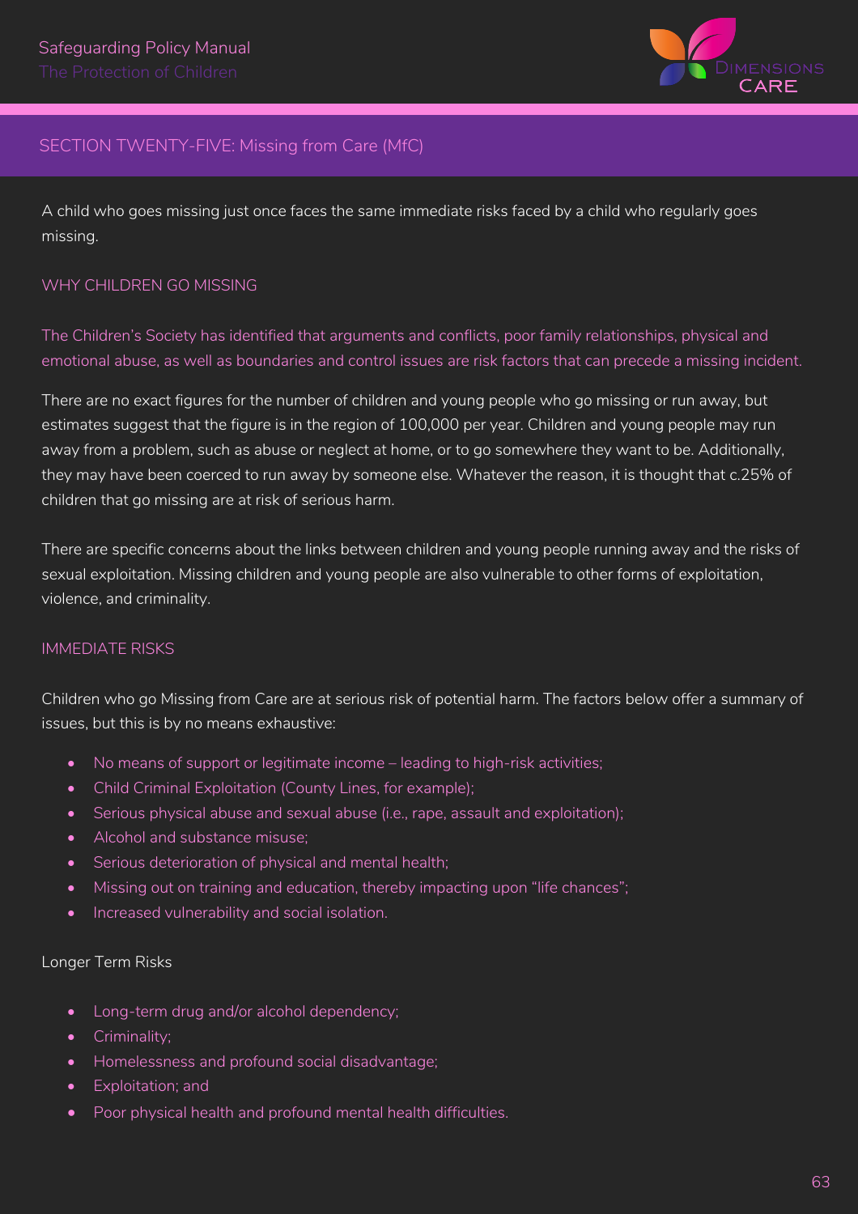## SECTION TWENTY-FIVE: Missing from Care (MfC)

A child who goes missing just once faces the same immediate risks faced by a child who regularly goes missing.

### WHY CHILDREN GO MISSING

The Children's Society has identified that arguments and conflicts, poor family relationships, physical and emotional abuse, as well as boundaries and control issues are risk factors that can precede a missing incident.

There are no exact figures for the number of children and young people who go missing or run away, but estimates suggest that the figure is in the region of 100,000 per year. Children and young people may run away from a problem, such as abuse or neglect at home, or to go somewhere they want to be. Additionally, they may have been coerced to run away by someone else. Whatever the reason, it is thought that c.25% of children that go missing are at risk of serious harm.

There are specific concerns about the links between children and young people running away and the risks of sexual exploitation. Missing children and young people are also vulnerable to other forms of exploitation, violence, and criminality.

### IMMEDIATE RISKS

Children who go Missing from Care are at serious risk of potential harm. The factors below offer a summary of issues, but this is by no means exhaustive:

- No means of support or legitimate income – leading to high-risk activities;
- Child Criminal Exploitation (County Lines, for example);
- Serious physical abuse and sexual abuse (i.e., rape, assault and exploitation);
- Alcohol and substance misuse;
- Serious deterioration of physical and mental health;
- Missing out on training and education, thereby impacting upon "life chances";
- Increased vulnerability and social isolation.

Longer Term Risks

- Long-term drug and/or alcohol dependency;
- Criminality;
- Homelessness and profound social disadvantage;
- Exploitation; and
- Poor physical health and profound mental health difficulties.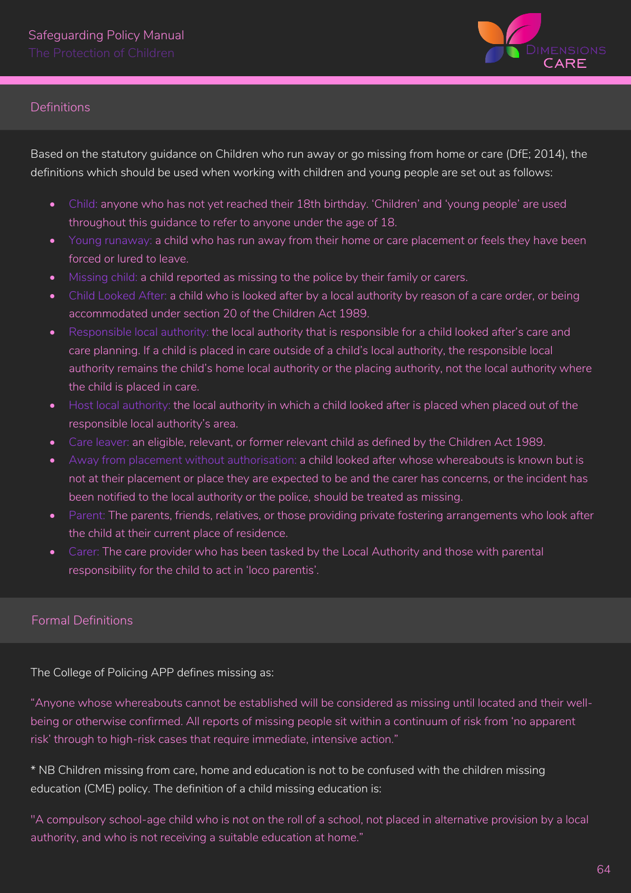## Definitions

Based on the statutory guidance on Children who run away or go missing from home or care (DfE; 2014), the definitions which should be used when working with children and young people are set out as follows:

- Child: anyone who has not yet reached their 18th birthday. 'Children' and 'young people' are used throughout this guidance to refer to anyone under the age of 18.
- Young runaway: a child who has run away from their home or care placement or feels they have been forced or lured to leave.
- Missing child: a child reported as missing to the police by their family or carers.
- Child Looked After: a child who is looked after by a local authority by reason of a care order, or being accommodated under section 20 of the Children Act 1989.
- Responsible local authority: the local authority that is responsible for a child looked after's care and care planning. If a child is placed in care outside of a child's local authority, the responsible local authority remains the child's home local authority or the placing authority, not the local authority where the child is placed in care.
- Host local authority: the local authority in which a child looked after is placed when placed out of the responsible local authority's area.
- Care leaver: an eligible, relevant, or former relevant child as defined by the Children Act 1989.
- Away from placement without authorisation: a child looked after whose whereabouts is known but is not at their placement or place they are expected to be and the carer has concerns, or the incident has been notified to the local authority or the police, should be treated as missing.
- Parent: The parents, friends, relatives, or those providing private fostering arrangements who look after the child at their current place of residence.
- Carer: The care provider who has been tasked by the Local Authority and those with parental responsibility for the child to act in 'loco parentis'.

## Formal Definitions

The College of Policing APP defines missing as:

"Anyone whose whereabouts cannot be established will be considered as missing until located and their well-being or otherwise confirmed. All reports of missing people sit within a continuum of risk from 'no apparent risk' through to high-risk cases that require immediate, intensive action."

* NB Children missing from care, home and education is not to be confused with the children missing education (CME) policy. The definition of a child missing education is:

"A compulsory school-age child who is not on the roll of a school, not placed in alternative provision by a local authority, and who is not receiving a suitable education at home."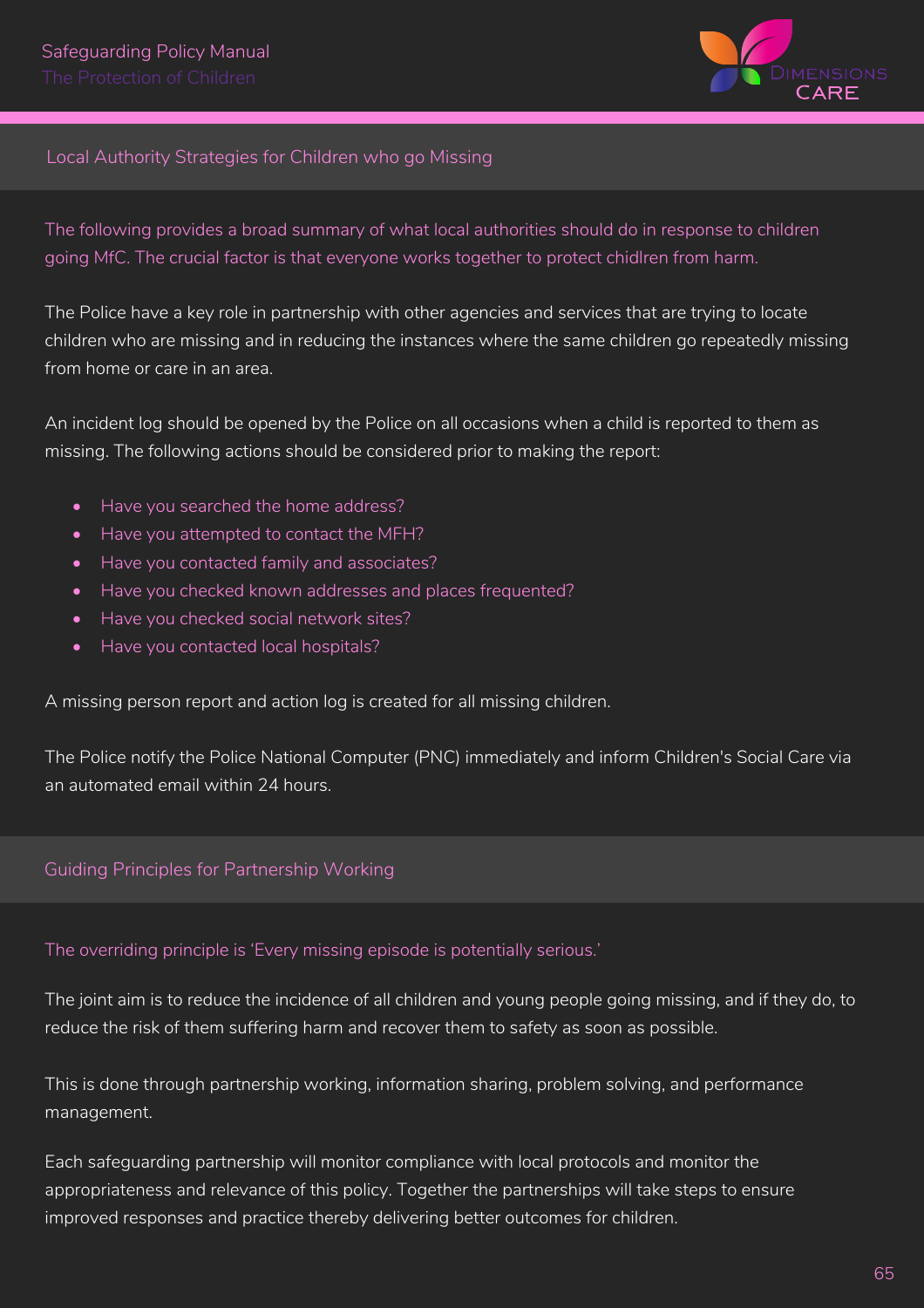## Local Authority Strategies for Children who go Missing

The following provides a broad summary of what local authorities should do in response to children going MfC. The crucial factor is that everyone works together to protect chidlren from harm.

The Police have a key role in partnership with other agencies and services that are trying to locate children who are missing and in reducing the instances where the same children go repeatedly missing from home or care in an area.

An incident log should be opened by the Police on all occasions when a child is reported to them as missing. The following actions should be considered prior to making the report:

- Have you searched the home address?
- Have you attempted to contact the MFH?
- Have you contacted family and associates?
- Have you checked known addresses and places frequented?
- Have you checked social network sites?
- Have you contacted local hospitals?

A missing person report and action log is created for all missing children.

The Police notify the Police National Computer (PNC) immediately and inform Children's Social Care via an automated email within 24 hours.

## Guiding Principles for Partnership Working

The overriding principle is 'Every missing episode is potentially serious.'

The joint aim is to reduce the incidence of all children and young people going missing, and if they do, to reduce the risk of them suffering harm and recover them to safety as soon as possible.

This is done through partnership working, information sharing, problem solving, and performance management.

Each safeguarding partnership will monitor compliance with local protocols and monitor the appropriateness and relevance of this policy. Together the partnerships will take steps to ensure improved responses and practice thereby delivering better outcomes for children.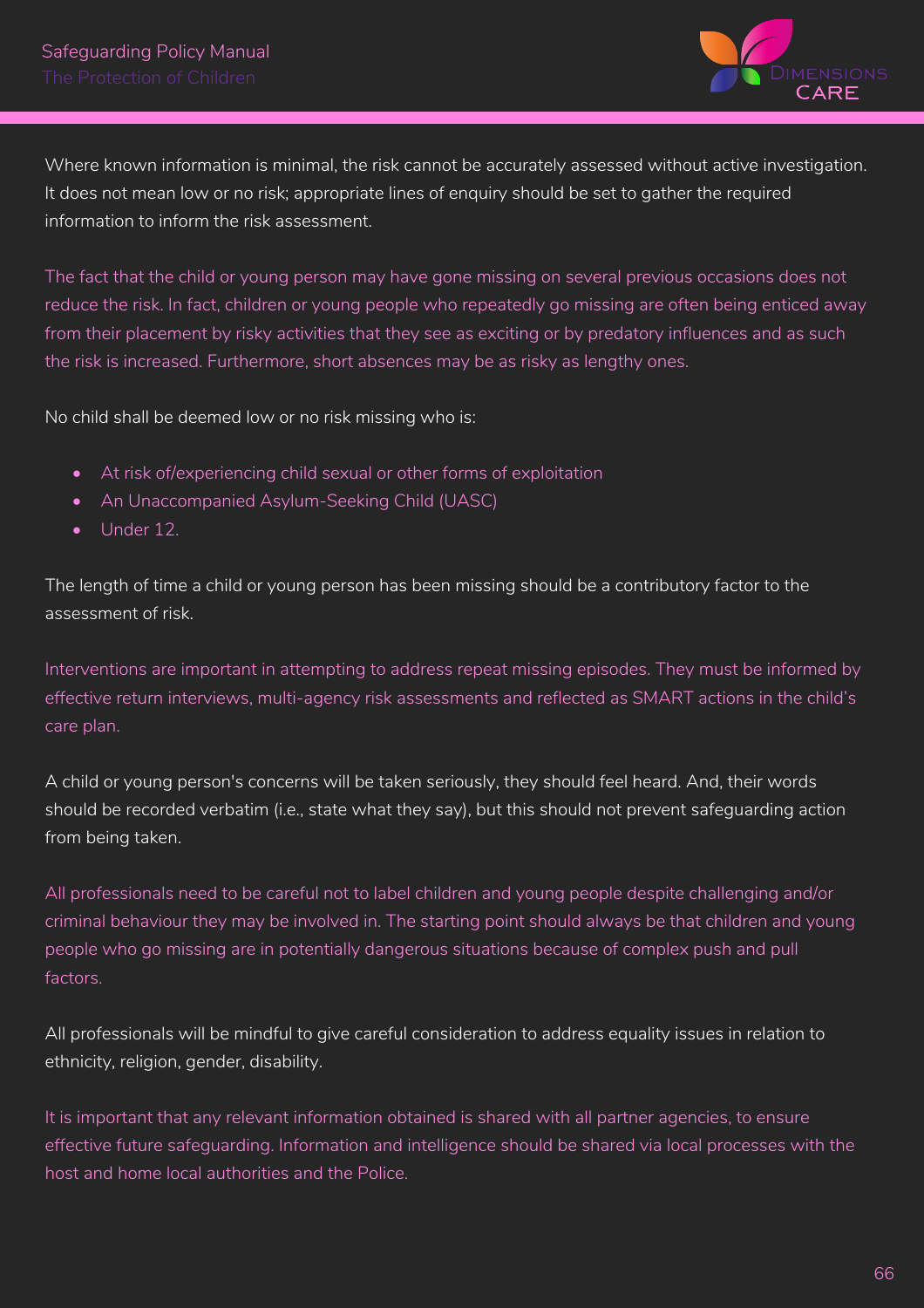Where known information is minimal, the risk cannot be accurately assessed without active investigation. It does not mean low or no risk; appropriate lines of enquiry should be set to gather the required information to inform the risk assessment.

The fact that the child or young person may have gone missing on several previous occasions does not reduce the risk. In fact, children or young people who repeatedly go missing are often being enticed away from their placement by risky activities that they see as exciting or by predatory influences and as such the risk is increased. Furthermore, short absences may be as risky as lengthy ones.

No child shall be deemed low or no risk missing who is:

- At risk of/experiencing child sexual or other forms of exploitation
- An Unaccompanied Asylum-Seeking Child (UASC)
- Under 12.

The length of time a child or young person has been missing should be a contributory factor to the assessment of risk.

Interventions are important in attempting to address repeat missing episodes. They must be informed by effective return interviews, multi-agency risk assessments and reflected as SMART actions in the child's care plan.

A child or young person's concerns will be taken seriously, they should feel heard. And, their words should be recorded verbatim (i.e., state what they say), but this should not prevent safeguarding action from being taken.

All professionals need to be careful not to label children and young people despite challenging and/or criminal behaviour they may be involved in. The starting point should always be that children and young people who go missing are in potentially dangerous situations because of complex push and pull factors.

All professionals will be mindful to give careful consideration to address equality issues in relation to ethnicity, religion, gender, disability.

It is important that any relevant information obtained is shared with all partner agencies, to ensure effective future safeguarding. Information and intelligence should be shared via local processes with the host and home local authorities and the Police.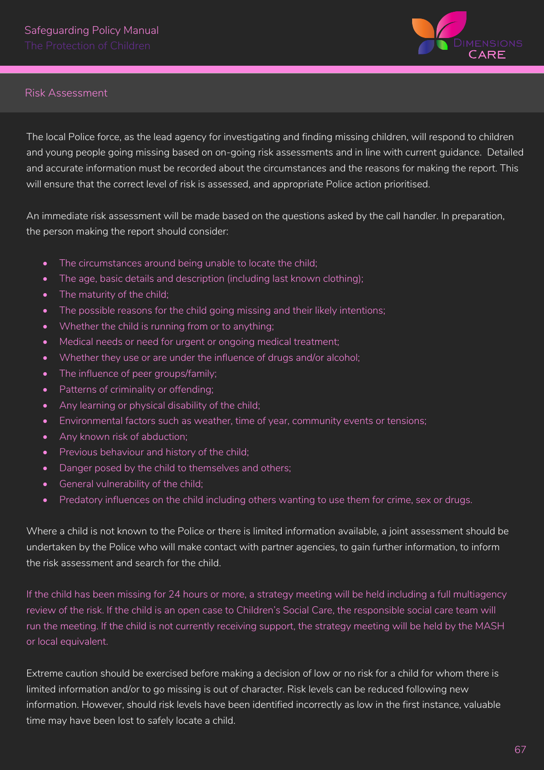## Risk Assessment

The local Police force, as the lead agency for investigating and finding missing children, will respond to children and young people going missing based on on-going risk assessments and in line with current guidance. Detailed and accurate information must be recorded about the circumstances and the reasons for making the report. This will ensure that the correct level of risk is assessed, and appropriate Police action prioritised.

An immediate risk assessment will be made based on the questions asked by the call handler. In preparation, the person making the report should consider:

- The circumstances around being unable to locate the child;
- The age, basic details and description (including last known clothing);
- The maturity of the child;
- The possible reasons for the child going missing and their likely intentions;
- Whether the child is running from or to anything;
- Medical needs or need for urgent or ongoing medical treatment;
- Whether they use or are under the influence of drugs and/or alcohol;
- The influence of peer groups/family;
- Patterns of criminality or offending;
- Any learning or physical disability of the child;
- Environmental factors such as weather, time of year, community events or tensions;
- Any known risk of abduction;
- Previous behaviour and history of the child;
- Danger posed by the child to themselves and others;
- General vulnerability of the child;
- Predatory influences on the child including others wanting to use them for crime, sex or drugs.

Where a child is not known to the Police or there is limited information available, a joint assessment should be undertaken by the Police who will make contact with partner agencies, to gain further information, to inform the risk assessment and search for the child.

If the child has been missing for 24 hours or more, a strategy meeting will be held including a full multiagency review of the risk. If the child is an open case to Children's Social Care, the responsible social care team will run the meeting. If the child is not currently receiving support, the strategy meeting will be held by the MASH or local equivalent.

Extreme caution should be exercised before making a decision of low or no risk for a child for whom there is limited information and/or to go missing is out of character. Risk levels can be reduced following new information. However, should risk levels have been identified incorrectly as low in the first instance, valuable time may have been lost to safely locate a child.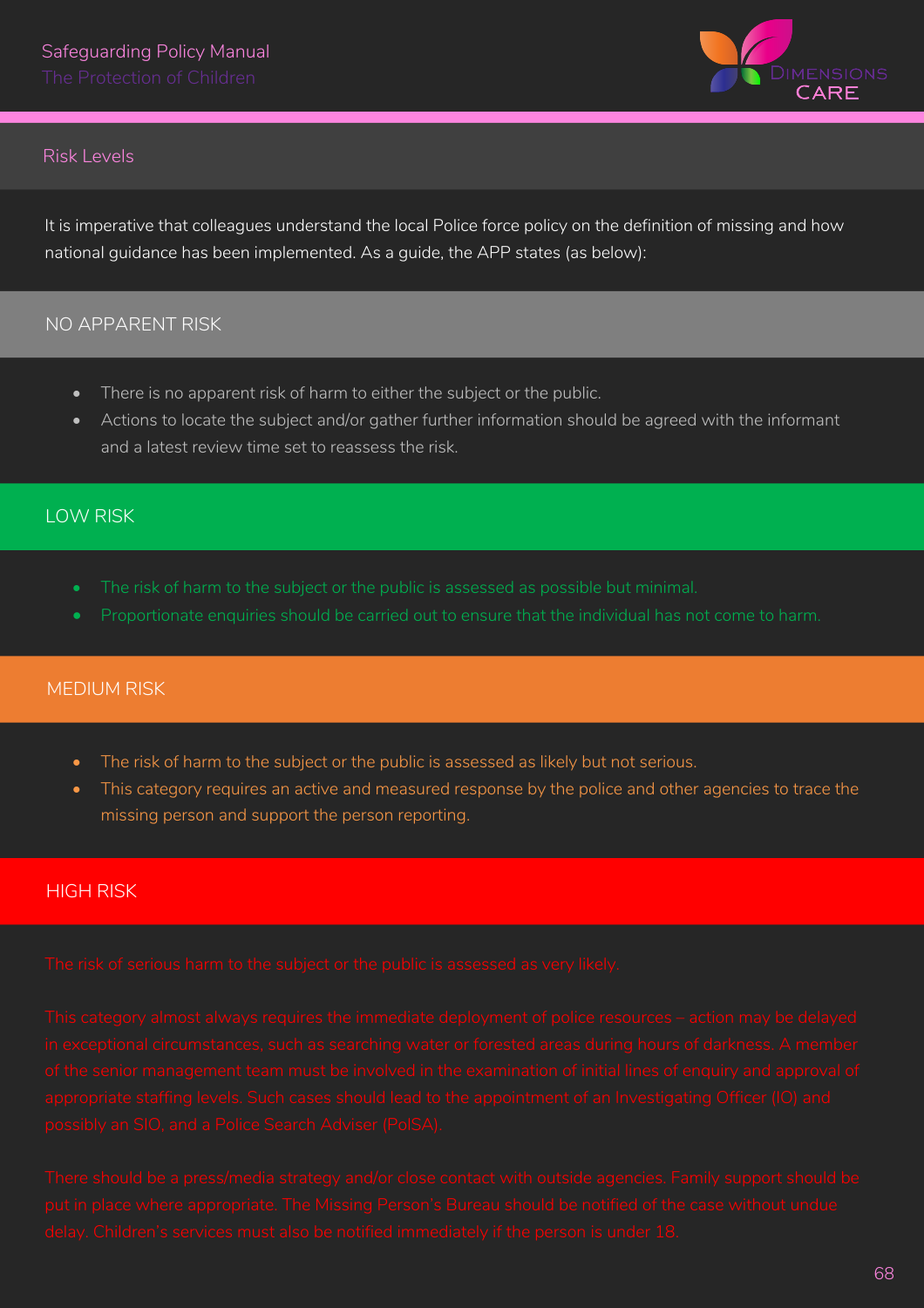## Risk Levels

It is imperative that colleagues understand the local Police force policy on the definition of missing and how national guidance has been implemented. As a guide, the APP states (as below):

### NO APPARENT RISK

- There is no apparent risk of harm to either the subject or the public.
- Actions to locate the subject and/or gather further information should be agreed with the informant and a latest review time set to reassess the risk.

### LOW RISK

- The risk of harm to the subject or the public is assessed as possible but minimal.
- Proportionate enquiries should be carried out to ensure that the individual has not come to harm.

### MEDIUM RISK

- The risk of harm to the subject or the public is assessed as likely but not serious.
- This category requires an active and measured response by the police and other agencies to trace the missing person and support the person reporting.

### HIGH RISK

The risk of serious harm to the subject or the public is assessed as very likely.

This category almost always requires the immediate deployment of police resources – action may be delayed in exceptional circumstances, such as searching water or forested areas during hours of darkness. A member of the senior management team must be involved in the examination of initial lines of enquiry and approval of appropriate staffing levels. Such cases should lead to the appointment of an Investigating Officer (IO) and possibly an SIO, and a Police Search Adviser (PolSA).

There should be a press/media strategy and/or close contact with outside agencies. Family support should be put in place where appropriate. The Missing Person's Bureau should be notified of the case without undue delay. Children's services must also be notified immediately if the person is under 18.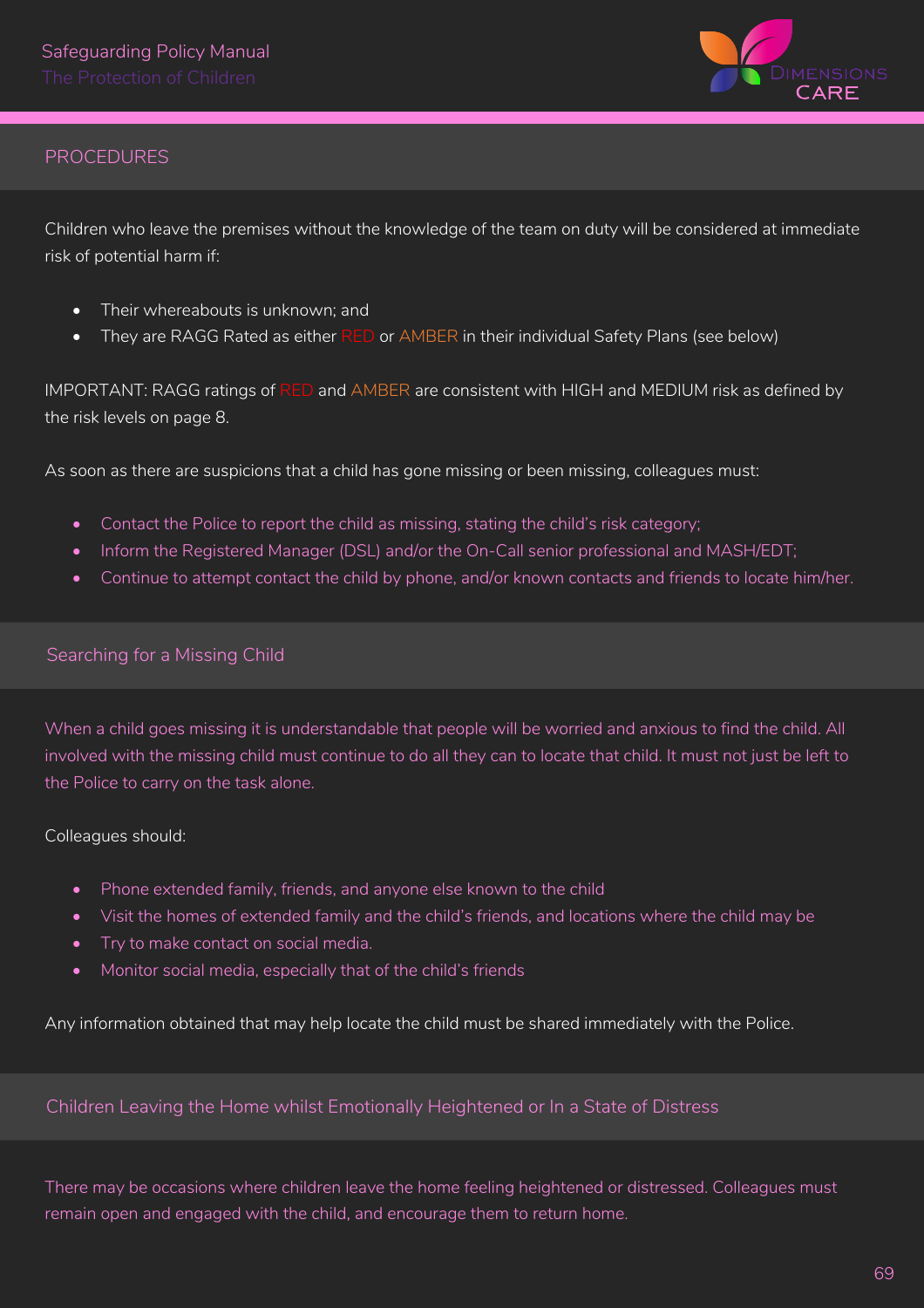## PROCEDURES

Children who leave the premises without the knowledge of the team on duty will be considered at immediate risk of potential harm if:

- Their whereabouts is unknown; and
- They are RAGG Rated as either RED or AMBER in their individual Safety Plans (see below)

IMPORTANT: RAGG ratings of RED and AMBER are consistent with HIGH and MEDIUM risk as defined by the risk levels on page 8.

As soon as there are suspicions that a child has gone missing or been missing, colleagues must:

- Contact the Police to report the child as missing, stating the child's risk category;
- Inform the Registered Manager (DSL) and/or the On-Call senior professional and MASH/EDT;
- Continue to attempt contact the child by phone, and/or known contacts and friends to locate him/her.

### Searching for a Missing Child

When a child goes missing it is understandable that people will be worried and anxious to find the child. All involved with the missing child must continue to do all they can to locate that child. It must not just be left to the Police to carry on the task alone.

Colleagues should:

- Phone extended family, friends, and anyone else known to the child
- Visit the homes of extended family and the child's friends, and locations where the child may be
- Try to make contact on social media.
- Monitor social media, especially that of the child's friends

Any information obtained that may help locate the child must be shared immediately with the Police.

### Children Leaving the Home whilst Emotionally Heightened or In a State of Distress

There may be occasions where children leave the home feeling heightened or distressed. Colleagues must remain open and engaged with the child, and encourage them to return home.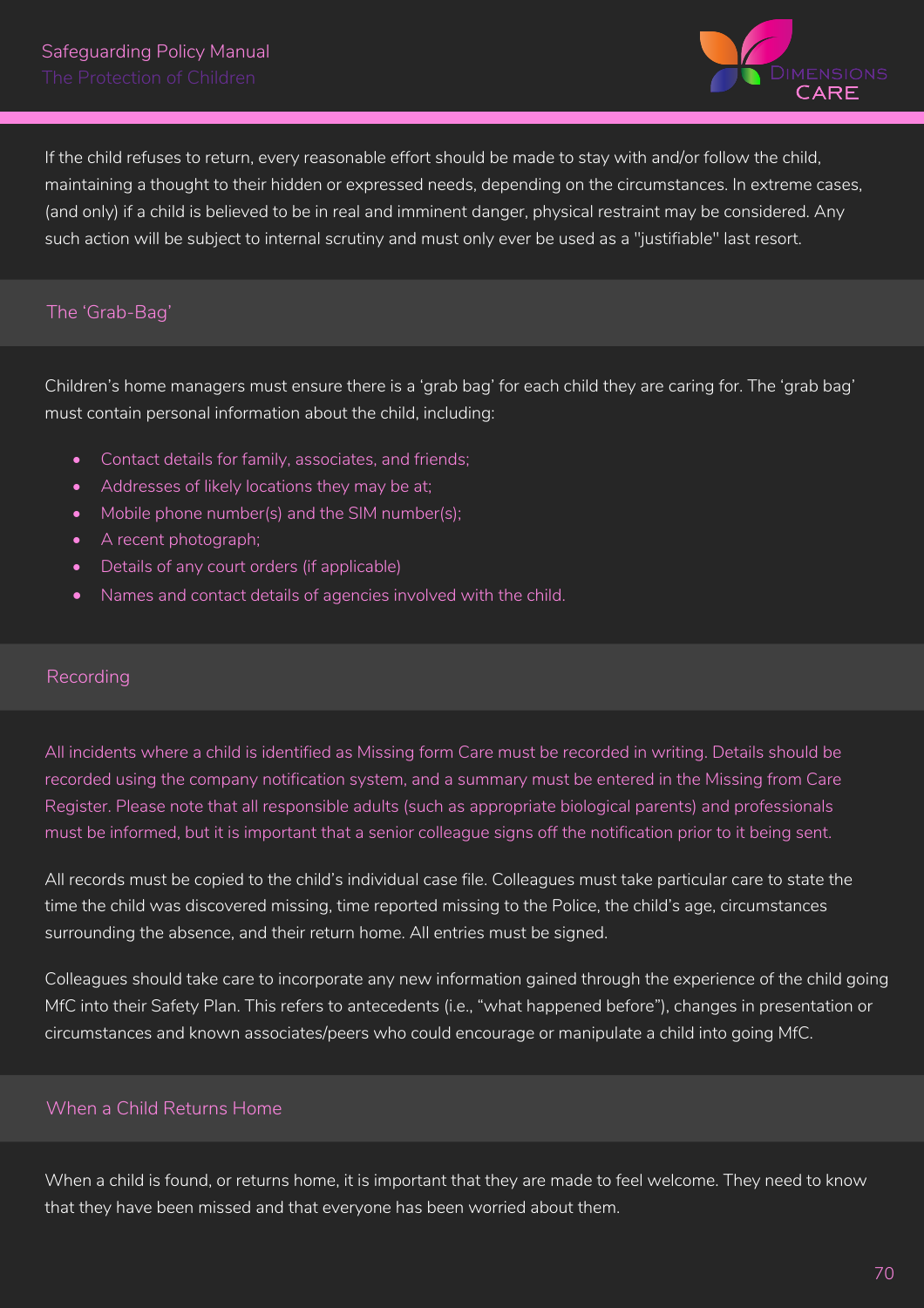If the child refuses to return, every reasonable effort should be made to stay with and/or follow the child, maintaining a thought to their hidden or expressed needs, depending on the circumstances. In extreme cases, (and only) if a child is believed to be in real and imminent danger, physical restraint may be considered. Any such action will be subject to internal scrutiny and must only ever be used as a "justifiable" last resort.

## The 'Grab-Bag'

Children's home managers must ensure there is a 'grab bag' for each child they are caring for. The 'grab bag' must contain personal information about the child, including:

- Contact details for family, associates, and friends;
- Addresses of likely locations they may be at;
- Mobile phone number(s) and the SIM number(s);
- A recent photograph;
- Details of any court orders (if applicable)
- Names and contact details of agencies involved with the child.

## Recording

All incidents where a child is identified as Missing form Care must be recorded in writing. Details should be recorded using the company notification system, and a summary must be entered in the Missing from Care Register. Please note that all responsible adults (such as appropriate biological parents) and professionals must be informed, but it is important that a senior colleague signs off the notification prior to it being sent.

All records must be copied to the child's individual case file. Colleagues must take particular care to state the time the child was discovered missing, time reported missing to the Police, the child's age, circumstances surrounding the absence, and their return home. All entries must be signed.

Colleagues should take care to incorporate any new information gained through the experience of the child going MfC into their Safety Plan. This refers to antecedents (i.e., "what happened before"), changes in presentation or circumstances and known associates/peers who could encourage or manipulate a child into going MfC.

## When a Child Returns Home

When a child is found, or returns home, it is important that they are made to feel welcome. They need to know that they have been missed and that everyone has been worried about them.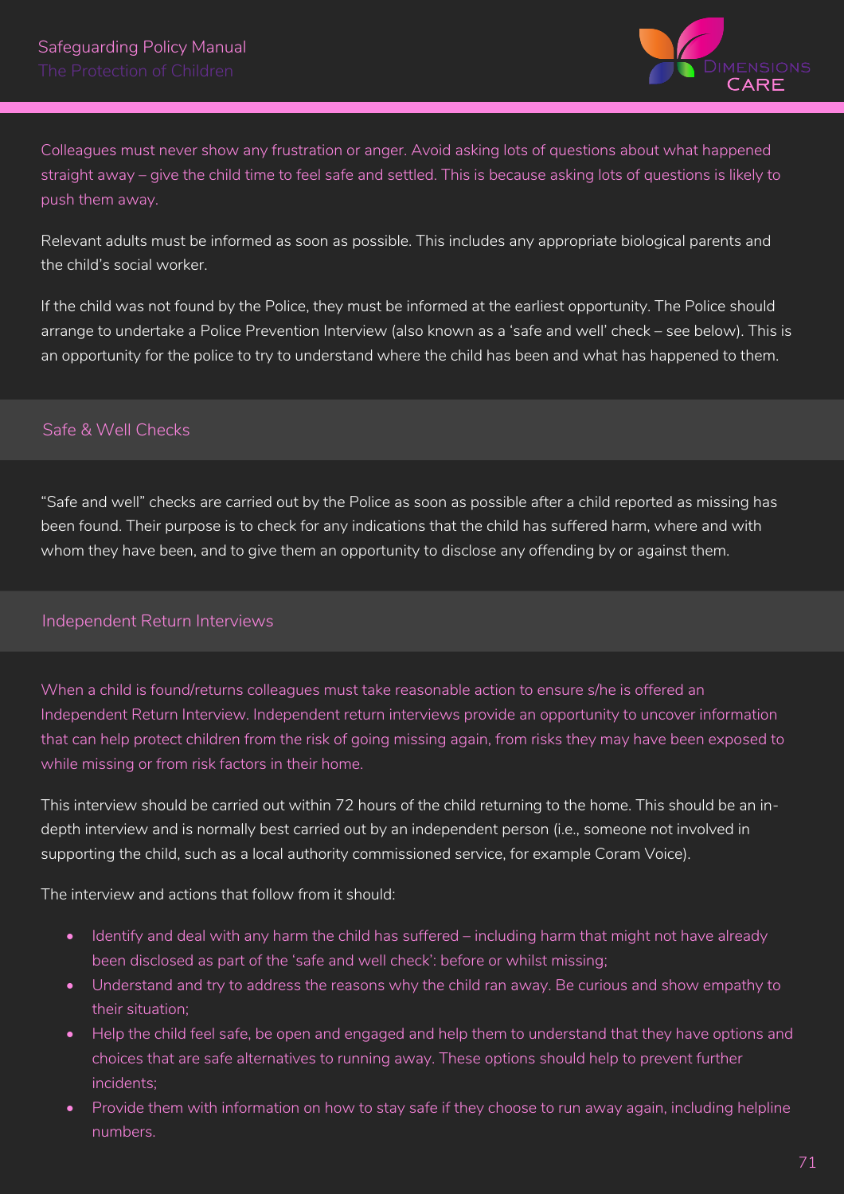Colleagues must never show any frustration or anger. Avoid asking lots of questions about what happened straight away – give the child time to feel safe and settled. This is because asking lots of questions is likely to push them away.

Relevant adults must be informed as soon as possible. This includes any appropriate biological parents and the child's social worker.

If the child was not found by the Police, they must be informed at the earliest opportunity. The Police should arrange to undertake a Police Prevention Interview (also known as a 'safe and well' check – see below). This is an opportunity for the police to try to understand where the child has been and what has happened to them.

## Safe & Well Checks

"Safe and well" checks are carried out by the Police as soon as possible after a child reported as missing has been found. Their purpose is to check for any indications that the child has suffered harm, where and with whom they have been, and to give them an opportunity to disclose any offending by or against them.

## Independent Return Interviews

When a child is found/returns colleagues must take reasonable action to ensure s/he is offered an Independent Return Interview. Independent return interviews provide an opportunity to uncover information that can help protect children from the risk of going missing again, from risks they may have been exposed to while missing or from risk factors in their home.

This interview should be carried out within 72 hours of the child returning to the home. This should be an in-depth interview and is normally best carried out by an independent person (i.e., someone not involved in supporting the child, such as a local authority commissioned service, for example Coram Voice).

The interview and actions that follow from it should:

- Identify and deal with any harm the child has suffered – including harm that might not have already been disclosed as part of the 'safe and well check': before or whilst missing;
- Understand and try to address the reasons why the child ran away. Be curious and show empathy to their situation;
- Help the child feel safe, be open and engaged and help them to understand that they have options and choices that are safe alternatives to running away. These options should help to prevent further incidents;
- Provide them with information on how to stay safe if they choose to run away again, including helpline numbers.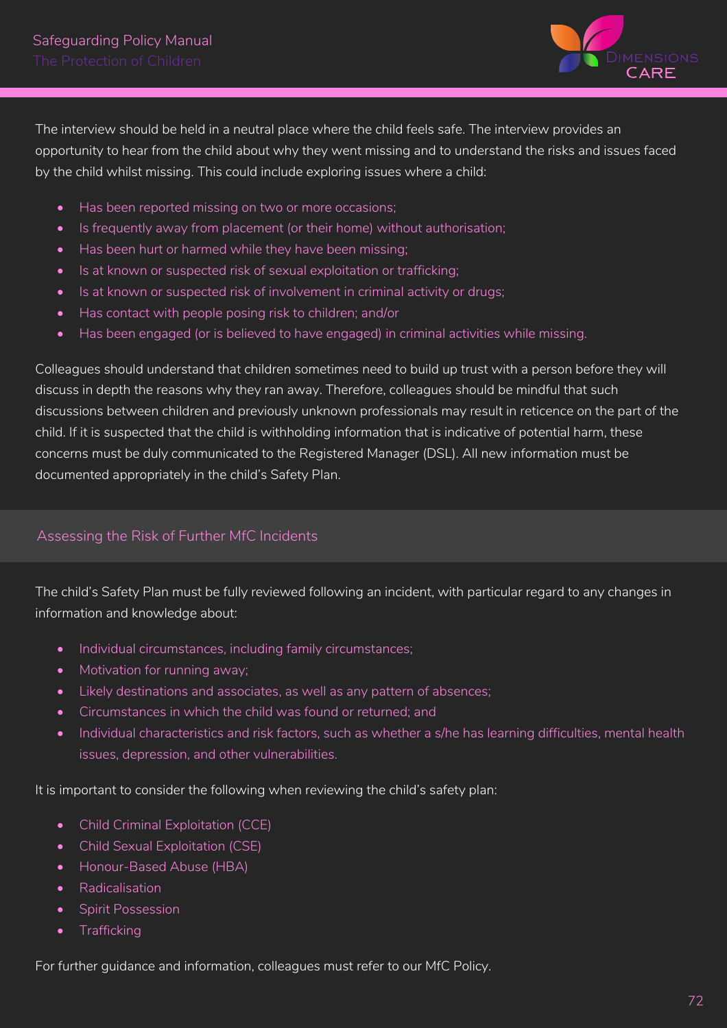The interview should be held in a neutral place where the child feels safe. The interview provides an opportunity to hear from the child about why they went missing and to understand the risks and issues faced by the child whilst missing. This could include exploring issues where a child:

- Has been reported missing on two or more occasions;
- Is frequently away from placement (or their home) without authorisation;
- Has been hurt or harmed while they have been missing;
- Is at known or suspected risk of sexual exploitation or trafficking;
- Is at known or suspected risk of involvement in criminal activity or drugs;
- Has contact with people posing risk to children; and/or
- Has been engaged (or is believed to have engaged) in criminal activities while missing.

Colleagues should understand that children sometimes need to build up trust with a person before they will discuss in depth the reasons why they ran away. Therefore, colleagues should be mindful that such discussions between children and previously unknown professionals may result in reticence on the part of the child. If it is suspected that the child is withholding information that is indicative of potential harm, these concerns must be duly communicated to the Registered Manager (DSL). All new information must be documented appropriately in the child's Safety Plan.

## Assessing the Risk of Further MfC Incidents

The child's Safety Plan must be fully reviewed following an incident, with particular regard to any changes in information and knowledge about:

- Individual circumstances, including family circumstances;
- Motivation for running away;
- Likely destinations and associates, as well as any pattern of absences;
- Circumstances in which the child was found or returned; and
- Individual characteristics and risk factors, such as whether a s/he has learning difficulties, mental health issues, depression, and other vulnerabilities.

It is important to consider the following when reviewing the child's safety plan:

- Child Criminal Exploitation (CCE)
- Child Sexual Exploitation (CSE)
- Honour-Based Abuse (HBA)
- Radicalisation
- Spirit Possession
- Trafficking

For further guidance and information, colleagues must refer to our MfC Policy.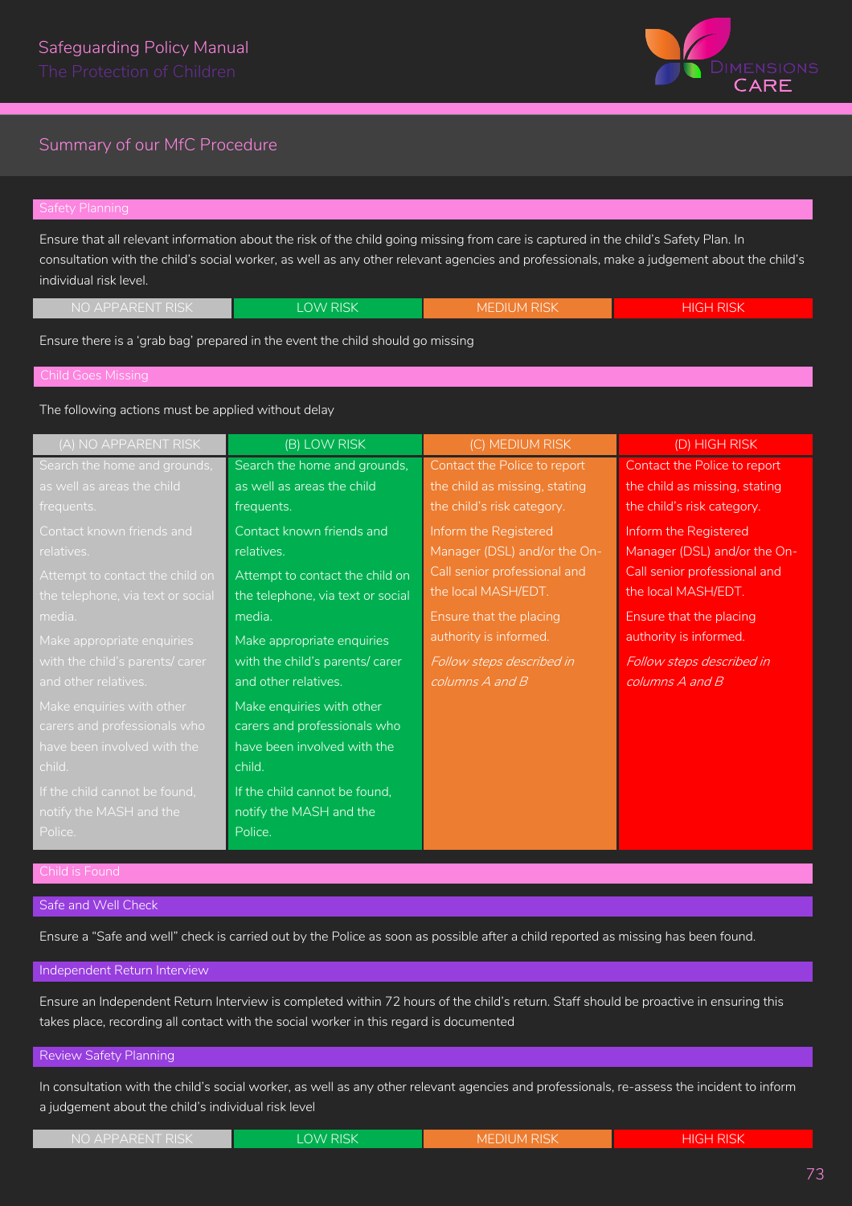## Summary of our MfC Procedure

### Safety Planning

Ensure that all relevant information about the risk of the child going missing from care is captured in the child's Safety Plan. In consultation with the child's social worker, as well as any other relevant agencies and professionals, make a judgement about the child's individual risk level.

| NO APPARENT RISK | LOW RISK | MEDIUM RISK | HIGH RISK |
|---|---|---|---|

Ensure there is a 'grab bag' prepared in the event the child should go missing

### Child Goes Missing

The following actions must be applied without delay

| (A) NO APPARENT RISK | (B) LOW RISK | (C) MEDIUM RISK | (D) HIGH RISK |
|---|---|---|---|
| Search the home and grounds, as well as areas the child frequents.<br><br>Contact known friends and relatives.<br><br>Attempt to contact the child on the telephone, via text or social media.<br><br>Make appropriate enquiries with the child's parents/ carer and other relatives.<br><br>Make enquiries with other carers and professionals who have been involved with the child.<br><br>If the child cannot be found, notify the MASH and the Police. | Search the home and grounds, as well as areas the child frequents.<br><br>Contact known friends and relatives.<br><br>Attempt to contact the child on the telephone, via text or social media.<br><br>Make appropriate enquiries with the child's parents/ carer and other relatives.<br><br>Make enquiries with other carers and professionals who have been involved with the child.<br><br>If the child cannot be found, notify the MASH and the Police. | Contact the Police to report the child as missing, stating the child's risk category.<br><br>Inform the Registered Manager (DSL) and/or the On-Call senior professional and the local MASH/EDT.<br><br>Ensure that the placing authority is informed.<br><br>*Follow steps described in columns A and B* | Contact the Police to report the child as missing, stating the child's risk category.<br><br>Inform the Registered Manager (DSL) and/or the On-Call senior professional and the local MASH/EDT.<br><br>Ensure that the placing authority is informed.<br><br>*Follow steps described in columns A and B* |

### Child is Found

#### Safe and Well Check

Ensure a "Safe and well" check is carried out by the Police as soon as possible after a child reported as missing has been found.

#### Independent Return Interview

Ensure an Independent Return Interview is completed within 72 hours of the child's return. Staff should be proactive in ensuring this takes place, recording all contact with the social worker in this regard is documented

#### Review Safety Planning

In consultation with the child's social worker, as well as any other relevant agencies and professionals, re-assess the incident to inform a judgement about the child's individual risk level

| NO APPARENT RISK | LOW RISK | MEDIUM RISK | HIGH RISK |
|---|---|---|---|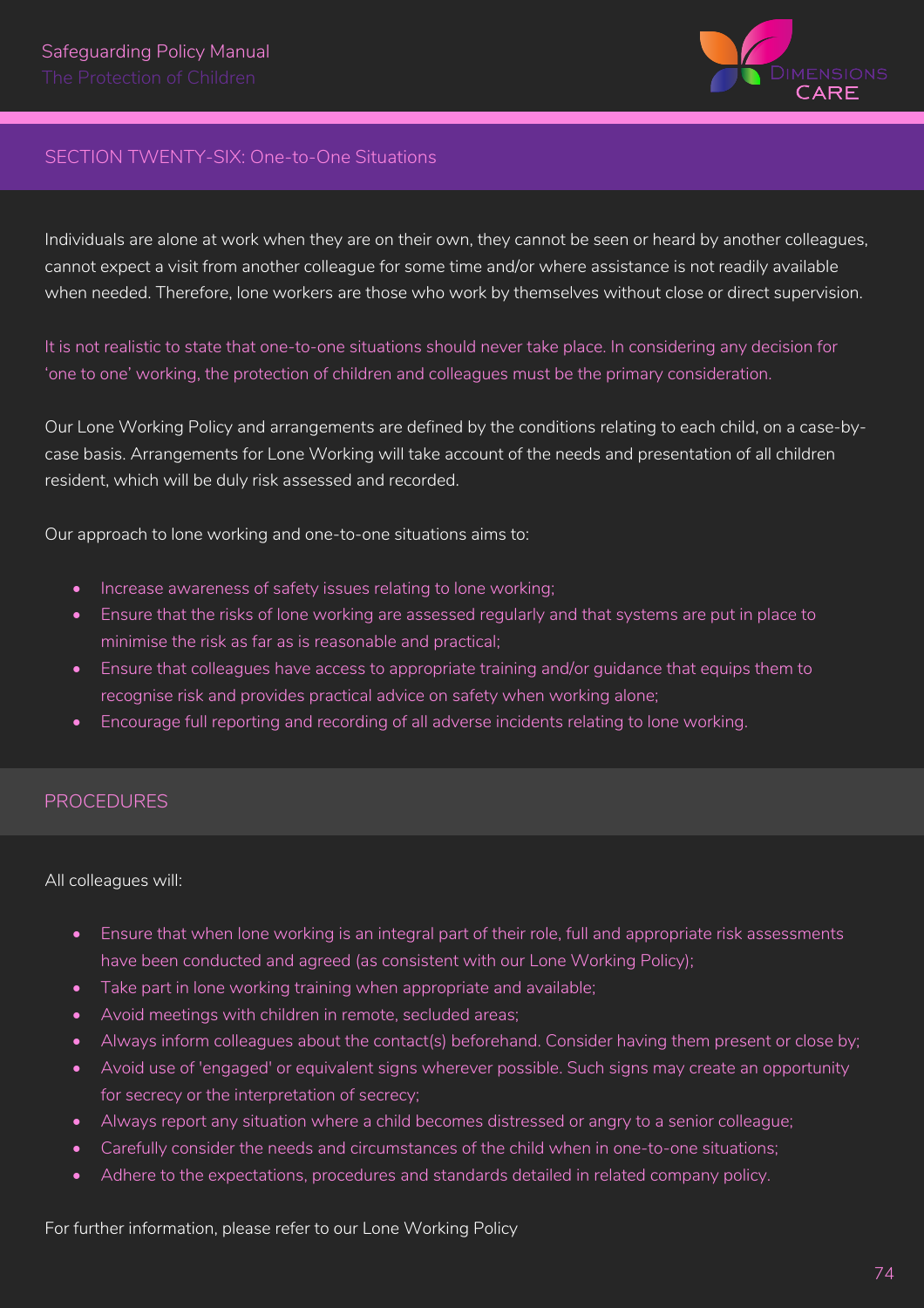## SECTION TWENTY-SIX: One-to-One Situations

Individuals are alone at work when they are on their own, they cannot be seen or heard by another colleagues, cannot expect a visit from another colleague for some time and/or where assistance is not readily available when needed. Therefore, lone workers are those who work by themselves without close or direct supervision.

It is not realistic to state that one-to-one situations should never take place. In considering any decision for 'one to one' working, the protection of children and colleagues must be the primary consideration.

Our Lone Working Policy and arrangements are defined by the conditions relating to each child, on a case-by-case basis. Arrangements for Lone Working will take account of the needs and presentation of all children resident, which will be duly risk assessed and recorded.

Our approach to lone working and one-to-one situations aims to:

- Increase awareness of safety issues relating to lone working;
- Ensure that the risks of lone working are assessed regularly and that systems are put in place to minimise the risk as far as is reasonable and practical;
- Ensure that colleagues have access to appropriate training and/or guidance that equips them to recognise risk and provides practical advice on safety when working alone;
- Encourage full reporting and recording of all adverse incidents relating to lone working.

### PROCEDURES

All colleagues will:

- Ensure that when lone working is an integral part of their role, full and appropriate risk assessments have been conducted and agreed (as consistent with our Lone Working Policy);
- Take part in lone working training when appropriate and available;
- Avoid meetings with children in remote, secluded areas;
- Always inform colleagues about the contact(s) beforehand. Consider having them present or close by;
- Avoid use of 'engaged' or equivalent signs wherever possible. Such signs may create an opportunity for secrecy or the interpretation of secrecy;
- Always report any situation where a child becomes distressed or angry to a senior colleague;
- Carefully consider the needs and circumstances of the child when in one-to-one situations;
- Adhere to the expectations, procedures and standards detailed in related company policy.

For further information, please refer to our Lone Working Policy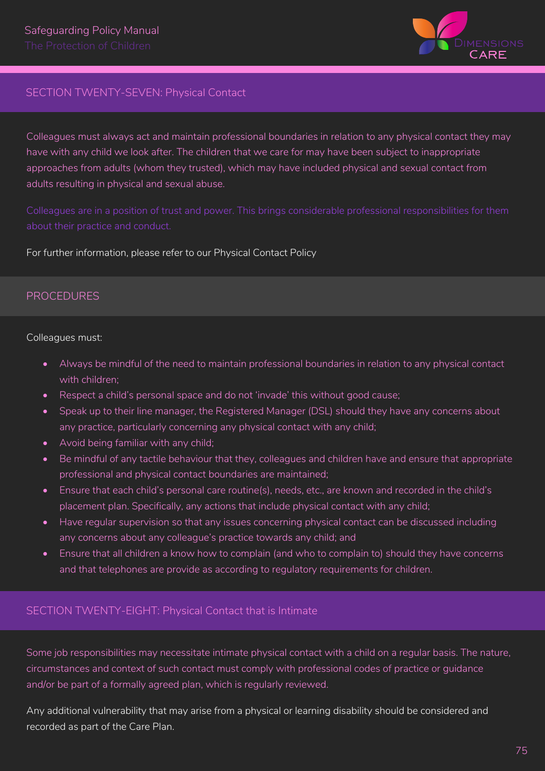## SECTION TWENTY-SEVEN: Physical Contact

Colleagues must always act and maintain professional boundaries in relation to any physical contact they may have with any child we look after. The children that we care for may have been subject to inappropriate approaches from adults (whom they trusted), which may have included physical and sexual contact from adults resulting in physical and sexual abuse.

Colleagues are in a position of trust and power. This brings considerable professional responsibilities for them about their practice and conduct.

For further information, please refer to our Physical Contact Policy

### PROCEDURES

Colleagues must:

- Always be mindful of the need to maintain professional boundaries in relation to any physical contact with children;
- Respect a child's personal space and do not 'invade' this without good cause;
- Speak up to their line manager, the Registered Manager (DSL) should they have any concerns about any practice, particularly concerning any physical contact with any child;
- Avoid being familiar with any child;
- Be mindful of any tactile behaviour that they, colleagues and children have and ensure that appropriate professional and physical contact boundaries are maintained;
- Ensure that each child's personal care routine(s), needs, etc., are known and recorded in the child's placement plan. Specifically, any actions that include physical contact with any child;
- Have regular supervision so that any issues concerning physical contact can be discussed including any concerns about any colleague's practice towards any child; and
- Ensure that all children a know how to complain (and who to complain to) should they have concerns and that telephones are provide as according to regulatory requirements for children.

## SECTION TWENTY-EIGHT: Physical Contact that is Intimate

Some job responsibilities may necessitate intimate physical contact with a child on a regular basis. The nature, circumstances and context of such contact must comply with professional codes of practice or guidance and/or be part of a formally agreed plan, which is regularly reviewed.

Any additional vulnerability that may arise from a physical or learning disability should be considered and recorded as part of the Care Plan.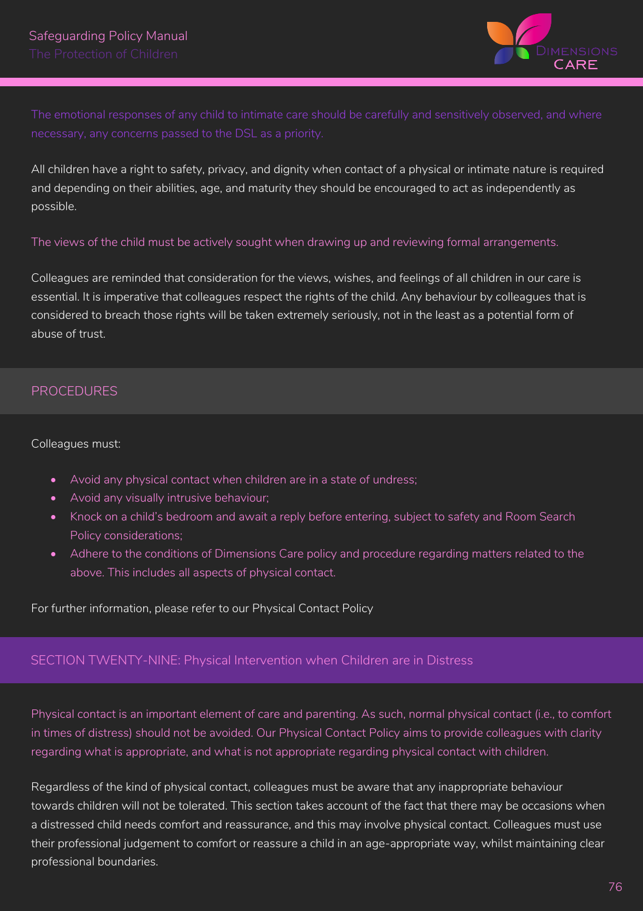The emotional responses of any child to intimate care should be carefully and sensitively observed, and where necessary, any concerns passed to the DSL as a priority.

All children have a right to safety, privacy, and dignity when contact of a physical or intimate nature is required and depending on their abilities, age, and maturity they should be encouraged to act as independently as possible.

The views of the child must be actively sought when drawing up and reviewing formal arrangements.

Colleagues are reminded that consideration for the views, wishes, and feelings of all children in our care is essential. It is imperative that colleagues respect the rights of the child. Any behaviour by colleagues that is considered to breach those rights will be taken extremely seriously, not in the least as a potential form of abuse of trust.

## PROCEDURES

Colleagues must:

- Avoid any physical contact when children are in a state of undress;
- Avoid any visually intrusive behaviour;
- Knock on a child's bedroom and await a reply before entering, subject to safety and Room Search Policy considerations;
- Adhere to the conditions of Dimensions Care policy and procedure regarding matters related to the above. This includes all aspects of physical contact.

For further information, please refer to our Physical Contact Policy

## SECTION TWENTY-NINE: Physical Intervention when Children are in Distress

Physical contact is an important element of care and parenting. As such, normal physical contact (i.e., to comfort in times of distress) should not be avoided. Our Physical Contact Policy aims to provide colleagues with clarity regarding what is appropriate, and what is not appropriate regarding physical contact with children.

Regardless of the kind of physical contact, colleagues must be aware that any inappropriate behaviour towards children will not be tolerated. This section takes account of the fact that there may be occasions when a distressed child needs comfort and reassurance, and this may involve physical contact. Colleagues must use their professional judgement to comfort or reassure a child in an age-appropriate way, whilst maintaining clear professional boundaries.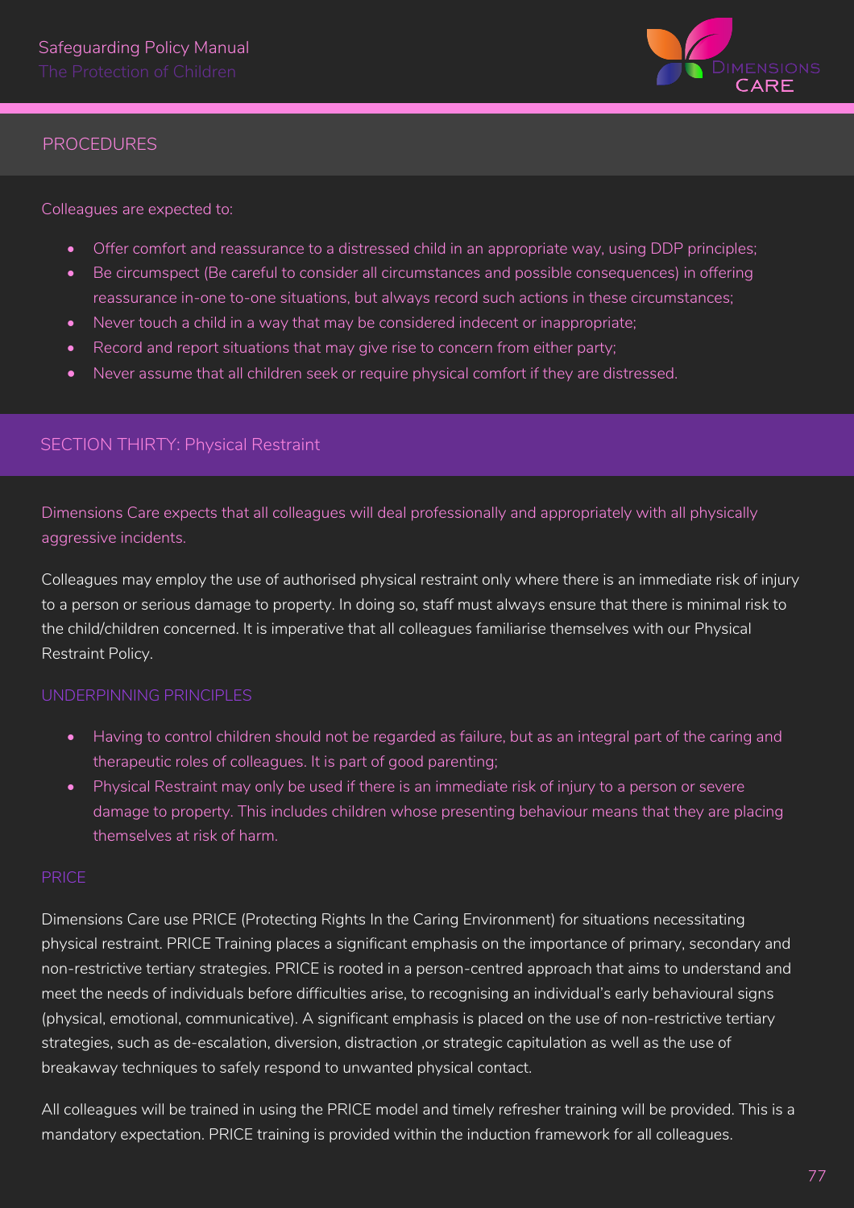## PROCEDURES

Colleagues are expected to:

- Offer comfort and reassurance to a distressed child in an appropriate way, using DDP principles;
- Be circumspect (Be careful to consider all circumstances and possible consequences) in offering reassurance in-one to-one situations, but always record such actions in these circumstances;
- Never touch a child in a way that may be considered indecent or inappropriate;
- Record and report situations that may give rise to concern from either party;
- Never assume that all children seek or require physical comfort if they are distressed.

## SECTION THIRTY: Physical Restraint

Dimensions Care expects that all colleagues will deal professionally and appropriately with all physically aggressive incidents.

Colleagues may employ the use of authorised physical restraint only where there is an immediate risk of injury to a person or serious damage to property. In doing so, staff must always ensure that there is minimal risk to the child/children concerned. It is imperative that all colleagues familiarise themselves with our Physical Restraint Policy.

### UNDERPINNING PRINCIPLES

- Having to control children should not be regarded as failure, but as an integral part of the caring and therapeutic roles of colleagues. It is part of good parenting;
- Physical Restraint may only be used if there is an immediate risk of injury to a person or severe damage to property. This includes children whose presenting behaviour means that they are placing themselves at risk of harm.

### PRICE

Dimensions Care use PRICE (Protecting Rights In the Caring Environment) for situations necessitating physical restraint. PRICE Training places a significant emphasis on the importance of primary, secondary and non-restrictive tertiary strategies. PRICE is rooted in a person-centred approach that aims to understand and meet the needs of individuals before difficulties arise, to recognising an individual's early behavioural signs (physical, emotional, communicative). A significant emphasis is placed on the use of non-restrictive tertiary strategies, such as de-escalation, diversion, distraction ,or strategic capitulation as well as the use of breakaway techniques to safely respond to unwanted physical contact.

All colleagues will be trained in using the PRICE model and timely refresher training will be provided. This is a mandatory expectation. PRICE training is provided within the induction framework for all colleagues.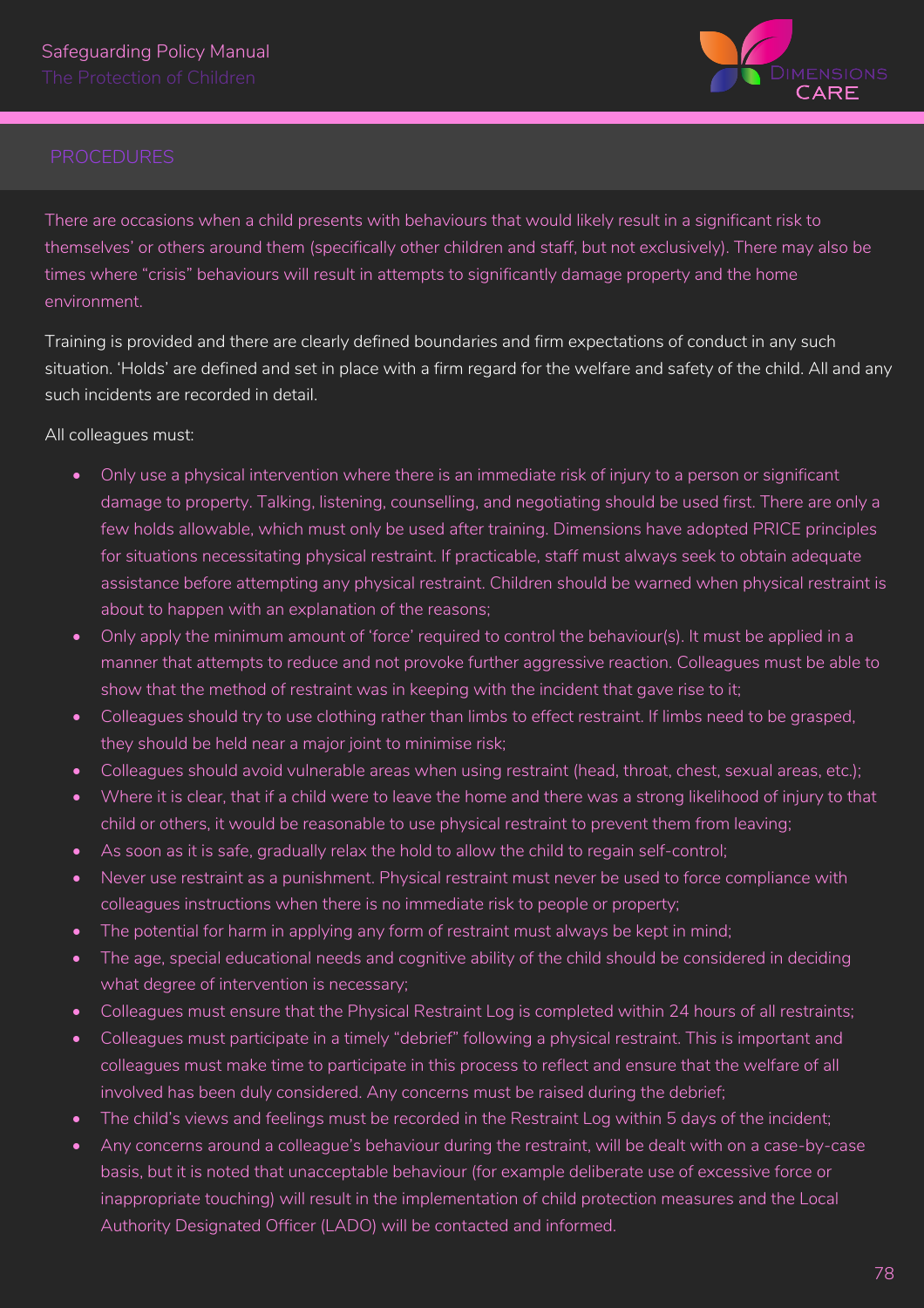## PROCEDURES

There are occasions when a child presents with behaviours that would likely result in a significant risk to themselves' or others around them (specifically other children and staff, but not exclusively). There may also be times where "crisis" behaviours will result in attempts to significantly damage property and the home environment.

Training is provided and there are clearly defined boundaries and firm expectations of conduct in any such situation. 'Holds' are defined and set in place with a firm regard for the welfare and safety of the child. All and any such incidents are recorded in detail.

All colleagues must:

- Only use a physical intervention where there is an immediate risk of injury to a person or significant damage to property. Talking, listening, counselling, and negotiating should be used first. There are only a few holds allowable, which must only be used after training. Dimensions have adopted PRICE principles for situations necessitating physical restraint. If practicable, staff must always seek to obtain adequate assistance before attempting any physical restraint. Children should be warned when physical restraint is about to happen with an explanation of the reasons;
- Only apply the minimum amount of 'force' required to control the behaviour(s). It must be applied in a manner that attempts to reduce and not provoke further aggressive reaction. Colleagues must be able to show that the method of restraint was in keeping with the incident that gave rise to it;
- Colleagues should try to use clothing rather than limbs to effect restraint. If limbs need to be grasped, they should be held near a major joint to minimise risk;
- Colleagues should avoid vulnerable areas when using restraint (head, throat, chest, sexual areas, etc.);
- Where it is clear, that if a child were to leave the home and there was a strong likelihood of injury to that child or others, it would be reasonable to use physical restraint to prevent them from leaving;
- As soon as it is safe, gradually relax the hold to allow the child to regain self-control;
- Never use restraint as a punishment. Physical restraint must never be used to force compliance with colleagues instructions when there is no immediate risk to people or property;
- The potential for harm in applying any form of restraint must always be kept in mind;
- The age, special educational needs and cognitive ability of the child should be considered in deciding what degree of intervention is necessary;
- Colleagues must ensure that the Physical Restraint Log is completed within 24 hours of all restraints;
- Colleagues must participate in a timely "debrief" following a physical restraint. This is important and colleagues must make time to participate in this process to reflect and ensure that the welfare of all involved has been duly considered. Any concerns must be raised during the debrief;
- The child's views and feelings must be recorded in the Restraint Log within 5 days of the incident;
- Any concerns around a colleague's behaviour during the restraint, will be dealt with on a case-by-case basis, but it is noted that unacceptable behaviour (for example deliberate use of excessive force or inappropriate touching) will result in the implementation of child protection measures and the Local Authority Designated Officer (LADO) will be contacted and informed.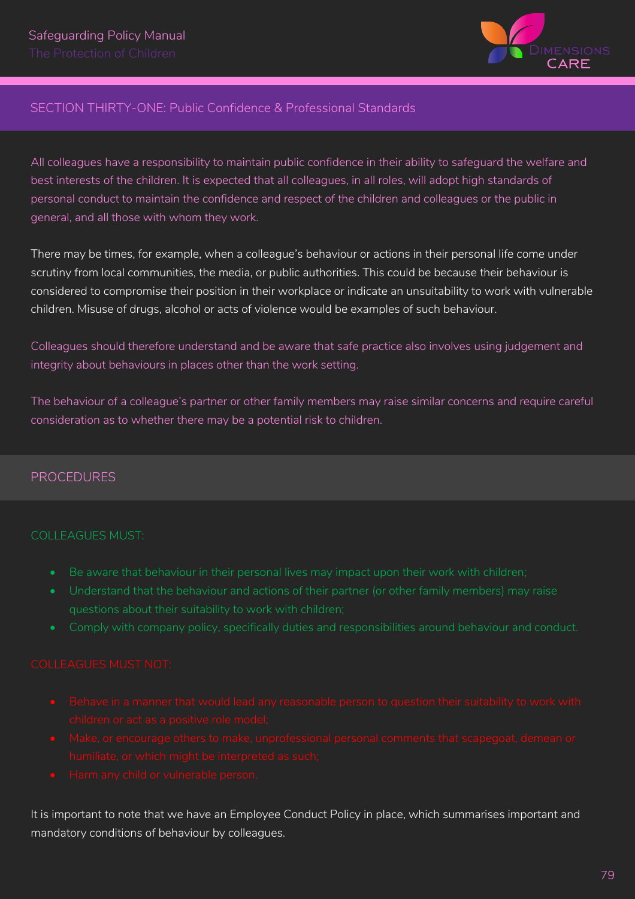## SECTION THIRTY-ONE: Public Confidence & Professional Standards

All colleagues have a responsibility to maintain public confidence in their ability to safeguard the welfare and best interests of the children. It is expected that all colleagues, in all roles, will adopt high standards of personal conduct to maintain the confidence and respect of the children and colleagues or the public in general, and all those with whom they work.

There may be times, for example, when a colleague's behaviour or actions in their personal life come under scrutiny from local communities, the media, or public authorities. This could be because their behaviour is considered to compromise their position in their workplace or indicate an unsuitability to work with vulnerable children. Misuse of drugs, alcohol or acts of violence would be examples of such behaviour.

Colleagues should therefore understand and be aware that safe practice also involves using judgement and integrity about behaviours in places other than the work setting.

The behaviour of a colleague's partner or other family members may raise similar concerns and require careful consideration as to whether there may be a potential risk to children.

### PROCEDURES

#### COLLEAGUES MUST:

- Be aware that behaviour in their personal lives may impact upon their work with children;
- Understand that the behaviour and actions of their partner (or other family members) may raise questions about their suitability to work with children;
- Comply with company policy, specifically duties and responsibilities around behaviour and conduct.

#### COLLEAGUES MUST NOT:

- Behave in a manner that would lead any reasonable person to question their suitability to work with children or act as a positive role model;
- Make, or encourage others to make, unprofessional personal comments that scapegoat, demean or humiliate, or which might be interpreted as such;
- Harm any child or vulnerable person.

It is important to note that we have an Employee Conduct Policy in place, which summarises important and mandatory conditions of behaviour by colleagues.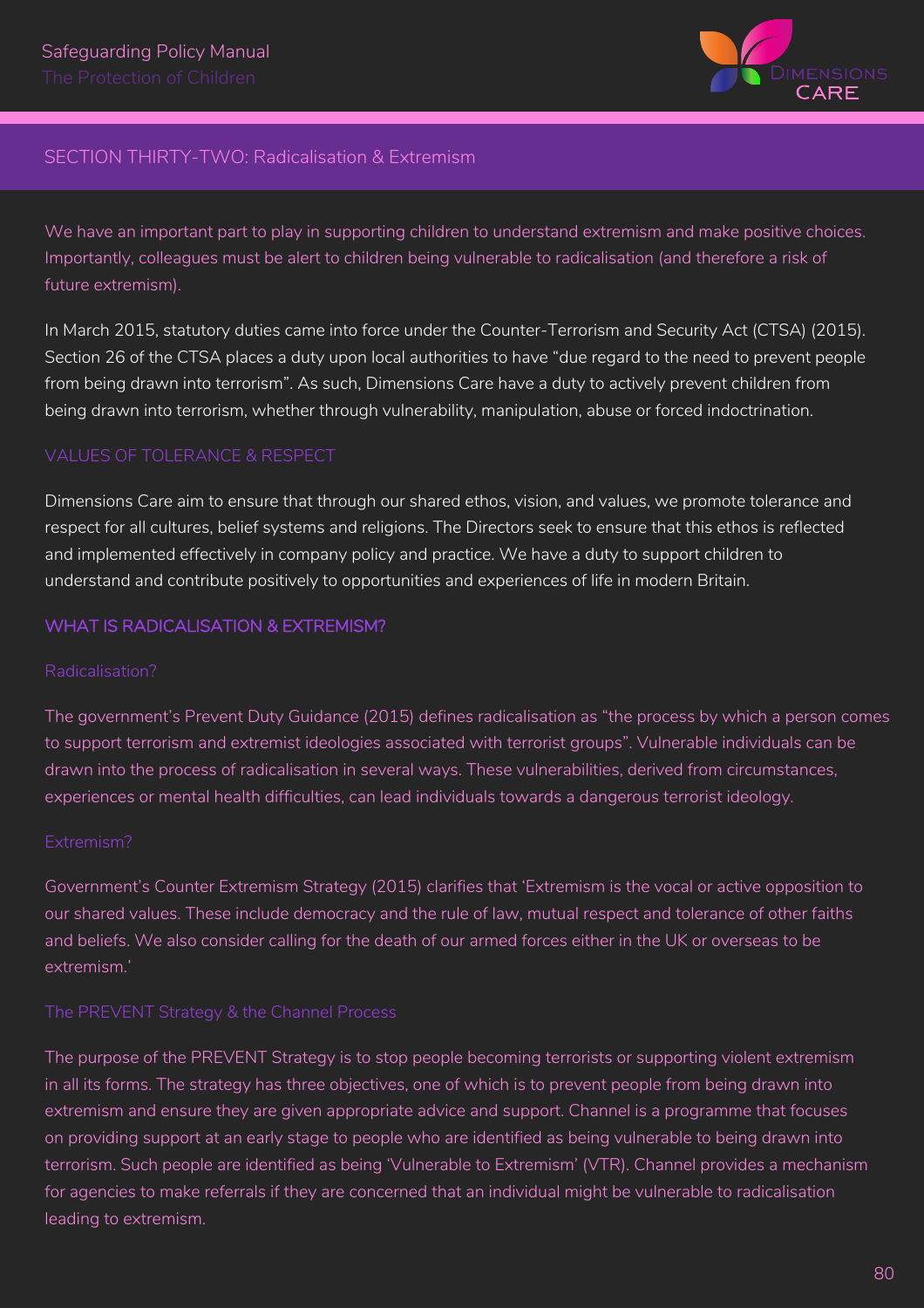## SECTION THIRTY-TWO: Radicalisation & Extremism

We have an important part to play in supporting children to understand extremism and make positive choices. Importantly, colleagues must be alert to children being vulnerable to radicalisation (and therefore a risk of future extremism).

In March 2015, statutory duties came into force under the Counter-Terrorism and Security Act (CTSA) (2015). Section 26 of the CTSA places a duty upon local authorities to have "due regard to the need to prevent people from being drawn into terrorism". As such, Dimensions Care have a duty to actively prevent children from being drawn into terrorism, whether through vulnerability, manipulation, abuse or forced indoctrination.

### VALUES OF TOLERANCE & RESPECT

Dimensions Care aim to ensure that through our shared ethos, vision, and values, we promote tolerance and respect for all cultures, belief systems and religions. The Directors seek to ensure that this ethos is reflected and implemented effectively in company policy and practice. We have a duty to support children to understand and contribute positively to opportunities and experiences of life in modern Britain.

### WHAT IS RADICALISATION & EXTREMISM?

#### Radicalisation?

The government's Prevent Duty Guidance (2015) defines radicalisation as "the process by which a person comes to support terrorism and extremist ideologies associated with terrorist groups". Vulnerable individuals can be drawn into the process of radicalisation in several ways. These vulnerabilities, derived from circumstances, experiences or mental health difficulties, can lead individuals towards a dangerous terrorist ideology.

#### Extremism?

Government's Counter Extremism Strategy (2015) clarifies that 'Extremism is the vocal or active opposition to our shared values. These include democracy and the rule of law, mutual respect and tolerance of other faiths and beliefs. We also consider calling for the death of our armed forces either in the UK or overseas to be extremism.'

#### The PREVENT Strategy & the Channel Process

The purpose of the PREVENT Strategy is to stop people becoming terrorists or supporting violent extremism in all its forms. The strategy has three objectives, one of which is to prevent people from being drawn into extremism and ensure they are given appropriate advice and support. Channel is a programme that focuses on providing support at an early stage to people who are identified as being vulnerable to being drawn into terrorism. Such people are identified as being 'Vulnerable to Extremism' (VTR). Channel provides a mechanism for agencies to make referrals if they are concerned that an individual might be vulnerable to radicalisation leading to extremism.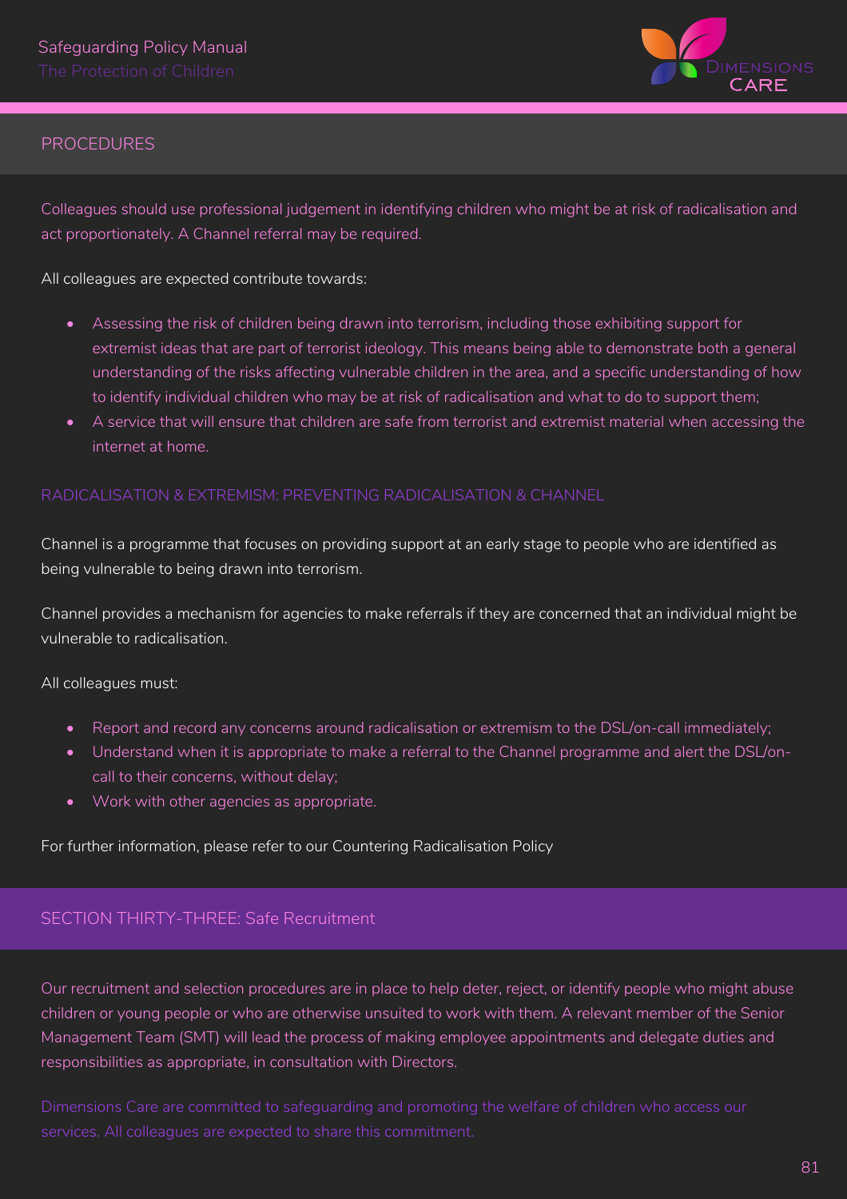## PROCEDURES

Colleagues should use professional judgement in identifying children who might be at risk of radicalisation and act proportionately. A Channel referral may be required.

All colleagues are expected contribute towards:

- Assessing the risk of children being drawn into terrorism, including those exhibiting support for extremist ideas that are part of terrorist ideology. This means being able to demonstrate both a general understanding of the risks affecting vulnerable children in the area, and a specific understanding of how to identify individual children who may be at risk of radicalisation and what to do to support them;
- A service that will ensure that children are safe from terrorist and extremist material when accessing the internet at home.

### RADICALISATION & EXTREMISM: PREVENTING RADICALISATION & CHANNEL

Channel is a programme that focuses on providing support at an early stage to people who are identified as being vulnerable to being drawn into terrorism.

Channel provides a mechanism for agencies to make referrals if they are concerned that an individual might be vulnerable to radicalisation.

All colleagues must:

- Report and record any concerns around radicalisation or extremism to the DSL/on-call immediately;
- Understand when it is appropriate to make a referral to the Channel programme and alert the DSL/on-call to their concerns, without delay;
- Work with other agencies as appropriate.

For further information, please refer to our Countering Radicalisation Policy

## SECTION THIRTY-THREE: Safe Recruitment

Our recruitment and selection procedures are in place to help deter, reject, or identify people who might abuse children or young people or who are otherwise unsuited to work with them. A relevant member of the Senior Management Team (SMT) will lead the process of making employee appointments and delegate duties and responsibilities as appropriate, in consultation with Directors.

Dimensions Care are committed to safeguarding and promoting the welfare of children who access our services. All colleagues are expected to share this commitment.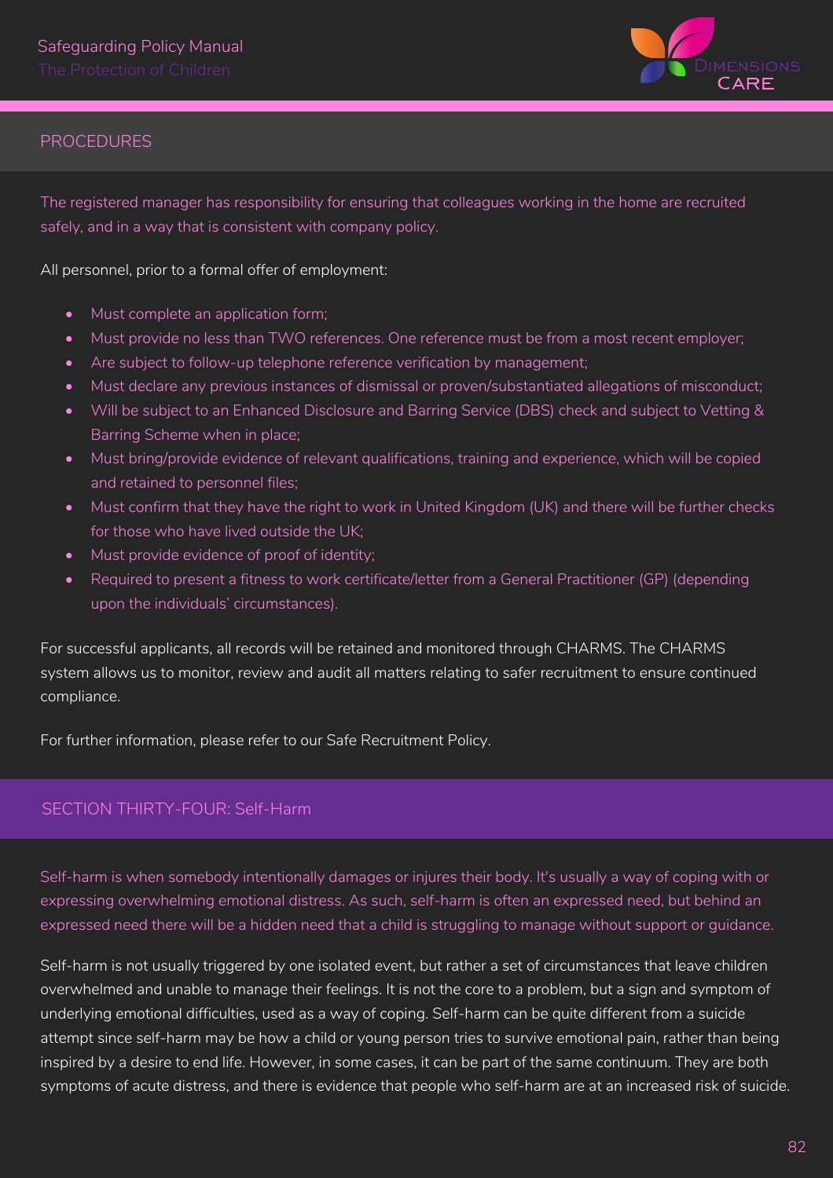## PROCEDURES

The registered manager has responsibility for ensuring that colleagues working in the home are recruited safely, and in a way that is consistent with company policy.

All personnel, prior to a formal offer of employment:

- Must complete an application form;
- Must provide no less than TWO references. One reference must be from a most recent employer;
- Are subject to follow-up telephone reference verification by management;
- Must declare any previous instances of dismissal or proven/substantiated allegations of misconduct;
- Will be subject to an Enhanced Disclosure and Barring Service (DBS) check and subject to Vetting & Barring Scheme when in place;
- Must bring/provide evidence of relevant qualifications, training and experience, which will be copied and retained to personnel files;
- Must confirm that they have the right to work in United Kingdom (UK) and there will be further checks for those who have lived outside the UK;
- Must provide evidence of proof of identity;
- Required to present a fitness to work certificate/letter from a General Practitioner (GP) (depending upon the individuals' circumstances).

For successful applicants, all records will be retained and monitored through CHARMS. The CHARMS system allows us to monitor, review and audit all matters relating to safer recruitment to ensure continued compliance.

For further information, please refer to our Safe Recruitment Policy.

## SECTION THIRTY-FOUR: Self-Harm

Self-harm is when somebody intentionally damages or injures their body. It's usually a way of coping with or expressing overwhelming emotional distress. As such, self-harm is often an expressed need, but behind an expressed need there will be a hidden need that a child is struggling to manage without support or guidance.

Self-harm is not usually triggered by one isolated event, but rather a set of circumstances that leave children overwhelmed and unable to manage their feelings. It is not the core to a problem, but a sign and symptom of underlying emotional difficulties, used as a way of coping. Self-harm can be quite different from a suicide attempt since self-harm may be how a child or young person tries to survive emotional pain, rather than being inspired by a desire to end life. However, in some cases, it can be part of the same continuum. They are both symptoms of acute distress, and there is evidence that people who self-harm are at an increased risk of suicide.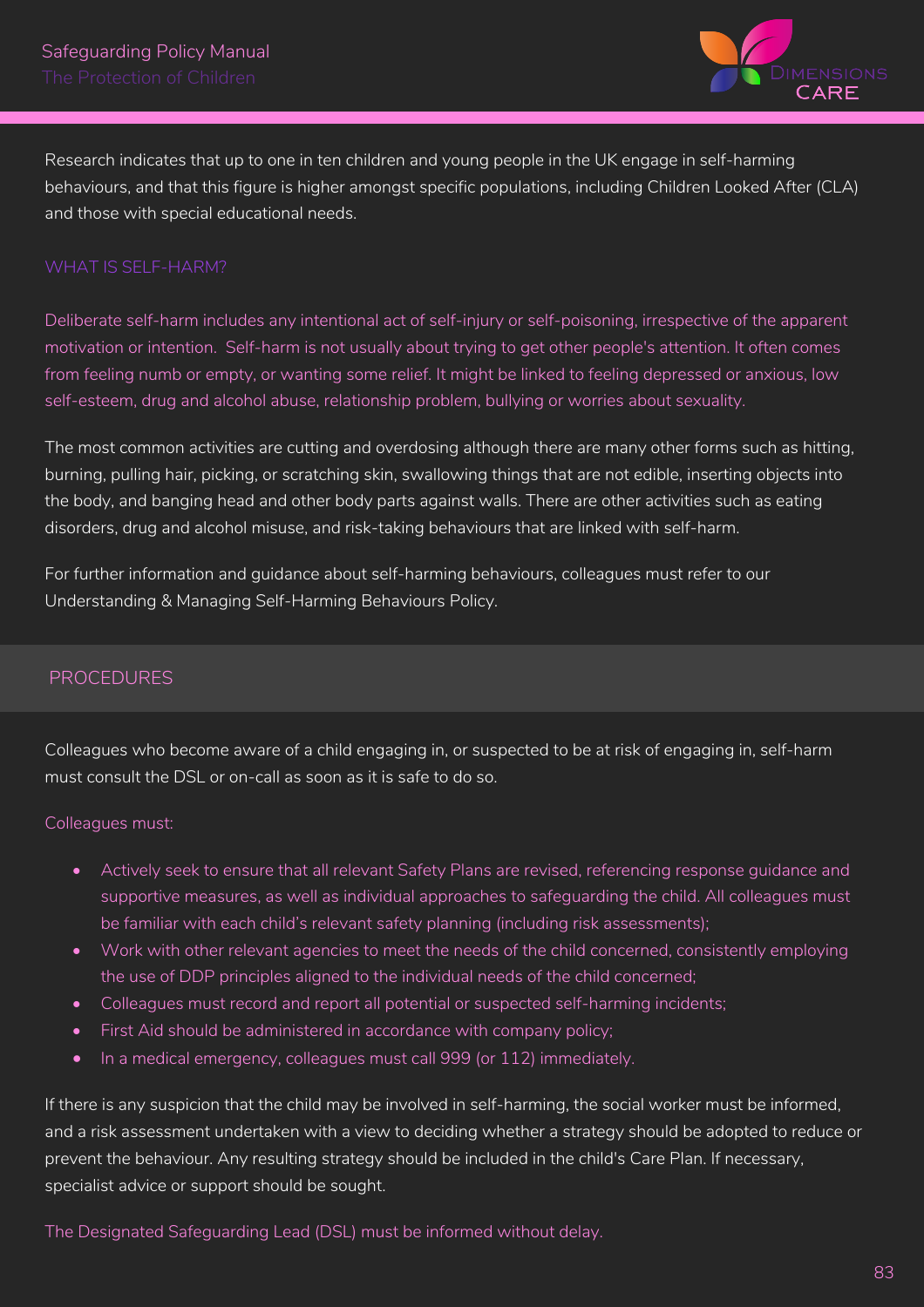Research indicates that up to one in ten children and young people in the UK engage in self-harming behaviours, and that this figure is higher amongst specific populations, including Children Looked After (CLA) and those with special educational needs.

### WHAT IS SELF-HARM?

Deliberate self-harm includes any intentional act of self-injury or self-poisoning, irrespective of the apparent motivation or intention. Self-harm is not usually about trying to get other people's attention. It often comes from feeling numb or empty, or wanting some relief. It might be linked to feeling depressed or anxious, low self-esteem, drug and alcohol abuse, relationship problem, bullying or worries about sexuality.

The most common activities are cutting and overdosing although there are many other forms such as hitting, burning, pulling hair, picking, or scratching skin, swallowing things that are not edible, inserting objects into the body, and banging head and other body parts against walls. There are other activities such as eating disorders, drug and alcohol misuse, and risk-taking behaviours that are linked with self-harm.

For further information and guidance about self-harming behaviours, colleagues must refer to our Understanding & Managing Self-Harming Behaviours Policy.

## PROCEDURES

Colleagues who become aware of a child engaging in, or suspected to be at risk of engaging in, self-harm must consult the DSL or on-call as soon as it is safe to do so.

Colleagues must:

- Actively seek to ensure that all relevant Safety Plans are revised, referencing response guidance and supportive measures, as well as individual approaches to safeguarding the child. All colleagues must be familiar with each child's relevant safety planning (including risk assessments);
- Work with other relevant agencies to meet the needs of the child concerned, consistently employing the use of DDP principles aligned to the individual needs of the child concerned;
- Colleagues must record and report all potential or suspected self-harming incidents;
- First Aid should be administered in accordance with company policy;
- In a medical emergency, colleagues must call 999 (or 112) immediately.

If there is any suspicion that the child may be involved in self-harming, the social worker must be informed, and a risk assessment undertaken with a view to deciding whether a strategy should be adopted to reduce or prevent the behaviour. Any resulting strategy should be included in the child's Care Plan. If necessary, specialist advice or support should be sought.

The Designated Safeguarding Lead (DSL) must be informed without delay.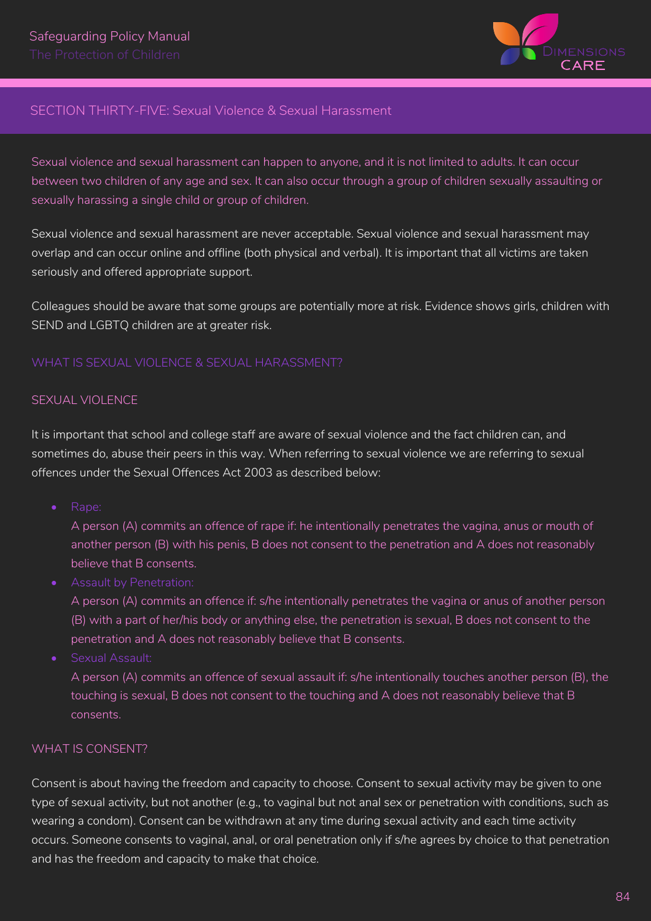## SECTION THIRTY-FIVE: Sexual Violence & Sexual Harassment

Sexual violence and sexual harassment can happen to anyone, and it is not limited to adults. It can occur between two children of any age and sex. It can also occur through a group of children sexually assaulting or sexually harassing a single child or group of children.

Sexual violence and sexual harassment are never acceptable. Sexual violence and sexual harassment may overlap and can occur online and offline (both physical and verbal). It is important that all victims are taken seriously and offered appropriate support.

Colleagues should be aware that some groups are potentially more at risk. Evidence shows girls, children with SEND and LGBTQ children are at greater risk.

### WHAT IS SEXUAL VIOLENCE & SEXUAL HARASSMENT?

#### SEXUAL VIOLENCE

It is important that school and college staff are aware of sexual violence and the fact children can, and sometimes do, abuse their peers in this way. When referring to sexual violence we are referring to sexual offences under the Sexual Offences Act 2003 as described below:

- Rape:
  A person (A) commits an offence of rape if: he intentionally penetrates the vagina, anus or mouth of another person (B) with his penis, B does not consent to the penetration and A does not reasonably believe that B consents.
- Assault by Penetration:
  A person (A) commits an offence if: s/he intentionally penetrates the vagina or anus of another person (B) with a part of her/his body or anything else, the penetration is sexual, B does not consent to the penetration and A does not reasonably believe that B consents.
- Sexual Assault:
  A person (A) commits an offence of sexual assault if: s/he intentionally touches another person (B), the touching is sexual, B does not consent to the touching and A does not reasonably believe that B consents.

#### WHAT IS CONSENT?

Consent is about having the freedom and capacity to choose. Consent to sexual activity may be given to one type of sexual activity, but not another (e.g., to vaginal but not anal sex or penetration with conditions, such as wearing a condom). Consent can be withdrawn at any time during sexual activity and each time activity occurs. Someone consents to vaginal, anal, or oral penetration only if s/he agrees by choice to that penetration and has the freedom and capacity to make that choice.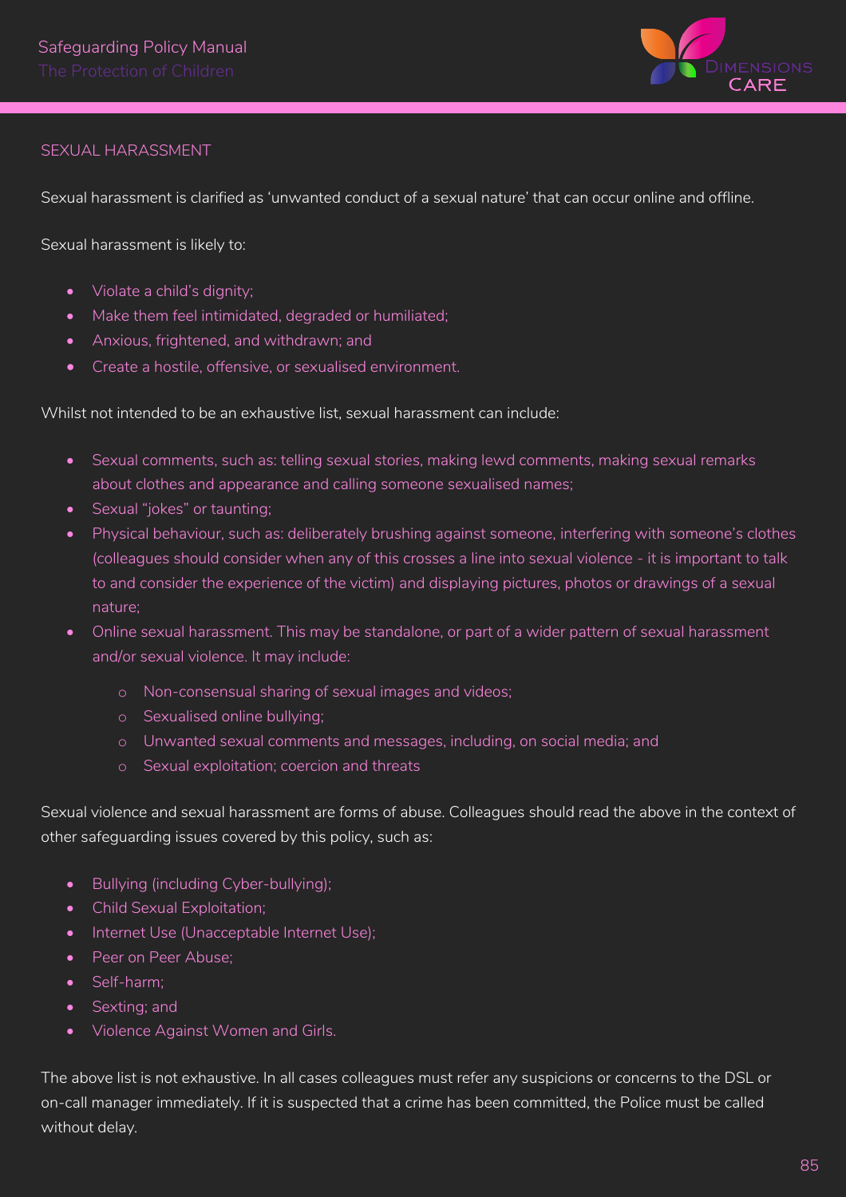## SEXUAL HARASSMENT

Sexual harassment is clarified as 'unwanted conduct of a sexual nature' that can occur online and offline.

Sexual harassment is likely to:

- Violate a child's dignity;
- Make them feel intimidated, degraded or humiliated;
- Anxious, frightened, and withdrawn; and
- Create a hostile, offensive, or sexualised environment.

Whilst not intended to be an exhaustive list, sexual harassment can include:

- Sexual comments, such as: telling sexual stories, making lewd comments, making sexual remarks about clothes and appearance and calling someone sexualised names;
- Sexual "jokes" or taunting;
- Physical behaviour, such as: deliberately brushing against someone, interfering with someone's clothes (colleagues should consider when any of this crosses a line into sexual violence - it is important to talk to and consider the experience of the victim) and displaying pictures, photos or drawings of a sexual nature;
- Online sexual harassment. This may be standalone, or part of a wider pattern of sexual harassment and/or sexual violence. It may include:
    - Non-consensual sharing of sexual images and videos;
    - Sexualised online bullying;
    - Unwanted sexual comments and messages, including, on social media; and
    - Sexual exploitation; coercion and threats

Sexual violence and sexual harassment are forms of abuse. Colleagues should read the above in the context of other safeguarding issues covered by this policy, such as:

- Bullying (including Cyber-bullying);
- Child Sexual Exploitation;
- Internet Use (Unacceptable Internet Use);
- Peer on Peer Abuse;
- Self-harm;
- Sexting; and
- Violence Against Women and Girls.

The above list is not exhaustive. In all cases colleagues must refer any suspicions or concerns to the DSL or on-call manager immediately. If it is suspected that a crime has been committed, the Police must be called without delay.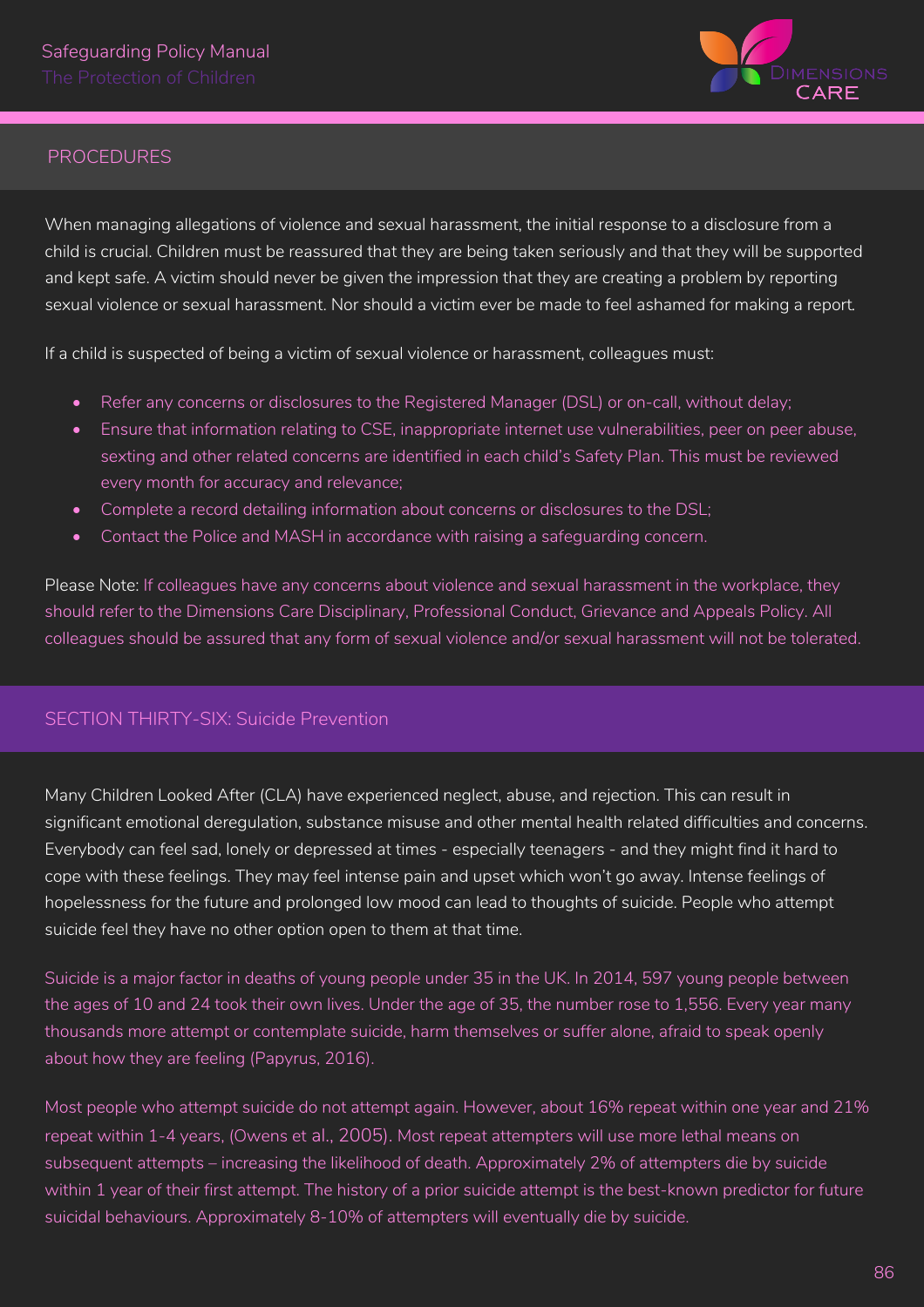## PROCEDURES

When managing allegations of violence and sexual harassment, the initial response to a disclosure from a child is crucial. Children must be reassured that they are being taken seriously and that they will be supported and kept safe. A victim should never be given the impression that they are creating a problem by reporting sexual violence or sexual harassment. Nor should a victim ever be made to feel ashamed for making a report.

If a child is suspected of being a victim of sexual violence or harassment, colleagues must:

- Refer any concerns or disclosures to the Registered Manager (DSL) or on-call, without delay;
- Ensure that information relating to CSE, inappropriate internet use vulnerabilities, peer on peer abuse, sexting and other related concerns are identified in each child's Safety Plan. This must be reviewed every month for accuracy and relevance;
- Complete a record detailing information about concerns or disclosures to the DSL;
- Contact the Police and MASH in accordance with raising a safeguarding concern.

Please Note: If colleagues have any concerns about violence and sexual harassment in the workplace, they should refer to the Dimensions Care Disciplinary, Professional Conduct, Grievance and Appeals Policy. All colleagues should be assured that any form of sexual violence and/or sexual harassment will not be tolerated.

## SECTION THIRTY-SIX: Suicide Prevention

Many Children Looked After (CLA) have experienced neglect, abuse, and rejection. This can result in significant emotional deregulation, substance misuse and other mental health related difficulties and concerns. Everybody can feel sad, lonely or depressed at times - especially teenagers - and they might find it hard to cope with these feelings. They may feel intense pain and upset which won't go away. Intense feelings of hopelessness for the future and prolonged low mood can lead to thoughts of suicide. People who attempt suicide feel they have no other option open to them at that time.

Suicide is a major factor in deaths of young people under 35 in the UK. In 2014, 597 young people between the ages of 10 and 24 took their own lives. Under the age of 35, the number rose to 1,556. Every year many thousands more attempt or contemplate suicide, harm themselves or suffer alone, afraid to speak openly about how they are feeling (Papyrus, 2016).

Most people who attempt suicide do not attempt again. However, about 16% repeat within one year and 21% repeat within 1-4 years, (Owens et al., 2005). Most repeat attempters will use more lethal means on subsequent attempts – increasing the likelihood of death. Approximately 2% of attempters die by suicide within 1 year of their first attempt. The history of a prior suicide attempt is the best-known predictor for future suicidal behaviours. Approximately 8-10% of attempters will eventually die by suicide.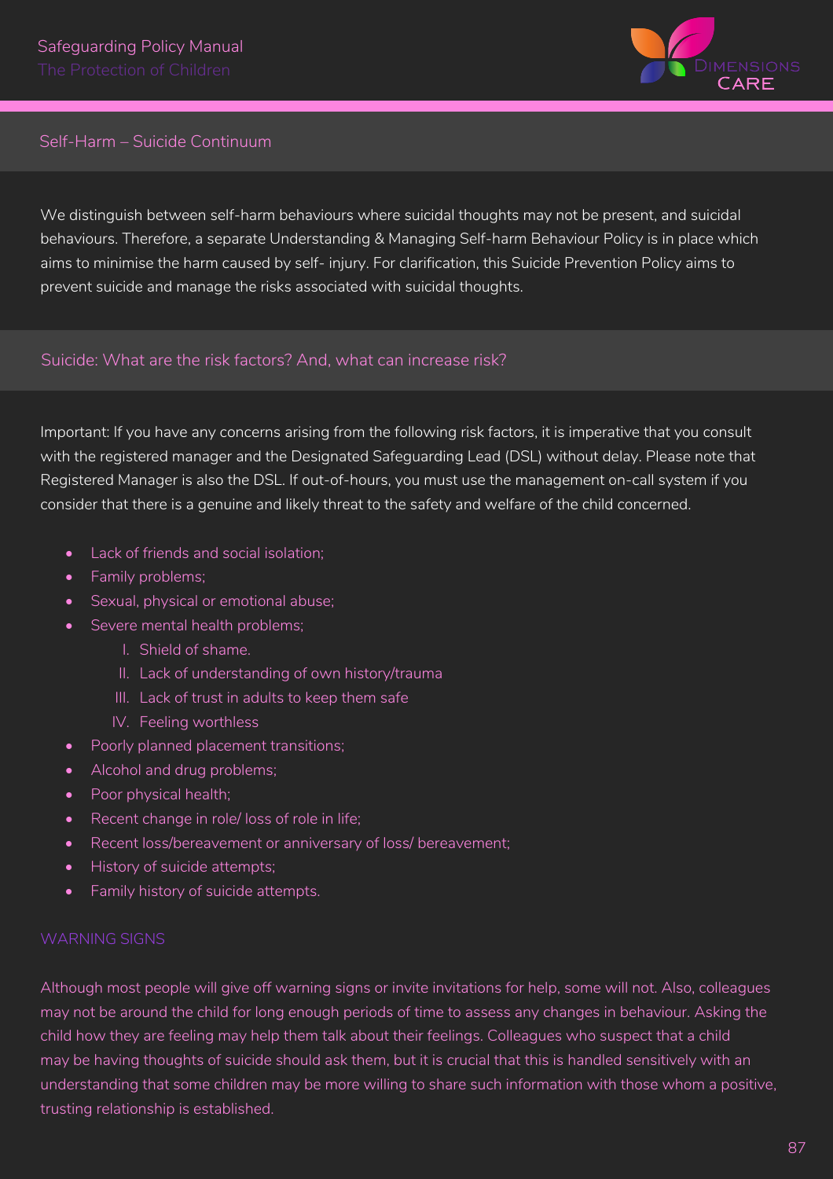## Self-Harm – Suicide Continuum

We distinguish between self-harm behaviours where suicidal thoughts may not be present, and suicidal behaviours. Therefore, a separate Understanding & Managing Self-harm Behaviour Policy is in place which aims to minimise the harm caused by self- injury. For clarification, this Suicide Prevention Policy aims to prevent suicide and manage the risks associated with suicidal thoughts.

## Suicide: What are the risk factors? And, what can increase risk?

Important: If you have any concerns arising from the following risk factors, it is imperative that you consult with the registered manager and the Designated Safeguarding Lead (DSL) without delay. Please note that Registered Manager is also the DSL. If out-of-hours, you must use the management on-call system if you consider that there is a genuine and likely threat to the safety and welfare of the child concerned.

- Lack of friends and social isolation;
- Family problems;
- Sexual, physical or emotional abuse;
- Severe mental health problems;
    - I. Shield of shame.
    - II. Lack of understanding of own history/trauma
    - III. Lack of trust in adults to keep them safe
    - IV. Feeling worthless
- Poorly planned placement transitions;
- Alcohol and drug problems;
- Poor physical health;
- Recent change in role/ loss of role in life;
- Recent loss/bereavement or anniversary of loss/ bereavement;
- History of suicide attempts;
- Family history of suicide attempts.

### WARNING SIGNS

Although most people will give off warning signs or invite invitations for help, some will not. Also, colleagues may not be around the child for long enough periods of time to assess any changes in behaviour. Asking the child how they are feeling may help them talk about their feelings. Colleagues who suspect that a child may be having thoughts of suicide should ask them, but it is crucial that this is handled sensitively with an understanding that some children may be more willing to share such information with those whom a positive, trusting relationship is established.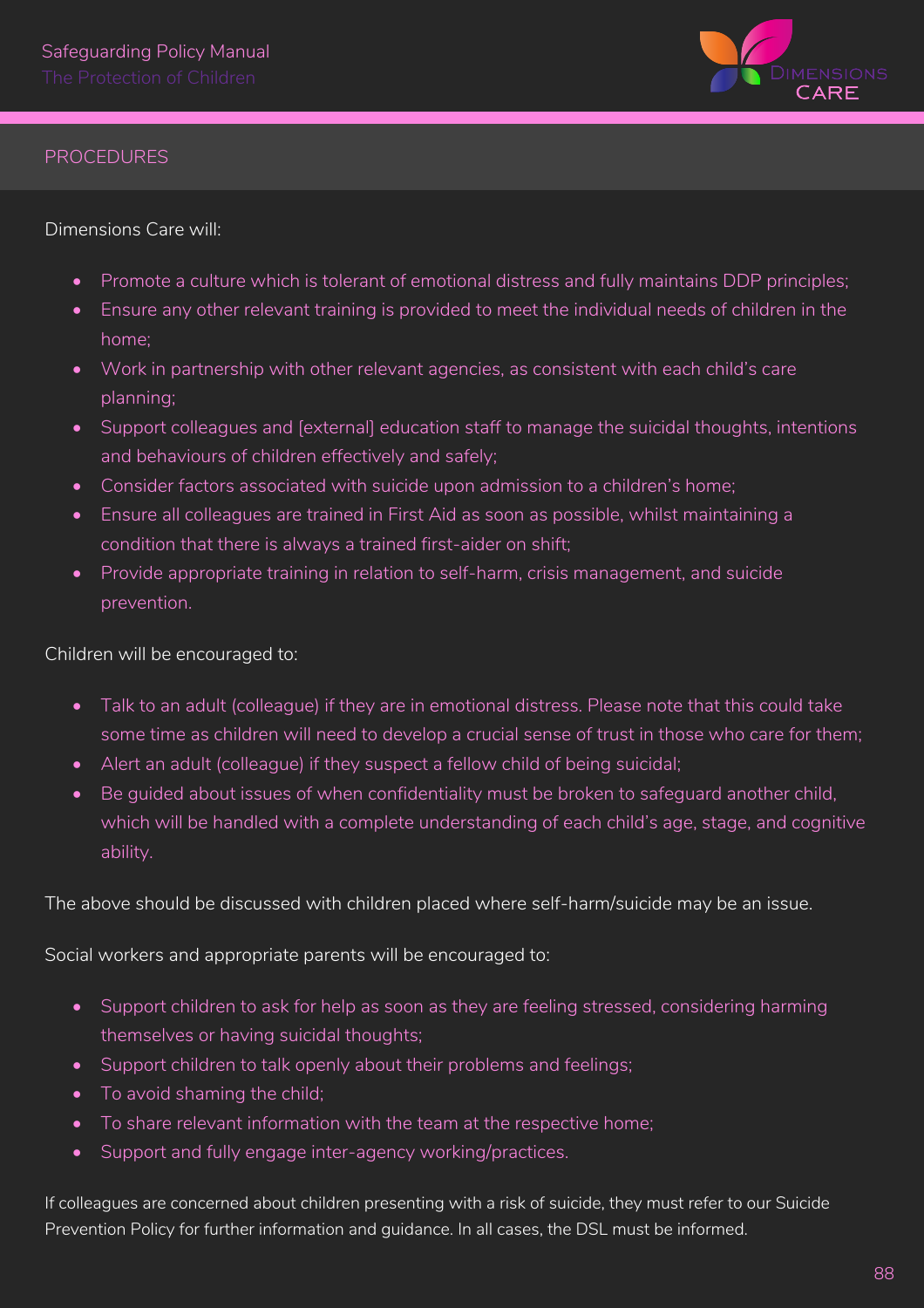## PROCEDURES

Dimensions Care will:

- Promote a culture which is tolerant of emotional distress and fully maintains DDP principles;
- Ensure any other relevant training is provided to meet the individual needs of children in the home;
- Work in partnership with other relevant agencies, as consistent with each child's care planning;
- Support colleagues and [external] education staff to manage the suicidal thoughts, intentions and behaviours of children effectively and safely;
- Consider factors associated with suicide upon admission to a children's home;
- Ensure all colleagues are trained in First Aid as soon as possible, whilst maintaining a condition that there is always a trained first-aider on shift;
- Provide appropriate training in relation to self-harm, crisis management, and suicide prevention.

Children will be encouraged to:

- Talk to an adult (colleague) if they are in emotional distress. Please note that this could take some time as children will need to develop a crucial sense of trust in those who care for them;
- Alert an adult (colleague) if they suspect a fellow child of being suicidal;
- Be guided about issues of when confidentiality must be broken to safeguard another child, which will be handled with a complete understanding of each child's age, stage, and cognitive ability.

The above should be discussed with children placed where self-harm/suicide may be an issue.

Social workers and appropriate parents will be encouraged to:

- Support children to ask for help as soon as they are feeling stressed, considering harming themselves or having suicidal thoughts;
- Support children to talk openly about their problems and feelings;
- To avoid shaming the child;
- To share relevant information with the team at the respective home;
- Support and fully engage inter-agency working/practices.

If colleagues are concerned about children presenting with a risk of suicide, they must refer to our Suicide Prevention Policy for further information and guidance. In all cases, the DSL must be informed.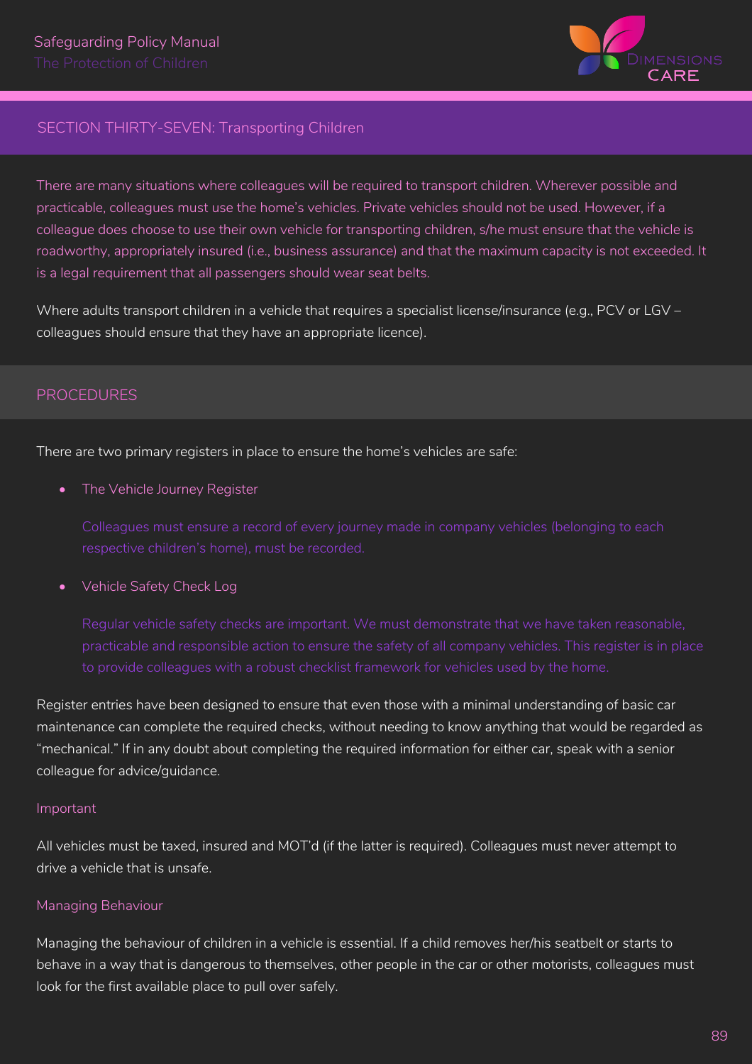## SECTION THIRTY-SEVEN: Transporting Children

There are many situations where colleagues will be required to transport children. Wherever possible and practicable, colleagues must use the home's vehicles. Private vehicles should not be used. However, if a colleague does choose to use their own vehicle for transporting children, s/he must ensure that the vehicle is roadworthy, appropriately insured (i.e., business assurance) and that the maximum capacity is not exceeded. It is a legal requirement that all passengers should wear seat belts.

Where adults transport children in a vehicle that requires a specialist license/insurance (e.g., PCV or LGV – colleagues should ensure that they have an appropriate licence).

### PROCEDURES

There are two primary registers in place to ensure the home's vehicles are safe:

- The Vehicle Journey Register

  Colleagues must ensure a record of every journey made in company vehicles (belonging to each respective children's home), must be recorded.

- Vehicle Safety Check Log

  Regular vehicle safety checks are important. We must demonstrate that we have taken reasonable, practicable and responsible action to ensure the safety of all company vehicles. This register is in place to provide colleagues with a robust checklist framework for vehicles used by the home.

Register entries have been designed to ensure that even those with a minimal understanding of basic car maintenance can complete the required checks, without needing to know anything that would be regarded as "mechanical." If in any doubt about completing the required information for either car, speak with a senior colleague for advice/guidance.

#### Important

All vehicles must be taxed, insured and MOT'd (if the latter is required). Colleagues must never attempt to drive a vehicle that is unsafe.

#### Managing Behaviour

Managing the behaviour of children in a vehicle is essential. If a child removes her/his seatbelt or starts to behave in a way that is dangerous to themselves, other people in the car or other motorists, colleagues must look for the first available place to pull over safely.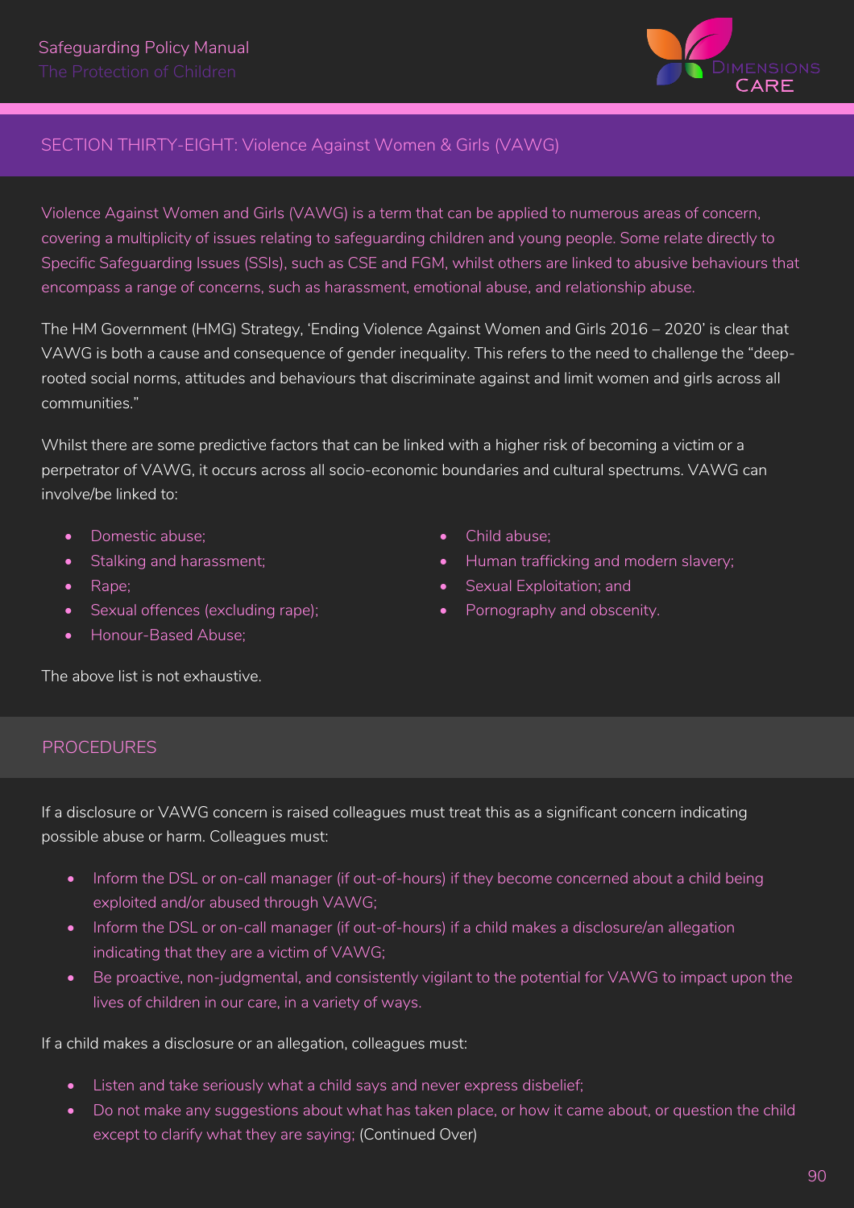## SECTION THIRTY-EIGHT: Violence Against Women & Girls (VAWG)

Violence Against Women and Girls (VAWG) is a term that can be applied to numerous areas of concern, covering a multiplicity of issues relating to safeguarding children and young people. Some relate directly to Specific Safeguarding Issues (SSIs), such as CSE and FGM, whilst others are linked to abusive behaviours that encompass a range of concerns, such as harassment, emotional abuse, and relationship abuse.

The HM Government (HMG) Strategy, 'Ending Violence Against Women and Girls 2016 – 2020' is clear that VAWG is both a cause and consequence of gender inequality. This refers to the need to challenge the "deep-rooted social norms, attitudes and behaviours that discriminate against and limit women and girls across all communities."

Whilst there are some predictive factors that can be linked with a higher risk of becoming a victim or a perpetrator of VAWG, it occurs across all socio-economic boundaries and cultural spectrums. VAWG can involve/be linked to:

- Domestic abuse;
- Stalking and harassment;
- Rape;
- Sexual offences (excluding rape);
- Honour-Based Abuse;
- Child abuse;
- Human trafficking and modern slavery;
- Sexual Exploitation; and
- Pornography and obscenity.

The above list is not exhaustive.

### PROCEDURES

If a disclosure or VAWG concern is raised colleagues must treat this as a significant concern indicating possible abuse or harm. Colleagues must:

- Inform the DSL or on-call manager (if out-of-hours) if they become concerned about a child being exploited and/or abused through VAWG;
- Inform the DSL or on-call manager (if out-of-hours) if a child makes a disclosure/an allegation indicating that they are a victim of VAWG;
- Be proactive, non-judgmental, and consistently vigilant to the potential for VAWG to impact upon the lives of children in our care, in a variety of ways.

If a child makes a disclosure or an allegation, colleagues must:

- Listen and take seriously what a child says and never express disbelief;
- Do not make any suggestions about what has taken place, or how it came about, or question the child except to clarify what they are saying; (Continued Over)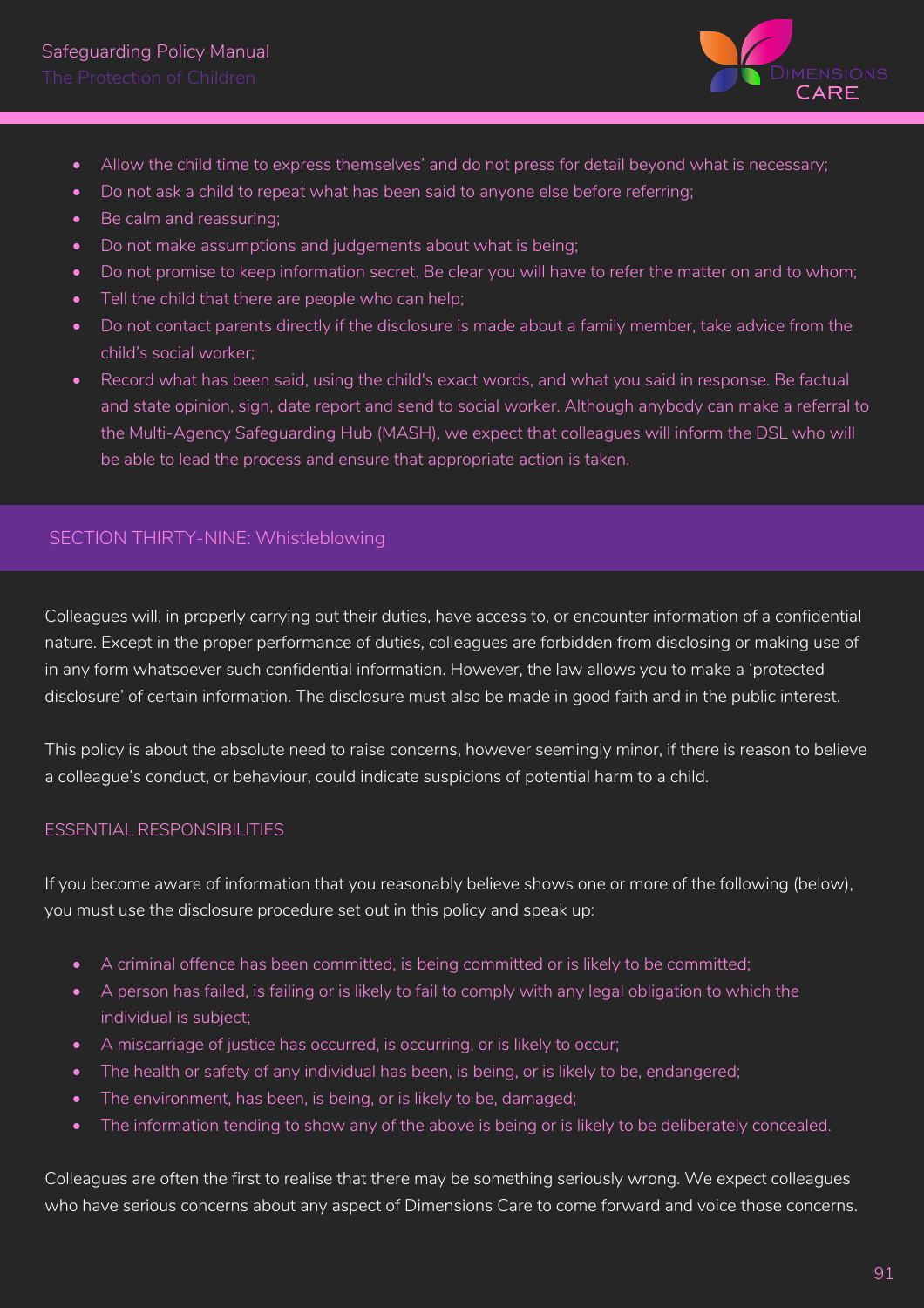- Allow the child time to express themselves' and do not press for detail beyond what is necessary;
- Do not ask a child to repeat what has been said to anyone else before referring;
- Be calm and reassuring;
- Do not make assumptions and judgements about what is being;
- Do not promise to keep information secret. Be clear you will have to refer the matter on and to whom;
- Tell the child that there are people who can help;
- Do not contact parents directly if the disclosure is made about a family member, take advice from the child's social worker;
- Record what has been said, using the child's exact words, and what you said in response. Be factual and state opinion, sign, date report and send to social worker. Although anybody can make a referral to the Multi-Agency Safeguarding Hub (MASH), we expect that colleagues will inform the DSL who will be able to lead the process and ensure that appropriate action is taken.

## SECTION THIRTY-NINE: Whistleblowing

Colleagues will, in properly carrying out their duties, have access to, or encounter information of a confidential nature. Except in the proper performance of duties, colleagues are forbidden from disclosing or making use of in any form whatsoever such confidential information. However, the law allows you to make a 'protected disclosure' of certain information. The disclosure must also be made in good faith and in the public interest.

This policy is about the absolute need to raise concerns, however seemingly minor, if there is reason to believe a colleague's conduct, or behaviour, could indicate suspicions of potential harm to a child.

### ESSENTIAL RESPONSIBILITIES

If you become aware of information that you reasonably believe shows one or more of the following (below), you must use the disclosure procedure set out in this policy and speak up:

- A criminal offence has been committed, is being committed or is likely to be committed;
- A person has failed, is failing or is likely to fail to comply with any legal obligation to which the individual is subject;
- A miscarriage of justice has occurred, is occurring, or is likely to occur;
- The health or safety of any individual has been, is being, or is likely to be, endangered;
- The environment, has been, is being, or is likely to be, damaged;
- The information tending to show any of the above is being or is likely to be deliberately concealed.

Colleagues are often the first to realise that there may be something seriously wrong. We expect colleagues who have serious concerns about any aspect of Dimensions Care to come forward and voice those concerns.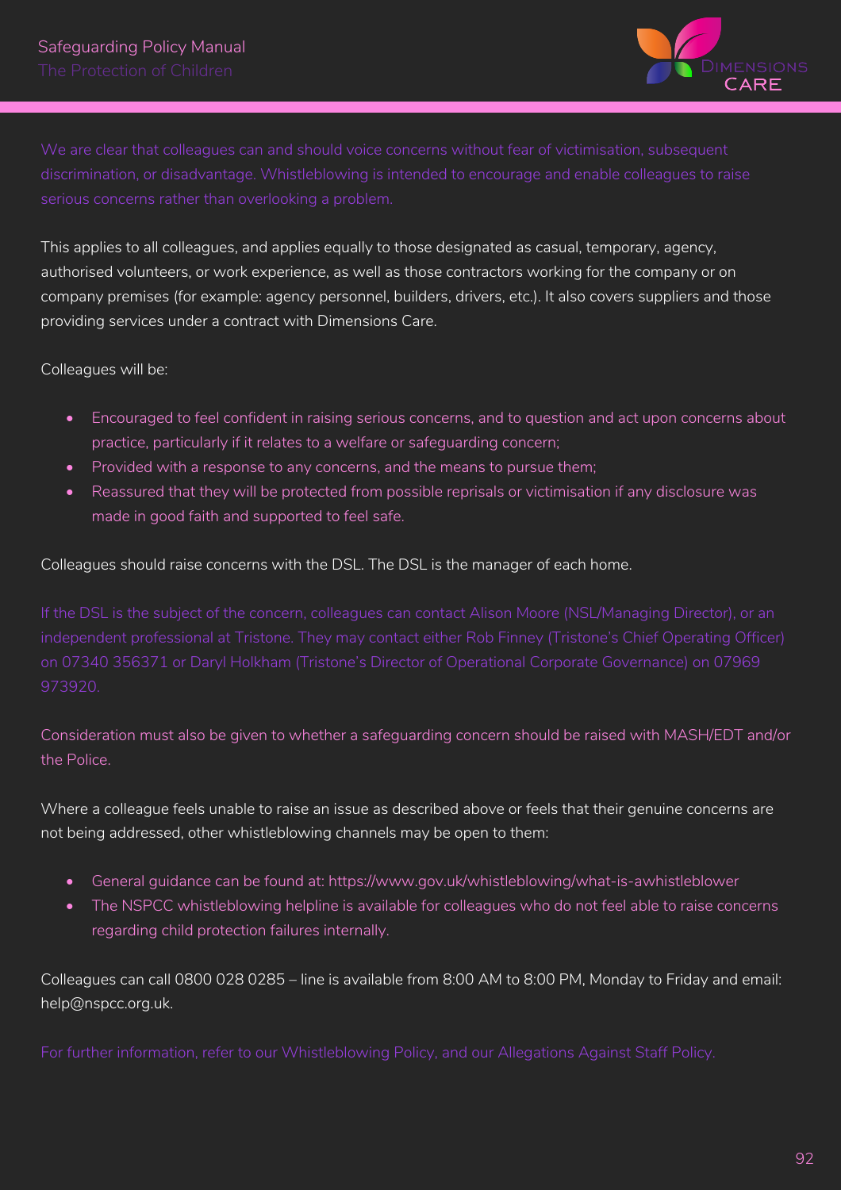We are clear that colleagues can and should voice concerns without fear of victimisation, subsequent discrimination, or disadvantage. Whistleblowing is intended to encourage and enable colleagues to raise serious concerns rather than overlooking a problem.

This applies to all colleagues, and applies equally to those designated as casual, temporary, agency, authorised volunteers, or work experience, as well as those contractors working for the company or on company premises (for example: agency personnel, builders, drivers, etc.). It also covers suppliers and those providing services under a contract with Dimensions Care.

Colleagues will be:

- Encouraged to feel confident in raising serious concerns, and to question and act upon concerns about practice, particularly if it relates to a welfare or safeguarding concern;
- Provided with a response to any concerns, and the means to pursue them;
- Reassured that they will be protected from possible reprisals or victimisation if any disclosure was made in good faith and supported to feel safe.

Colleagues should raise concerns with the DSL. The DSL is the manager of each home.

If the DSL is the subject of the concern, colleagues can contact Alison Moore (NSL/Managing Director), or an independent professional at Tristone. They may contact either Rob Finney (Tristone's Chief Operating Officer) on 07340 356371 or Daryl Holkham (Tristone's Director of Operational Corporate Governance) on 07969 973920.

Consideration must also be given to whether a safeguarding concern should be raised with MASH/EDT and/or the Police.

Where a colleague feels unable to raise an issue as described above or feels that their genuine concerns are not being addressed, other whistleblowing channels may be open to them:

- General guidance can be found at: https://www.gov.uk/whistleblowing/what-is-awhistleblower
- The NSPCC whistleblowing helpline is available for colleagues who do not feel able to raise concerns regarding child protection failures internally.

Colleagues can call 0800 028 0285 – line is available from 8:00 AM to 8:00 PM, Monday to Friday and email: help@nspcc.org.uk.

For further information, refer to our Whistleblowing Policy, and our Allegations Against Staff Policy.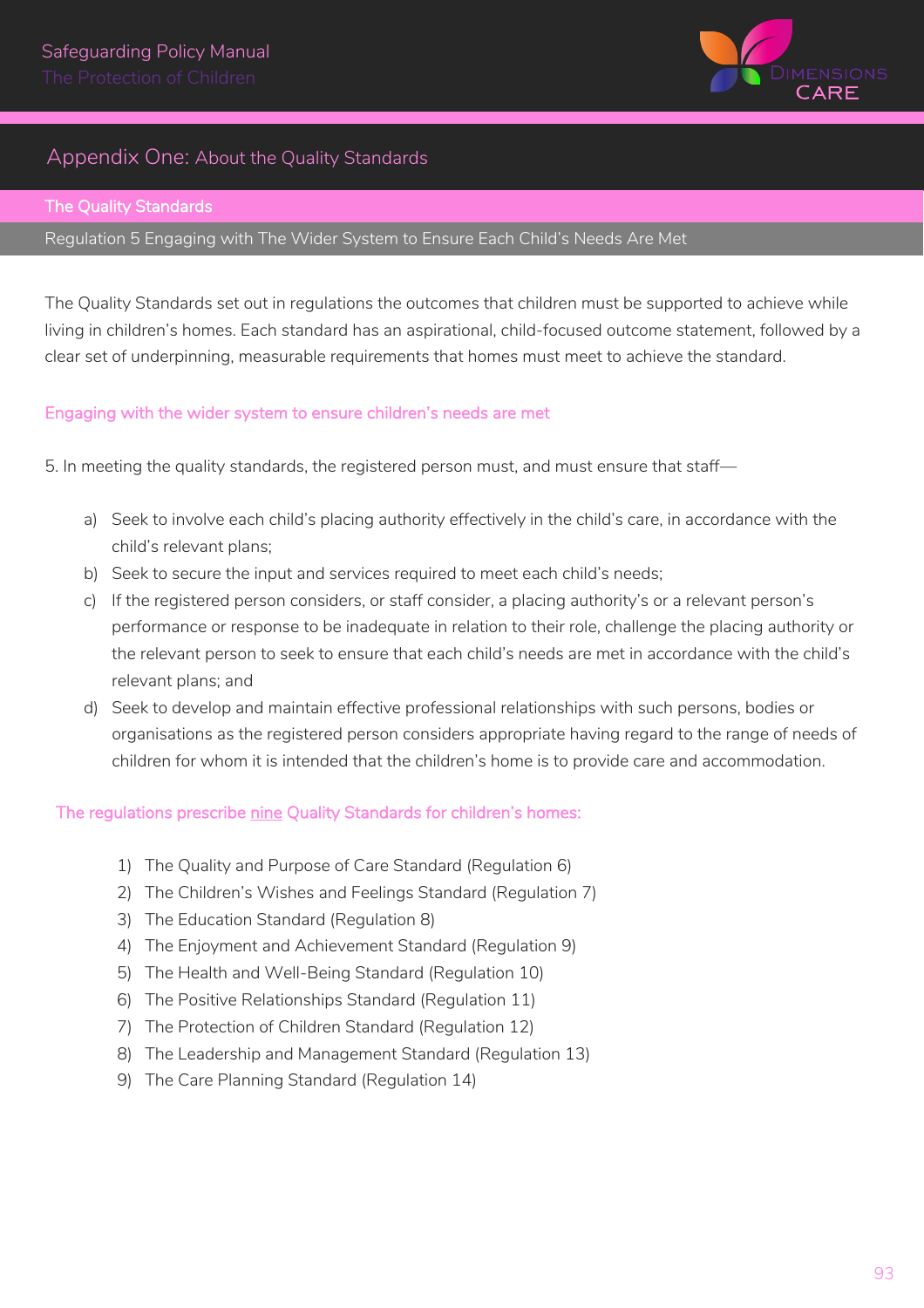## Appendix One: About the Quality Standards

### The Quality Standards

Regulation 5 Engaging with The Wider System to Ensure Each Child's Needs Are Met

The Quality Standards set out in regulations the outcomes that children must be supported to achieve while living in children's homes. Each standard has an aspirational, child-focused outcome statement, followed by a clear set of underpinning, measurable requirements that homes must meet to achieve the standard.

#### Engaging with the wider system to ensure children's needs are met

5. In meeting the quality standards, the registered person must, and must ensure that staff—

a) Seek to involve each child's placing authority effectively in the child's care, in accordance with the child's relevant plans;
b) Seek to secure the input and services required to meet each child's needs;
c) If the registered person considers, or staff consider, a placing authority's or a relevant person's performance or response to be inadequate in relation to their role, challenge the placing authority or the relevant person to seek to ensure that each child's needs are met in accordance with the child's relevant plans; and
d) Seek to develop and maintain effective professional relationships with such persons, bodies or organisations as the registered person considers appropriate having regard to the range of needs of children for whom it is intended that the children's home is to provide care and accommodation.

#### The regulations prescribe nine Quality Standards for children's homes:

1) The Quality and Purpose of Care Standard (Regulation 6)
2) The Children's Wishes and Feelings Standard (Regulation 7)
3) The Education Standard (Regulation 8)
4) The Enjoyment and Achievement Standard (Regulation 9)
5) The Health and Well-Being Standard (Regulation 10)
6) The Positive Relationships Standard (Regulation 11)
7) The Protection of Children Standard (Regulation 12)
8) The Leadership and Management Standard (Regulation 13)
9) The Care Planning Standard (Regulation 14)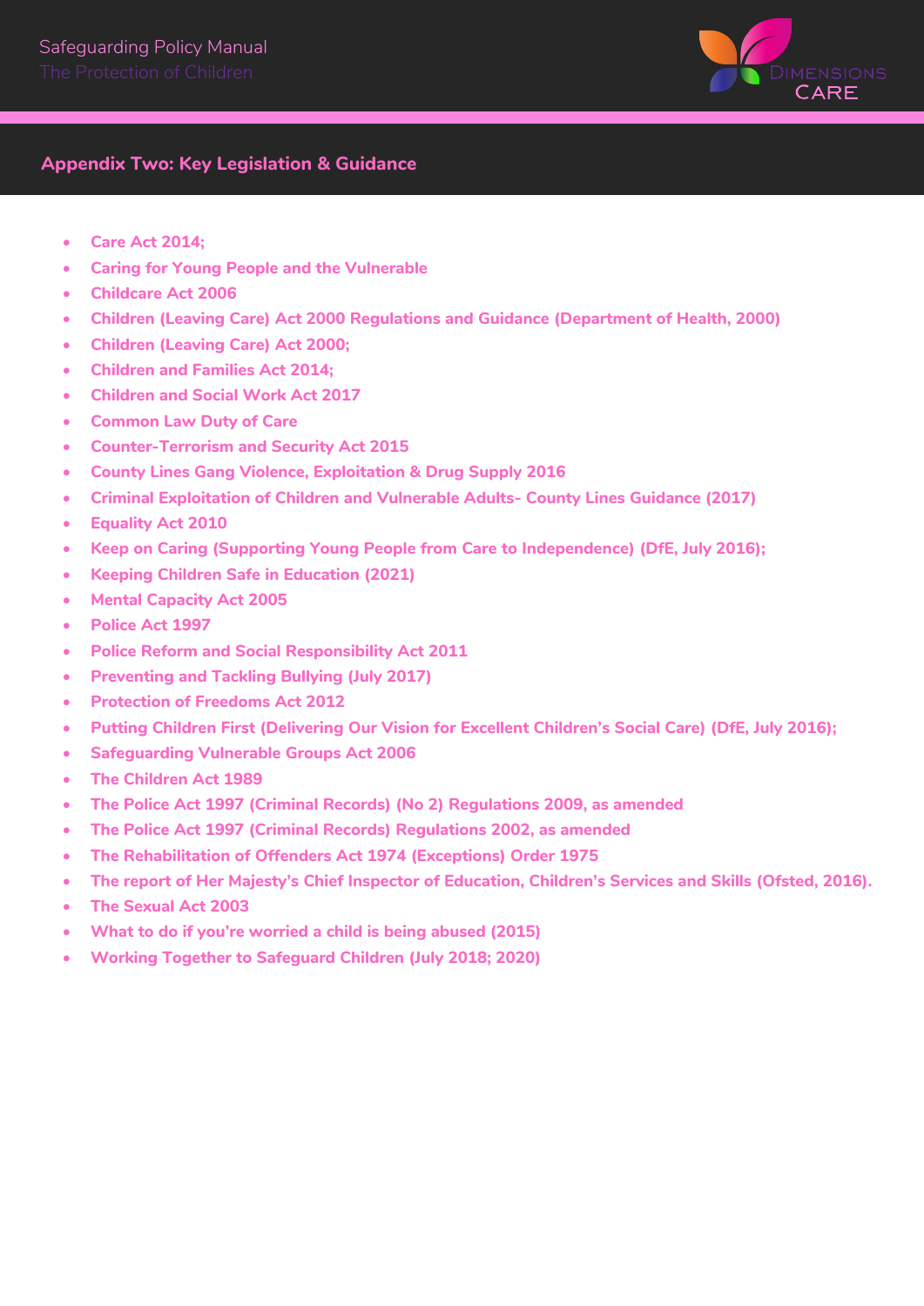## Appendix Two: Key Legislation & Guidance

- Care Act 2014;
- Caring for Young People and the Vulnerable
- Childcare Act 2006
- Children (Leaving Care) Act 2000 Regulations and Guidance (Department of Health, 2000)
- Children (Leaving Care) Act 2000;
- Children and Families Act 2014;
- Children and Social Work Act 2017
- Common Law Duty of Care
- Counter-Terrorism and Security Act 2015
- County Lines Gang Violence, Exploitation & Drug Supply 2016
- Criminal Exploitation of Children and Vulnerable Adults- County Lines Guidance (2017)
- Equality Act 2010
- Keep on Caring (Supporting Young People from Care to Independence) (DfE, July 2016);
- Keeping Children Safe in Education (2021)
- Mental Capacity Act 2005
- Police Act 1997
- Police Reform and Social Responsibility Act 2011
- Preventing and Tackling Bullying (July 2017)
- Protection of Freedoms Act 2012
- Putting Children First (Delivering Our Vision for Excellent Children's Social Care) (DfE, July 2016);
- Safeguarding Vulnerable Groups Act 2006
- The Children Act 1989
- The Police Act 1997 (Criminal Records) (No 2) Regulations 2009, as amended
- The Police Act 1997 (Criminal Records) Regulations 2002, as amended
- The Rehabilitation of Offenders Act 1974 (Exceptions) Order 1975
- The report of Her Majesty's Chief Inspector of Education, Children's Services and Skills (Ofsted, 2016).
- The Sexual Act 2003
- What to do if you're worried a child is being abused (2015)
- Working Together to Safeguard Children (July 2018; 2020)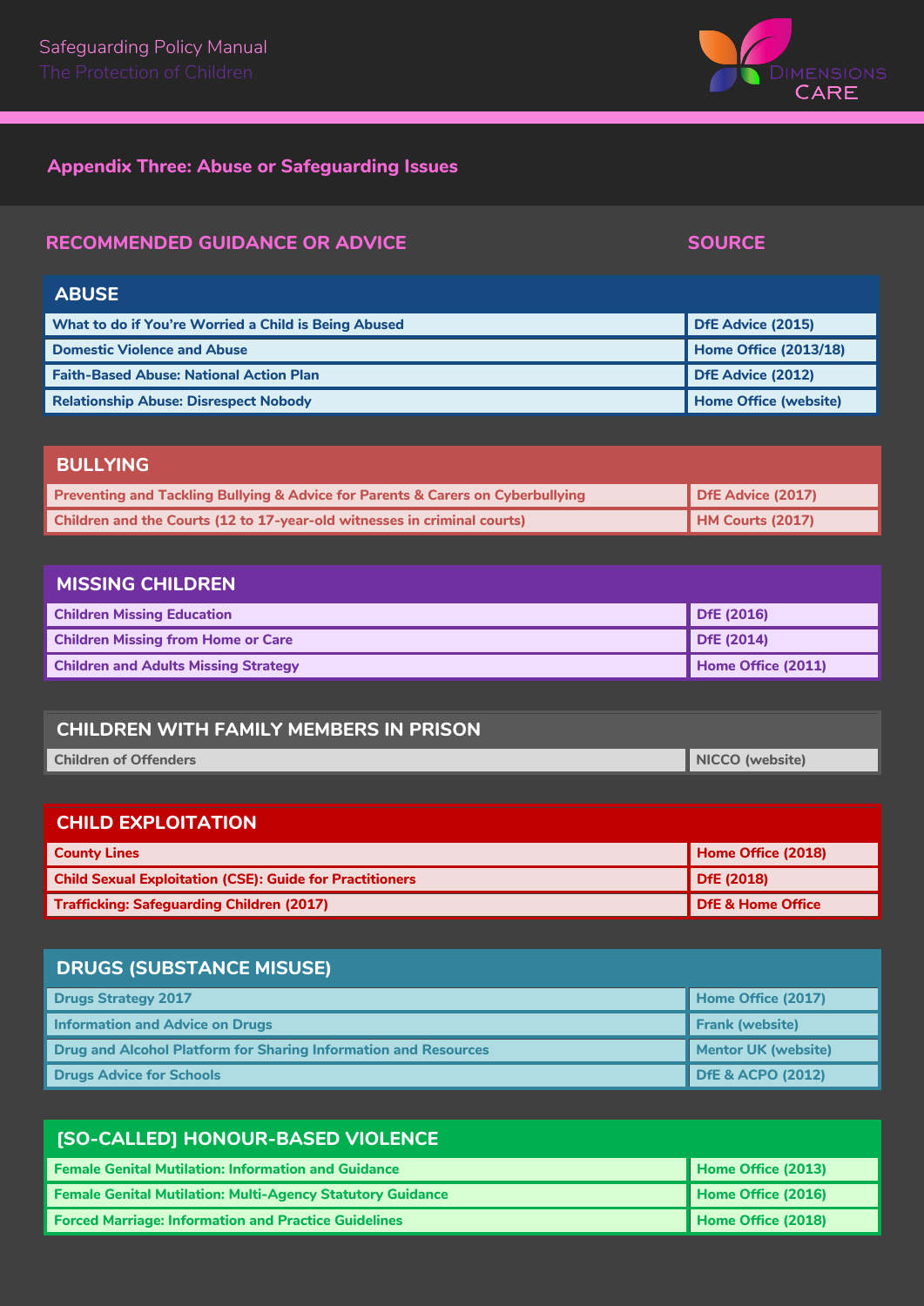## Appendix Three: Abuse or Safeguarding Issues

| RECOMMENDED GUIDANCE OR ADVICE | SOURCE |
|---|---|
| **ABUSE** | |
| What to do if You're Worried a Child is Being Abused | DfE Advice (2015) |
| Domestic Violence and Abuse | Home Office (2013/18) |
| Faith-Based Abuse: National Action Plan | DfE Advice (2012) |
| Relationship Abuse: Disrespect Nobody | Home Office (website) |
| **BULLYING** | |
| Preventing and Tackling Bullying & Advice for Parents & Carers on Cyberbullying | DfE Advice (2017) |
| Children and the Courts (12 to 17-year-old witnesses in criminal courts) | HM Courts (2017) |
| **MISSING CHILDREN** | |
| Children Missing Education | DfE (2016) |
| Children Missing from Home or Care | DfE (2014) |
| Children and Adults Missing Strategy | Home Office (2011) |
| **CHILDREN WITH FAMILY MEMBERS IN PRISON** | |
| Children of Offenders | NICCO (website) |
| **CHILD EXPLOITATION** | |
| County Lines | Home Office (2018) |
| Child Sexual Exploitation (CSE): Guide for Practitioners | DfE (2018) |
| Trafficking: Safeguarding Children (2017) | DfE & Home Office |
| **DRUGS (SUBSTANCE MISUSE)** | |
| Drugs Strategy 2017 | Home Office (2017) |
| Information and Advice on Drugs | Frank (website) |
| Drug and Alcohol Platform for Sharing Information and Resources | Mentor UK (website) |
| Drugs Advice for Schools | DfE & ACPO (2012) |
| **[SO-CALLED] HONOUR-BASED VIOLENCE** | |
| Female Genital Mutilation: Information and Guidance | Home Office (2013) |
| Female Genital Mutilation: Multi-Agency Statutory Guidance | Home Office (2016) |
| Forced Marriage: Information and Practice Guidelines | Home Office (2018) |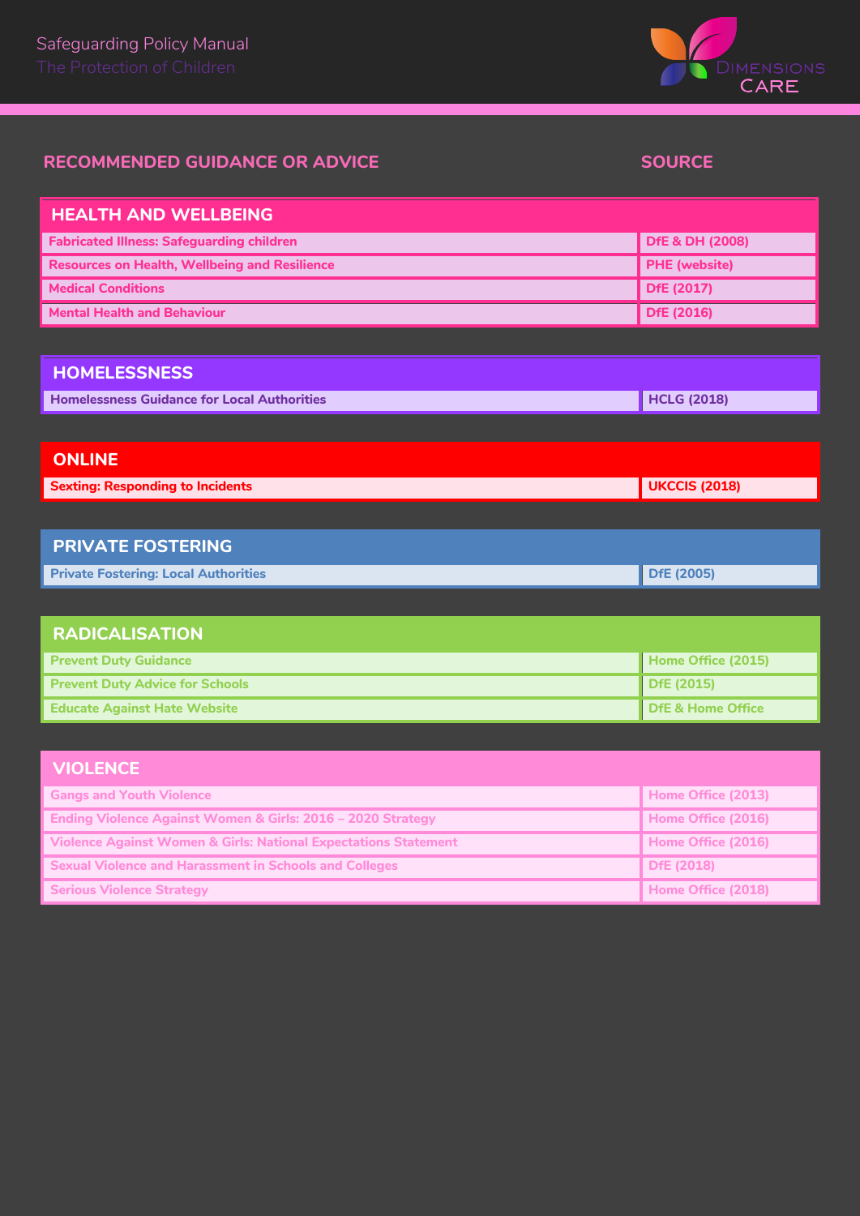| RECOMMENDED GUIDANCE OR ADVICE | SOURCE |
| --- | --- |
| **HEALTH AND WELLBEING** | |
| Fabricated Illness: Safeguarding children | DfE & DH (2008) |
| Resources on Health, Wellbeing and Resilience | PHE (website) |
| Medical Conditions | DfE (2017) |
| Mental Health and Behaviour | DfE (2016) |
| **HOMELESSNESS** | |
| Homelessness Guidance for Local Authorities | HCLG (2018) |
| **ONLINE** | |
| Sexting: Responding to Incidents | UKCCIS (2018) |
| **PRIVATE FOSTERING** | |
| Private Fostering: Local Authorities | DfE (2005) |
| **RADICALISATION** | |
| Prevent Duty Guidance | Home Office (2015) |
| Prevent Duty Advice for Schools | DfE (2015) |
| Educate Against Hate Website | DfE & Home Office |
| **VIOLENCE** | |
| Gangs and Youth Violence | Home Office (2013) |
| Ending Violence Against Women & Girls: 2016 – 2020 Strategy | Home Office (2016) |
| Violence Against Women & Girls: National Expectations Statement | Home Office (2016) |
| Sexual Violence and Harassment in Schools and Colleges | DfE (2018) |
| Serious Violence Strategy | Home Office (2018) |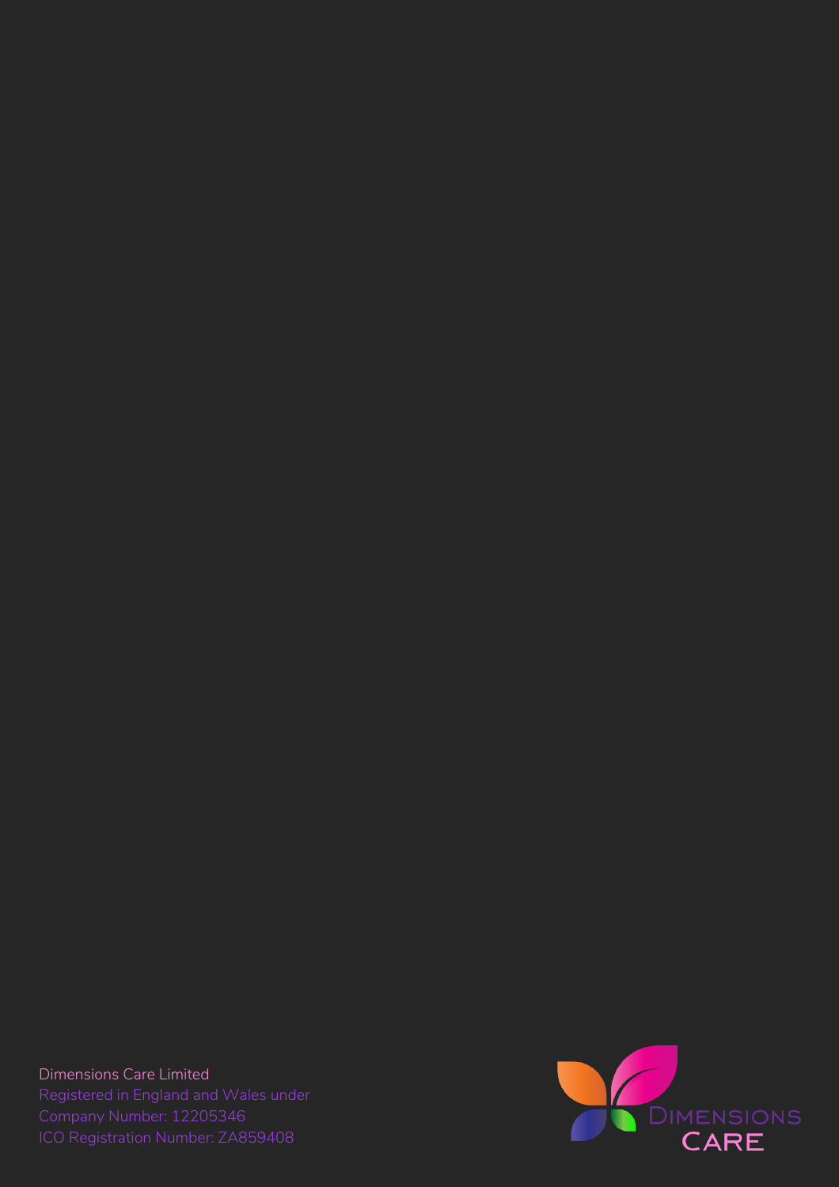Dimensions Care Limited
Registered in England and Wales under
Company Number: 12205346
ICO Registration Number: ZA859408

DIMENSIONS
CARE